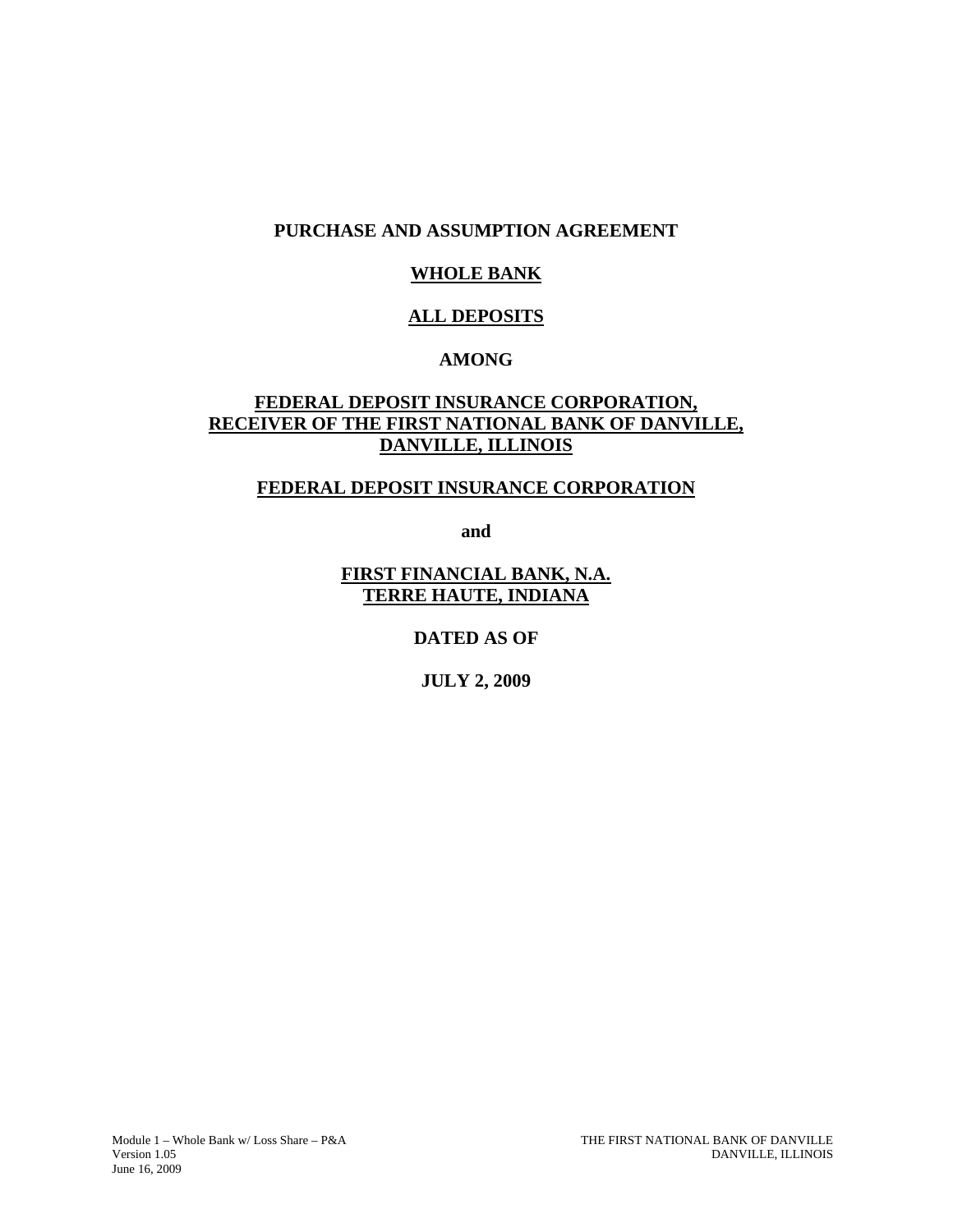**PURCHASE AND ASSUMPTION AGREEMENT**

**WHOLE BANK**

**ALL DEPOSITS**

**AMONG**

**FEDERAL DEPOSIT INSURANCE CORPORATION,
RECEIVER OF THE FIRST NATIONAL BANK OF DANVILLE,
DANVILLE, ILLINOIS**

**FEDERAL DEPOSIT INSURANCE CORPORATION**

**and**

**FIRST FINANCIAL BANK, N.A.
TERRE HAUTE, INDIANA**

**DATED AS OF**

**JULY 2, 2009**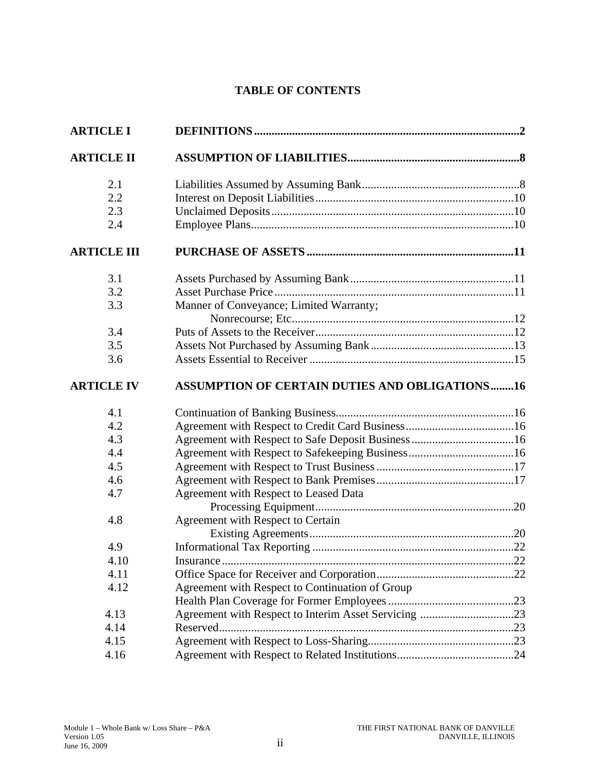# TABLE OF CONTENTS

| | | |
|---|---|---|
| **ARTICLE I** | **DEFINITIONS** | **2** |
| **ARTICLE II** | **ASSUMPTION OF LIABILITIES** | **8** |
| 2.1 | Liabilities Assumed by Assuming Bank | 8 |
| 2.2 | Interest on Deposit Liabilities | 10 |
| 2.3 | Unclaimed Deposits | 10 |
| 2.4 | Employee Plans | 10 |
| **ARTICLE III** | **PURCHASE OF ASSETS** | **11** |
| 3.1 | Assets Purchased by Assuming Bank | 11 |
| 3.2 | Asset Purchase Price | 11 |
| 3.3 | Manner of Conveyance; Limited Warranty; Nonrecourse; Etc. | 12 |
| 3.4 | Puts of Assets to the Receiver | 12 |
| 3.5 | Assets Not Purchased by Assuming Bank | 13 |
| 3.6 | Assets Essential to Receiver | 15 |
| **ARTICLE IV** | **ASSUMPTION OF CERTAIN DUTIES AND OBLIGATIONS** | **16** |
| 4.1 | Continuation of Banking Business | 16 |
| 4.2 | Agreement with Respect to Credit Card Business | 16 |
| 4.3 | Agreement with Respect to Safe Deposit Business | 16 |
| 4.4 | Agreement with Respect to Safekeeping Business | 16 |
| 4.5 | Agreement with Respect to Trust Business | 17 |
| 4.6 | Agreement with Respect to Bank Premises | 17 |
| 4.7 | Agreement with Respect to Leased Data Processing Equipment | 20 |
| 4.8 | Agreement with Respect to Certain Existing Agreements | 20 |
| 4.9 | Informational Tax Reporting | 22 |
| 4.10 | Insurance | 22 |
| 4.11 | Office Space for Receiver and Corporation | 22 |
| 4.12 | Agreement with Respect to Continuation of Group Health Plan Coverage for Former Employees | 23 |
| 4.13 | Agreement with Respect to Interim Asset Servicing | 23 |
| 4.14 | Reserved | 23 |
| 4.15 | Agreement with Respect to Loss-Sharing | 23 |
| 4.16 | Agreement with Respect to Related Institutions | 24 |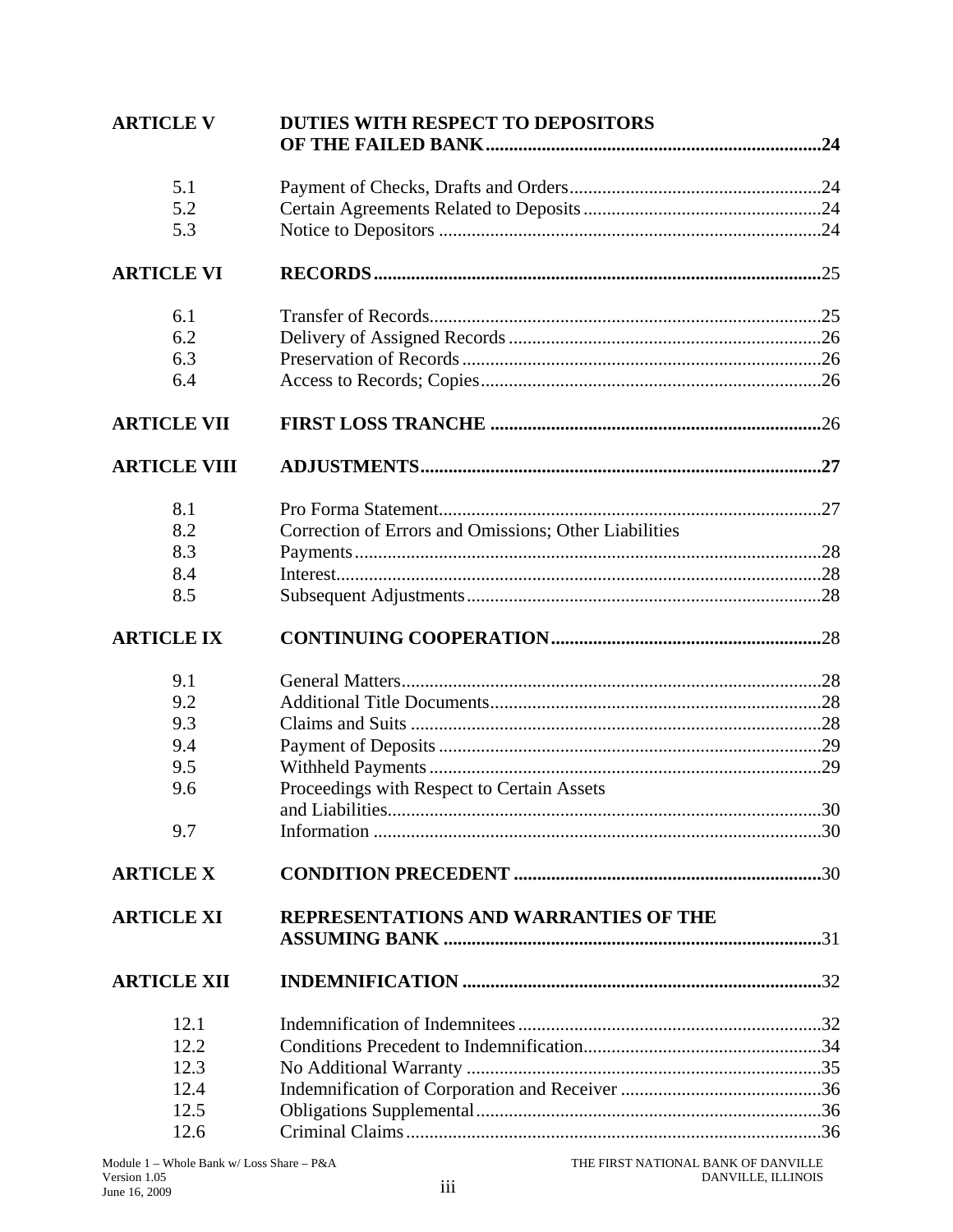| | | |
|---|---|---|
| **ARTICLE V** | **DUTIES WITH RESPECT TO DEPOSITORS OF THE FAILED BANK** | **24** |
| 5.1 | Payment of Checks, Drafts and Orders | 24 |
| 5.2 | Certain Agreements Related to Deposits | 24 |
| 5.3 | Notice to Depositors | 24 |
| **ARTICLE VI** | **RECORDS** | 25 |
| 6.1 | Transfer of Records | 25 |
| 6.2 | Delivery of Assigned Records | 26 |
| 6.3 | Preservation of Records | 26 |
| 6.4 | Access to Records; Copies | 26 |
| **ARTICLE VII** | **FIRST LOSS TRANCHE** | 26 |
| **ARTICLE VIII** | **ADJUSTMENTS** | **27** |
| 8.1 | Pro Forma Statement | 27 |
| 8.2 | Correction of Errors and Omissions; Other Liabilities | |
| 8.3 | Payments | 28 |
| 8.4 | Interest | 28 |
| 8.5 | Subsequent Adjustments | 28 |
| **ARTICLE IX** | **CONTINUING COOPERATION** | 28 |
| 9.1 | General Matters | 28 |
| 9.2 | Additional Title Documents | 28 |
| 9.3 | Claims and Suits | 28 |
| 9.4 | Payment of Deposits | 29 |
| 9.5 | Withheld Payments | 29 |
| 9.6 | Proceedings with Respect to Certain Assets and Liabilities | 30 |
| 9.7 | Information | 30 |
| **ARTICLE X** | **CONDITION PRECEDENT** | 30 |
| **ARTICLE XI** | **REPRESENTATIONS AND WARRANTIES OF THE ASSUMING BANK** | 31 |
| **ARTICLE XII** | **INDEMNIFICATION** | 32 |
| 12.1 | Indemnification of Indemnitees | 32 |
| 12.2 | Conditions Precedent to Indemnification | 34 |
| 12.3 | No Additional Warranty | 35 |
| 12.4 | Indemnification of Corporation and Receiver | 36 |
| 12.5 | Obligations Supplemental | 36 |
| 12.6 | Criminal Claims | 36 |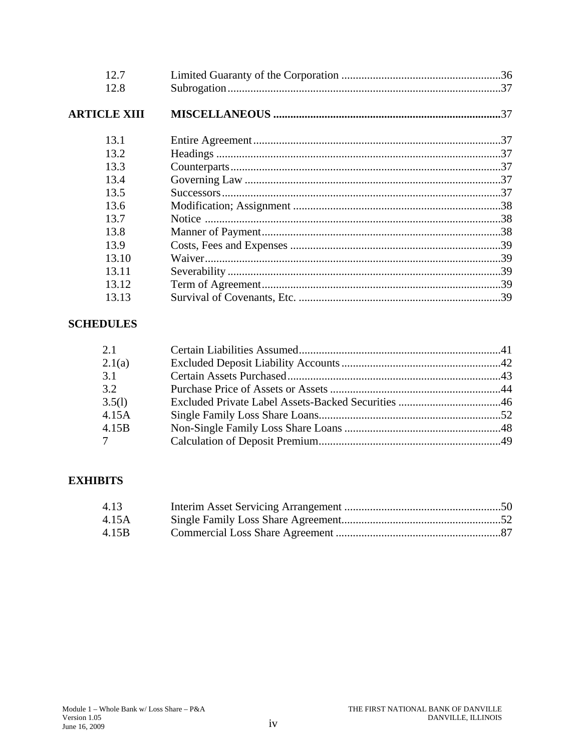| | | |
|---|---|---|
| 12.7 | Limited Guaranty of the Corporation | 36 |
| 12.8 | Subrogation | 37 |
| **ARTICLE XIII** | **MISCELLANEOUS** | 37 |
| 13.1 | Entire Agreement | 37 |
| 13.2 | Headings | 37 |
| 13.3 | Counterparts | 37 |
| 13.4 | Governing Law | 37 |
| 13.5 | Successors | 37 |
| 13.6 | Modification; Assignment | 38 |
| 13.7 | Notice | 38 |
| 13.8 | Manner of Payment | 38 |
| 13.9 | Costs, Fees and Expenses | 39 |
| 13.10 | Waiver | 39 |
| 13.11 | Severability | 39 |
| 13.12 | Term of Agreement | 39 |
| 13.13 | Survival of Covenants, Etc. | 39 |

**SCHEDULES**

| | | |
|---|---|---|
| 2.1 | Certain Liabilities Assumed | 41 |
| 2.1(a) | Excluded Deposit Liability Accounts | 42 |
| 3.1 | Certain Assets Purchased | 43 |
| 3.2 | Purchase Price of Assets or Assets | 44 |
| 3.5(l) | Excluded Private Label Assets-Backed Securities | 46 |
| 4.15A | Single Family Loss Share Loans | 52 |
| 4.15B | Non-Single Family Loss Share Loans | 48 |
| 7 | Calculation of Deposit Premium | 49 |

**EXHIBITS**

| | | |
|---|---|---|
| 4.13 | Interim Asset Servicing Arrangement | 50 |
| 4.15A | Single Family Loss Share Agreement | 52 |
| 4.15B | Commercial Loss Share Agreement | 87 |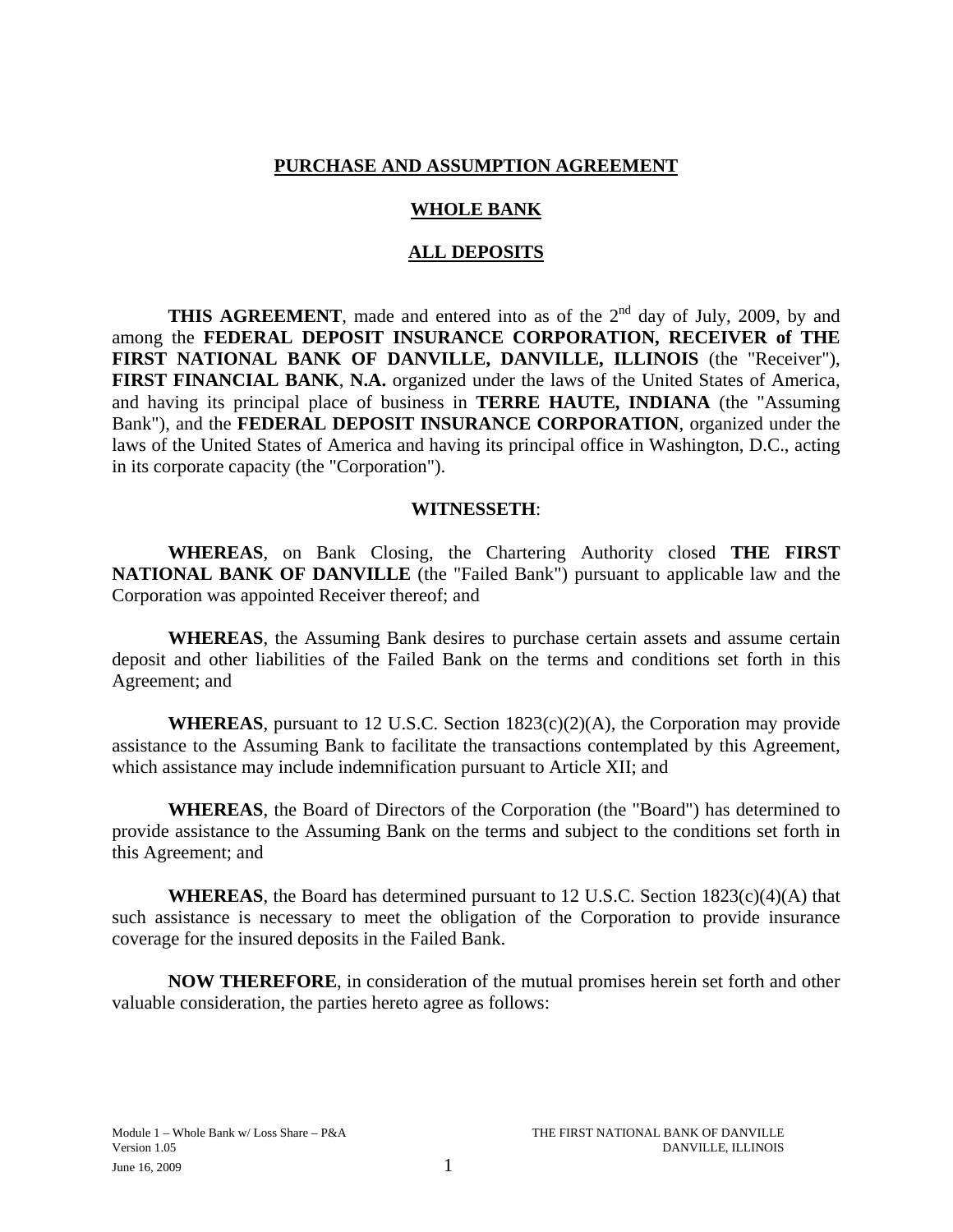**PURCHASE AND ASSUMPTION AGREEMENT**

**WHOLE BANK**

**ALL DEPOSITS**

**THIS AGREEMENT**, made and entered into as of the 2nd day of July, 2009, by and among the **FEDERAL DEPOSIT INSURANCE CORPORATION, RECEIVER of THE FIRST NATIONAL BANK OF DANVILLE, DANVILLE, ILLINOIS** (the "Receiver"), **FIRST FINANCIAL BANK**, **N.A.** organized under the laws of the United States of America, and having its principal place of business in **TERRE HAUTE, INDIANA** (the "Assuming Bank"), and the **FEDERAL DEPOSIT INSURANCE CORPORATION**, organized under the laws of the United States of America and having its principal office in Washington, D.C., acting in its corporate capacity (the "Corporation").

**WITNESSETH**:

**WHEREAS**, on Bank Closing, the Chartering Authority closed **THE FIRST NATIONAL BANK OF DANVILLE** (the "Failed Bank") pursuant to applicable law and the Corporation was appointed Receiver thereof; and

**WHEREAS**, the Assuming Bank desires to purchase certain assets and assume certain deposit and other liabilities of the Failed Bank on the terms and conditions set forth in this Agreement; and

**WHEREAS**, pursuant to 12 U.S.C. Section 1823(c)(2)(A), the Corporation may provide assistance to the Assuming Bank to facilitate the transactions contemplated by this Agreement, which assistance may include indemnification pursuant to Article XII; and

**WHEREAS**, the Board of Directors of the Corporation (the "Board") has determined to provide assistance to the Assuming Bank on the terms and subject to the conditions set forth in this Agreement; and

**WHEREAS**, the Board has determined pursuant to 12 U.S.C. Section 1823(c)(4)(A) that such assistance is necessary to meet the obligation of the Corporation to provide insurance coverage for the insured deposits in the Failed Bank.

**NOW THEREFORE**, in consideration of the mutual promises herein set forth and other valuable consideration, the parties hereto agree as follows: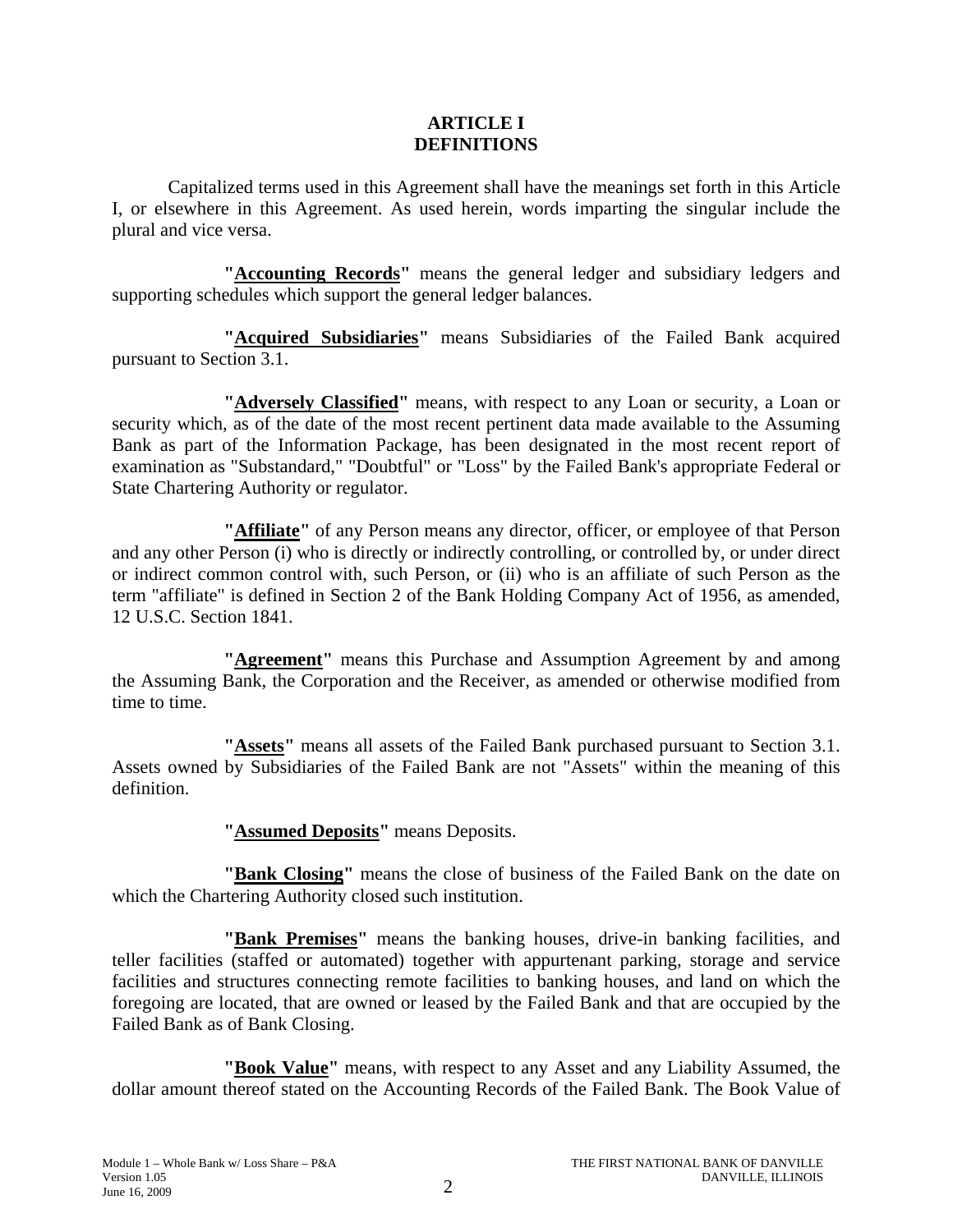# ARTICLE I
# DEFINITIONS

Capitalized terms used in this Agreement shall have the meanings set forth in this Article I, or elsewhere in this Agreement. As used herein, words imparting the singular include the plural and vice versa.

**"Accounting Records"** means the general ledger and subsidiary ledgers and supporting schedules which support the general ledger balances.

**"Acquired Subsidiaries"** means Subsidiaries of the Failed Bank acquired pursuant to Section 3.1.

**"Adversely Classified"** means, with respect to any Loan or security, a Loan or security which, as of the date of the most recent pertinent data made available to the Assuming Bank as part of the Information Package, has been designated in the most recent report of examination as "Substandard," "Doubtful" or "Loss" by the Failed Bank's appropriate Federal or State Chartering Authority or regulator.

**"Affiliate"** of any Person means any director, officer, or employee of that Person and any other Person (i) who is directly or indirectly controlling, or controlled by, or under direct or indirect common control with, such Person, or (ii) who is an affiliate of such Person as the term "affiliate" is defined in Section 2 of the Bank Holding Company Act of 1956, as amended, 12 U.S.C. Section 1841.

**"Agreement"** means this Purchase and Assumption Agreement by and among the Assuming Bank, the Corporation and the Receiver, as amended or otherwise modified from time to time.

**"Assets"** means all assets of the Failed Bank purchased pursuant to Section 3.1. Assets owned by Subsidiaries of the Failed Bank are not "Assets" within the meaning of this definition.

**"Assumed Deposits"** means Deposits.

**"Bank Closing"** means the close of business of the Failed Bank on the date on which the Chartering Authority closed such institution.

**"Bank Premises"** means the banking houses, drive-in banking facilities, and teller facilities (staffed or automated) together with appurtenant parking, storage and service facilities and structures connecting remote facilities to banking houses, and land on which the foregoing are located, that are owned or leased by the Failed Bank and that are occupied by the Failed Bank as of Bank Closing.

**"Book Value"** means, with respect to any Asset and any Liability Assumed, the dollar amount thereof stated on the Accounting Records of the Failed Bank. The Book Value of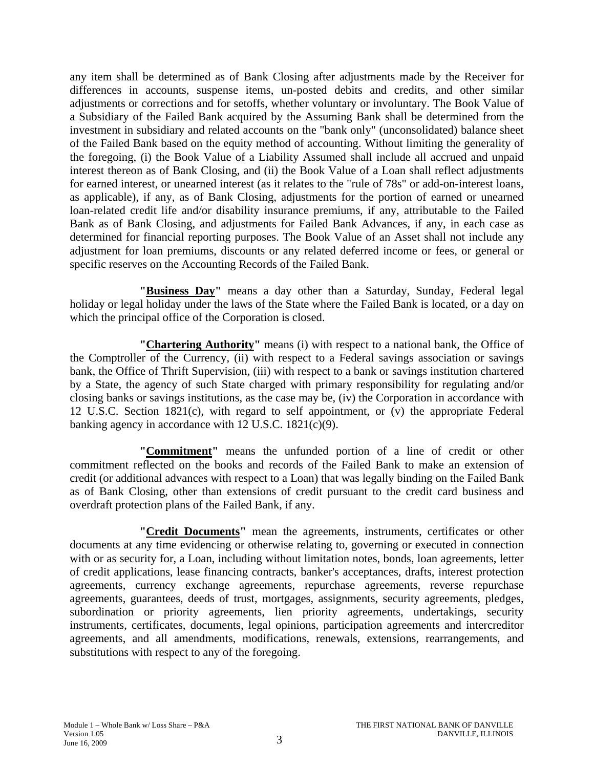any item shall be determined as of Bank Closing after adjustments made by the Receiver for differences in accounts, suspense items, un-posted debits and credits, and other similar adjustments or corrections and for setoffs, whether voluntary or involuntary. The Book Value of a Subsidiary of the Failed Bank acquired by the Assuming Bank shall be determined from the investment in subsidiary and related accounts on the "bank only" (unconsolidated) balance sheet of the Failed Bank based on the equity method of accounting. Without limiting the generality of the foregoing, (i) the Book Value of a Liability Assumed shall include all accrued and unpaid interest thereon as of Bank Closing, and (ii) the Book Value of a Loan shall reflect adjustments for earned interest, or unearned interest (as it relates to the "rule of 78s" or add-on-interest loans, as applicable), if any, as of Bank Closing, adjustments for the portion of earned or unearned loan-related credit life and/or disability insurance premiums, if any, attributable to the Failed Bank as of Bank Closing, and adjustments for Failed Bank Advances, if any, in each case as determined for financial reporting purposes. The Book Value of an Asset shall not include any adjustment for loan premiums, discounts or any related deferred income or fees, or general or specific reserves on the Accounting Records of the Failed Bank.

**"Business Day"** means a day other than a Saturday, Sunday, Federal legal holiday or legal holiday under the laws of the State where the Failed Bank is located, or a day on which the principal office of the Corporation is closed.

**"Chartering Authority"** means (i) with respect to a national bank, the Office of the Comptroller of the Currency, (ii) with respect to a Federal savings association or savings bank, the Office of Thrift Supervision, (iii) with respect to a bank or savings institution chartered by a State, the agency of such State charged with primary responsibility for regulating and/or closing banks or savings institutions, as the case may be, (iv) the Corporation in accordance with 12 U.S.C. Section 1821(c), with regard to self appointment, or (v) the appropriate Federal banking agency in accordance with 12 U.S.C. 1821(c)(9).

**"Commitment"** means the unfunded portion of a line of credit or other commitment reflected on the books and records of the Failed Bank to make an extension of credit (or additional advances with respect to a Loan) that was legally binding on the Failed Bank as of Bank Closing, other than extensions of credit pursuant to the credit card business and overdraft protection plans of the Failed Bank, if any.

**"Credit Documents"** mean the agreements, instruments, certificates or other documents at any time evidencing or otherwise relating to, governing or executed in connection with or as security for, a Loan, including without limitation notes, bonds, loan agreements, letter of credit applications, lease financing contracts, banker's acceptances, drafts, interest protection agreements, currency exchange agreements, repurchase agreements, reverse repurchase agreements, guarantees, deeds of trust, mortgages, assignments, security agreements, pledges, subordination or priority agreements, lien priority agreements, undertakings, security instruments, certificates, documents, legal opinions, participation agreements and intercreditor agreements, and all amendments, modifications, renewals, extensions, rearrangements, and substitutions with respect to any of the foregoing.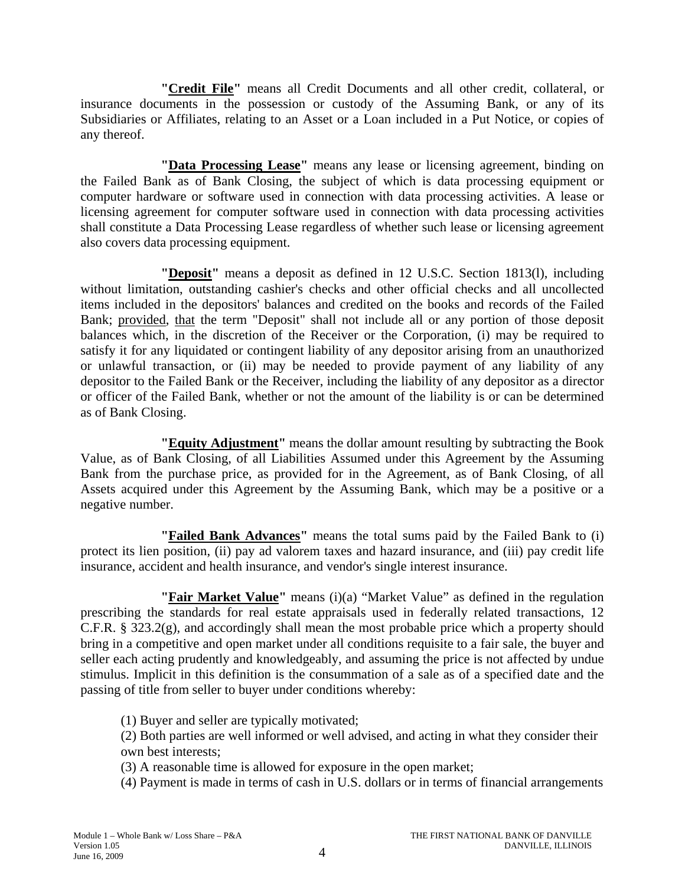**"<u>Credit File</u>"** means all Credit Documents and all other credit, collateral, or insurance documents in the possession or custody of the Assuming Bank, or any of its Subsidiaries or Affiliates, relating to an Asset or a Loan included in a Put Notice, or copies of any thereof.

**"<u>Data Processing Lease</u>"** means any lease or licensing agreement, binding on the Failed Bank as of Bank Closing, the subject of which is data processing equipment or computer hardware or software used in connection with data processing activities. A lease or licensing agreement for computer software used in connection with data processing activities shall constitute a Data Processing Lease regardless of whether such lease or licensing agreement also covers data processing equipment.

**"<u>Deposit</u>"** means a deposit as defined in 12 U.S.C. Section 1813(l), including without limitation, outstanding cashier's checks and other official checks and all uncollected items included in the depositors' balances and credited on the books and records of the Failed Bank; <u>provided</u>, <u>that</u> the term "Deposit" shall not include all or any portion of those deposit balances which, in the discretion of the Receiver or the Corporation, (i) may be required to satisfy it for any liquidated or contingent liability of any depositor arising from an unauthorized or unlawful transaction, or (ii) may be needed to provide payment of any liability of any depositor to the Failed Bank or the Receiver, including the liability of any depositor as a director or officer of the Failed Bank, whether or not the amount of the liability is or can be determined as of Bank Closing.

**"<u>Equity Adjustment</u>"** means the dollar amount resulting by subtracting the Book Value, as of Bank Closing, of all Liabilities Assumed under this Agreement by the Assuming Bank from the purchase price, as provided for in the Agreement, as of Bank Closing, of all Assets acquired under this Agreement by the Assuming Bank, which may be a positive or a negative number.

**"<u>Failed Bank Advances</u>"** means the total sums paid by the Failed Bank to (i) protect its lien position, (ii) pay ad valorem taxes and hazard insurance, and (iii) pay credit life insurance, accident and health insurance, and vendor's single interest insurance.

**"<u>Fair Market Value</u>"** means (i)(a) "Market Value" as defined in the regulation prescribing the standards for real estate appraisals used in federally related transactions, 12 C.F.R. § 323.2(g), and accordingly shall mean the most probable price which a property should bring in a competitive and open market under all conditions requisite to a fair sale, the buyer and seller each acting prudently and knowledgeably, and assuming the price is not affected by undue stimulus. Implicit in this definition is the consummation of a sale as of a specified date and the passing of title from seller to buyer under conditions whereby:

(1) Buyer and seller are typically motivated;
(2) Both parties are well informed or well advised, and acting in what they consider their own best interests;
(3) A reasonable time is allowed for exposure in the open market;
(4) Payment is made in terms of cash in U.S. dollars or in terms of financial arrangements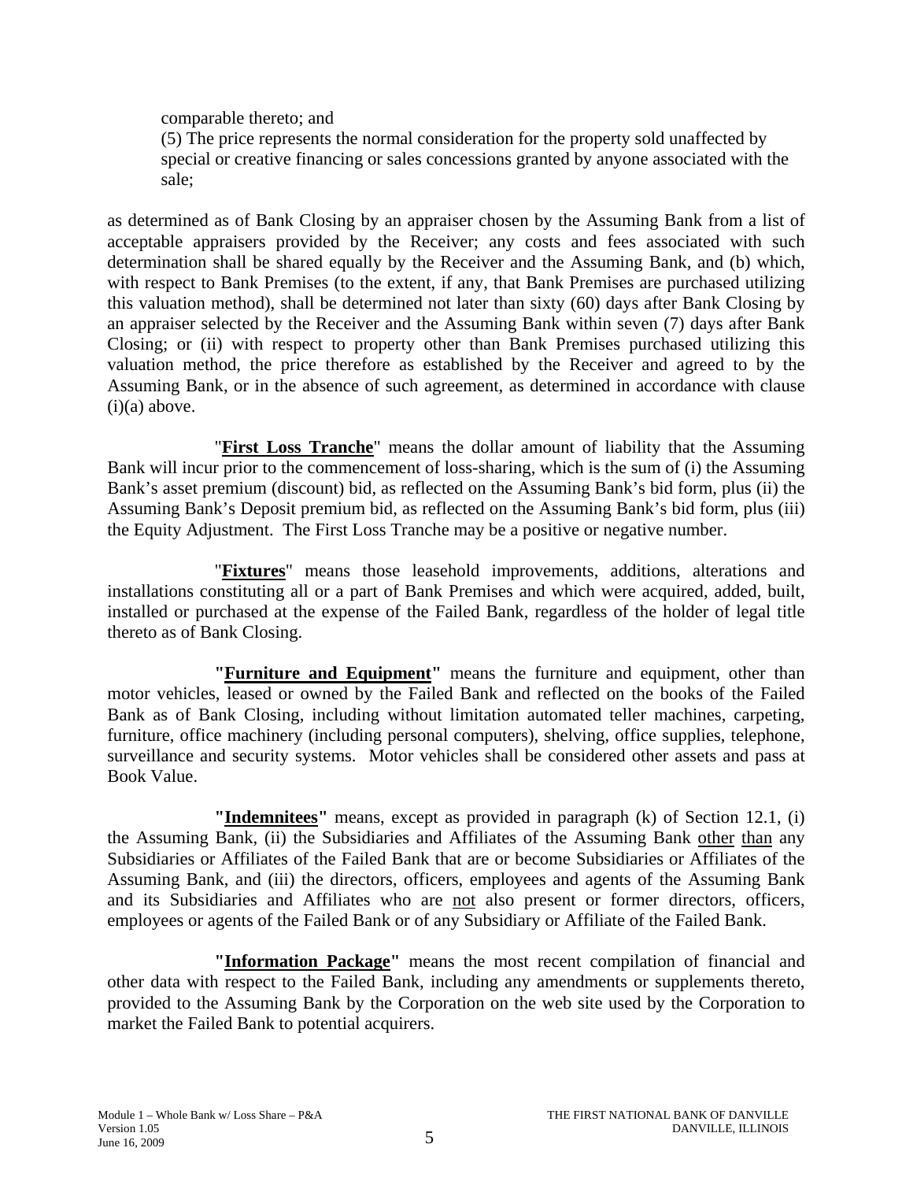comparable thereto; and

(5) The price represents the normal consideration for the property sold unaffected by special or creative financing or sales concessions granted by anyone associated with the sale;

as determined as of Bank Closing by an appraiser chosen by the Assuming Bank from a list of acceptable appraisers provided by the Receiver; any costs and fees associated with such determination shall be shared equally by the Receiver and the Assuming Bank, and (b) which, with respect to Bank Premises (to the extent, if any, that Bank Premises are purchased utilizing this valuation method), shall be determined not later than sixty (60) days after Bank Closing by an appraiser selected by the Receiver and the Assuming Bank within seven (7) days after Bank Closing; or (ii) with respect to property other than Bank Premises purchased utilizing this valuation method, the price therefore as established by the Receiver and agreed to by the Assuming Bank, or in the absence of such agreement, as determined in accordance with clause (i)(a) above.

"**First Loss Tranche**" means the dollar amount of liability that the Assuming Bank will incur prior to the commencement of loss-sharing, which is the sum of (i) the Assuming Bank's asset premium (discount) bid, as reflected on the Assuming Bank's bid form, plus (ii) the Assuming Bank's Deposit premium bid, as reflected on the Assuming Bank's bid form, plus (iii) the Equity Adjustment. The First Loss Tranche may be a positive or negative number.

"**Fixtures**" means those leasehold improvements, additions, alterations and installations constituting all or a part of Bank Premises and which were acquired, added, built, installed or purchased at the expense of the Failed Bank, regardless of the holder of legal title thereto as of Bank Closing.

**"Furniture and Equipment"** means the furniture and equipment, other than motor vehicles, leased or owned by the Failed Bank and reflected on the books of the Failed Bank as of Bank Closing, including without limitation automated teller machines, carpeting, furniture, office machinery (including personal computers), shelving, office supplies, telephone, surveillance and security systems. Motor vehicles shall be considered other assets and pass at Book Value.

**"Indemnitees"** means, except as provided in paragraph (k) of Section 12.1, (i) the Assuming Bank, (ii) the Subsidiaries and Affiliates of the Assuming Bank other than any Subsidiaries or Affiliates of the Failed Bank that are or become Subsidiaries or Affiliates of the Assuming Bank, and (iii) the directors, officers, employees and agents of the Assuming Bank and its Subsidiaries and Affiliates who are not also present or former directors, officers, employees or agents of the Failed Bank or of any Subsidiary or Affiliate of the Failed Bank.

**"Information Package"** means the most recent compilation of financial and other data with respect to the Failed Bank, including any amendments or supplements thereto, provided to the Assuming Bank by the Corporation on the web site used by the Corporation to market the Failed Bank to potential acquirers.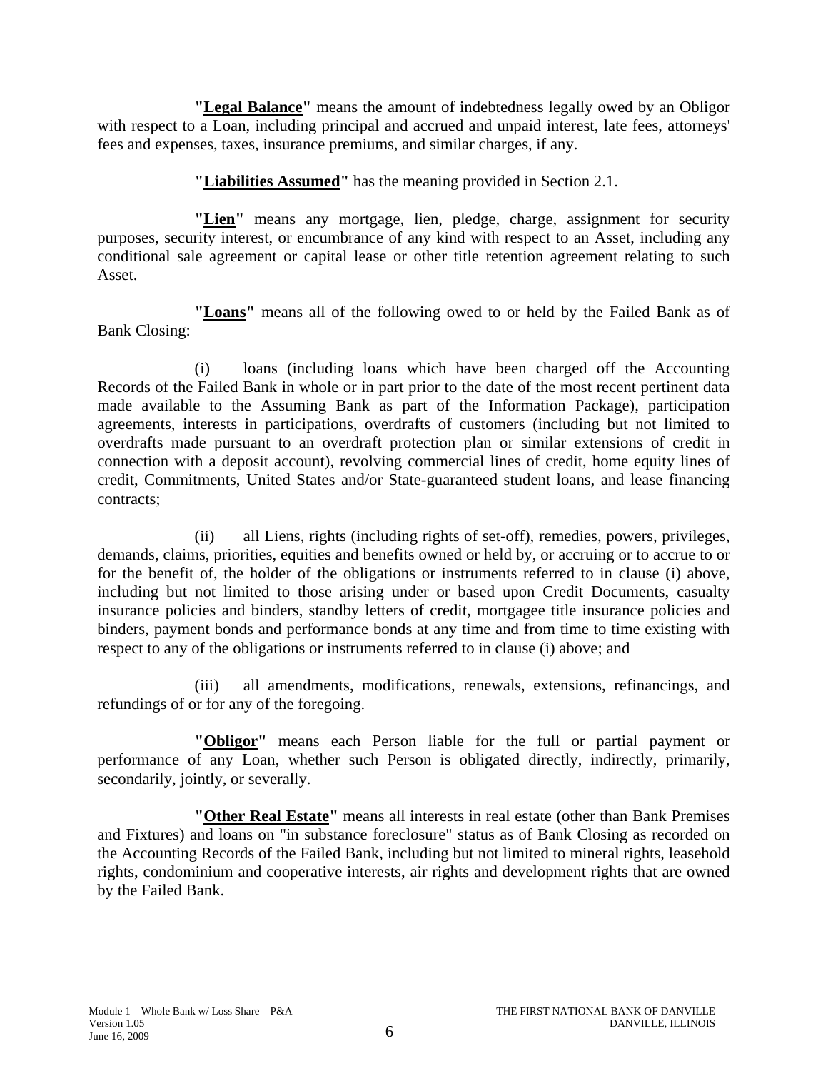**"Legal Balance"** means the amount of indebtedness legally owed by an Obligor with respect to a Loan, including principal and accrued and unpaid interest, late fees, attorneys' fees and expenses, taxes, insurance premiums, and similar charges, if any.

**"Liabilities Assumed"** has the meaning provided in Section 2.1.

**"Lien"** means any mortgage, lien, pledge, charge, assignment for security purposes, security interest, or encumbrance of any kind with respect to an Asset, including any conditional sale agreement or capital lease or other title retention agreement relating to such Asset.

**"Loans"** means all of the following owed to or held by the Failed Bank as of Bank Closing:

(i) loans (including loans which have been charged off the Accounting Records of the Failed Bank in whole or in part prior to the date of the most recent pertinent data made available to the Assuming Bank as part of the Information Package), participation agreements, interests in participations, overdrafts of customers (including but not limited to overdrafts made pursuant to an overdraft protection plan or similar extensions of credit in connection with a deposit account), revolving commercial lines of credit, home equity lines of credit, Commitments, United States and/or State-guaranteed student loans, and lease financing contracts;

(ii) all Liens, rights (including rights of set-off), remedies, powers, privileges, demands, claims, priorities, equities and benefits owned or held by, or accruing or to accrue to or for the benefit of, the holder of the obligations or instruments referred to in clause (i) above, including but not limited to those arising under or based upon Credit Documents, casualty insurance policies and binders, standby letters of credit, mortgagee title insurance policies and binders, payment bonds and performance bonds at any time and from time to time existing with respect to any of the obligations or instruments referred to in clause (i) above; and

(iii) all amendments, modifications, renewals, extensions, refinancings, and refundings of or for any of the foregoing.

**"Obligor"** means each Person liable for the full or partial payment or performance of any Loan, whether such Person is obligated directly, indirectly, primarily, secondarily, jointly, or severally.

**"Other Real Estate"** means all interests in real estate (other than Bank Premises and Fixtures) and loans on "in substance foreclosure" status as of Bank Closing as recorded on the Accounting Records of the Failed Bank, including but not limited to mineral rights, leasehold rights, condominium and cooperative interests, air rights and development rights that are owned by the Failed Bank.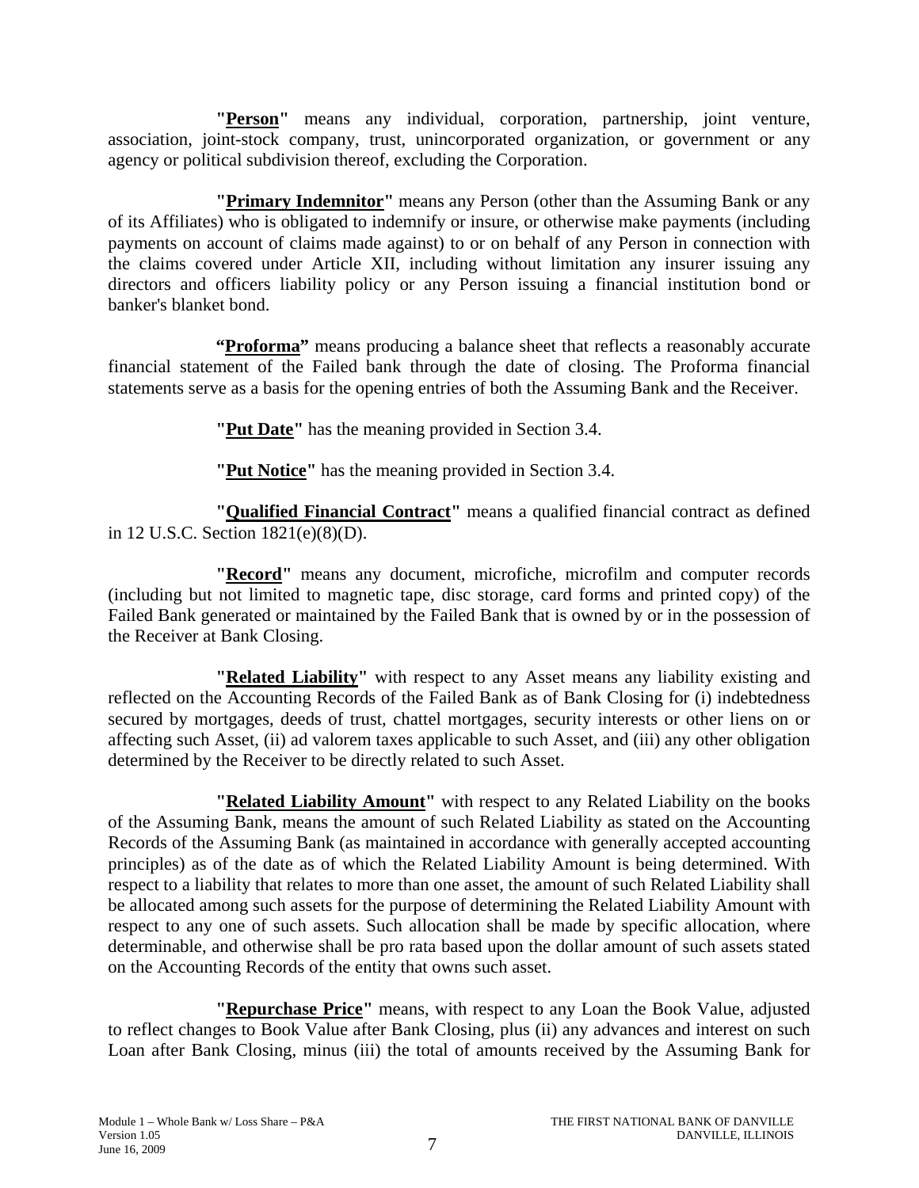**"Person"** means any individual, corporation, partnership, joint venture, association, joint-stock company, trust, unincorporated organization, or government or any agency or political subdivision thereof, excluding the Corporation.

**"Primary Indemnitor"** means any Person (other than the Assuming Bank or any of its Affiliates) who is obligated to indemnify or insure, or otherwise make payments (including payments on account of claims made against) to or on behalf of any Person in connection with the claims covered under Article XII, including without limitation any insurer issuing any directors and officers liability policy or any Person issuing a financial institution bond or banker's blanket bond.

**"Proforma"** means producing a balance sheet that reflects a reasonably accurate financial statement of the Failed bank through the date of closing. The Proforma financial statements serve as a basis for the opening entries of both the Assuming Bank and the Receiver.

**"Put Date"** has the meaning provided in Section 3.4.

**"Put Notice"** has the meaning provided in Section 3.4.

**"Qualified Financial Contract"** means a qualified financial contract as defined in 12 U.S.C. Section 1821(e)(8)(D).

**"Record"** means any document, microfiche, microfilm and computer records (including but not limited to magnetic tape, disc storage, card forms and printed copy) of the Failed Bank generated or maintained by the Failed Bank that is owned by or in the possession of the Receiver at Bank Closing.

**"Related Liability"** with respect to any Asset means any liability existing and reflected on the Accounting Records of the Failed Bank as of Bank Closing for (i) indebtedness secured by mortgages, deeds of trust, chattel mortgages, security interests or other liens on or affecting such Asset, (ii) ad valorem taxes applicable to such Asset, and (iii) any other obligation determined by the Receiver to be directly related to such Asset.

**"Related Liability Amount"** with respect to any Related Liability on the books of the Assuming Bank, means the amount of such Related Liability as stated on the Accounting Records of the Assuming Bank (as maintained in accordance with generally accepted accounting principles) as of the date as of which the Related Liability Amount is being determined. With respect to a liability that relates to more than one asset, the amount of such Related Liability shall be allocated among such assets for the purpose of determining the Related Liability Amount with respect to any one of such assets. Such allocation shall be made by specific allocation, where determinable, and otherwise shall be pro rata based upon the dollar amount of such assets stated on the Accounting Records of the entity that owns such asset.

**"Repurchase Price"** means, with respect to any Loan the Book Value, adjusted to reflect changes to Book Value after Bank Closing, plus (ii) any advances and interest on such Loan after Bank Closing, minus (iii) the total of amounts received by the Assuming Bank for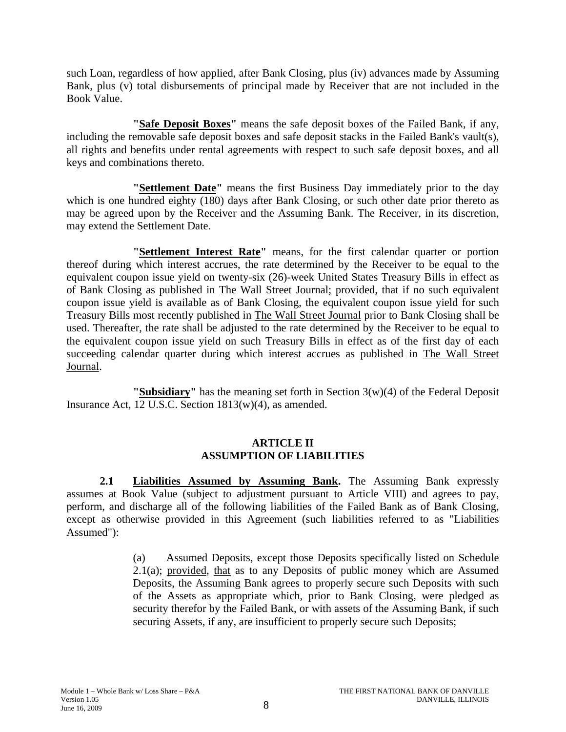such Loan, regardless of how applied, after Bank Closing, plus (iv) advances made by Assuming Bank, plus (v) total disbursements of principal made by Receiver that are not included in the Book Value.

**"Safe Deposit Boxes"** means the safe deposit boxes of the Failed Bank, if any, including the removable safe deposit boxes and safe deposit stacks in the Failed Bank's vault(s), all rights and benefits under rental agreements with respect to such safe deposit boxes, and all keys and combinations thereto.

**"Settlement Date"** means the first Business Day immediately prior to the day which is one hundred eighty (180) days after Bank Closing, or such other date prior thereto as may be agreed upon by the Receiver and the Assuming Bank. The Receiver, in its discretion, may extend the Settlement Date.

**"Settlement Interest Rate"** means, for the first calendar quarter or portion thereof during which interest accrues, the rate determined by the Receiver to be equal to the equivalent coupon issue yield on twenty-six (26)-week United States Treasury Bills in effect as of Bank Closing as published in The Wall Street Journal; provided, that if no such equivalent coupon issue yield is available as of Bank Closing, the equivalent coupon issue yield for such Treasury Bills most recently published in The Wall Street Journal prior to Bank Closing shall be used. Thereafter, the rate shall be adjusted to the rate determined by the Receiver to be equal to the equivalent coupon issue yield on such Treasury Bills in effect as of the first day of each succeeding calendar quarter during which interest accrues as published in The Wall Street Journal.

**"Subsidiary"** has the meaning set forth in Section 3(w)(4) of the Federal Deposit Insurance Act, 12 U.S.C. Section 1813(w)(4), as amended.

## ARTICLE II
## ASSUMPTION OF LIABILITIES

**2.1 Liabilities Assumed by Assuming Bank.** The Assuming Bank expressly assumes at Book Value (subject to adjustment pursuant to Article VIII) and agrees to pay, perform, and discharge all of the following liabilities of the Failed Bank as of Bank Closing, except as otherwise provided in this Agreement (such liabilities referred to as "Liabilities Assumed"):

(a) Assumed Deposits, except those Deposits specifically listed on Schedule 2.1(a); provided, that as to any Deposits of public money which are Assumed Deposits, the Assuming Bank agrees to properly secure such Deposits with such of the Assets as appropriate which, prior to Bank Closing, were pledged as security therefor by the Failed Bank, or with assets of the Assuming Bank, if such securing Assets, if any, are insufficient to properly secure such Deposits;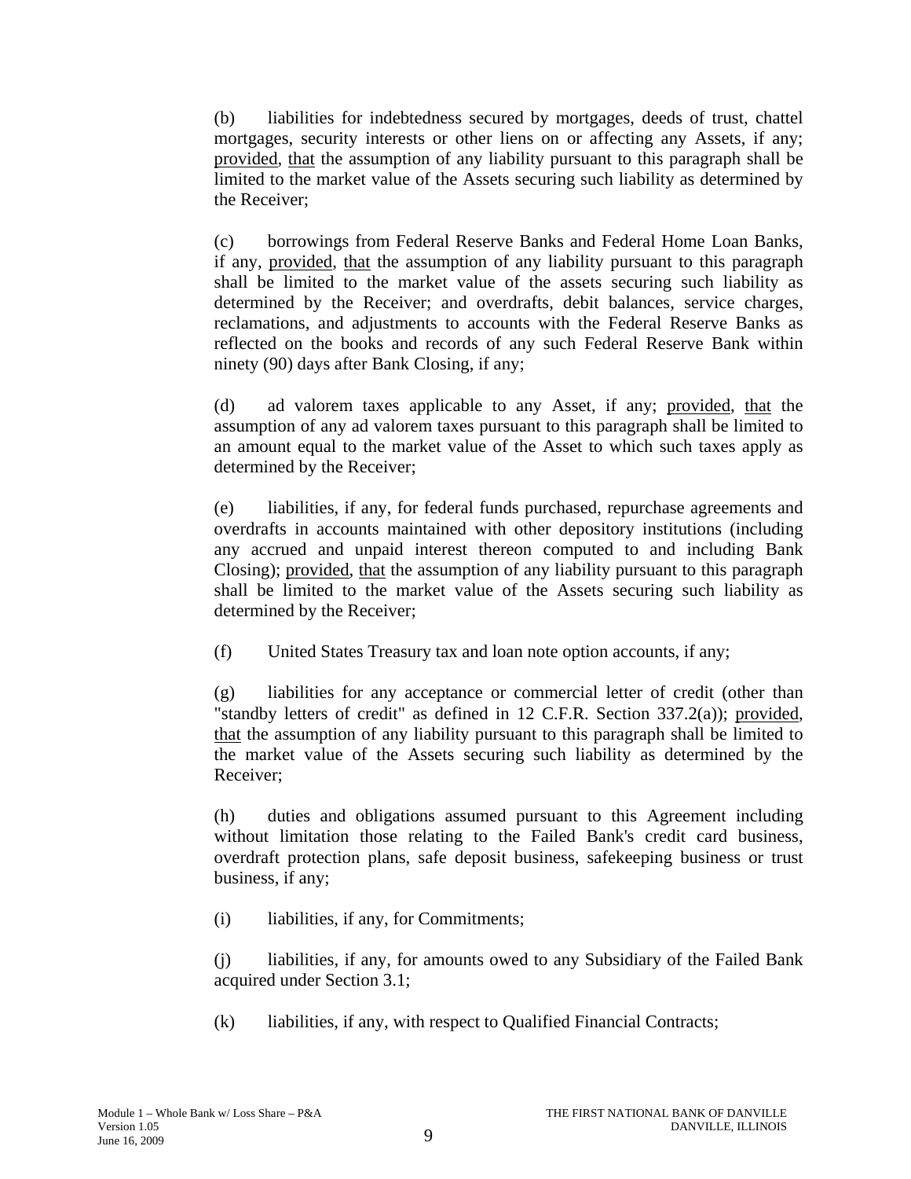(b) liabilities for indebtedness secured by mortgages, deeds of trust, chattel mortgages, security interests or other liens on or affecting any Assets, if any; provided, that the assumption of any liability pursuant to this paragraph shall be limited to the market value of the Assets securing such liability as determined by the Receiver;

(c) borrowings from Federal Reserve Banks and Federal Home Loan Banks, if any, provided, that the assumption of any liability pursuant to this paragraph shall be limited to the market value of the assets securing such liability as determined by the Receiver; and overdrafts, debit balances, service charges, reclamations, and adjustments to accounts with the Federal Reserve Banks as reflected on the books and records of any such Federal Reserve Bank within ninety (90) days after Bank Closing, if any;

(d) ad valorem taxes applicable to any Asset, if any; provided, that the assumption of any ad valorem taxes pursuant to this paragraph shall be limited to an amount equal to the market value of the Asset to which such taxes apply as determined by the Receiver;

(e) liabilities, if any, for federal funds purchased, repurchase agreements and overdrafts in accounts maintained with other depository institutions (including any accrued and unpaid interest thereon computed to and including Bank Closing); provided, that the assumption of any liability pursuant to this paragraph shall be limited to the market value of the Assets securing such liability as determined by the Receiver;

(f) United States Treasury tax and loan note option accounts, if any;

(g) liabilities for any acceptance or commercial letter of credit (other than "standby letters of credit" as defined in 12 C.F.R. Section 337.2(a)); provided, that the assumption of any liability pursuant to this paragraph shall be limited to the market value of the Assets securing such liability as determined by the Receiver;

(h) duties and obligations assumed pursuant to this Agreement including without limitation those relating to the Failed Bank's credit card business, overdraft protection plans, safe deposit business, safekeeping business or trust business, if any;

(i) liabilities, if any, for Commitments;

(j) liabilities, if any, for amounts owed to any Subsidiary of the Failed Bank acquired under Section 3.1;

(k) liabilities, if any, with respect to Qualified Financial Contracts;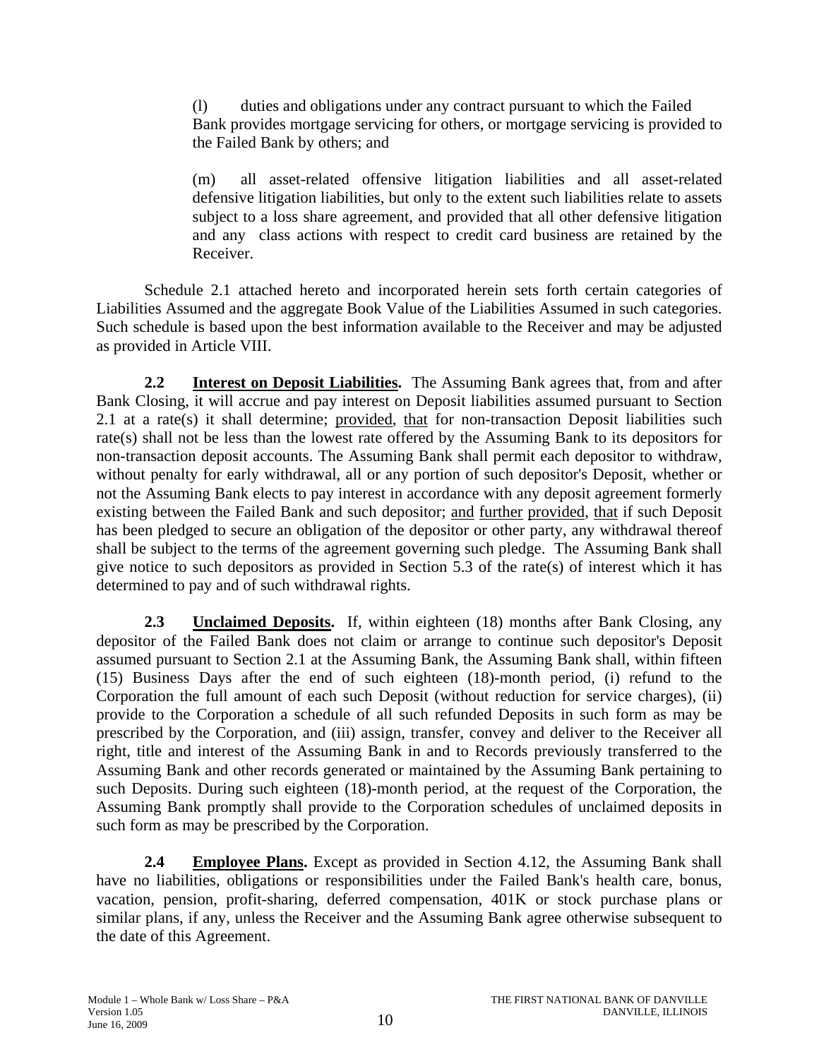(l) duties and obligations under any contract pursuant to which the Failed Bank provides mortgage servicing for others, or mortgage servicing is provided to the Failed Bank by others; and

(m) all asset-related offensive litigation liabilities and all asset-related defensive litigation liabilities, but only to the extent such liabilities relate to assets subject to a loss share agreement, and provided that all other defensive litigation and any class actions with respect to credit card business are retained by the Receiver.

Schedule 2.1 attached hereto and incorporated herein sets forth certain categories of Liabilities Assumed and the aggregate Book Value of the Liabilities Assumed in such categories. Such schedule is based upon the best information available to the Receiver and may be adjusted as provided in Article VIII.

**2.2 Interest on Deposit Liabilities.** The Assuming Bank agrees that, from and after Bank Closing, it will accrue and pay interest on Deposit liabilities assumed pursuant to Section 2.1 at a rate(s) it shall determine; provided, that for non-transaction Deposit liabilities such rate(s) shall not be less than the lowest rate offered by the Assuming Bank to its depositors for non-transaction deposit accounts. The Assuming Bank shall permit each depositor to withdraw, without penalty for early withdrawal, all or any portion of such depositor's Deposit, whether or not the Assuming Bank elects to pay interest in accordance with any deposit agreement formerly existing between the Failed Bank and such depositor; and further provided, that if such Deposit has been pledged to secure an obligation of the depositor or other party, any withdrawal thereof shall be subject to the terms of the agreement governing such pledge. The Assuming Bank shall give notice to such depositors as provided in Section 5.3 of the rate(s) of interest which it has determined to pay and of such withdrawal rights.

**2.3 Unclaimed Deposits.** If, within eighteen (18) months after Bank Closing, any depositor of the Failed Bank does not claim or arrange to continue such depositor's Deposit assumed pursuant to Section 2.1 at the Assuming Bank, the Assuming Bank shall, within fifteen (15) Business Days after the end of such eighteen (18)-month period, (i) refund to the Corporation the full amount of each such Deposit (without reduction for service charges), (ii) provide to the Corporation a schedule of all such refunded Deposits in such form as may be prescribed by the Corporation, and (iii) assign, transfer, convey and deliver to the Receiver all right, title and interest of the Assuming Bank in and to Records previously transferred to the Assuming Bank and other records generated or maintained by the Assuming Bank pertaining to such Deposits. During such eighteen (18)-month period, at the request of the Corporation, the Assuming Bank promptly shall provide to the Corporation schedules of unclaimed deposits in such form as may be prescribed by the Corporation.

**2.4 Employee Plans.** Except as provided in Section 4.12, the Assuming Bank shall have no liabilities, obligations or responsibilities under the Failed Bank's health care, bonus, vacation, pension, profit-sharing, deferred compensation, 401K or stock purchase plans or similar plans, if any, unless the Receiver and the Assuming Bank agree otherwise subsequent to the date of this Agreement.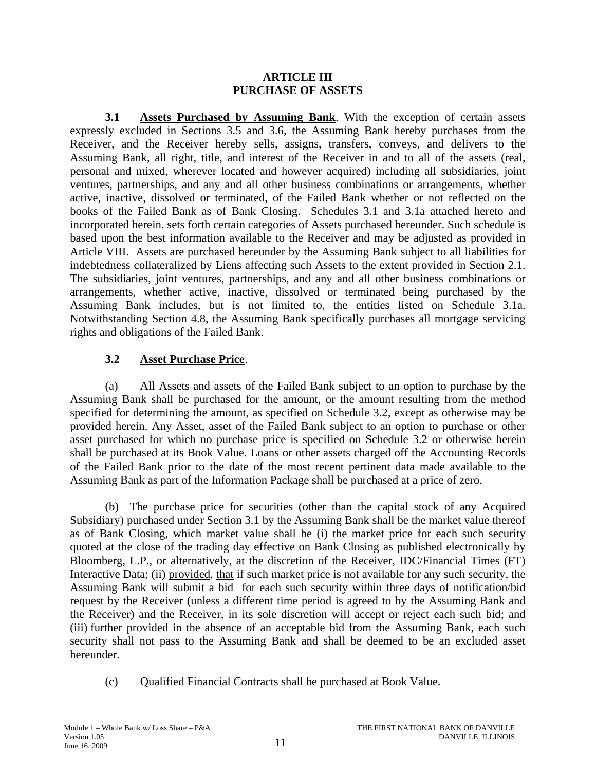## ARTICLE III
## PURCHASE OF ASSETS

**3.1 Assets Purchased by Assuming Bank**. With the exception of certain assets expressly excluded in Sections 3.5 and 3.6, the Assuming Bank hereby purchases from the Receiver, and the Receiver hereby sells, assigns, transfers, conveys, and delivers to the Assuming Bank, all right, title, and interest of the Receiver in and to all of the assets (real, personal and mixed, wherever located and however acquired) including all subsidiaries, joint ventures, partnerships, and any and all other business combinations or arrangements, whether active, inactive, dissolved or terminated, of the Failed Bank whether or not reflected on the books of the Failed Bank as of Bank Closing. Schedules 3.1 and 3.1a attached hereto and incorporated herein. sets forth certain categories of Assets purchased hereunder. Such schedule is based upon the best information available to the Receiver and may be adjusted as provided in Article VIII. Assets are purchased hereunder by the Assuming Bank subject to all liabilities for indebtedness collateralized by Liens affecting such Assets to the extent provided in Section 2.1. The subsidiaries, joint ventures, partnerships, and any and all other business combinations or arrangements, whether active, inactive, dissolved or terminated being purchased by the Assuming Bank includes, but is not limited to, the entities listed on Schedule 3.1a. Notwithstanding Section 4.8, the Assuming Bank specifically purchases all mortgage servicing rights and obligations of the Failed Bank.

**3.2 Asset Purchase Price**.

(a) All Assets and assets of the Failed Bank subject to an option to purchase by the Assuming Bank shall be purchased for the amount, or the amount resulting from the method specified for determining the amount, as specified on Schedule 3.2, except as otherwise may be provided herein. Any Asset, asset of the Failed Bank subject to an option to purchase or other asset purchased for which no purchase price is specified on Schedule 3.2 or otherwise herein shall be purchased at its Book Value. Loans or other assets charged off the Accounting Records of the Failed Bank prior to the date of the most recent pertinent data made available to the Assuming Bank as part of the Information Package shall be purchased at a price of zero.

(b) The purchase price for securities (other than the capital stock of any Acquired Subsidiary) purchased under Section 3.1 by the Assuming Bank shall be the market value thereof as of Bank Closing, which market value shall be (i) the market price for each such security quoted at the close of the trading day effective on Bank Closing as published electronically by Bloomberg, L.P., or alternatively, at the discretion of the Receiver, IDC/Financial Times (FT) Interactive Data; (ii) provided, that if such market price is not available for any such security, the Assuming Bank will submit a bid for each such security within three days of notification/bid request by the Receiver (unless a different time period is agreed to by the Assuming Bank and the Receiver) and the Receiver, in its sole discretion will accept or reject each such bid; and (iii) further provided in the absence of an acceptable bid from the Assuming Bank, each such security shall not pass to the Assuming Bank and shall be deemed to be an excluded asset hereunder.

(c) Qualified Financial Contracts shall be purchased at Book Value.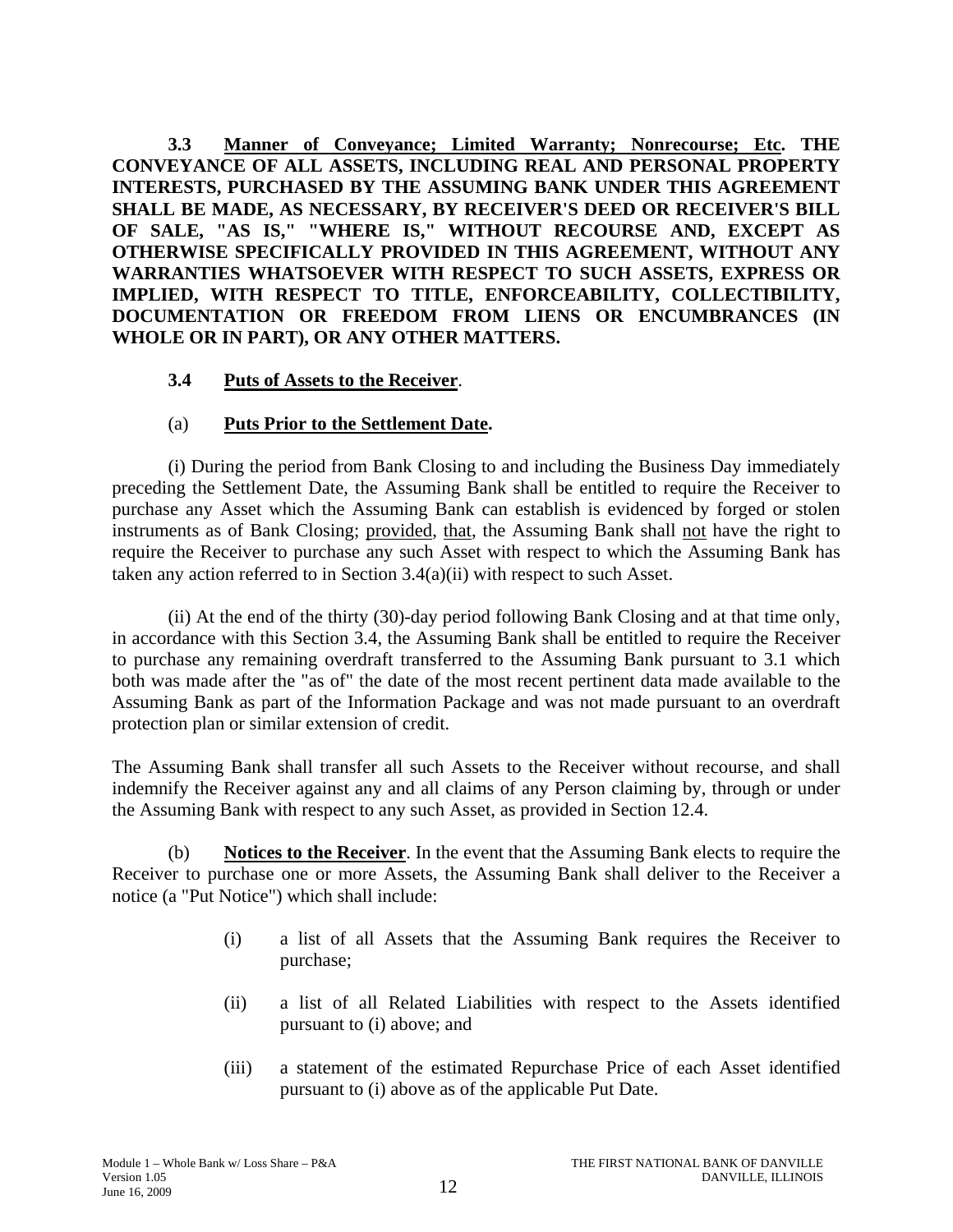**3.3 Manner of Conveyance; Limited Warranty; Nonrecourse; Etc. THE CONVEYANCE OF ALL ASSETS, INCLUDING REAL AND PERSONAL PROPERTY INTERESTS, PURCHASED BY THE ASSUMING BANK UNDER THIS AGREEMENT SHALL BE MADE, AS NECESSARY, BY RECEIVER'S DEED OR RECEIVER'S BILL OF SALE, "AS IS," "WHERE IS," WITHOUT RECOURSE AND, EXCEPT AS OTHERWISE SPECIFICALLY PROVIDED IN THIS AGREEMENT, WITHOUT ANY WARRANTIES WHATSOEVER WITH RESPECT TO SUCH ASSETS, EXPRESS OR IMPLIED, WITH RESPECT TO TITLE, ENFORCEABILITY, COLLECTIBILITY, DOCUMENTATION OR FREEDOM FROM LIENS OR ENCUMBRANCES (IN WHOLE OR IN PART), OR ANY OTHER MATTERS.**

**3.4 Puts of Assets to the Receiver**.

(a) **Puts Prior to the Settlement Date.**

(i) During the period from Bank Closing to and including the Business Day immediately preceding the Settlement Date, the Assuming Bank shall be entitled to require the Receiver to purchase any Asset which the Assuming Bank can establish is evidenced by forged or stolen instruments as of Bank Closing; provided, that, the Assuming Bank shall not have the right to require the Receiver to purchase any such Asset with respect to which the Assuming Bank has taken any action referred to in Section 3.4(a)(ii) with respect to such Asset.

(ii) At the end of the thirty (30)-day period following Bank Closing and at that time only, in accordance with this Section 3.4, the Assuming Bank shall be entitled to require the Receiver to purchase any remaining overdraft transferred to the Assuming Bank pursuant to 3.1 which both was made after the "as of" the date of the most recent pertinent data made available to the Assuming Bank as part of the Information Package and was not made pursuant to an overdraft protection plan or similar extension of credit.

The Assuming Bank shall transfer all such Assets to the Receiver without recourse, and shall indemnify the Receiver against any and all claims of any Person claiming by, through or under the Assuming Bank with respect to any such Asset, as provided in Section 12.4.

(b) **Notices to the Receiver**. In the event that the Assuming Bank elects to require the Receiver to purchase one or more Assets, the Assuming Bank shall deliver to the Receiver a notice (a "Put Notice") which shall include:

(i) a list of all Assets that the Assuming Bank requires the Receiver to purchase;

(ii) a list of all Related Liabilities with respect to the Assets identified pursuant to (i) above; and

(iii) a statement of the estimated Repurchase Price of each Asset identified pursuant to (i) above as of the applicable Put Date.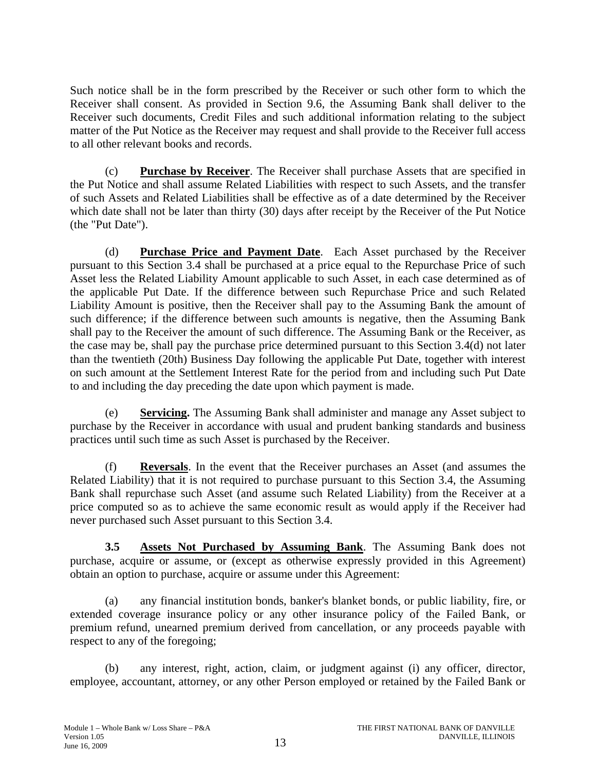Such notice shall be in the form prescribed by the Receiver or such other form to which the Receiver shall consent. As provided in Section 9.6, the Assuming Bank shall deliver to the Receiver such documents, Credit Files and such additional information relating to the subject matter of the Put Notice as the Receiver may request and shall provide to the Receiver full access to all other relevant books and records.

(c) **Purchase by Receiver**. The Receiver shall purchase Assets that are specified in the Put Notice and shall assume Related Liabilities with respect to such Assets, and the transfer of such Assets and Related Liabilities shall be effective as of a date determined by the Receiver which date shall not be later than thirty (30) days after receipt by the Receiver of the Put Notice (the "Put Date").

(d) **Purchase Price and Payment Date**. Each Asset purchased by the Receiver pursuant to this Section 3.4 shall be purchased at a price equal to the Repurchase Price of such Asset less the Related Liability Amount applicable to such Asset, in each case determined as of the applicable Put Date. If the difference between such Repurchase Price and such Related Liability Amount is positive, then the Receiver shall pay to the Assuming Bank the amount of such difference; if the difference between such amounts is negative, then the Assuming Bank shall pay to the Receiver the amount of such difference. The Assuming Bank or the Receiver, as the case may be, shall pay the purchase price determined pursuant to this Section 3.4(d) not later than the twentieth (20th) Business Day following the applicable Put Date, together with interest on such amount at the Settlement Interest Rate for the period from and including such Put Date to and including the day preceding the date upon which payment is made.

(e) **Servicing.** The Assuming Bank shall administer and manage any Asset subject to purchase by the Receiver in accordance with usual and prudent banking standards and business practices until such time as such Asset is purchased by the Receiver.

(f) **Reversals**. In the event that the Receiver purchases an Asset (and assumes the Related Liability) that it is not required to purchase pursuant to this Section 3.4, the Assuming Bank shall repurchase such Asset (and assume such Related Liability) from the Receiver at a price computed so as to achieve the same economic result as would apply if the Receiver had never purchased such Asset pursuant to this Section 3.4.

**3.5 Assets Not Purchased by Assuming Bank**. The Assuming Bank does not purchase, acquire or assume, or (except as otherwise expressly provided in this Agreement) obtain an option to purchase, acquire or assume under this Agreement:

(a) any financial institution bonds, banker's blanket bonds, or public liability, fire, or extended coverage insurance policy or any other insurance policy of the Failed Bank, or premium refund, unearned premium derived from cancellation, or any proceeds payable with respect to any of the foregoing;

(b) any interest, right, action, claim, or judgment against (i) any officer, director, employee, accountant, attorney, or any other Person employed or retained by the Failed Bank or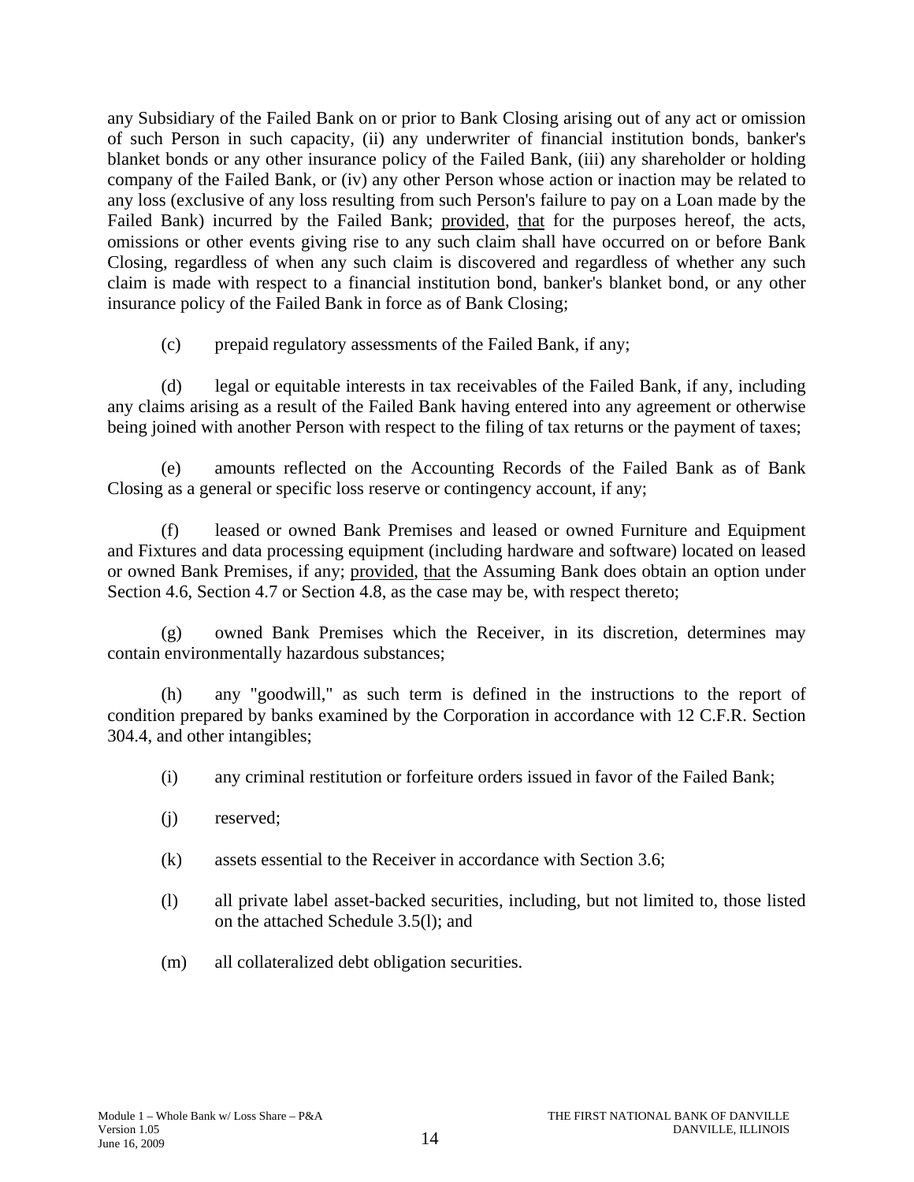any Subsidiary of the Failed Bank on or prior to Bank Closing arising out of any act or omission of such Person in such capacity, (ii) any underwriter of financial institution bonds, banker's blanket bonds or any other insurance policy of the Failed Bank, (iii) any shareholder or holding company of the Failed Bank, or (iv) any other Person whose action or inaction may be related to any loss (exclusive of any loss resulting from such Person's failure to pay on a Loan made by the Failed Bank) incurred by the Failed Bank; provided, that for the purposes hereof, the acts, omissions or other events giving rise to any such claim shall have occurred on or before Bank Closing, regardless of when any such claim is discovered and regardless of whether any such claim is made with respect to a financial institution bond, banker's blanket bond, or any other insurance policy of the Failed Bank in force as of Bank Closing;

(c) prepaid regulatory assessments of the Failed Bank, if any;

(d) legal or equitable interests in tax receivables of the Failed Bank, if any, including any claims arising as a result of the Failed Bank having entered into any agreement or otherwise being joined with another Person with respect to the filing of tax returns or the payment of taxes;

(e) amounts reflected on the Accounting Records of the Failed Bank as of Bank Closing as a general or specific loss reserve or contingency account, if any;

(f) leased or owned Bank Premises and leased or owned Furniture and Equipment and Fixtures and data processing equipment (including hardware and software) located on leased or owned Bank Premises, if any; provided, that the Assuming Bank does obtain an option under Section 4.6, Section 4.7 or Section 4.8, as the case may be, with respect thereto;

(g) owned Bank Premises which the Receiver, in its discretion, determines may contain environmentally hazardous substances;

(h) any "goodwill," as such term is defined in the instructions to the report of condition prepared by banks examined by the Corporation in accordance with 12 C.F.R. Section 304.4, and other intangibles;

(i) any criminal restitution or forfeiture orders issued in favor of the Failed Bank;

(j) reserved;

(k) assets essential to the Receiver in accordance with Section 3.6;

(l) all private label asset-backed securities, including, but not limited to, those listed on the attached Schedule 3.5(l); and

(m) all collateralized debt obligation securities.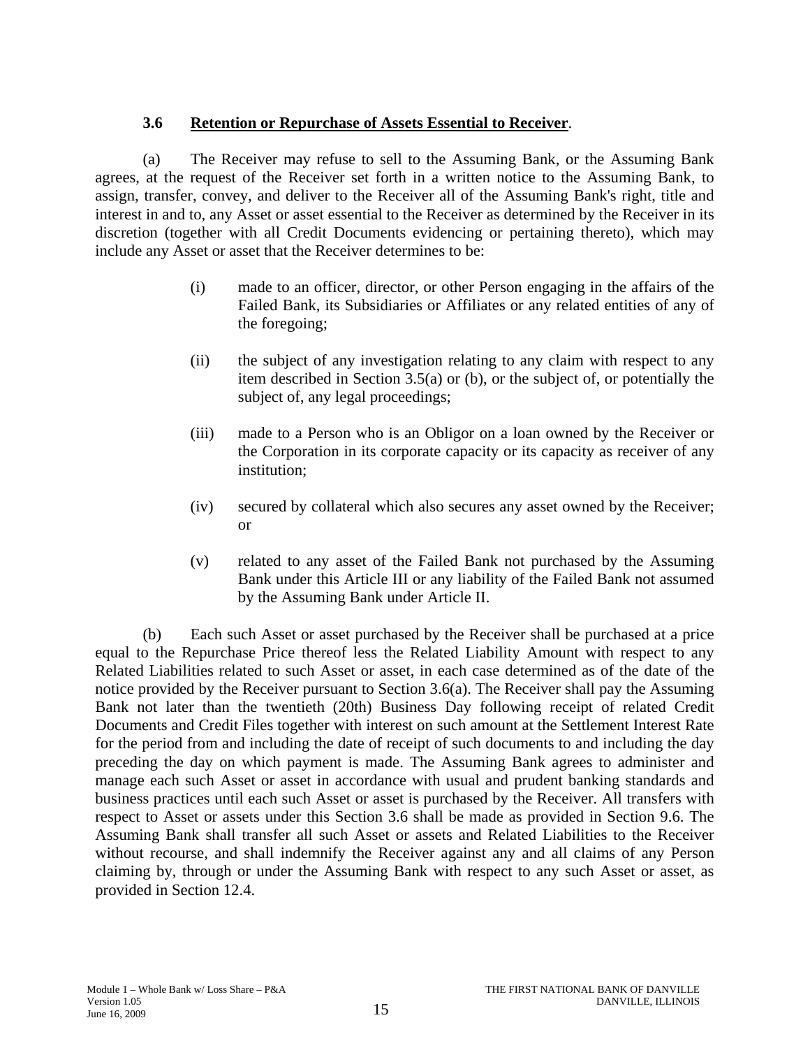### 3.6 **Retention or Repurchase of Assets Essential to Receiver**.

(a) The Receiver may refuse to sell to the Assuming Bank, or the Assuming Bank agrees, at the request of the Receiver set forth in a written notice to the Assuming Bank, to assign, transfer, convey, and deliver to the Receiver all of the Assuming Bank's right, title and interest in and to, any Asset or asset essential to the Receiver as determined by the Receiver in its discretion (together with all Credit Documents evidencing or pertaining thereto), which may include any Asset or asset that the Receiver determines to be:

- (i) made to an officer, director, or other Person engaging in the affairs of the Failed Bank, its Subsidiaries or Affiliates or any related entities of any of the foregoing;
- (ii) the subject of any investigation relating to any claim with respect to any item described in Section 3.5(a) or (b), or the subject of, or potentially the subject of, any legal proceedings;
- (iii) made to a Person who is an Obligor on a loan owned by the Receiver or the Corporation in its corporate capacity or its capacity as receiver of any institution;
- (iv) secured by collateral which also secures any asset owned by the Receiver; or
- (v) related to any asset of the Failed Bank not purchased by the Assuming Bank under this Article III or any liability of the Failed Bank not assumed by the Assuming Bank under Article II.

(b) Each such Asset or asset purchased by the Receiver shall be purchased at a price equal to the Repurchase Price thereof less the Related Liability Amount with respect to any Related Liabilities related to such Asset or asset, in each case determined as of the date of the notice provided by the Receiver pursuant to Section 3.6(a). The Receiver shall pay the Assuming Bank not later than the twentieth (20th) Business Day following receipt of related Credit Documents and Credit Files together with interest on such amount at the Settlement Interest Rate for the period from and including the date of receipt of such documents to and including the day preceding the day on which payment is made. The Assuming Bank agrees to administer and manage each such Asset or asset in accordance with usual and prudent banking standards and business practices until each such Asset or asset is purchased by the Receiver. All transfers with respect to Asset or assets under this Section 3.6 shall be made as provided in Section 9.6. The Assuming Bank shall transfer all such Asset or assets and Related Liabilities to the Receiver without recourse, and shall indemnify the Receiver against any and all claims of any Person claiming by, through or under the Assuming Bank with respect to any such Asset or asset, as provided in Section 12.4.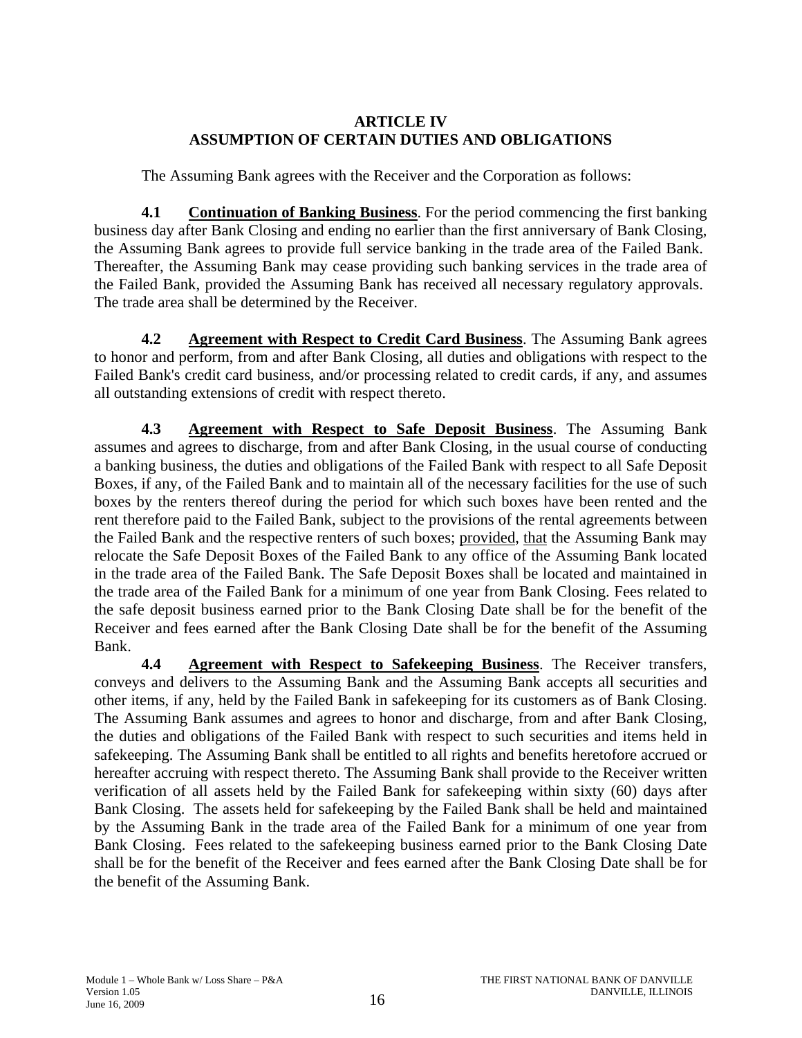## ARTICLE IV
## ASSUMPTION OF CERTAIN DUTIES AND OBLIGATIONS

The Assuming Bank agrees with the Receiver and the Corporation as follows:

**4.1 Continuation of Banking Business**. For the period commencing the first banking business day after Bank Closing and ending no earlier than the first anniversary of Bank Closing, the Assuming Bank agrees to provide full service banking in the trade area of the Failed Bank. Thereafter, the Assuming Bank may cease providing such banking services in the trade area of the Failed Bank, provided the Assuming Bank has received all necessary regulatory approvals. The trade area shall be determined by the Receiver.

**4.2 Agreement with Respect to Credit Card Business**. The Assuming Bank agrees to honor and perform, from and after Bank Closing, all duties and obligations with respect to the Failed Bank's credit card business, and/or processing related to credit cards, if any, and assumes all outstanding extensions of credit with respect thereto.

**4.3 Agreement with Respect to Safe Deposit Business**. The Assuming Bank assumes and agrees to discharge, from and after Bank Closing, in the usual course of conducting a banking business, the duties and obligations of the Failed Bank with respect to all Safe Deposit Boxes, if any, of the Failed Bank and to maintain all of the necessary facilities for the use of such boxes by the renters thereof during the period for which such boxes have been rented and the rent therefore paid to the Failed Bank, subject to the provisions of the rental agreements between the Failed Bank and the respective renters of such boxes; provided, that the Assuming Bank may relocate the Safe Deposit Boxes of the Failed Bank to any office of the Assuming Bank located in the trade area of the Failed Bank. The Safe Deposit Boxes shall be located and maintained in the trade area of the Failed Bank for a minimum of one year from Bank Closing. Fees related to the safe deposit business earned prior to the Bank Closing Date shall be for the benefit of the Receiver and fees earned after the Bank Closing Date shall be for the benefit of the Assuming Bank.

**4.4 Agreement with Respect to Safekeeping Business**. The Receiver transfers, conveys and delivers to the Assuming Bank and the Assuming Bank accepts all securities and other items, if any, held by the Failed Bank in safekeeping for its customers as of Bank Closing. The Assuming Bank assumes and agrees to honor and discharge, from and after Bank Closing, the duties and obligations of the Failed Bank with respect to such securities and items held in safekeeping. The Assuming Bank shall be entitled to all rights and benefits heretofore accrued or hereafter accruing with respect thereto. The Assuming Bank shall provide to the Receiver written verification of all assets held by the Failed Bank for safekeeping within sixty (60) days after Bank Closing. The assets held for safekeeping by the Failed Bank shall be held and maintained by the Assuming Bank in the trade area of the Failed Bank for a minimum of one year from Bank Closing. Fees related to the safekeeping business earned prior to the Bank Closing Date shall be for the benefit of the Receiver and fees earned after the Bank Closing Date shall be for the benefit of the Assuming Bank.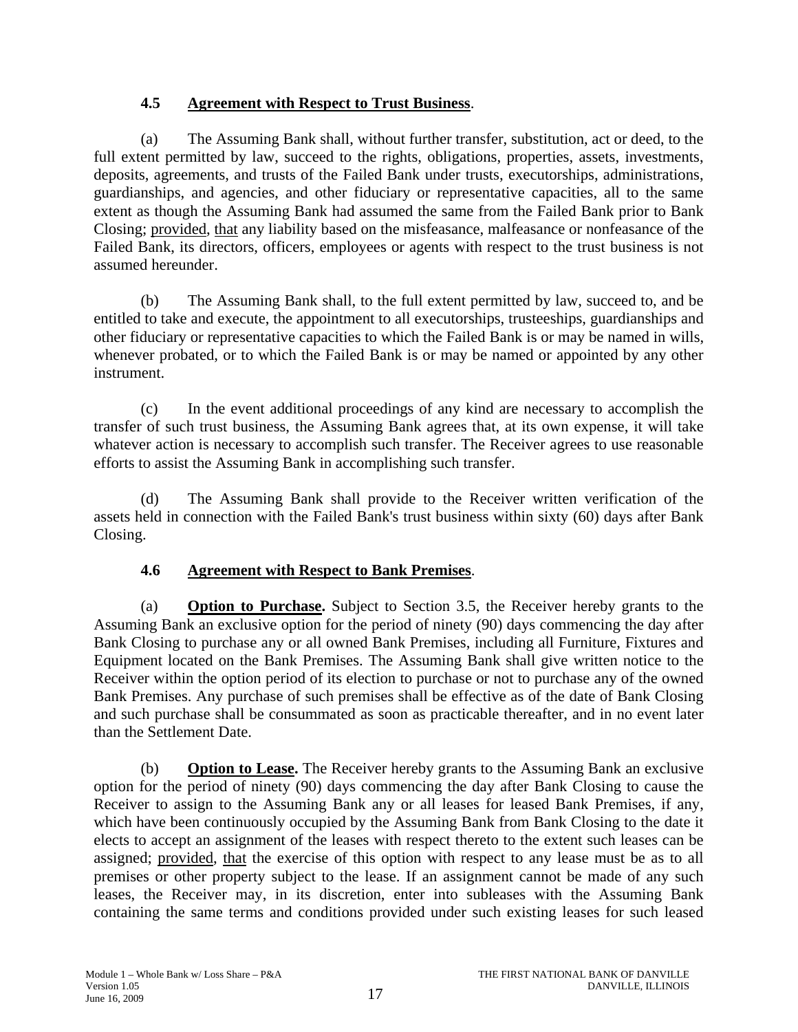### 4.5 <u>Agreement with Respect to Trust Business</u>.

(a) The Assuming Bank shall, without further transfer, substitution, act or deed, to the full extent permitted by law, succeed to the rights, obligations, properties, assets, investments, deposits, agreements, and trusts of the Failed Bank under trusts, executorships, administrations, guardianships, and agencies, and other fiduciary or representative capacities, all to the same extent as though the Assuming Bank had assumed the same from the Failed Bank prior to Bank Closing; <u>provided</u>, <u>that</u> any liability based on the misfeasance, malfeasance or nonfeasance of the Failed Bank, its directors, officers, employees or agents with respect to the trust business is not assumed hereunder.

(b) The Assuming Bank shall, to the full extent permitted by law, succeed to, and be entitled to take and execute, the appointment to all executorships, trusteeships, guardianships and other fiduciary or representative capacities to which the Failed Bank is or may be named in wills, whenever probated, or to which the Failed Bank is or may be named or appointed by any other instrument.

(c) In the event additional proceedings of any kind are necessary to accomplish the transfer of such trust business, the Assuming Bank agrees that, at its own expense, it will take whatever action is necessary to accomplish such transfer. The Receiver agrees to use reasonable efforts to assist the Assuming Bank in accomplishing such transfer.

(d) The Assuming Bank shall provide to the Receiver written verification of the assets held in connection with the Failed Bank's trust business within sixty (60) days after Bank Closing.

### 4.6 <u>Agreement with Respect to Bank Premises</u>.

(a) **<u>Option to Purchase</u>.** Subject to Section 3.5, the Receiver hereby grants to the Assuming Bank an exclusive option for the period of ninety (90) days commencing the day after Bank Closing to purchase any or all owned Bank Premises, including all Furniture, Fixtures and Equipment located on the Bank Premises. The Assuming Bank shall give written notice to the Receiver within the option period of its election to purchase or not to purchase any of the owned Bank Premises. Any purchase of such premises shall be effective as of the date of Bank Closing and such purchase shall be consummated as soon as practicable thereafter, and in no event later than the Settlement Date.

(b) **<u>Option to Lease</u>.** The Receiver hereby grants to the Assuming Bank an exclusive option for the period of ninety (90) days commencing the day after Bank Closing to cause the Receiver to assign to the Assuming Bank any or all leases for leased Bank Premises, if any, which have been continuously occupied by the Assuming Bank from Bank Closing to the date it elects to accept an assignment of the leases with respect thereto to the extent such leases can be assigned; <u>provided</u>, <u>that</u> the exercise of this option with respect to any lease must be as to all premises or other property subject to the lease. If an assignment cannot be made of any such leases, the Receiver may, in its discretion, enter into subleases with the Assuming Bank containing the same terms and conditions provided under such existing leases for such leased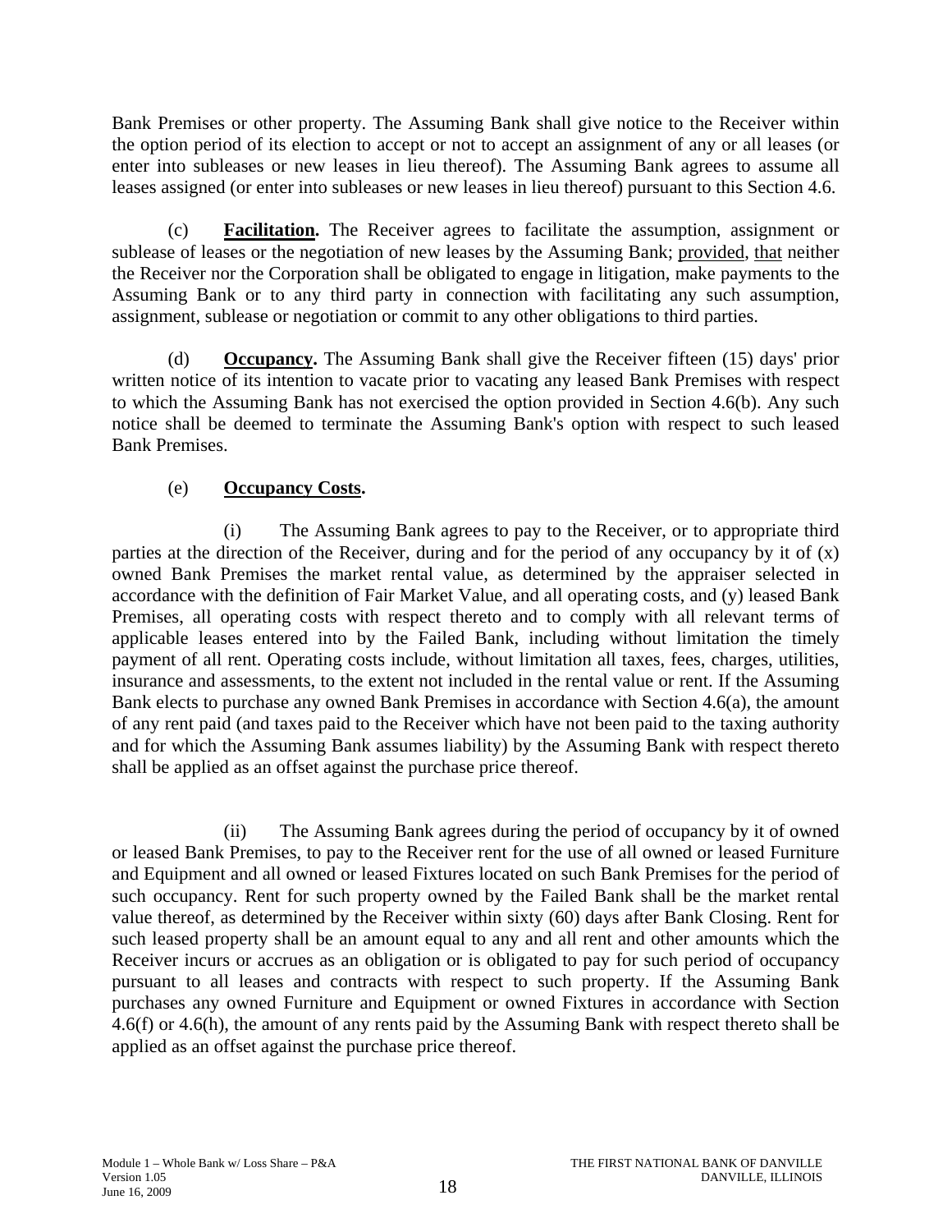Bank Premises or other property. The Assuming Bank shall give notice to the Receiver within the option period of its election to accept or not to accept an assignment of any or all leases (or enter into subleases or new leases in lieu thereof). The Assuming Bank agrees to assume all leases assigned (or enter into subleases or new leases in lieu thereof) pursuant to this Section 4.6.

(c) **Facilitation.** The Receiver agrees to facilitate the assumption, assignment or sublease of leases or the negotiation of new leases by the Assuming Bank; provided, that neither the Receiver nor the Corporation shall be obligated to engage in litigation, make payments to the Assuming Bank or to any third party in connection with facilitating any such assumption, assignment, sublease or negotiation or commit to any other obligations to third parties.

(d) **Occupancy.** The Assuming Bank shall give the Receiver fifteen (15) days' prior written notice of its intention to vacate prior to vacating any leased Bank Premises with respect to which the Assuming Bank has not exercised the option provided in Section 4.6(b). Any such notice shall be deemed to terminate the Assuming Bank's option with respect to such leased Bank Premises.

(e) **Occupancy Costs.**

(i) The Assuming Bank agrees to pay to the Receiver, or to appropriate third parties at the direction of the Receiver, during and for the period of any occupancy by it of (x) owned Bank Premises the market rental value, as determined by the appraiser selected in accordance with the definition of Fair Market Value, and all operating costs, and (y) leased Bank Premises, all operating costs with respect thereto and to comply with all relevant terms of applicable leases entered into by the Failed Bank, including without limitation the timely payment of all rent. Operating costs include, without limitation all taxes, fees, charges, utilities, insurance and assessments, to the extent not included in the rental value or rent. If the Assuming Bank elects to purchase any owned Bank Premises in accordance with Section 4.6(a), the amount of any rent paid (and taxes paid to the Receiver which have not been paid to the taxing authority and for which the Assuming Bank assumes liability) by the Assuming Bank with respect thereto shall be applied as an offset against the purchase price thereof.

(ii) The Assuming Bank agrees during the period of occupancy by it of owned or leased Bank Premises, to pay to the Receiver rent for the use of all owned or leased Furniture and Equipment and all owned or leased Fixtures located on such Bank Premises for the period of such occupancy. Rent for such property owned by the Failed Bank shall be the market rental value thereof, as determined by the Receiver within sixty (60) days after Bank Closing. Rent for such leased property shall be an amount equal to any and all rent and other amounts which the Receiver incurs or accrues as an obligation or is obligated to pay for such period of occupancy pursuant to all leases and contracts with respect to such property. If the Assuming Bank purchases any owned Furniture and Equipment or owned Fixtures in accordance with Section 4.6(f) or 4.6(h), the amount of any rents paid by the Assuming Bank with respect thereto shall be applied as an offset against the purchase price thereof.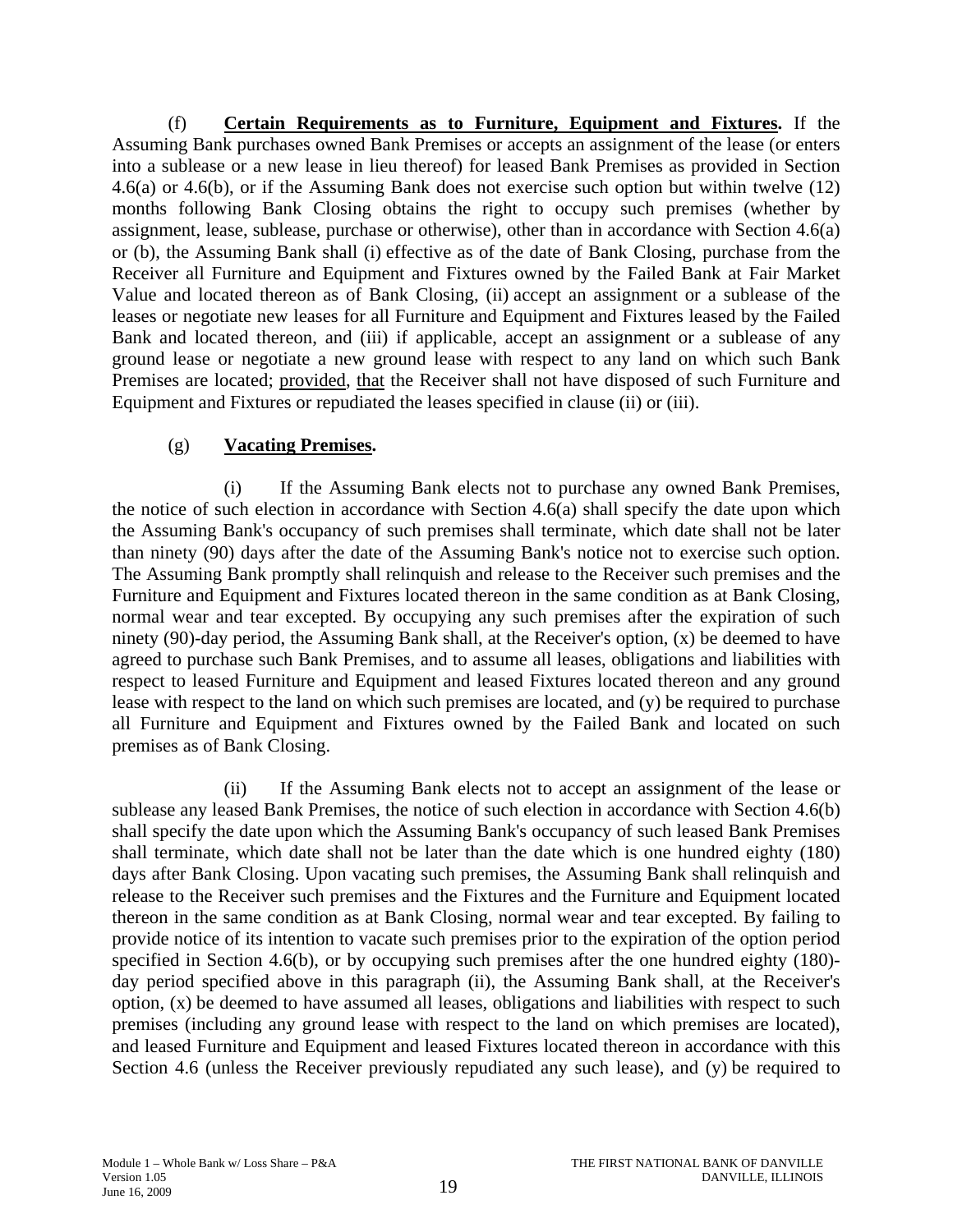(f) **Certain Requirements as to Furniture, Equipment and Fixtures.** If the Assuming Bank purchases owned Bank Premises or accepts an assignment of the lease (or enters into a sublease or a new lease in lieu thereof) for leased Bank Premises as provided in Section 4.6(a) or 4.6(b), or if the Assuming Bank does not exercise such option but within twelve (12) months following Bank Closing obtains the right to occupy such premises (whether by assignment, lease, sublease, purchase or otherwise), other than in accordance with Section 4.6(a) or (b), the Assuming Bank shall (i) effective as of the date of Bank Closing, purchase from the Receiver all Furniture and Equipment and Fixtures owned by the Failed Bank at Fair Market Value and located thereon as of Bank Closing, (ii) accept an assignment or a sublease of the leases or negotiate new leases for all Furniture and Equipment and Fixtures leased by the Failed Bank and located thereon, and (iii) if applicable, accept an assignment or a sublease of any ground lease or negotiate a new ground lease with respect to any land on which such Bank Premises are located; provided, that the Receiver shall not have disposed of such Furniture and Equipment and Fixtures or repudiated the leases specified in clause (ii) or (iii).

(g) **Vacating Premises.**

(i) If the Assuming Bank elects not to purchase any owned Bank Premises, the notice of such election in accordance with Section 4.6(a) shall specify the date upon which the Assuming Bank's occupancy of such premises shall terminate, which date shall not be later than ninety (90) days after the date of the Assuming Bank's notice not to exercise such option. The Assuming Bank promptly shall relinquish and release to the Receiver such premises and the Furniture and Equipment and Fixtures located thereon in the same condition as at Bank Closing, normal wear and tear excepted. By occupying any such premises after the expiration of such ninety (90)-day period, the Assuming Bank shall, at the Receiver's option, (x) be deemed to have agreed to purchase such Bank Premises, and to assume all leases, obligations and liabilities with respect to leased Furniture and Equipment and leased Fixtures located thereon and any ground lease with respect to the land on which such premises are located, and (y) be required to purchase all Furniture and Equipment and Fixtures owned by the Failed Bank and located on such premises as of Bank Closing.

(ii) If the Assuming Bank elects not to accept an assignment of the lease or sublease any leased Bank Premises, the notice of such election in accordance with Section 4.6(b) shall specify the date upon which the Assuming Bank's occupancy of such leased Bank Premises shall terminate, which date shall not be later than the date which is one hundred eighty (180) days after Bank Closing. Upon vacating such premises, the Assuming Bank shall relinquish and release to the Receiver such premises and the Fixtures and the Furniture and Equipment located thereon in the same condition as at Bank Closing, normal wear and tear excepted. By failing to provide notice of its intention to vacate such premises prior to the expiration of the option period specified in Section 4.6(b), or by occupying such premises after the one hundred eighty (180)-day period specified above in this paragraph (ii), the Assuming Bank shall, at the Receiver's option, (x) be deemed to have assumed all leases, obligations and liabilities with respect to such premises (including any ground lease with respect to the land on which premises are located), and leased Furniture and Equipment and leased Fixtures located thereon in accordance with this Section 4.6 (unless the Receiver previously repudiated any such lease), and (y) be required to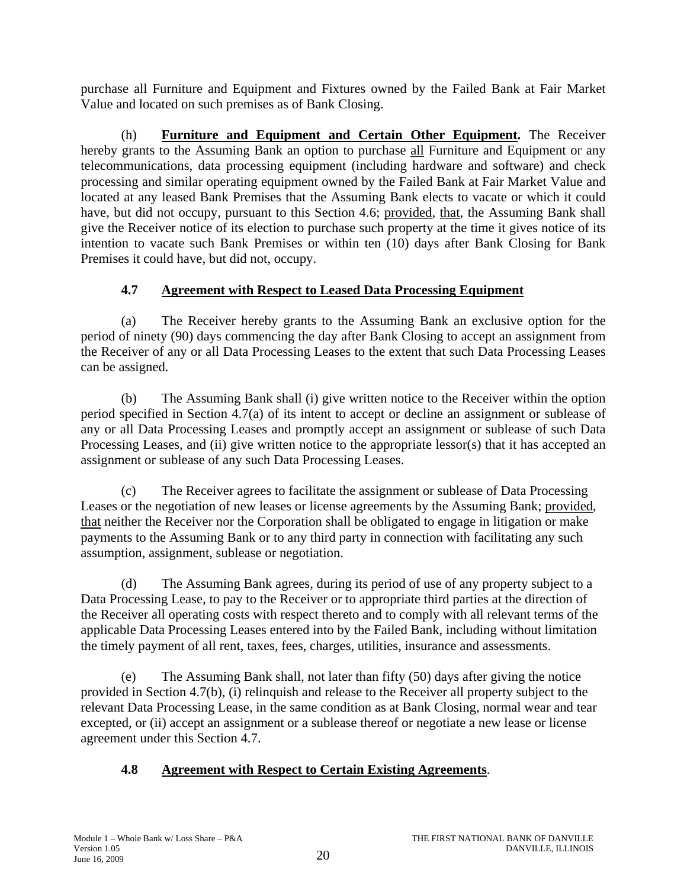purchase all Furniture and Equipment and Fixtures owned by the Failed Bank at Fair Market Value and located on such premises as of Bank Closing.

(h) **Furniture and Equipment and Certain Other Equipment.** The Receiver hereby grants to the Assuming Bank an option to purchase all Furniture and Equipment or any telecommunications, data processing equipment (including hardware and software) and check processing and similar operating equipment owned by the Failed Bank at Fair Market Value and located at any leased Bank Premises that the Assuming Bank elects to vacate or which it could have, but did not occupy, pursuant to this Section 4.6; provided, that, the Assuming Bank shall give the Receiver notice of its election to purchase such property at the time it gives notice of its intention to vacate such Bank Premises or within ten (10) days after Bank Closing for Bank Premises it could have, but did not, occupy.

### 4.7 Agreement with Respect to Leased Data Processing Equipment

(a) The Receiver hereby grants to the Assuming Bank an exclusive option for the period of ninety (90) days commencing the day after Bank Closing to accept an assignment from the Receiver of any or all Data Processing Leases to the extent that such Data Processing Leases can be assigned.

(b) The Assuming Bank shall (i) give written notice to the Receiver within the option period specified in Section 4.7(a) of its intent to accept or decline an assignment or sublease of any or all Data Processing Leases and promptly accept an assignment or sublease of such Data Processing Leases, and (ii) give written notice to the appropriate lessor(s) that it has accepted an assignment or sublease of any such Data Processing Leases.

(c) The Receiver agrees to facilitate the assignment or sublease of Data Processing Leases or the negotiation of new leases or license agreements by the Assuming Bank; provided, that neither the Receiver nor the Corporation shall be obligated to engage in litigation or make payments to the Assuming Bank or to any third party in connection with facilitating any such assumption, assignment, sublease or negotiation.

(d) The Assuming Bank agrees, during its period of use of any property subject to a Data Processing Lease, to pay to the Receiver or to appropriate third parties at the direction of the Receiver all operating costs with respect thereto and to comply with all relevant terms of the applicable Data Processing Leases entered into by the Failed Bank, including without limitation the timely payment of all rent, taxes, fees, charges, utilities, insurance and assessments.

(e) The Assuming Bank shall, not later than fifty (50) days after giving the notice provided in Section 4.7(b), (i) relinquish and release to the Receiver all property subject to the relevant Data Processing Lease, in the same condition as at Bank Closing, normal wear and tear excepted, or (ii) accept an assignment or a sublease thereof or negotiate a new lease or license agreement under this Section 4.7.

### 4.8 Agreement with Respect to Certain Existing Agreements.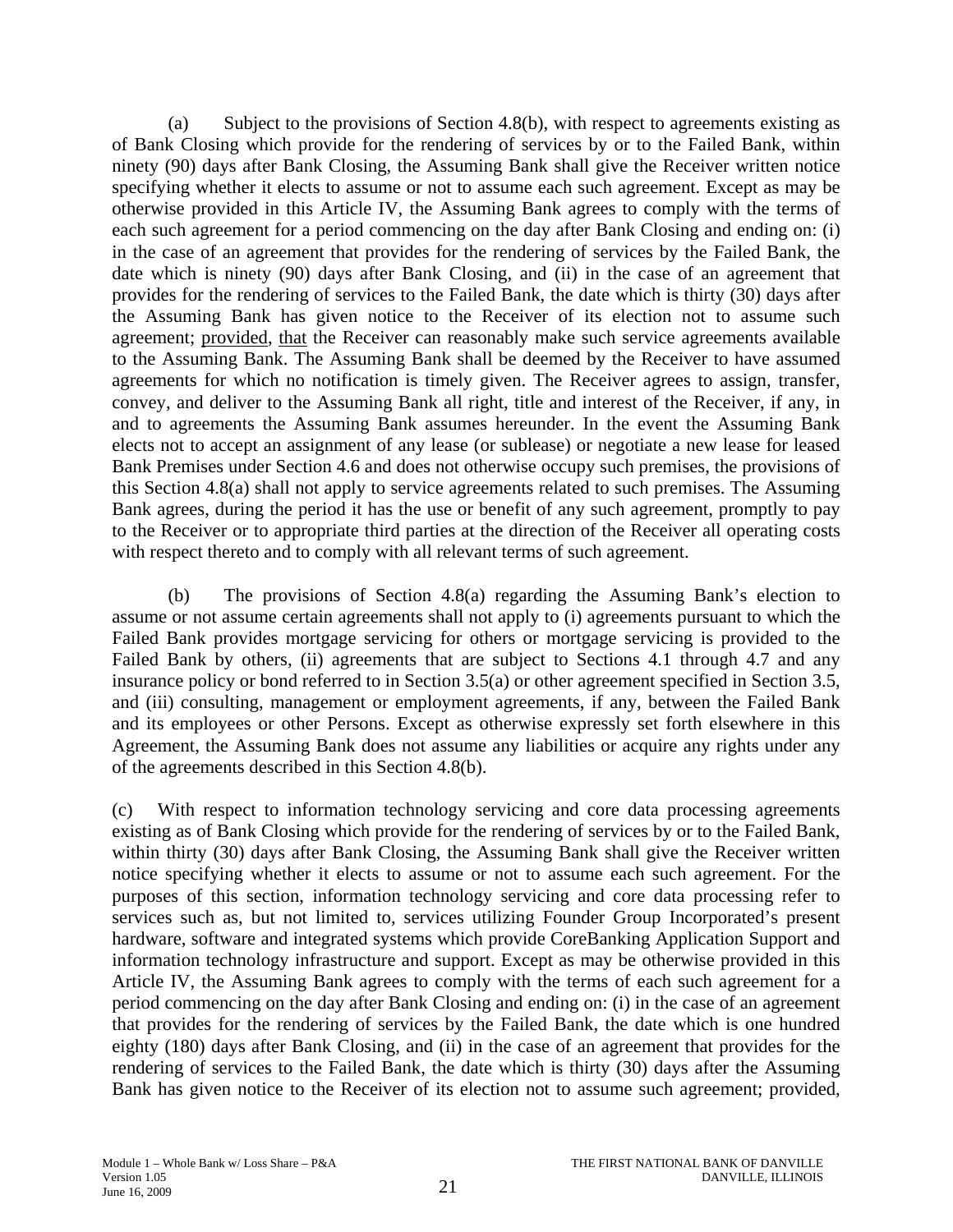(a) Subject to the provisions of Section 4.8(b), with respect to agreements existing as of Bank Closing which provide for the rendering of services by or to the Failed Bank, within ninety (90) days after Bank Closing, the Assuming Bank shall give the Receiver written notice specifying whether it elects to assume or not to assume each such agreement. Except as may be otherwise provided in this Article IV, the Assuming Bank agrees to comply with the terms of each such agreement for a period commencing on the day after Bank Closing and ending on: (i) in the case of an agreement that provides for the rendering of services by the Failed Bank, the date which is ninety (90) days after Bank Closing, and (ii) in the case of an agreement that provides for the rendering of services to the Failed Bank, the date which is thirty (30) days after the Assuming Bank has given notice to the Receiver of its election not to assume such agreement; provided, that the Receiver can reasonably make such service agreements available to the Assuming Bank. The Assuming Bank shall be deemed by the Receiver to have assumed agreements for which no notification is timely given. The Receiver agrees to assign, transfer, convey, and deliver to the Assuming Bank all right, title and interest of the Receiver, if any, in and to agreements the Assuming Bank assumes hereunder. In the event the Assuming Bank elects not to accept an assignment of any lease (or sublease) or negotiate a new lease for leased Bank Premises under Section 4.6 and does not otherwise occupy such premises, the provisions of this Section 4.8(a) shall not apply to service agreements related to such premises. The Assuming Bank agrees, during the period it has the use or benefit of any such agreement, promptly to pay to the Receiver or to appropriate third parties at the direction of the Receiver all operating costs with respect thereto and to comply with all relevant terms of such agreement.

(b) The provisions of Section 4.8(a) regarding the Assuming Bank's election to assume or not assume certain agreements shall not apply to (i) agreements pursuant to which the Failed Bank provides mortgage servicing for others or mortgage servicing is provided to the Failed Bank by others, (ii) agreements that are subject to Sections 4.1 through 4.7 and any insurance policy or bond referred to in Section 3.5(a) or other agreement specified in Section 3.5, and (iii) consulting, management or employment agreements, if any, between the Failed Bank and its employees or other Persons. Except as otherwise expressly set forth elsewhere in this Agreement, the Assuming Bank does not assume any liabilities or acquire any rights under any of the agreements described in this Section 4.8(b).

(c) With respect to information technology servicing and core data processing agreements existing as of Bank Closing which provide for the rendering of services by or to the Failed Bank, within thirty (30) days after Bank Closing, the Assuming Bank shall give the Receiver written notice specifying whether it elects to assume or not to assume each such agreement. For the purposes of this section, information technology servicing and core data processing refer to services such as, but not limited to, services utilizing Founder Group Incorporated's present hardware, software and integrated systems which provide CoreBanking Application Support and information technology infrastructure and support. Except as may be otherwise provided in this Article IV, the Assuming Bank agrees to comply with the terms of each such agreement for a period commencing on the day after Bank Closing and ending on: (i) in the case of an agreement that provides for the rendering of services by the Failed Bank, the date which is one hundred eighty (180) days after Bank Closing, and (ii) in the case of an agreement that provides for the rendering of services to the Failed Bank, the date which is thirty (30) days after the Assuming Bank has given notice to the Receiver of its election not to assume such agreement; provided,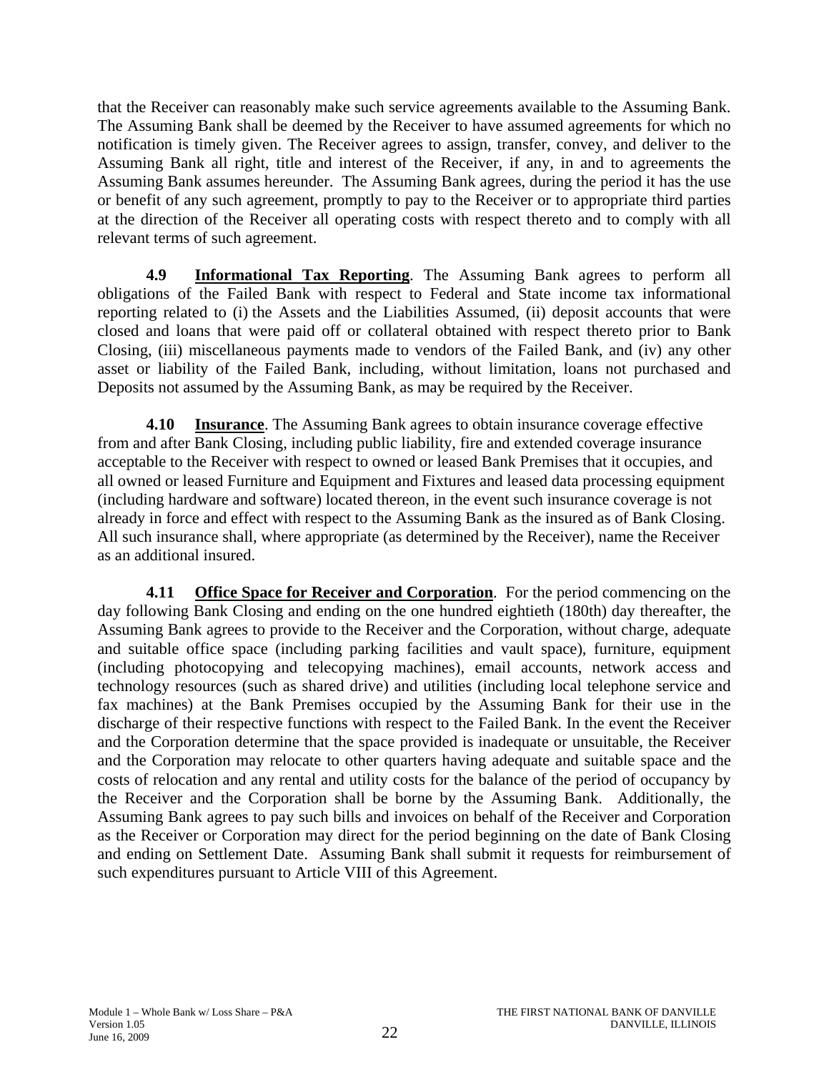that the Receiver can reasonably make such service agreements available to the Assuming Bank. The Assuming Bank shall be deemed by the Receiver to have assumed agreements for which no notification is timely given. The Receiver agrees to assign, transfer, convey, and deliver to the Assuming Bank all right, title and interest of the Receiver, if any, in and to agreements the Assuming Bank assumes hereunder. The Assuming Bank agrees, during the period it has the use or benefit of any such agreement, promptly to pay to the Receiver or to appropriate third parties at the direction of the Receiver all operating costs with respect thereto and to comply with all relevant terms of such agreement.

**4.9 Informational Tax Reporting**. The Assuming Bank agrees to perform all obligations of the Failed Bank with respect to Federal and State income tax informational reporting related to (i) the Assets and the Liabilities Assumed, (ii) deposit accounts that were closed and loans that were paid off or collateral obtained with respect thereto prior to Bank Closing, (iii) miscellaneous payments made to vendors of the Failed Bank, and (iv) any other asset or liability of the Failed Bank, including, without limitation, loans not purchased and Deposits not assumed by the Assuming Bank, as may be required by the Receiver.

**4.10 Insurance**. The Assuming Bank agrees to obtain insurance coverage effective from and after Bank Closing, including public liability, fire and extended coverage insurance acceptable to the Receiver with respect to owned or leased Bank Premises that it occupies, and all owned or leased Furniture and Equipment and Fixtures and leased data processing equipment (including hardware and software) located thereon, in the event such insurance coverage is not already in force and effect with respect to the Assuming Bank as the insured as of Bank Closing. All such insurance shall, where appropriate (as determined by the Receiver), name the Receiver as an additional insured.

**4.11 Office Space for Receiver and Corporation**. For the period commencing on the day following Bank Closing and ending on the one hundred eightieth (180th) day thereafter, the Assuming Bank agrees to provide to the Receiver and the Corporation, without charge, adequate and suitable office space (including parking facilities and vault space), furniture, equipment (including photocopying and telecopying machines), email accounts, network access and technology resources (such as shared drive) and utilities (including local telephone service and fax machines) at the Bank Premises occupied by the Assuming Bank for their use in the discharge of their respective functions with respect to the Failed Bank. In the event the Receiver and the Corporation determine that the space provided is inadequate or unsuitable, the Receiver and the Corporation may relocate to other quarters having adequate and suitable space and the costs of relocation and any rental and utility costs for the balance of the period of occupancy by the Receiver and the Corporation shall be borne by the Assuming Bank. Additionally, the Assuming Bank agrees to pay such bills and invoices on behalf of the Receiver and Corporation as the Receiver or Corporation may direct for the period beginning on the date of Bank Closing and ending on Settlement Date. Assuming Bank shall submit it requests for reimbursement of such expenditures pursuant to Article VIII of this Agreement.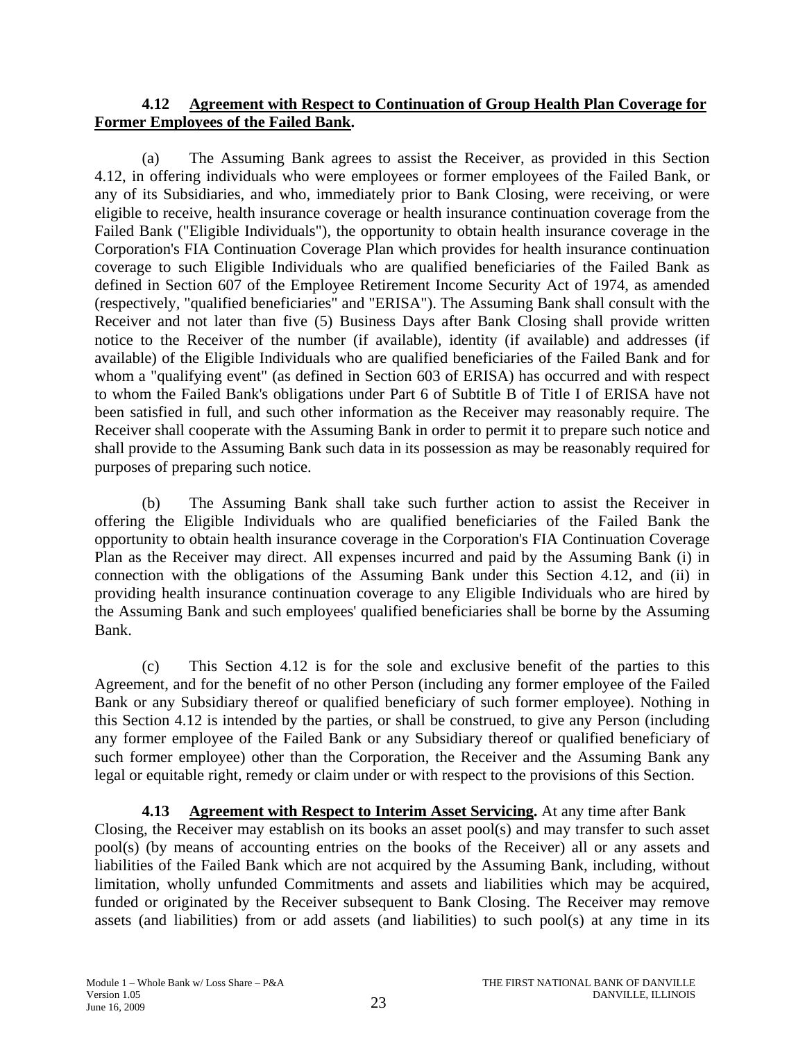**4.12 Agreement with Respect to Continuation of Group Health Plan Coverage for Former Employees of the Failed Bank.**

(a) The Assuming Bank agrees to assist the Receiver, as provided in this Section 4.12, in offering individuals who were employees or former employees of the Failed Bank, or any of its Subsidiaries, and who, immediately prior to Bank Closing, were receiving, or were eligible to receive, health insurance coverage or health insurance continuation coverage from the Failed Bank ("Eligible Individuals"), the opportunity to obtain health insurance coverage in the Corporation's FIA Continuation Coverage Plan which provides for health insurance continuation coverage to such Eligible Individuals who are qualified beneficiaries of the Failed Bank as defined in Section 607 of the Employee Retirement Income Security Act of 1974, as amended (respectively, "qualified beneficiaries" and "ERISA"). The Assuming Bank shall consult with the Receiver and not later than five (5) Business Days after Bank Closing shall provide written notice to the Receiver of the number (if available), identity (if available) and addresses (if available) of the Eligible Individuals who are qualified beneficiaries of the Failed Bank and for whom a "qualifying event" (as defined in Section 603 of ERISA) has occurred and with respect to whom the Failed Bank's obligations under Part 6 of Subtitle B of Title I of ERISA have not been satisfied in full, and such other information as the Receiver may reasonably require. The Receiver shall cooperate with the Assuming Bank in order to permit it to prepare such notice and shall provide to the Assuming Bank such data in its possession as may be reasonably required for purposes of preparing such notice.

(b) The Assuming Bank shall take such further action to assist the Receiver in offering the Eligible Individuals who are qualified beneficiaries of the Failed Bank the opportunity to obtain health insurance coverage in the Corporation's FIA Continuation Coverage Plan as the Receiver may direct. All expenses incurred and paid by the Assuming Bank (i) in connection with the obligations of the Assuming Bank under this Section 4.12, and (ii) in providing health insurance continuation coverage to any Eligible Individuals who are hired by the Assuming Bank and such employees' qualified beneficiaries shall be borne by the Assuming Bank.

(c) This Section 4.12 is for the sole and exclusive benefit of the parties to this Agreement, and for the benefit of no other Person (including any former employee of the Failed Bank or any Subsidiary thereof or qualified beneficiary of such former employee). Nothing in this Section 4.12 is intended by the parties, or shall be construed, to give any Person (including any former employee of the Failed Bank or any Subsidiary thereof or qualified beneficiary of such former employee) other than the Corporation, the Receiver and the Assuming Bank any legal or equitable right, remedy or claim under or with respect to the provisions of this Section.

**4.13 Agreement with Respect to Interim Asset Servicing.** At any time after Bank Closing, the Receiver may establish on its books an asset pool(s) and may transfer to such asset pool(s) (by means of accounting entries on the books of the Receiver) all or any assets and liabilities of the Failed Bank which are not acquired by the Assuming Bank, including, without limitation, wholly unfunded Commitments and assets and liabilities which may be acquired, funded or originated by the Receiver subsequent to Bank Closing. The Receiver may remove assets (and liabilities) from or add assets (and liabilities) to such pool(s) at any time in its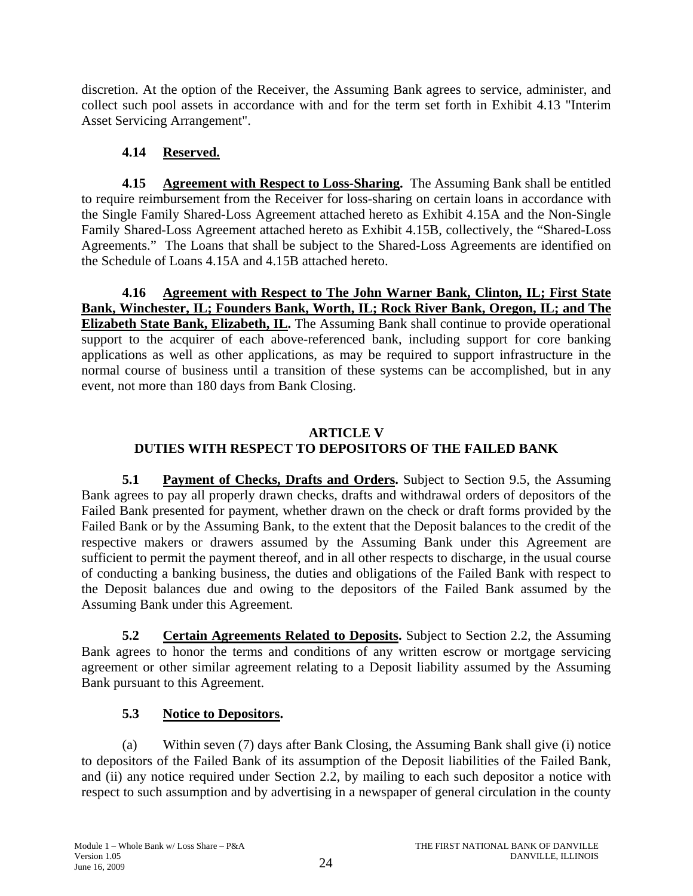discretion. At the option of the Receiver, the Assuming Bank agrees to service, administer, and collect such pool assets in accordance with and for the term set forth in Exhibit 4.13 "Interim Asset Servicing Arrangement".

**4.14 Reserved.**

**4.15 Agreement with Respect to Loss-Sharing.** The Assuming Bank shall be entitled to require reimbursement from the Receiver for loss-sharing on certain loans in accordance with the Single Family Shared-Loss Agreement attached hereto as Exhibit 4.15A and the Non-Single Family Shared-Loss Agreement attached hereto as Exhibit 4.15B, collectively, the "Shared-Loss Agreements." The Loans that shall be subject to the Shared-Loss Agreements are identified on the Schedule of Loans 4.15A and 4.15B attached hereto.

**4.16 Agreement with Respect to The John Warner Bank, Clinton, IL; First State Bank, Winchester, IL; Founders Bank, Worth, IL; Rock River Bank, Oregon, IL; and The Elizabeth State Bank, Elizabeth, IL.** The Assuming Bank shall continue to provide operational support to the acquirer of each above-referenced bank, including support for core banking applications as well as other applications, as may be required to support infrastructure in the normal course of business until a transition of these systems can be accomplished, but in any event, not more than 180 days from Bank Closing.

## ARTICLE V
## DUTIES WITH RESPECT TO DEPOSITORS OF THE FAILED BANK

**5.1 Payment of Checks, Drafts and Orders.** Subject to Section 9.5, the Assuming Bank agrees to pay all properly drawn checks, drafts and withdrawal orders of depositors of the Failed Bank presented for payment, whether drawn on the check or draft forms provided by the Failed Bank or by the Assuming Bank, to the extent that the Deposit balances to the credit of the respective makers or drawers assumed by the Assuming Bank under this Agreement are sufficient to permit the payment thereof, and in all other respects to discharge, in the usual course of conducting a banking business, the duties and obligations of the Failed Bank with respect to the Deposit balances due and owing to the depositors of the Failed Bank assumed by the Assuming Bank under this Agreement.

**5.2 Certain Agreements Related to Deposits.** Subject to Section 2.2, the Assuming Bank agrees to honor the terms and conditions of any written escrow or mortgage servicing agreement or other similar agreement relating to a Deposit liability assumed by the Assuming Bank pursuant to this Agreement.

**5.3 Notice to Depositors.**

(a) Within seven (7) days after Bank Closing, the Assuming Bank shall give (i) notice to depositors of the Failed Bank of its assumption of the Deposit liabilities of the Failed Bank, and (ii) any notice required under Section 2.2, by mailing to each such depositor a notice with respect to such assumption and by advertising in a newspaper of general circulation in the county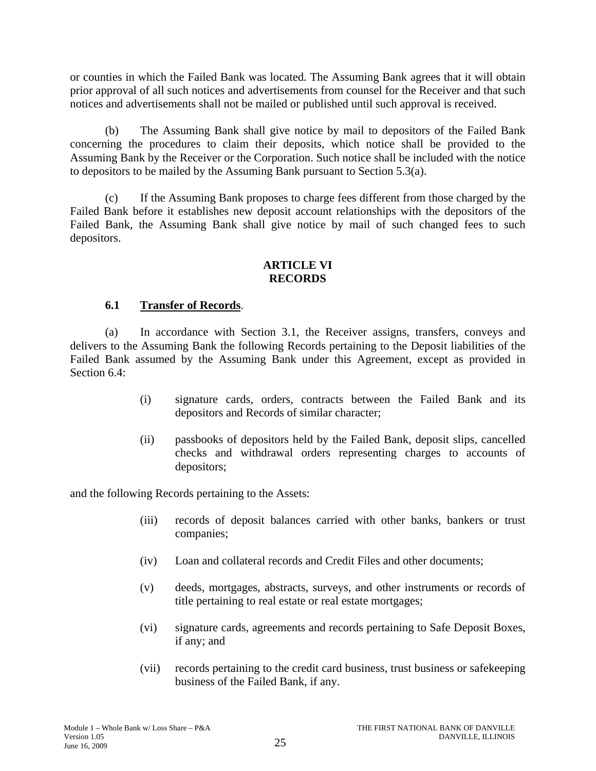or counties in which the Failed Bank was located. The Assuming Bank agrees that it will obtain prior approval of all such notices and advertisements from counsel for the Receiver and that such notices and advertisements shall not be mailed or published until such approval is received.

(b) The Assuming Bank shall give notice by mail to depositors of the Failed Bank concerning the procedures to claim their deposits, which notice shall be provided to the Assuming Bank by the Receiver or the Corporation. Such notice shall be included with the notice to depositors to be mailed by the Assuming Bank pursuant to Section 5.3(a).

(c) If the Assuming Bank proposes to charge fees different from those charged by the Failed Bank before it establishes new deposit account relationships with the depositors of the Failed Bank, the Assuming Bank shall give notice by mail of such changed fees to such depositors.

## ARTICLE VI
## RECORDS

### 6.1 Transfer of Records.

(a) In accordance with Section 3.1, the Receiver assigns, transfers, conveys and delivers to the Assuming Bank the following Records pertaining to the Deposit liabilities of the Failed Bank assumed by the Assuming Bank under this Agreement, except as provided in Section 6.4:

(i) signature cards, orders, contracts between the Failed Bank and its depositors and Records of similar character;

(ii) passbooks of depositors held by the Failed Bank, deposit slips, cancelled checks and withdrawal orders representing charges to accounts of depositors;

and the following Records pertaining to the Assets:

(iii) records of deposit balances carried with other banks, bankers or trust companies;

(iv) Loan and collateral records and Credit Files and other documents;

(v) deeds, mortgages, abstracts, surveys, and other instruments or records of title pertaining to real estate or real estate mortgages;

(vi) signature cards, agreements and records pertaining to Safe Deposit Boxes, if any; and

(vii) records pertaining to the credit card business, trust business or safekeeping business of the Failed Bank, if any.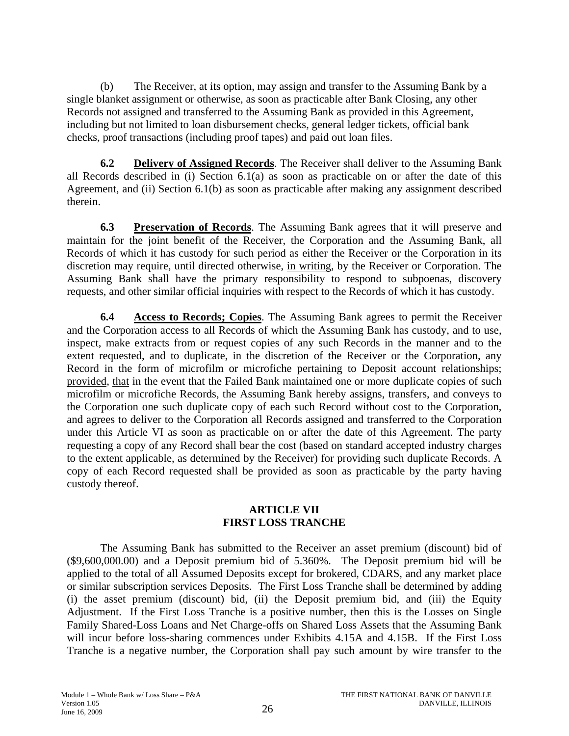(b) The Receiver, at its option, may assign and transfer to the Assuming Bank by a single blanket assignment or otherwise, as soon as practicable after Bank Closing, any other Records not assigned and transferred to the Assuming Bank as provided in this Agreement, including but not limited to loan disbursement checks, general ledger tickets, official bank checks, proof transactions (including proof tapes) and paid out loan files.

**6.2 Delivery of Assigned Records**. The Receiver shall deliver to the Assuming Bank all Records described in (i) Section 6.1(a) as soon as practicable on or after the date of this Agreement, and (ii) Section 6.1(b) as soon as practicable after making any assignment described therein.

**6.3 Preservation of Records**. The Assuming Bank agrees that it will preserve and maintain for the joint benefit of the Receiver, the Corporation and the Assuming Bank, all Records of which it has custody for such period as either the Receiver or the Corporation in its discretion may require, until directed otherwise, in writing, by the Receiver or Corporation. The Assuming Bank shall have the primary responsibility to respond to subpoenas, discovery requests, and other similar official inquiries with respect to the Records of which it has custody.

**6.4 Access to Records; Copies**. The Assuming Bank agrees to permit the Receiver and the Corporation access to all Records of which the Assuming Bank has custody, and to use, inspect, make extracts from or request copies of any such Records in the manner and to the extent requested, and to duplicate, in the discretion of the Receiver or the Corporation, any Record in the form of microfilm or microfiche pertaining to Deposit account relationships; provided, that in the event that the Failed Bank maintained one or more duplicate copies of such microfilm or microfiche Records, the Assuming Bank hereby assigns, transfers, and conveys to the Corporation one such duplicate copy of each such Record without cost to the Corporation, and agrees to deliver to the Corporation all Records assigned and transferred to the Corporation under this Article VI as soon as practicable on or after the date of this Agreement. The party requesting a copy of any Record shall bear the cost (based on standard accepted industry charges to the extent applicable, as determined by the Receiver) for providing such duplicate Records. A copy of each Record requested shall be provided as soon as practicable by the party having custody thereof.

## ARTICLE VII
## FIRST LOSS TRANCHE

The Assuming Bank has submitted to the Receiver an asset premium (discount) bid of ($9,600,000.00) and a Deposit premium bid of 5.360%. The Deposit premium bid will be applied to the total of all Assumed Deposits except for brokered, CDARS, and any market place or similar subscription services Deposits. The First Loss Tranche shall be determined by adding (i) the asset premium (discount) bid, (ii) the Deposit premium bid, and (iii) the Equity Adjustment. If the First Loss Tranche is a positive number, then this is the Losses on Single Family Shared-Loss Loans and Net Charge-offs on Shared Loss Assets that the Assuming Bank will incur before loss-sharing commences under Exhibits 4.15A and 4.15B. If the First Loss Tranche is a negative number, the Corporation shall pay such amount by wire transfer to the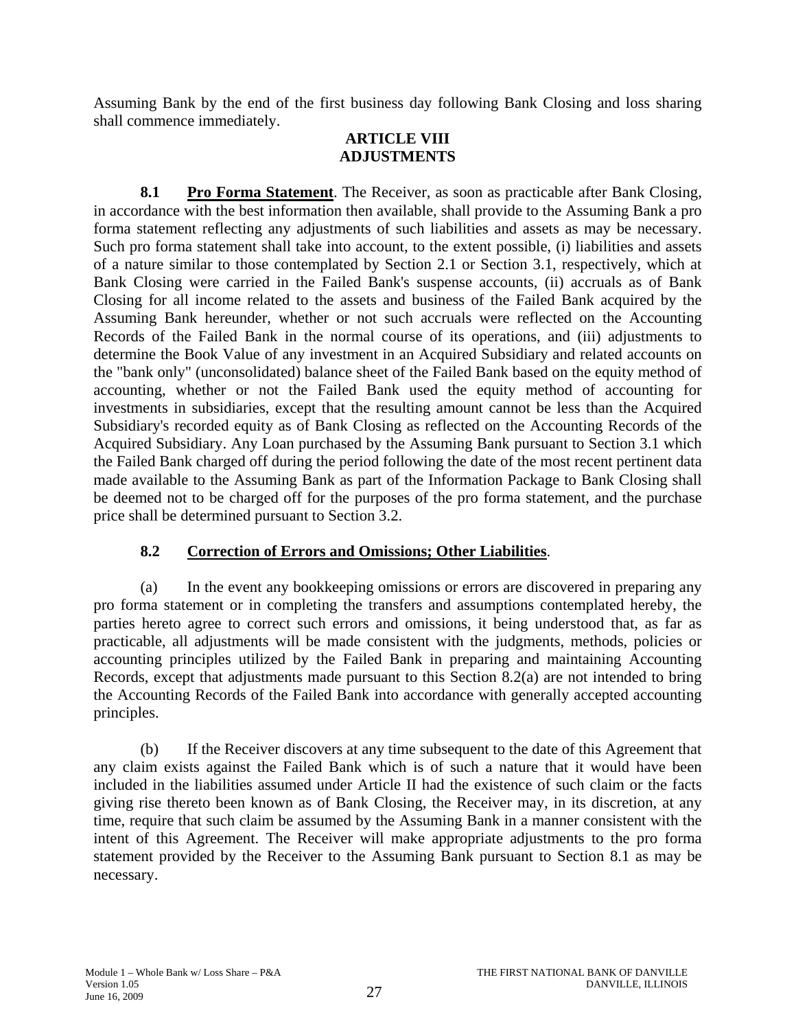Assuming Bank by the end of the first business day following Bank Closing and loss sharing shall commence immediately.

## ARTICLE VIII
## ADJUSTMENTS

**8.1 Pro Forma Statement**. The Receiver, as soon as practicable after Bank Closing, in accordance with the best information then available, shall provide to the Assuming Bank a pro forma statement reflecting any adjustments of such liabilities and assets as may be necessary. Such pro forma statement shall take into account, to the extent possible, (i) liabilities and assets of a nature similar to those contemplated by Section 2.1 or Section 3.1, respectively, which at Bank Closing were carried in the Failed Bank's suspense accounts, (ii) accruals as of Bank Closing for all income related to the assets and business of the Failed Bank acquired by the Assuming Bank hereunder, whether or not such accruals were reflected on the Accounting Records of the Failed Bank in the normal course of its operations, and (iii) adjustments to determine the Book Value of any investment in an Acquired Subsidiary and related accounts on the "bank only" (unconsolidated) balance sheet of the Failed Bank based on the equity method of accounting, whether or not the Failed Bank used the equity method of accounting for investments in subsidiaries, except that the resulting amount cannot be less than the Acquired Subsidiary's recorded equity as of Bank Closing as reflected on the Accounting Records of the Acquired Subsidiary. Any Loan purchased by the Assuming Bank pursuant to Section 3.1 which the Failed Bank charged off during the period following the date of the most recent pertinent data made available to the Assuming Bank as part of the Information Package to Bank Closing shall be deemed not to be charged off for the purposes of the pro forma statement, and the purchase price shall be determined pursuant to Section 3.2.

**8.2 Correction of Errors and Omissions; Other Liabilities**.

(a) In the event any bookkeeping omissions or errors are discovered in preparing any pro forma statement or in completing the transfers and assumptions contemplated hereby, the parties hereto agree to correct such errors and omissions, it being understood that, as far as practicable, all adjustments will be made consistent with the judgments, methods, policies or accounting principles utilized by the Failed Bank in preparing and maintaining Accounting Records, except that adjustments made pursuant to this Section 8.2(a) are not intended to bring the Accounting Records of the Failed Bank into accordance with generally accepted accounting principles.

(b) If the Receiver discovers at any time subsequent to the date of this Agreement that any claim exists against the Failed Bank which is of such a nature that it would have been included in the liabilities assumed under Article II had the existence of such claim or the facts giving rise thereto been known as of Bank Closing, the Receiver may, in its discretion, at any time, require that such claim be assumed by the Assuming Bank in a manner consistent with the intent of this Agreement. The Receiver will make appropriate adjustments to the pro forma statement provided by the Receiver to the Assuming Bank pursuant to Section 8.1 as may be necessary.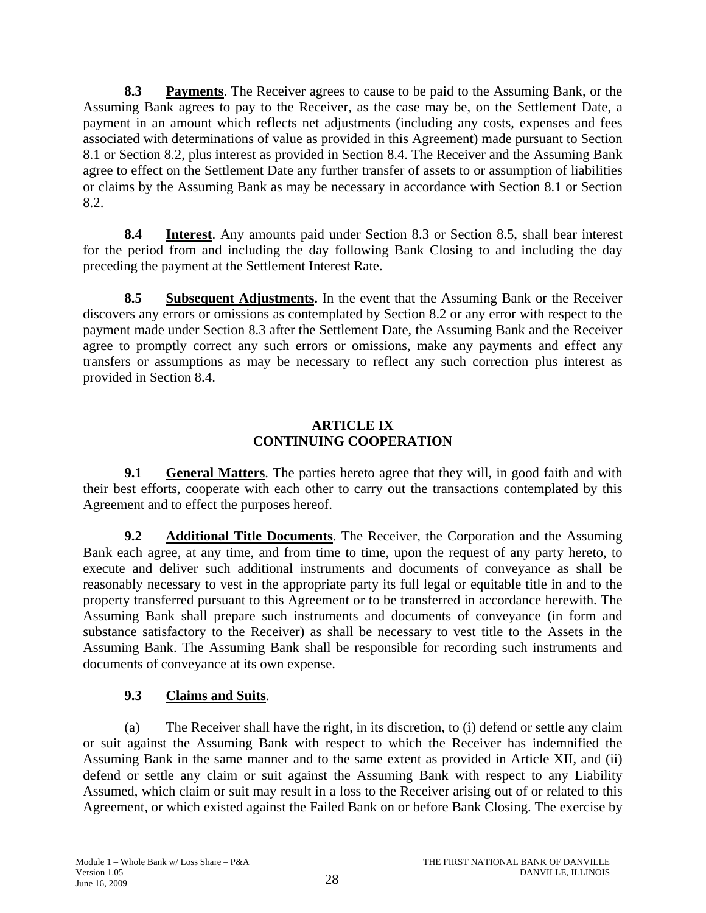**8.3 Payments**. The Receiver agrees to cause to be paid to the Assuming Bank, or the Assuming Bank agrees to pay to the Receiver, as the case may be, on the Settlement Date, a payment in an amount which reflects net adjustments (including any costs, expenses and fees associated with determinations of value as provided in this Agreement) made pursuant to Section 8.1 or Section 8.2, plus interest as provided in Section 8.4. The Receiver and the Assuming Bank agree to effect on the Settlement Date any further transfer of assets to or assumption of liabilities or claims by the Assuming Bank as may be necessary in accordance with Section 8.1 or Section 8.2.

**8.4 Interest**. Any amounts paid under Section 8.3 or Section 8.5, shall bear interest for the period from and including the day following Bank Closing to and including the day preceding the payment at the Settlement Interest Rate.

**8.5 Subsequent Adjustments.** In the event that the Assuming Bank or the Receiver discovers any errors or omissions as contemplated by Section 8.2 or any error with respect to the payment made under Section 8.3 after the Settlement Date, the Assuming Bank and the Receiver agree to promptly correct any such errors or omissions, make any payments and effect any transfers or assumptions as may be necessary to reflect any such correction plus interest as provided in Section 8.4.

## ARTICLE IX
## CONTINUING COOPERATION

**9.1 General Matters**. The parties hereto agree that they will, in good faith and with their best efforts, cooperate with each other to carry out the transactions contemplated by this Agreement and to effect the purposes hereof.

**9.2 Additional Title Documents**. The Receiver, the Corporation and the Assuming Bank each agree, at any time, and from time to time, upon the request of any party hereto, to execute and deliver such additional instruments and documents of conveyance as shall be reasonably necessary to vest in the appropriate party its full legal or equitable title in and to the property transferred pursuant to this Agreement or to be transferred in accordance herewith. The Assuming Bank shall prepare such instruments and documents of conveyance (in form and substance satisfactory to the Receiver) as shall be necessary to vest title to the Assets in the Assuming Bank. The Assuming Bank shall be responsible for recording such instruments and documents of conveyance at its own expense.

**9.3 Claims and Suits**.

(a) The Receiver shall have the right, in its discretion, to (i) defend or settle any claim or suit against the Assuming Bank with respect to which the Receiver has indemnified the Assuming Bank in the same manner and to the same extent as provided in Article XII, and (ii) defend or settle any claim or suit against the Assuming Bank with respect to any Liability Assumed, which claim or suit may result in a loss to the Receiver arising out of or related to this Agreement, or which existed against the Failed Bank on or before Bank Closing. The exercise by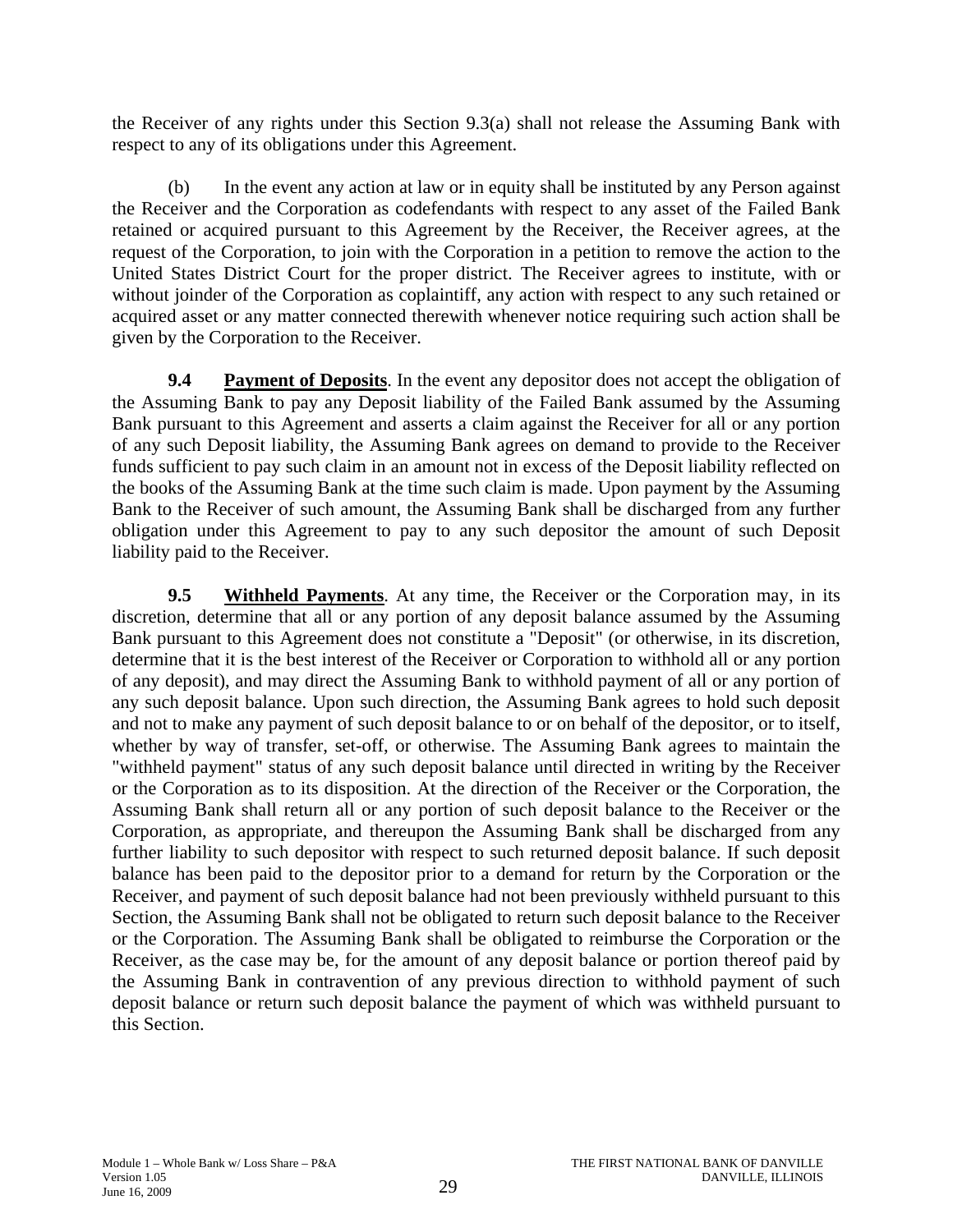the Receiver of any rights under this Section 9.3(a) shall not release the Assuming Bank with respect to any of its obligations under this Agreement.

(b) In the event any action at law or in equity shall be instituted by any Person against the Receiver and the Corporation as codefendants with respect to any asset of the Failed Bank retained or acquired pursuant to this Agreement by the Receiver, the Receiver agrees, at the request of the Corporation, to join with the Corporation in a petition to remove the action to the United States District Court for the proper district. The Receiver agrees to institute, with or without joinder of the Corporation as coplaintiff, any action with respect to any such retained or acquired asset or any matter connected therewith whenever notice requiring such action shall be given by the Corporation to the Receiver.

**9.4 Payment of Deposits**. In the event any depositor does not accept the obligation of the Assuming Bank to pay any Deposit liability of the Failed Bank assumed by the Assuming Bank pursuant to this Agreement and asserts a claim against the Receiver for all or any portion of any such Deposit liability, the Assuming Bank agrees on demand to provide to the Receiver funds sufficient to pay such claim in an amount not in excess of the Deposit liability reflected on the books of the Assuming Bank at the time such claim is made. Upon payment by the Assuming Bank to the Receiver of such amount, the Assuming Bank shall be discharged from any further obligation under this Agreement to pay to any such depositor the amount of such Deposit liability paid to the Receiver.

**9.5 Withheld Payments**. At any time, the Receiver or the Corporation may, in its discretion, determine that all or any portion of any deposit balance assumed by the Assuming Bank pursuant to this Agreement does not constitute a "Deposit" (or otherwise, in its discretion, determine that it is the best interest of the Receiver or Corporation to withhold all or any portion of any deposit), and may direct the Assuming Bank to withhold payment of all or any portion of any such deposit balance. Upon such direction, the Assuming Bank agrees to hold such deposit and not to make any payment of such deposit balance to or on behalf of the depositor, or to itself, whether by way of transfer, set-off, or otherwise. The Assuming Bank agrees to maintain the "withheld payment" status of any such deposit balance until directed in writing by the Receiver or the Corporation as to its disposition. At the direction of the Receiver or the Corporation, the Assuming Bank shall return all or any portion of such deposit balance to the Receiver or the Corporation, as appropriate, and thereupon the Assuming Bank shall be discharged from any further liability to such depositor with respect to such returned deposit balance. If such deposit balance has been paid to the depositor prior to a demand for return by the Corporation or the Receiver, and payment of such deposit balance had not been previously withheld pursuant to this Section, the Assuming Bank shall not be obligated to return such deposit balance to the Receiver or the Corporation. The Assuming Bank shall be obligated to reimburse the Corporation or the Receiver, as the case may be, for the amount of any deposit balance or portion thereof paid by the Assuming Bank in contravention of any previous direction to withhold payment of such deposit balance or return such deposit balance the payment of which was withheld pursuant to this Section.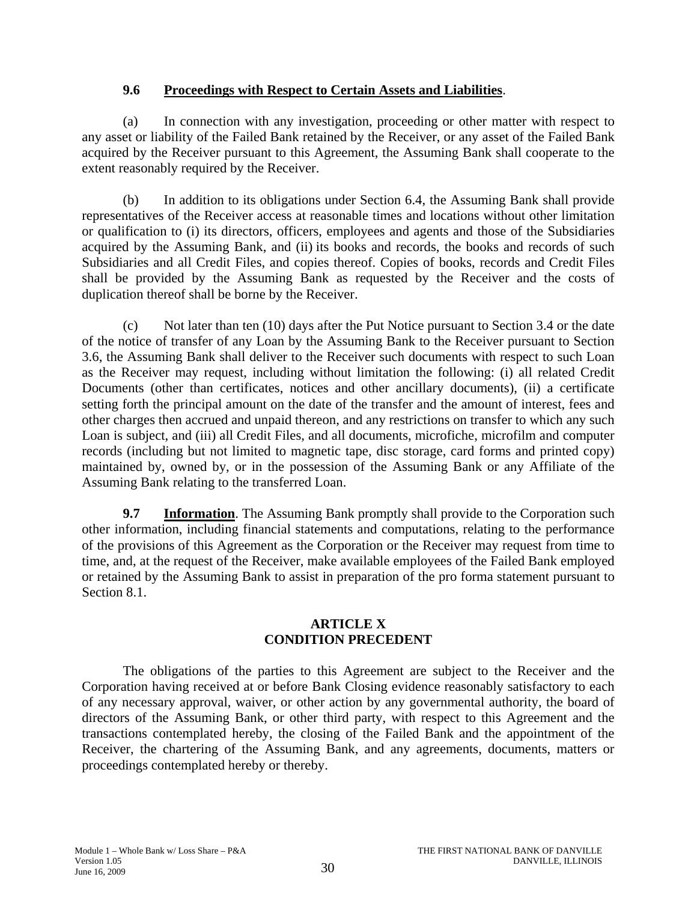**9.6 Proceedings with Respect to Certain Assets and Liabilities**.

(a) In connection with any investigation, proceeding or other matter with respect to any asset or liability of the Failed Bank retained by the Receiver, or any asset of the Failed Bank acquired by the Receiver pursuant to this Agreement, the Assuming Bank shall cooperate to the extent reasonably required by the Receiver.

(b) In addition to its obligations under Section 6.4, the Assuming Bank shall provide representatives of the Receiver access at reasonable times and locations without other limitation or qualification to (i) its directors, officers, employees and agents and those of the Subsidiaries acquired by the Assuming Bank, and (ii) its books and records, the books and records of such Subsidiaries and all Credit Files, and copies thereof. Copies of books, records and Credit Files shall be provided by the Assuming Bank as requested by the Receiver and the costs of duplication thereof shall be borne by the Receiver.

(c) Not later than ten (10) days after the Put Notice pursuant to Section 3.4 or the date of the notice of transfer of any Loan by the Assuming Bank to the Receiver pursuant to Section 3.6, the Assuming Bank shall deliver to the Receiver such documents with respect to such Loan as the Receiver may request, including without limitation the following: (i) all related Credit Documents (other than certificates, notices and other ancillary documents), (ii) a certificate setting forth the principal amount on the date of the transfer and the amount of interest, fees and other charges then accrued and unpaid thereon, and any restrictions on transfer to which any such Loan is subject, and (iii) all Credit Files, and all documents, microfiche, microfilm and computer records (including but not limited to magnetic tape, disc storage, card forms and printed copy) maintained by, owned by, or in the possession of the Assuming Bank or any Affiliate of the Assuming Bank relating to the transferred Loan.

**9.7 Information**. The Assuming Bank promptly shall provide to the Corporation such other information, including financial statements and computations, relating to the performance of the provisions of this Agreement as the Corporation or the Receiver may request from time to time, and, at the request of the Receiver, make available employees of the Failed Bank employed or retained by the Assuming Bank to assist in preparation of the pro forma statement pursuant to Section 8.1.

## ARTICLE X
## CONDITION PRECEDENT

The obligations of the parties to this Agreement are subject to the Receiver and the Corporation having received at or before Bank Closing evidence reasonably satisfactory to each of any necessary approval, waiver, or other action by any governmental authority, the board of directors of the Assuming Bank, or other third party, with respect to this Agreement and the transactions contemplated hereby, the closing of the Failed Bank and the appointment of the Receiver, the chartering of the Assuming Bank, and any agreements, documents, matters or proceedings contemplated hereby or thereby.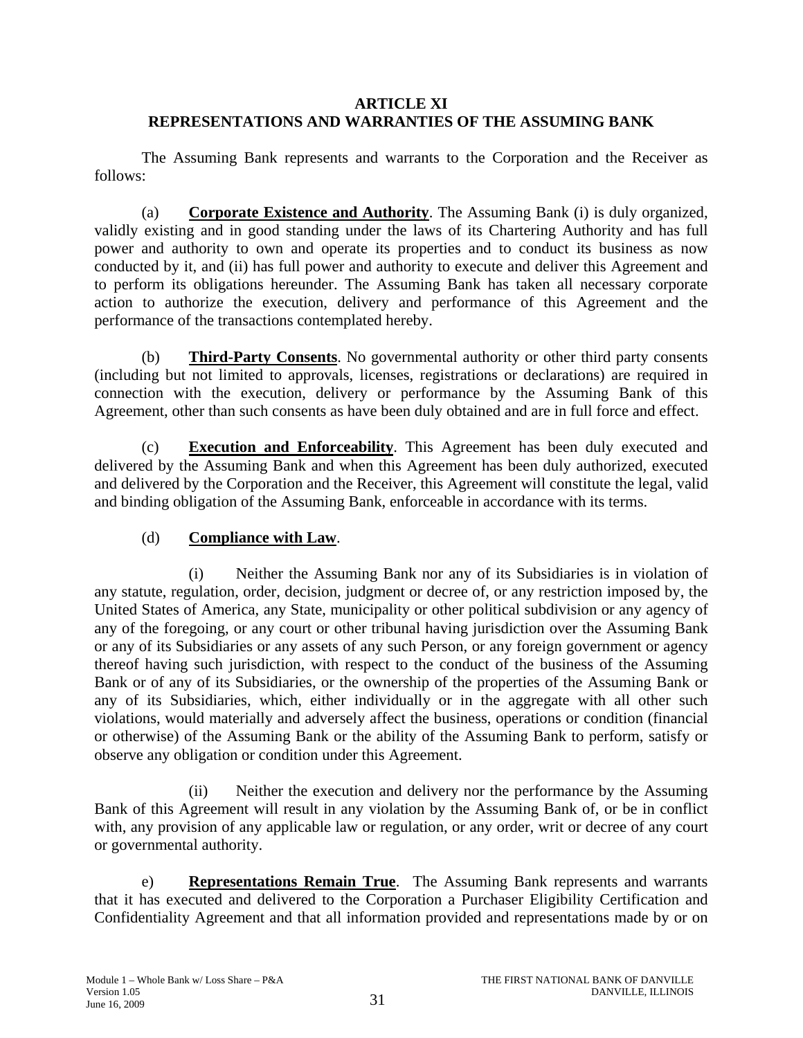# ARTICLE XI
# REPRESENTATIONS AND WARRANTIES OF THE ASSUMING BANK

The Assuming Bank represents and warrants to the Corporation and the Receiver as follows:

(a) **Corporate Existence and Authority**. The Assuming Bank (i) is duly organized, validly existing and in good standing under the laws of its Chartering Authority and has full power and authority to own and operate its properties and to conduct its business as now conducted by it, and (ii) has full power and authority to execute and deliver this Agreement and to perform its obligations hereunder. The Assuming Bank has taken all necessary corporate action to authorize the execution, delivery and performance of this Agreement and the performance of the transactions contemplated hereby.

(b) **Third-Party Consents**. No governmental authority or other third party consents (including but not limited to approvals, licenses, registrations or declarations) are required in connection with the execution, delivery or performance by the Assuming Bank of this Agreement, other than such consents as have been duly obtained and are in full force and effect.

(c) **Execution and Enforceability**. This Agreement has been duly executed and delivered by the Assuming Bank and when this Agreement has been duly authorized, executed and delivered by the Corporation and the Receiver, this Agreement will constitute the legal, valid and binding obligation of the Assuming Bank, enforceable in accordance with its terms.

(d) **Compliance with Law**.

(i) Neither the Assuming Bank nor any of its Subsidiaries is in violation of any statute, regulation, order, decision, judgment or decree of, or any restriction imposed by, the United States of America, any State, municipality or other political subdivision or any agency of any of the foregoing, or any court or other tribunal having jurisdiction over the Assuming Bank or any of its Subsidiaries or any assets of any such Person, or any foreign government or agency thereof having such jurisdiction, with respect to the conduct of the business of the Assuming Bank or of any of its Subsidiaries, or the ownership of the properties of the Assuming Bank or any of its Subsidiaries, which, either individually or in the aggregate with all other such violations, would materially and adversely affect the business, operations or condition (financial or otherwise) of the Assuming Bank or the ability of the Assuming Bank to perform, satisfy or observe any obligation or condition under this Agreement.

(ii) Neither the execution and delivery nor the performance by the Assuming Bank of this Agreement will result in any violation by the Assuming Bank of, or be in conflict with, any provision of any applicable law or regulation, or any order, writ or decree of any court or governmental authority.

e) **Representations Remain True**. The Assuming Bank represents and warrants that it has executed and delivered to the Corporation a Purchaser Eligibility Certification and Confidentiality Agreement and that all information provided and representations made by or on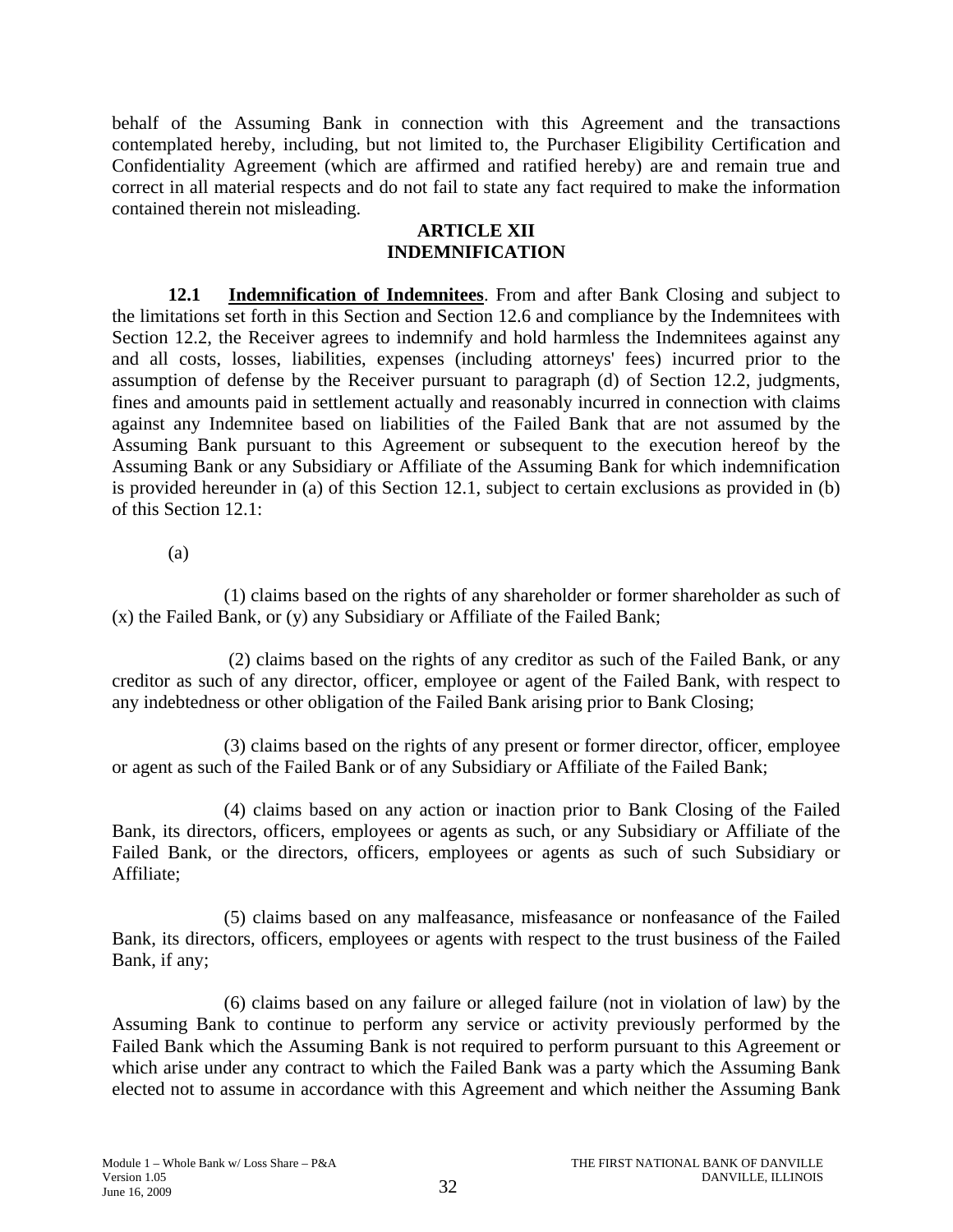behalf of the Assuming Bank in connection with this Agreement and the transactions contemplated hereby, including, but not limited to, the Purchaser Eligibility Certification and Confidentiality Agreement (which are affirmed and ratified hereby) are and remain true and correct in all material respects and do not fail to state any fact required to make the information contained therein not misleading.

## ARTICLE XII
## INDEMNIFICATION

**12.1 Indemnification of Indemnitees**. From and after Bank Closing and subject to the limitations set forth in this Section and Section 12.6 and compliance by the Indemnitees with Section 12.2, the Receiver agrees to indemnify and hold harmless the Indemnitees against any and all costs, losses, liabilities, expenses (including attorneys' fees) incurred prior to the assumption of defense by the Receiver pursuant to paragraph (d) of Section 12.2, judgments, fines and amounts paid in settlement actually and reasonably incurred in connection with claims against any Indemnitee based on liabilities of the Failed Bank that are not assumed by the Assuming Bank pursuant to this Agreement or subsequent to the execution hereof by the Assuming Bank or any Subsidiary or Affiliate of the Assuming Bank for which indemnification is provided hereunder in (a) of this Section 12.1, subject to certain exclusions as provided in (b) of this Section 12.1:

(a)

(1) claims based on the rights of any shareholder or former shareholder as such of (x) the Failed Bank, or (y) any Subsidiary or Affiliate of the Failed Bank;

(2) claims based on the rights of any creditor as such of the Failed Bank, or any creditor as such of any director, officer, employee or agent of the Failed Bank, with respect to any indebtedness or other obligation of the Failed Bank arising prior to Bank Closing;

(3) claims based on the rights of any present or former director, officer, employee or agent as such of the Failed Bank or of any Subsidiary or Affiliate of the Failed Bank;

(4) claims based on any action or inaction prior to Bank Closing of the Failed Bank, its directors, officers, employees or agents as such, or any Subsidiary or Affiliate of the Failed Bank, or the directors, officers, employees or agents as such of such Subsidiary or Affiliate;

(5) claims based on any malfeasance, misfeasance or nonfeasance of the Failed Bank, its directors, officers, employees or agents with respect to the trust business of the Failed Bank, if any;

(6) claims based on any failure or alleged failure (not in violation of law) by the Assuming Bank to continue to perform any service or activity previously performed by the Failed Bank which the Assuming Bank is not required to perform pursuant to this Agreement or which arise under any contract to which the Failed Bank was a party which the Assuming Bank elected not to assume in accordance with this Agreement and which neither the Assuming Bank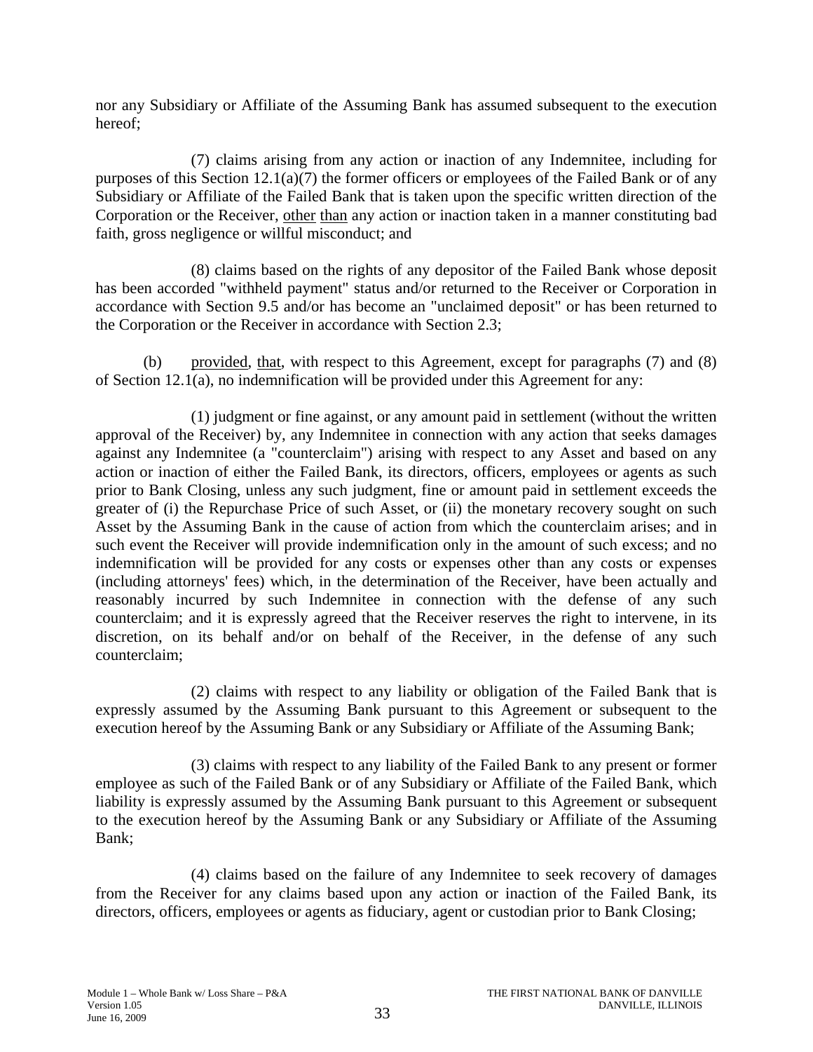nor any Subsidiary or Affiliate of the Assuming Bank has assumed subsequent to the execution hereof;

(7) claims arising from any action or inaction of any Indemnitee, including for purposes of this Section 12.1(a)(7) the former officers or employees of the Failed Bank or of any Subsidiary or Affiliate of the Failed Bank that is taken upon the specific written direction of the Corporation or the Receiver, other than any action or inaction taken in a manner constituting bad faith, gross negligence or willful misconduct; and

(8) claims based on the rights of any depositor of the Failed Bank whose deposit has been accorded "withheld payment" status and/or returned to the Receiver or Corporation in accordance with Section 9.5 and/or has become an "unclaimed deposit" or has been returned to the Corporation or the Receiver in accordance with Section 2.3;

(b) provided, that, with respect to this Agreement, except for paragraphs (7) and (8) of Section 12.1(a), no indemnification will be provided under this Agreement for any:

(1) judgment or fine against, or any amount paid in settlement (without the written approval of the Receiver) by, any Indemnitee in connection with any action that seeks damages against any Indemnitee (a "counterclaim") arising with respect to any Asset and based on any action or inaction of either the Failed Bank, its directors, officers, employees or agents as such prior to Bank Closing, unless any such judgment, fine or amount paid in settlement exceeds the greater of (i) the Repurchase Price of such Asset, or (ii) the monetary recovery sought on such Asset by the Assuming Bank in the cause of action from which the counterclaim arises; and in such event the Receiver will provide indemnification only in the amount of such excess; and no indemnification will be provided for any costs or expenses other than any costs or expenses (including attorneys' fees) which, in the determination of the Receiver, have been actually and reasonably incurred by such Indemnitee in connection with the defense of any such counterclaim; and it is expressly agreed that the Receiver reserves the right to intervene, in its discretion, on its behalf and/or on behalf of the Receiver, in the defense of any such counterclaim;

(2) claims with respect to any liability or obligation of the Failed Bank that is expressly assumed by the Assuming Bank pursuant to this Agreement or subsequent to the execution hereof by the Assuming Bank or any Subsidiary or Affiliate of the Assuming Bank;

(3) claims with respect to any liability of the Failed Bank to any present or former employee as such of the Failed Bank or of any Subsidiary or Affiliate of the Failed Bank, which liability is expressly assumed by the Assuming Bank pursuant to this Agreement or subsequent to the execution hereof by the Assuming Bank or any Subsidiary or Affiliate of the Assuming Bank;

(4) claims based on the failure of any Indemnitee to seek recovery of damages from the Receiver for any claims based upon any action or inaction of the Failed Bank, its directors, officers, employees or agents as fiduciary, agent or custodian prior to Bank Closing;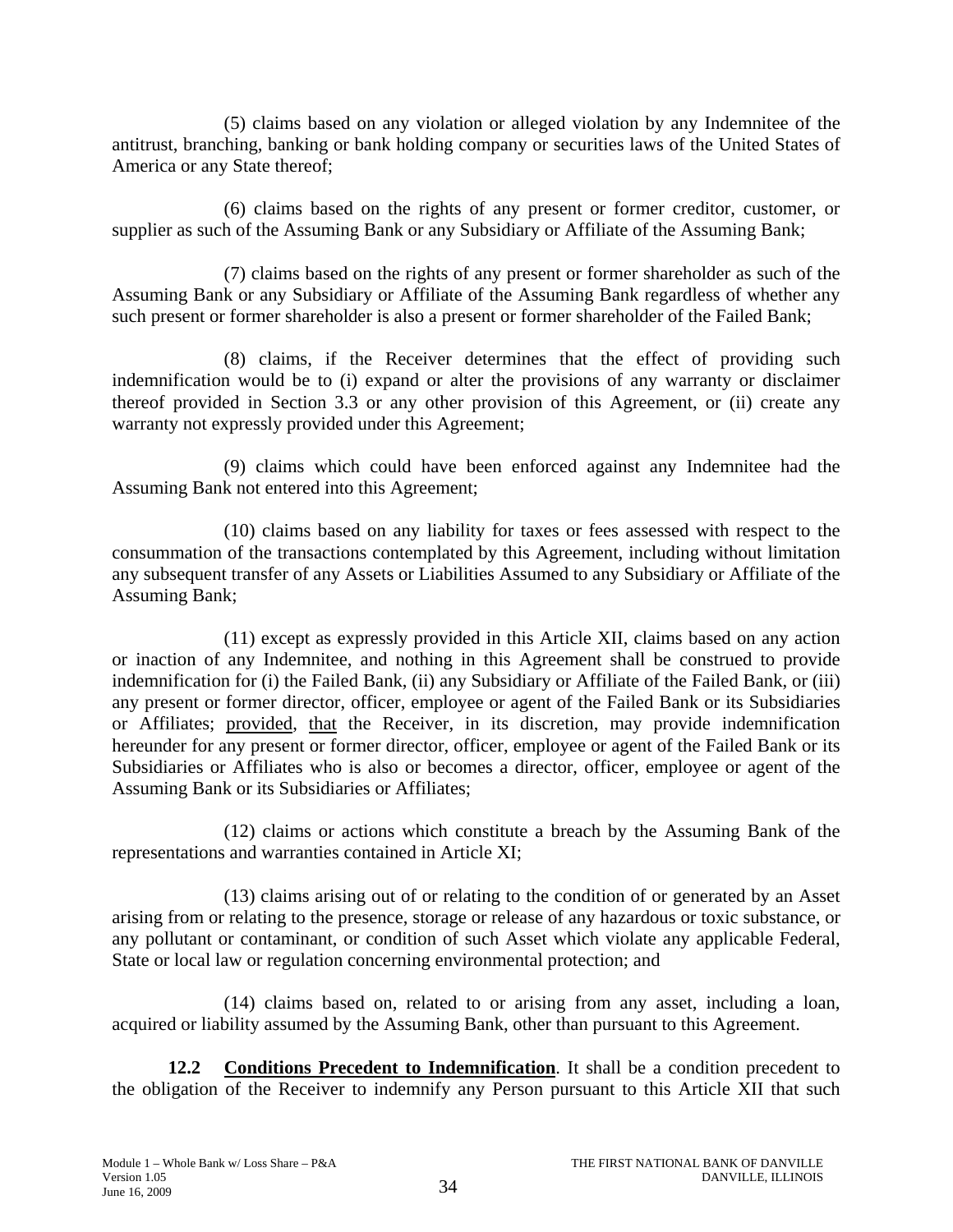(5) claims based on any violation or alleged violation by any Indemnitee of the antitrust, branching, banking or bank holding company or securities laws of the United States of America or any State thereof;

(6) claims based on the rights of any present or former creditor, customer, or supplier as such of the Assuming Bank or any Subsidiary or Affiliate of the Assuming Bank;

(7) claims based on the rights of any present or former shareholder as such of the Assuming Bank or any Subsidiary or Affiliate of the Assuming Bank regardless of whether any such present or former shareholder is also a present or former shareholder of the Failed Bank;

(8) claims, if the Receiver determines that the effect of providing such indemnification would be to (i) expand or alter the provisions of any warranty or disclaimer thereof provided in Section 3.3 or any other provision of this Agreement, or (ii) create any warranty not expressly provided under this Agreement;

(9) claims which could have been enforced against any Indemnitee had the Assuming Bank not entered into this Agreement;

(10) claims based on any liability for taxes or fees assessed with respect to the consummation of the transactions contemplated by this Agreement, including without limitation any subsequent transfer of any Assets or Liabilities Assumed to any Subsidiary or Affiliate of the Assuming Bank;

(11) except as expressly provided in this Article XII, claims based on any action or inaction of any Indemnitee, and nothing in this Agreement shall be construed to provide indemnification for (i) the Failed Bank, (ii) any Subsidiary or Affiliate of the Failed Bank, or (iii) any present or former director, officer, employee or agent of the Failed Bank or its Subsidiaries or Affiliates; provided, that the Receiver, in its discretion, may provide indemnification hereunder for any present or former director, officer, employee or agent of the Failed Bank or its Subsidiaries or Affiliates who is also or becomes a director, officer, employee or agent of the Assuming Bank or its Subsidiaries or Affiliates;

(12) claims or actions which constitute a breach by the Assuming Bank of the representations and warranties contained in Article XI;

(13) claims arising out of or relating to the condition of or generated by an Asset arising from or relating to the presence, storage or release of any hazardous or toxic substance, or any pollutant or contaminant, or condition of such Asset which violate any applicable Federal, State or local law or regulation concerning environmental protection; and

(14) claims based on, related to or arising from any asset, including a loan, acquired or liability assumed by the Assuming Bank, other than pursuant to this Agreement.

**12.2 Conditions Precedent to Indemnification**. It shall be a condition precedent to the obligation of the Receiver to indemnify any Person pursuant to this Article XII that such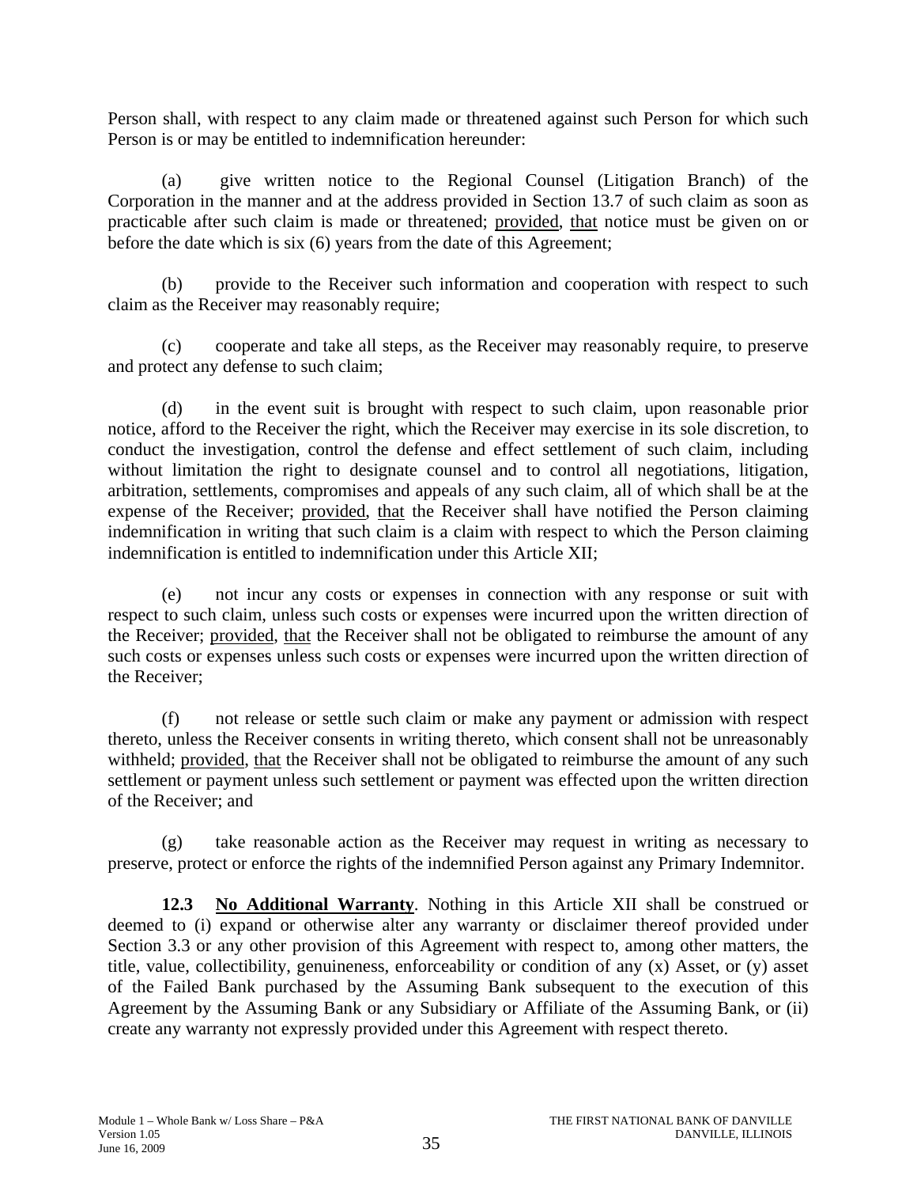Person shall, with respect to any claim made or threatened against such Person for which such Person is or may be entitled to indemnification hereunder:

(a) give written notice to the Regional Counsel (Litigation Branch) of the Corporation in the manner and at the address provided in Section 13.7 of such claim as soon as practicable after such claim is made or threatened; provided, that notice must be given on or before the date which is six (6) years from the date of this Agreement;

(b) provide to the Receiver such information and cooperation with respect to such claim as the Receiver may reasonably require;

(c) cooperate and take all steps, as the Receiver may reasonably require, to preserve and protect any defense to such claim;

(d) in the event suit is brought with respect to such claim, upon reasonable prior notice, afford to the Receiver the right, which the Receiver may exercise in its sole discretion, to conduct the investigation, control the defense and effect settlement of such claim, including without limitation the right to designate counsel and to control all negotiations, litigation, arbitration, settlements, compromises and appeals of any such claim, all of which shall be at the expense of the Receiver; provided, that the Receiver shall have notified the Person claiming indemnification in writing that such claim is a claim with respect to which the Person claiming indemnification is entitled to indemnification under this Article XII;

(e) not incur any costs or expenses in connection with any response or suit with respect to such claim, unless such costs or expenses were incurred upon the written direction of the Receiver; provided, that the Receiver shall not be obligated to reimburse the amount of any such costs or expenses unless such costs or expenses were incurred upon the written direction of the Receiver;

(f) not release or settle such claim or make any payment or admission with respect thereto, unless the Receiver consents in writing thereto, which consent shall not be unreasonably withheld; provided, that the Receiver shall not be obligated to reimburse the amount of any such settlement or payment unless such settlement or payment was effected upon the written direction of the Receiver; and

(g) take reasonable action as the Receiver may request in writing as necessary to preserve, protect or enforce the rights of the indemnified Person against any Primary Indemnitor.

**12.3 No Additional Warranty**. Nothing in this Article XII shall be construed or deemed to (i) expand or otherwise alter any warranty or disclaimer thereof provided under Section 3.3 or any other provision of this Agreement with respect to, among other matters, the title, value, collectibility, genuineness, enforceability or condition of any (x) Asset, or (y) asset of the Failed Bank purchased by the Assuming Bank subsequent to the execution of this Agreement by the Assuming Bank or any Subsidiary or Affiliate of the Assuming Bank, or (ii) create any warranty not expressly provided under this Agreement with respect thereto.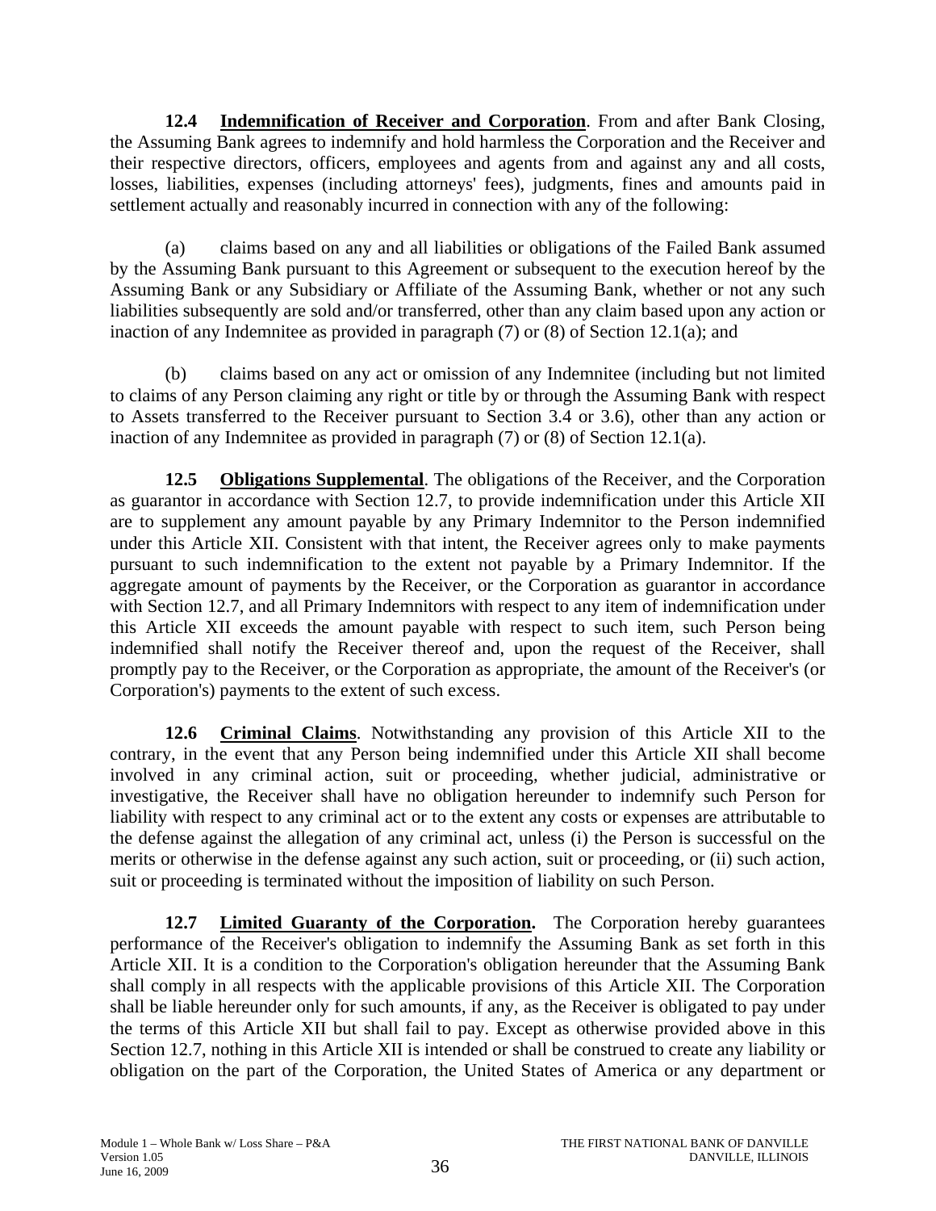**12.4 Indemnification of Receiver and Corporation**. From and after Bank Closing, the Assuming Bank agrees to indemnify and hold harmless the Corporation and the Receiver and their respective directors, officers, employees and agents from and against any and all costs, losses, liabilities, expenses (including attorneys' fees), judgments, fines and amounts paid in settlement actually and reasonably incurred in connection with any of the following:

(a) claims based on any and all liabilities or obligations of the Failed Bank assumed by the Assuming Bank pursuant to this Agreement or subsequent to the execution hereof by the Assuming Bank or any Subsidiary or Affiliate of the Assuming Bank, whether or not any such liabilities subsequently are sold and/or transferred, other than any claim based upon any action or inaction of any Indemnitee as provided in paragraph (7) or (8) of Section 12.1(a); and

(b) claims based on any act or omission of any Indemnitee (including but not limited to claims of any Person claiming any right or title by or through the Assuming Bank with respect to Assets transferred to the Receiver pursuant to Section 3.4 or 3.6), other than any action or inaction of any Indemnitee as provided in paragraph (7) or (8) of Section 12.1(a).

**12.5 Obligations Supplemental**. The obligations of the Receiver, and the Corporation as guarantor in accordance with Section 12.7, to provide indemnification under this Article XII are to supplement any amount payable by any Primary Indemnitor to the Person indemnified under this Article XII. Consistent with that intent, the Receiver agrees only to make payments pursuant to such indemnification to the extent not payable by a Primary Indemnitor. If the aggregate amount of payments by the Receiver, or the Corporation as guarantor in accordance with Section 12.7, and all Primary Indemnitors with respect to any item of indemnification under this Article XII exceeds the amount payable with respect to such item, such Person being indemnified shall notify the Receiver thereof and, upon the request of the Receiver, shall promptly pay to the Receiver, or the Corporation as appropriate, the amount of the Receiver's (or Corporation's) payments to the extent of such excess.

**12.6 Criminal Claims**. Notwithstanding any provision of this Article XII to the contrary, in the event that any Person being indemnified under this Article XII shall become involved in any criminal action, suit or proceeding, whether judicial, administrative or investigative, the Receiver shall have no obligation hereunder to indemnify such Person for liability with respect to any criminal act or to the extent any costs or expenses are attributable to the defense against the allegation of any criminal act, unless (i) the Person is successful on the merits or otherwise in the defense against any such action, suit or proceeding, or (ii) such action, suit or proceeding is terminated without the imposition of liability on such Person.

**12.7 Limited Guaranty of the Corporation.** The Corporation hereby guarantees performance of the Receiver's obligation to indemnify the Assuming Bank as set forth in this Article XII. It is a condition to the Corporation's obligation hereunder that the Assuming Bank shall comply in all respects with the applicable provisions of this Article XII. The Corporation shall be liable hereunder only for such amounts, if any, as the Receiver is obligated to pay under the terms of this Article XII but shall fail to pay. Except as otherwise provided above in this Section 12.7, nothing in this Article XII is intended or shall be construed to create any liability or obligation on the part of the Corporation, the United States of America or any department or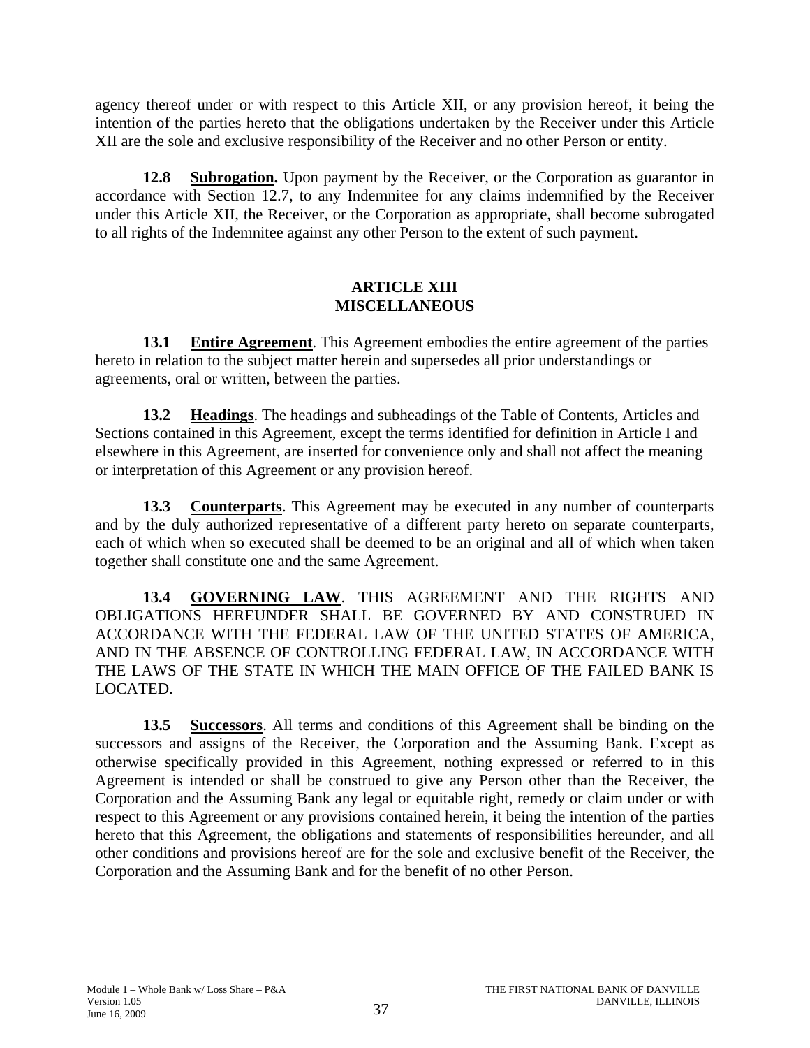agency thereof under or with respect to this Article XII, or any provision hereof, it being the intention of the parties hereto that the obligations undertaken by the Receiver under this Article XII are the sole and exclusive responsibility of the Receiver and no other Person or entity.

**12.8 Subrogation.** Upon payment by the Receiver, or the Corporation as guarantor in accordance with Section 12.7, to any Indemnitee for any claims indemnified by the Receiver under this Article XII, the Receiver, or the Corporation as appropriate, shall become subrogated to all rights of the Indemnitee against any other Person to the extent of such payment.

## ARTICLE XIII
## MISCELLANEOUS

**13.1 Entire Agreement**. This Agreement embodies the entire agreement of the parties hereto in relation to the subject matter herein and supersedes all prior understandings or agreements, oral or written, between the parties.

**13.2 Headings**. The headings and subheadings of the Table of Contents, Articles and Sections contained in this Agreement, except the terms identified for definition in Article I and elsewhere in this Agreement, are inserted for convenience only and shall not affect the meaning or interpretation of this Agreement or any provision hereof.

**13.3 Counterparts**. This Agreement may be executed in any number of counterparts and by the duly authorized representative of a different party hereto on separate counterparts, each of which when so executed shall be deemed to be an original and all of which when taken together shall constitute one and the same Agreement.

**13.4 GOVERNING LAW**. THIS AGREEMENT AND THE RIGHTS AND OBLIGATIONS HEREUNDER SHALL BE GOVERNED BY AND CONSTRUED IN ACCORDANCE WITH THE FEDERAL LAW OF THE UNITED STATES OF AMERICA, AND IN THE ABSENCE OF CONTROLLING FEDERAL LAW, IN ACCORDANCE WITH THE LAWS OF THE STATE IN WHICH THE MAIN OFFICE OF THE FAILED BANK IS LOCATED.

**13.5 Successors**. All terms and conditions of this Agreement shall be binding on the successors and assigns of the Receiver, the Corporation and the Assuming Bank. Except as otherwise specifically provided in this Agreement, nothing expressed or referred to in this Agreement is intended or shall be construed to give any Person other than the Receiver, the Corporation and the Assuming Bank any legal or equitable right, remedy or claim under or with respect to this Agreement or any provisions contained herein, it being the intention of the parties hereto that this Agreement, the obligations and statements of responsibilities hereunder, and all other conditions and provisions hereof are for the sole and exclusive benefit of the Receiver, the Corporation and the Assuming Bank and for the benefit of no other Person.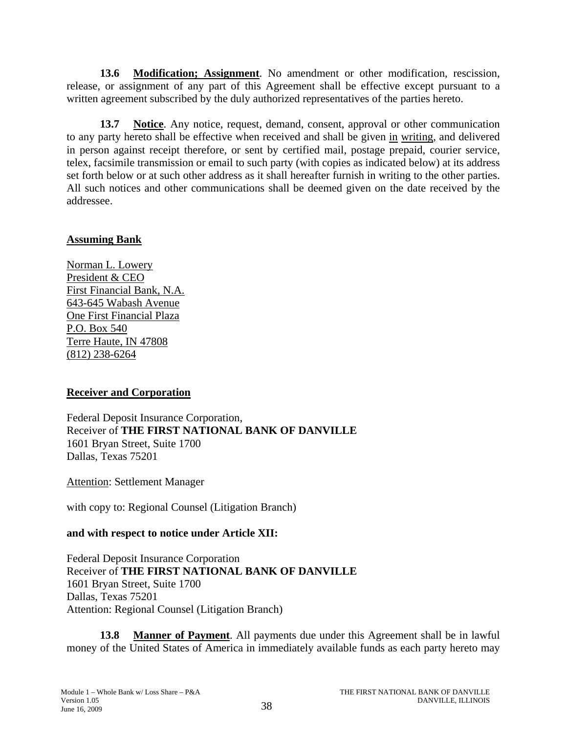**13.6 Modification; Assignment**. No amendment or other modification, rescission, release, or assignment of any part of this Agreement shall be effective except pursuant to a written agreement subscribed by the duly authorized representatives of the parties hereto.

**13.7 Notice**. Any notice, request, demand, consent, approval or other communication to any party hereto shall be effective when received and shall be given in writing, and delivered in person against receipt therefore, or sent by certified mail, postage prepaid, courier service, telex, facsimile transmission or email to such party (with copies as indicated below) at its address set forth below or at such other address as it shall hereafter furnish in writing to the other parties. All such notices and other communications shall be deemed given on the date received by the addressee.

**Assuming Bank**

Norman L. Lowery
President & CEO
First Financial Bank, N.A.
643-645 Wabash Avenue
One First Financial Plaza
P.O. Box 540
Terre Haute, IN 47808
(812) 238-6264

**Receiver and Corporation**

Federal Deposit Insurance Corporation,
Receiver of **THE FIRST NATIONAL BANK OF DANVILLE**
1601 Bryan Street, Suite 1700
Dallas, Texas 75201

Attention: Settlement Manager

with copy to: Regional Counsel (Litigation Branch)

**and with respect to notice under Article XII:**

Federal Deposit Insurance Corporation
Receiver of **THE FIRST NATIONAL BANK OF DANVILLE**
1601 Bryan Street, Suite 1700
Dallas, Texas 75201
Attention: Regional Counsel (Litigation Branch)

**13.8 Manner of Payment**. All payments due under this Agreement shall be in lawful money of the United States of America in immediately available funds as each party hereto may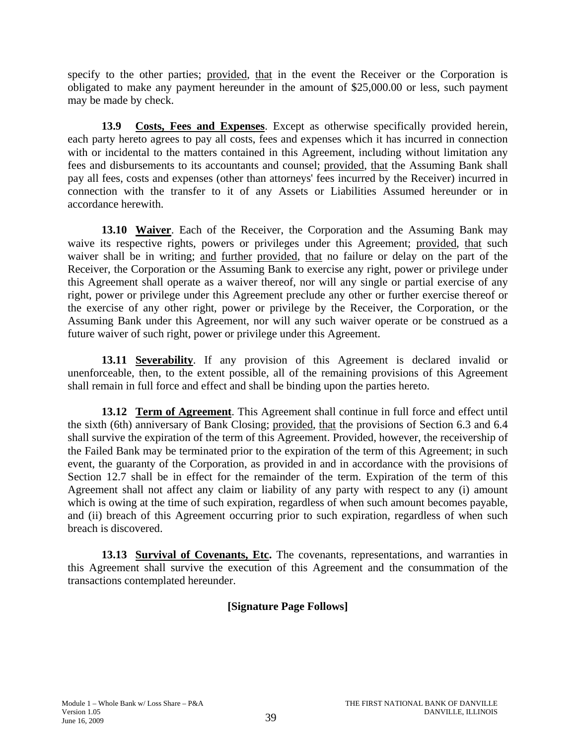specify to the other parties; provided, that in the event the Receiver or the Corporation is obligated to make any payment hereunder in the amount of $25,000.00 or less, such payment may be made by check.

**13.9 Costs, Fees and Expenses**. Except as otherwise specifically provided herein, each party hereto agrees to pay all costs, fees and expenses which it has incurred in connection with or incidental to the matters contained in this Agreement, including without limitation any fees and disbursements to its accountants and counsel; provided, that the Assuming Bank shall pay all fees, costs and expenses (other than attorneys' fees incurred by the Receiver) incurred in connection with the transfer to it of any Assets or Liabilities Assumed hereunder or in accordance herewith.

**13.10 Waiver**. Each of the Receiver, the Corporation and the Assuming Bank may waive its respective rights, powers or privileges under this Agreement; provided, that such waiver shall be in writing; and further provided, that no failure or delay on the part of the Receiver, the Corporation or the Assuming Bank to exercise any right, power or privilege under this Agreement shall operate as a waiver thereof, nor will any single or partial exercise of any right, power or privilege under this Agreement preclude any other or further exercise thereof or the exercise of any other right, power or privilege by the Receiver, the Corporation, or the Assuming Bank under this Agreement, nor will any such waiver operate or be construed as a future waiver of such right, power or privilege under this Agreement.

**13.11 Severability**. If any provision of this Agreement is declared invalid or unenforceable, then, to the extent possible, all of the remaining provisions of this Agreement shall remain in full force and effect and shall be binding upon the parties hereto.

**13.12 Term of Agreement**. This Agreement shall continue in full force and effect until the sixth (6th) anniversary of Bank Closing; provided, that the provisions of Section 6.3 and 6.4 shall survive the expiration of the term of this Agreement. Provided, however, the receivership of the Failed Bank may be terminated prior to the expiration of the term of this Agreement; in such event, the guaranty of the Corporation, as provided in and in accordance with the provisions of Section 12.7 shall be in effect for the remainder of the term. Expiration of the term of this Agreement shall not affect any claim or liability of any party with respect to any (i) amount which is owing at the time of such expiration, regardless of when such amount becomes payable, and (ii) breach of this Agreement occurring prior to such expiration, regardless of when such breach is discovered.

**13.13 Survival of Covenants, Etc.** The covenants, representations, and warranties in this Agreement shall survive the execution of this Agreement and the consummation of the transactions contemplated hereunder.

**[Signature Page Follows]**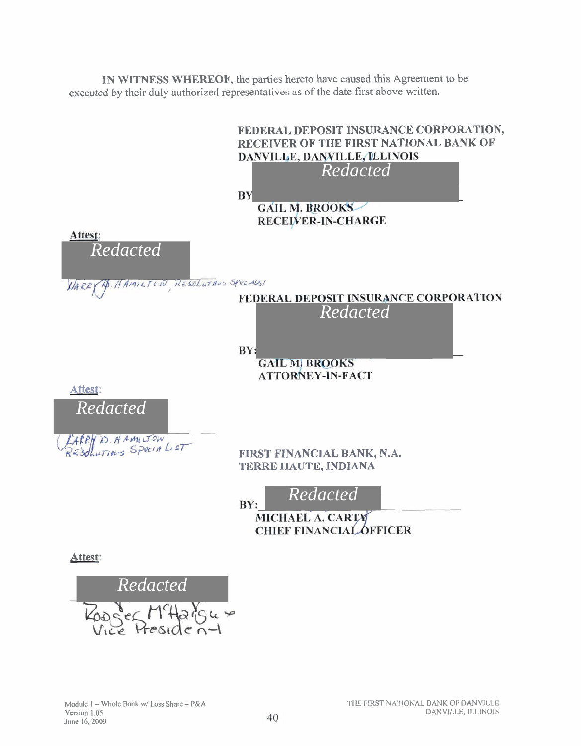**IN WITNESS WHEREOF**, the parties hereto have caused this Agreement to be executed by their duly authorized representatives as of the date first above written.

**FEDERAL DEPOSIT INSURANCE CORPORATION, RECEIVER OF THE FIRST NATIONAL BANK OF DANVILLE, DANVILLE, ILLINOIS**

Redacted

**BY** \_\_\_\_\_\_\_\_\_\_\_\_\_\_\_\_\_\_\_\_\_\_\_\_
**GAIL M. BROOKS**
**RECEIVER-IN-CHARGE**

**Attest:**

Redacted

LARRY D. HAMILTON, RESOLUTIONS SPECIALIST

**FEDERAL DEPOSIT INSURANCE CORPORATION**

Redacted

**BY:** \_\_\_\_\_\_\_\_\_\_\_\_\_\_\_\_\_\_\_\_\_\_\_\_
**GAIL M. BROOKS**
**ATTORNEY-IN-FACT**

**Attest:**

Redacted

LARRY D. HAMILTON
RESOLUTIONS SPECIALIST

**FIRST FINANCIAL BANK, N.A.**
**TERRE HAUTE, INDIANA**

**BY:** Redacted
**MICHAEL A. CARTY**
**CHIEF FINANCIAL OFFICER**

**Attest:**

Redacted

Rodger McHargue
Vice President

Module 1 – Whole Bank w/ Loss Share – P&A
Version 1.05
June 16, 2009

THE FIRST NATIONAL BANK OF DANVILLE
DANVILLE, ILLINOIS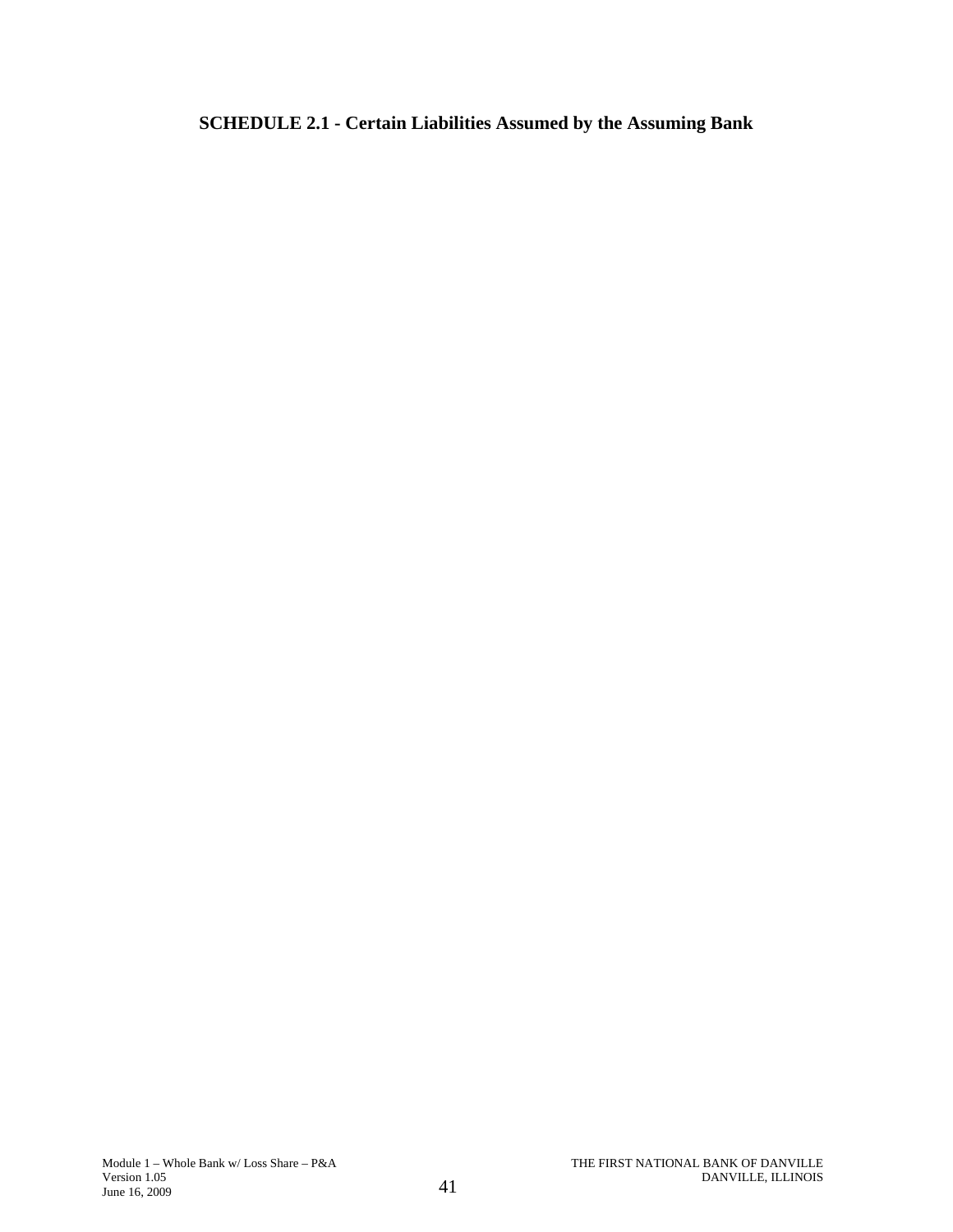**SCHEDULE 2.1 - Certain Liabilities Assumed by the Assuming Bank**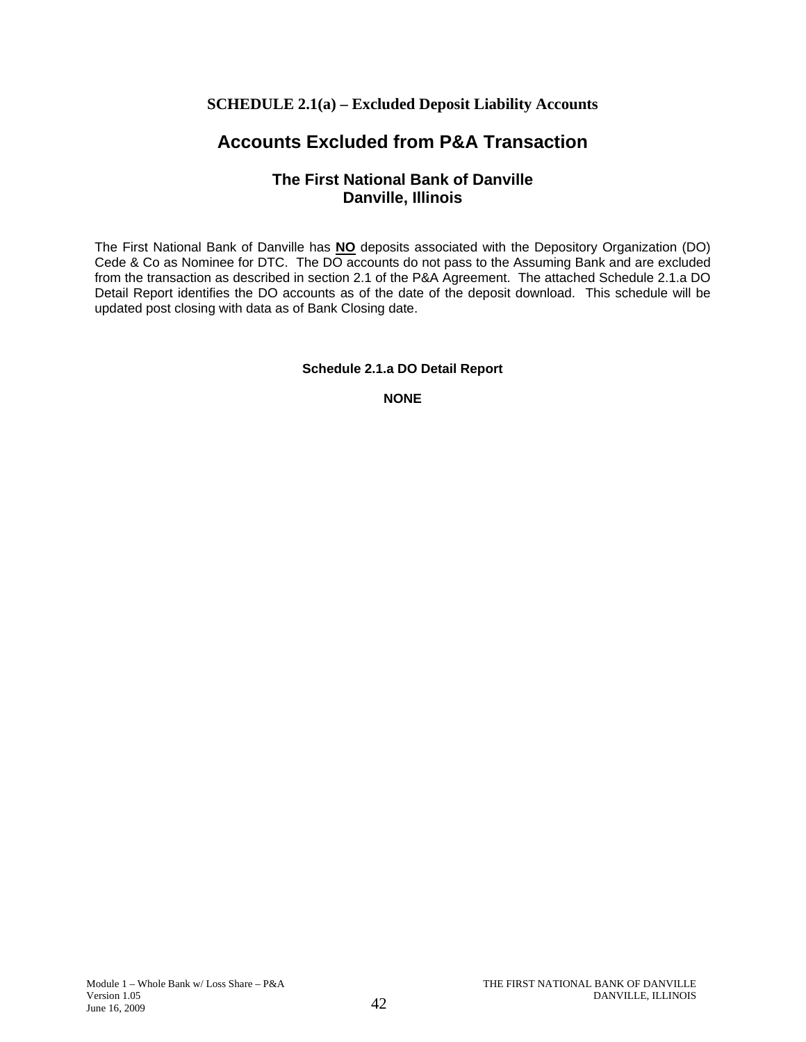**SCHEDULE 2.1(a) – Excluded Deposit Liability Accounts**

# Accounts Excluded from P&A Transaction

## The First National Bank of Danville
## Danville, Illinois

The First National Bank of Danville has **NO** deposits associated with the Depository Organization (DO) Cede & Co as Nominee for DTC. The DO accounts do not pass to the Assuming Bank and are excluded from the transaction as described in section 2.1 of the P&A Agreement. The attached Schedule 2.1.a DO Detail Report identifies the DO accounts as of the date of the deposit download. This schedule will be updated post closing with data as of Bank Closing date.

**Schedule 2.1.a DO Detail Report**

**NONE**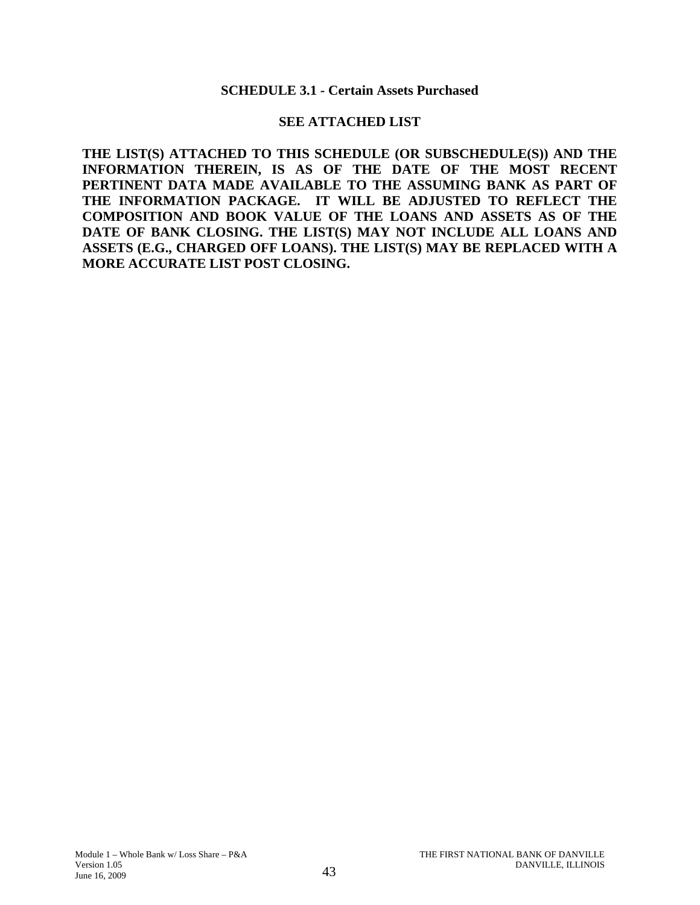## SCHEDULE 3.1 - Certain Assets Purchased

**SEE ATTACHED LIST**

**THE LIST(S) ATTACHED TO THIS SCHEDULE (OR SUBSCHEDULE(S)) AND THE INFORMATION THEREIN, IS AS OF THE DATE OF THE MOST RECENT PERTINENT DATA MADE AVAILABLE TO THE ASSUMING BANK AS PART OF THE INFORMATION PACKAGE. IT WILL BE ADJUSTED TO REFLECT THE COMPOSITION AND BOOK VALUE OF THE LOANS AND ASSETS AS OF THE DATE OF BANK CLOSING. THE LIST(S) MAY NOT INCLUDE ALL LOANS AND ASSETS (E.G., CHARGED OFF LOANS). THE LIST(S) MAY BE REPLACED WITH A MORE ACCURATE LIST POST CLOSING.**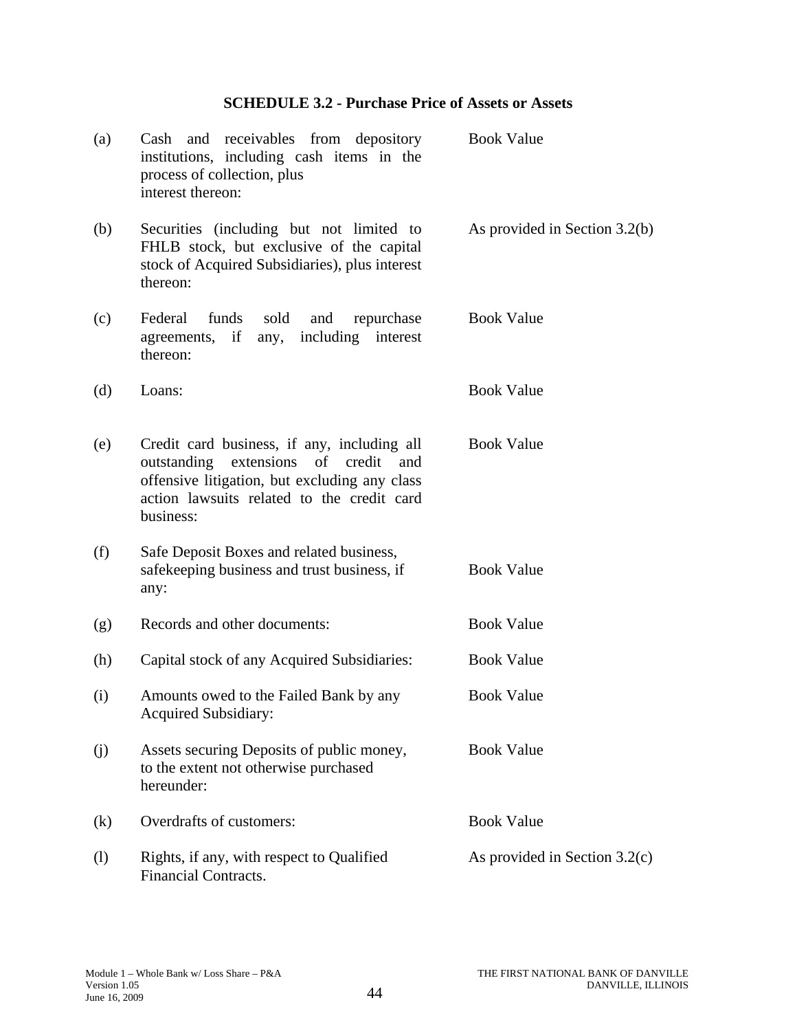### SCHEDULE 3.2 - Purchase Price of Assets or Assets

| | | |
|---|---|---|
| (a) | Cash and receivables from depository institutions, including cash items in the process of collection, plus interest thereon: | Book Value |
| (b) | Securities (including but not limited to FHLB stock, but exclusive of the capital stock of Acquired Subsidiaries), plus interest thereon: | As provided in Section 3.2(b) |
| (c) | Federal funds sold and repurchase agreements, if any, including interest thereon: | Book Value |
| (d) | Loans: | Book Value |
| (e) | Credit card business, if any, including all outstanding extensions of credit and offensive litigation, but excluding any class action lawsuits related to the credit card business: | Book Value |
| (f) | Safe Deposit Boxes and related business, safekeeping business and trust business, if any: | Book Value |
| (g) | Records and other documents: | Book Value |
| (h) | Capital stock of any Acquired Subsidiaries: | Book Value |
| (i) | Amounts owed to the Failed Bank by any Acquired Subsidiary: | Book Value |
| (j) | Assets securing Deposits of public money, to the extent not otherwise purchased hereunder: | Book Value |
| (k) | Overdrafts of customers: | Book Value |
| (l) | Rights, if any, with respect to Qualified Financial Contracts. | As provided in Section 3.2(c) |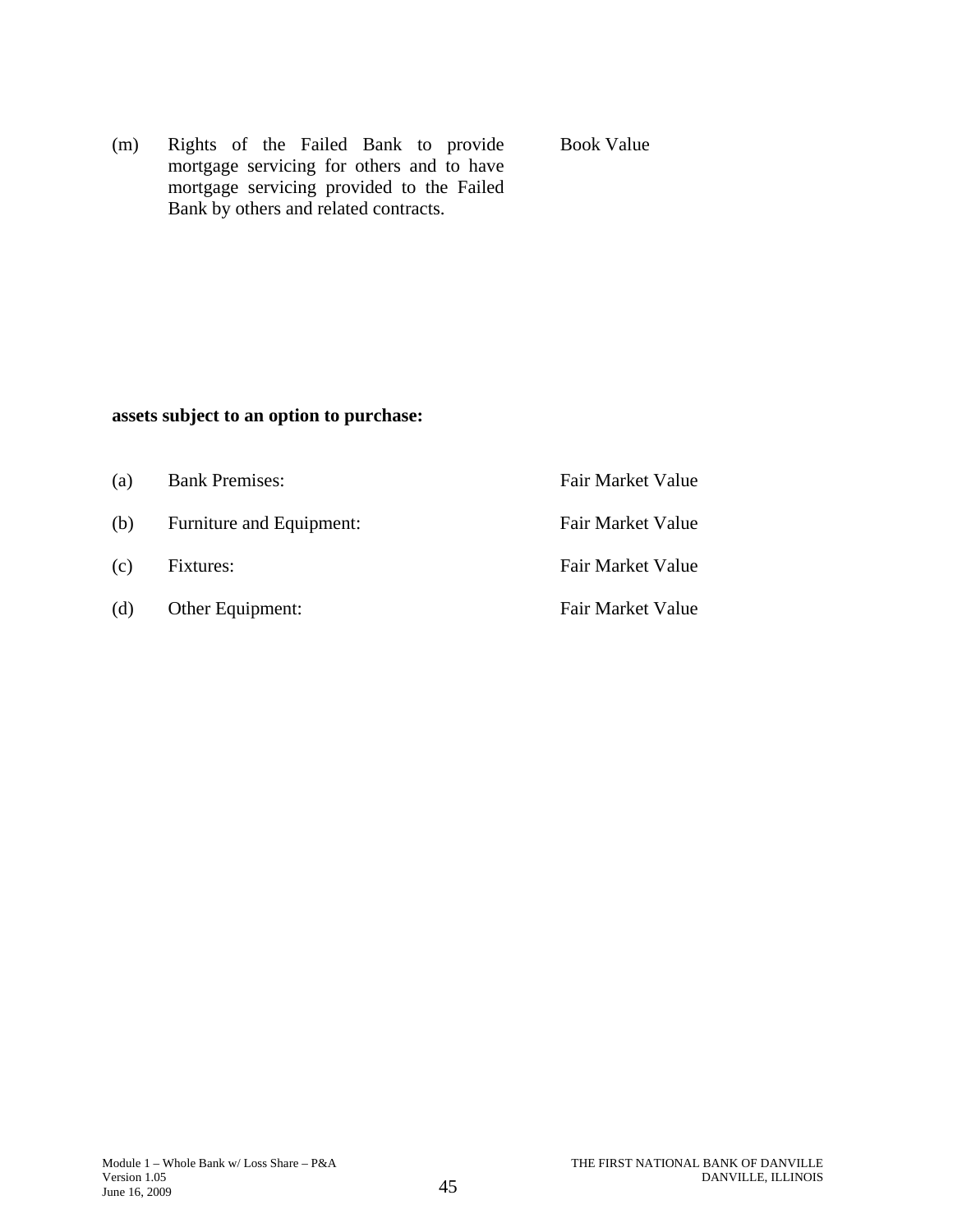| | | |
|---|---|---|
| (m) | Rights of the Failed Bank to provide mortgage servicing for others and to have mortgage servicing provided to the Failed Bank by others and related contracts. | Book Value |

**assets subject to an option to purchase:**

| | | |
|---|---|---|
| (a) | Bank Premises: | Fair Market Value |
| (b) | Furniture and Equipment: | Fair Market Value |
| (c) | Fixtures: | Fair Market Value |
| (d) | Other Equipment: | Fair Market Value |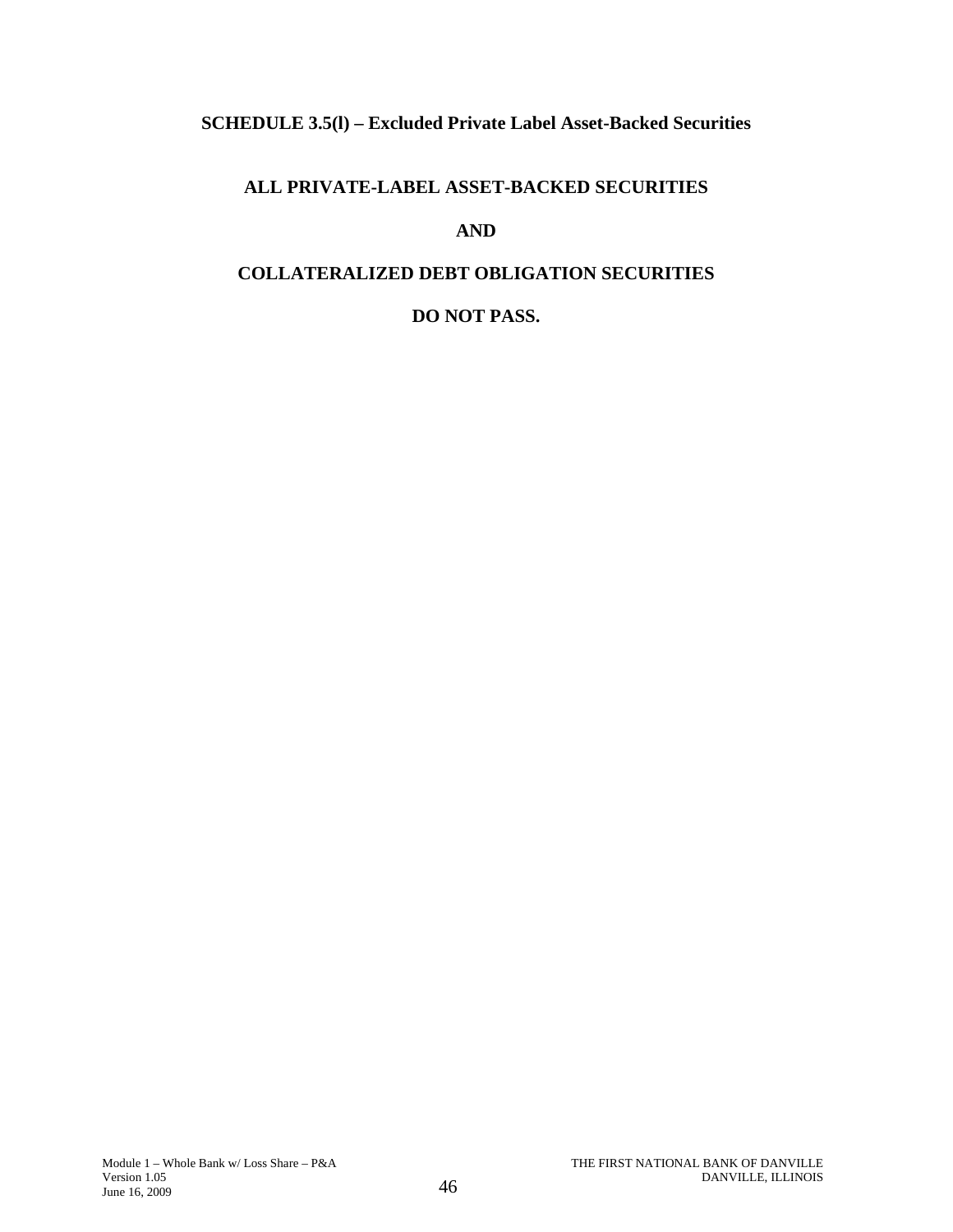## SCHEDULE 3.5(l) – Excluded Private Label Asset-Backed Securities

**ALL PRIVATE-LABEL ASSET-BACKED SECURITIES**

**AND**

**COLLATERALIZED DEBT OBLIGATION SECURITIES**

**DO NOT PASS.**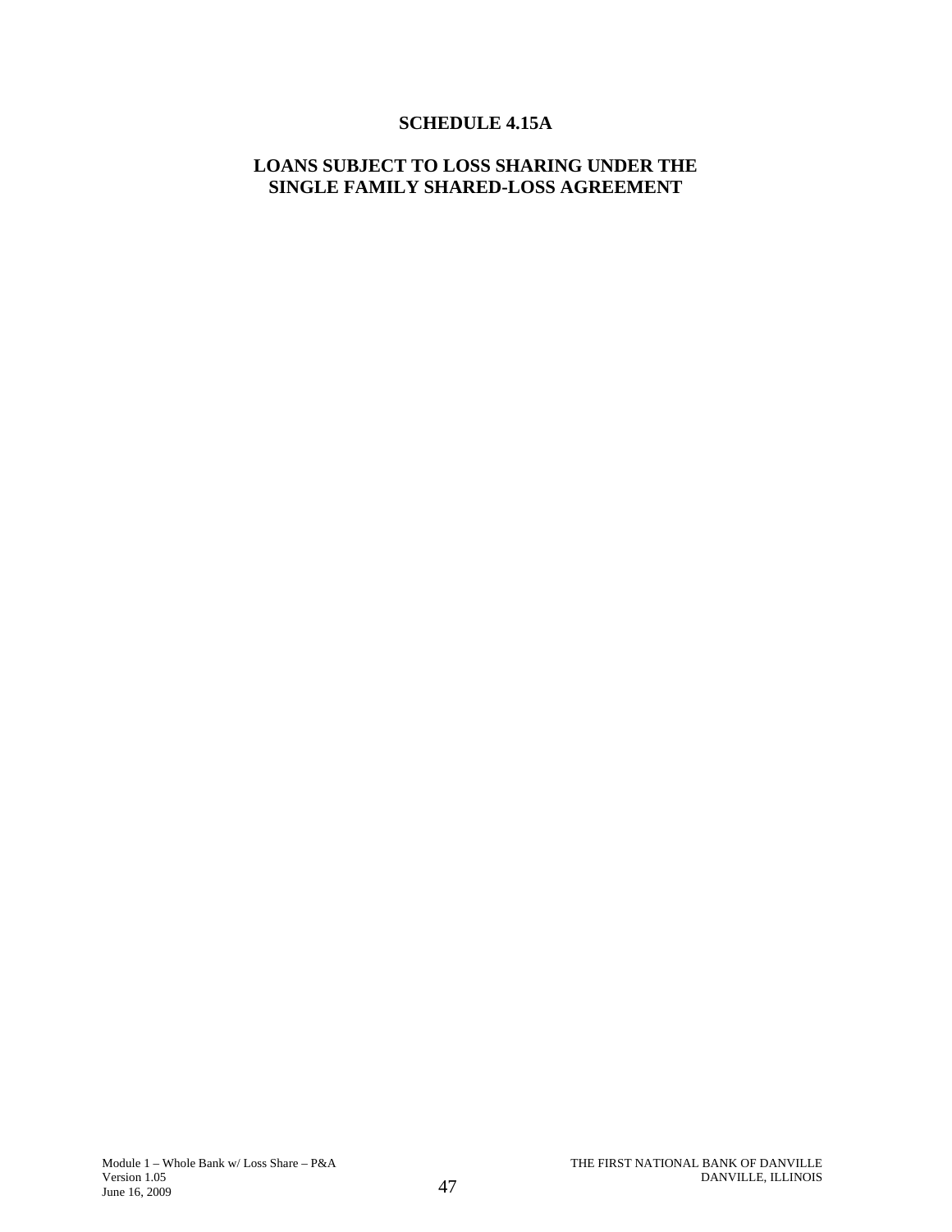# SCHEDULE 4.15A

## LOANS SUBJECT TO LOSS SHARING UNDER THE SINGLE FAMILY SHARED-LOSS AGREEMENT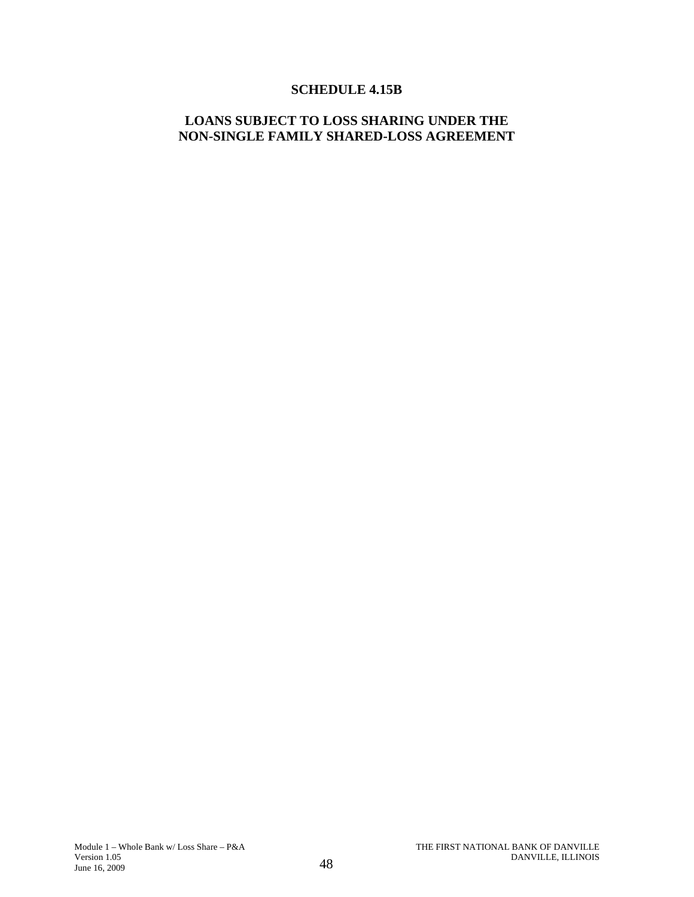# SCHEDULE 4.15B

## LOANS SUBJECT TO LOSS SHARING UNDER THE NON-SINGLE FAMILY SHARED-LOSS AGREEMENT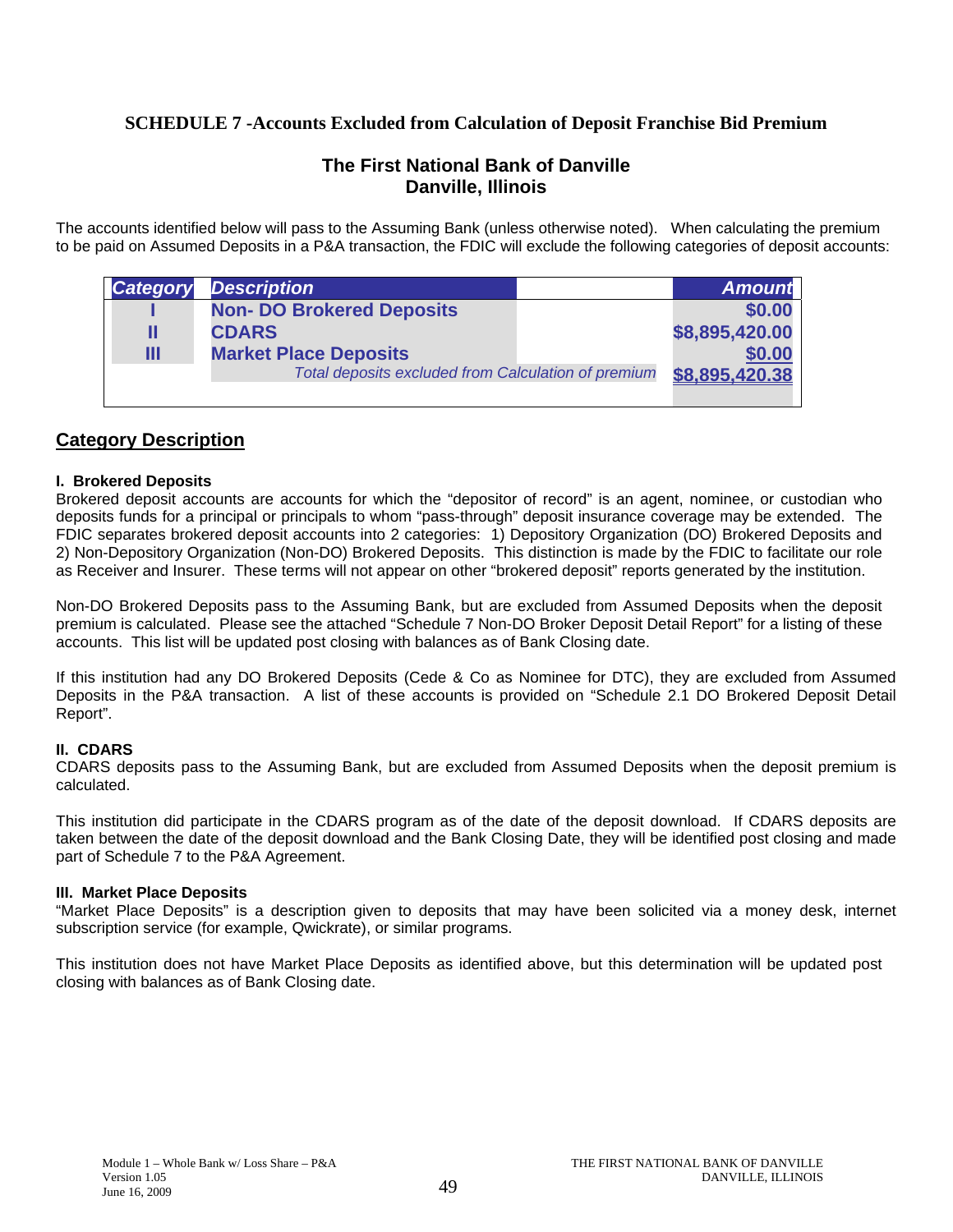## SCHEDULE 7 -Accounts Excluded from Calculation of Deposit Franchise Bid Premium

### The First National Bank of Danville
### Danville, Illinois

The accounts identified below will pass to the Assuming Bank (unless otherwise noted). When calculating the premium to be paid on Assumed Deposits in a P&A transaction, the FDIC will exclude the following categories of deposit accounts:

| *Category* | *Description* | *Amount* |
|---|---|---|
| **I** | **Non- DO Brokered Deposits** | **$0.00** |
| **II** | **CDARS** | **$8,895,420.00** |
| **III** | **Market Place Deposits** | **$0.00** |
| | *Total deposits excluded from Calculation of premium* | **$8,895,420.38** |

## Category Description

#### I. Brokered Deposits

Brokered deposit accounts are accounts for which the "depositor of record" is an agent, nominee, or custodian who deposits funds for a principal or principals to whom "pass-through" deposit insurance coverage may be extended. The FDIC separates brokered deposit accounts into 2 categories: 1) Depository Organization (DO) Brokered Deposits and 2) Non-Depository Organization (Non-DO) Brokered Deposits. This distinction is made by the FDIC to facilitate our role as Receiver and Insurer. These terms will not appear on other "brokered deposit" reports generated by the institution.

Non-DO Brokered Deposits pass to the Assuming Bank, but are excluded from Assumed Deposits when the deposit premium is calculated. Please see the attached "Schedule 7 Non-DO Broker Deposit Detail Report" for a listing of these accounts. This list will be updated post closing with balances as of Bank Closing date.

If this institution had any DO Brokered Deposits (Cede & Co as Nominee for DTC), they are excluded from Assumed Deposits in the P&A transaction. A list of these accounts is provided on "Schedule 2.1 DO Brokered Deposit Detail Report".

#### II. CDARS

CDARS deposits pass to the Assuming Bank, but are excluded from Assumed Deposits when the deposit premium is calculated.

This institution did participate in the CDARS program as of the date of the deposit download. If CDARS deposits are taken between the date of the deposit download and the Bank Closing Date, they will be identified post closing and made part of Schedule 7 to the P&A Agreement.

#### III. Market Place Deposits

"Market Place Deposits" is a description given to deposits that may have been solicited via a money desk, internet subscription service (for example, Qwickrate), or similar programs.

This institution does not have Market Place Deposits as identified above, but this determination will be updated post closing with balances as of Bank Closing date.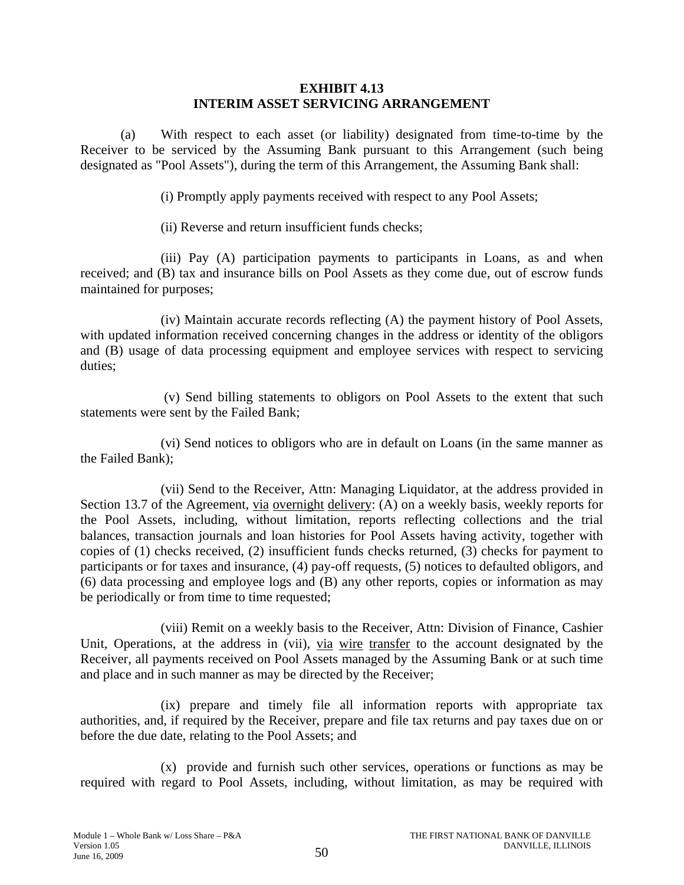# EXHIBIT 4.13
# INTERIM ASSET SERVICING ARRANGEMENT

(a) With respect to each asset (or liability) designated from time-to-time by the Receiver to be serviced by the Assuming Bank pursuant to this Arrangement (such being designated as "Pool Assets"), during the term of this Arrangement, the Assuming Bank shall:

(i) Promptly apply payments received with respect to any Pool Assets;

(ii) Reverse and return insufficient funds checks;

(iii) Pay (A) participation payments to participants in Loans, as and when received; and (B) tax and insurance bills on Pool Assets as they come due, out of escrow funds maintained for purposes;

(iv) Maintain accurate records reflecting (A) the payment history of Pool Assets, with updated information received concerning changes in the address or identity of the obligors and (B) usage of data processing equipment and employee services with respect to servicing duties;

(v) Send billing statements to obligors on Pool Assets to the extent that such statements were sent by the Failed Bank;

(vi) Send notices to obligors who are in default on Loans (in the same manner as the Failed Bank);

(vii) Send to the Receiver, Attn: Managing Liquidator, at the address provided in Section 13.7 of the Agreement, via overnight delivery: (A) on a weekly basis, weekly reports for the Pool Assets, including, without limitation, reports reflecting collections and the trial balances, transaction journals and loan histories for Pool Assets having activity, together with copies of (1) checks received, (2) insufficient funds checks returned, (3) checks for payment to participants or for taxes and insurance, (4) pay-off requests, (5) notices to defaulted obligors, and (6) data processing and employee logs and (B) any other reports, copies or information as may be periodically or from time to time requested;

(viii) Remit on a weekly basis to the Receiver, Attn: Division of Finance, Cashier Unit, Operations, at the address in (vii), via wire transfer to the account designated by the Receiver, all payments received on Pool Assets managed by the Assuming Bank or at such time and place and in such manner as may be directed by the Receiver;

(ix) prepare and timely file all information reports with appropriate tax authorities, and, if required by the Receiver, prepare and file tax returns and pay taxes due on or before the due date, relating to the Pool Assets; and

(x) provide and furnish such other services, operations or functions as may be required with regard to Pool Assets, including, without limitation, as may be required with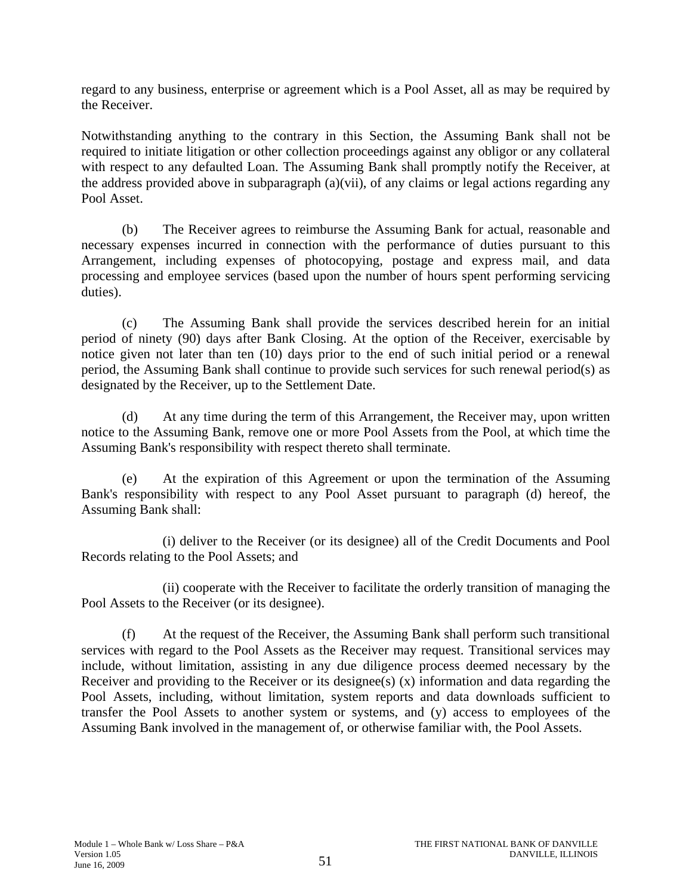regard to any business, enterprise or agreement which is a Pool Asset, all as may be required by the Receiver.

Notwithstanding anything to the contrary in this Section, the Assuming Bank shall not be required to initiate litigation or other collection proceedings against any obligor or any collateral with respect to any defaulted Loan. The Assuming Bank shall promptly notify the Receiver, at the address provided above in subparagraph (a)(vii), of any claims or legal actions regarding any Pool Asset.

(b) The Receiver agrees to reimburse the Assuming Bank for actual, reasonable and necessary expenses incurred in connection with the performance of duties pursuant to this Arrangement, including expenses of photocopying, postage and express mail, and data processing and employee services (based upon the number of hours spent performing servicing duties).

(c) The Assuming Bank shall provide the services described herein for an initial period of ninety (90) days after Bank Closing. At the option of the Receiver, exercisable by notice given not later than ten (10) days prior to the end of such initial period or a renewal period, the Assuming Bank shall continue to provide such services for such renewal period(s) as designated by the Receiver, up to the Settlement Date.

(d) At any time during the term of this Arrangement, the Receiver may, upon written notice to the Assuming Bank, remove one or more Pool Assets from the Pool, at which time the Assuming Bank's responsibility with respect thereto shall terminate.

(e) At the expiration of this Agreement or upon the termination of the Assuming Bank's responsibility with respect to any Pool Asset pursuant to paragraph (d) hereof, the Assuming Bank shall:

(i) deliver to the Receiver (or its designee) all of the Credit Documents and Pool Records relating to the Pool Assets; and

(ii) cooperate with the Receiver to facilitate the orderly transition of managing the Pool Assets to the Receiver (or its designee).

(f) At the request of the Receiver, the Assuming Bank shall perform such transitional services with regard to the Pool Assets as the Receiver may request. Transitional services may include, without limitation, assisting in any due diligence process deemed necessary by the Receiver and providing to the Receiver or its designee(s) (x) information and data regarding the Pool Assets, including, without limitation, system reports and data downloads sufficient to transfer the Pool Assets to another system or systems, and (y) access to employees of the Assuming Bank involved in the management of, or otherwise familiar with, the Pool Assets.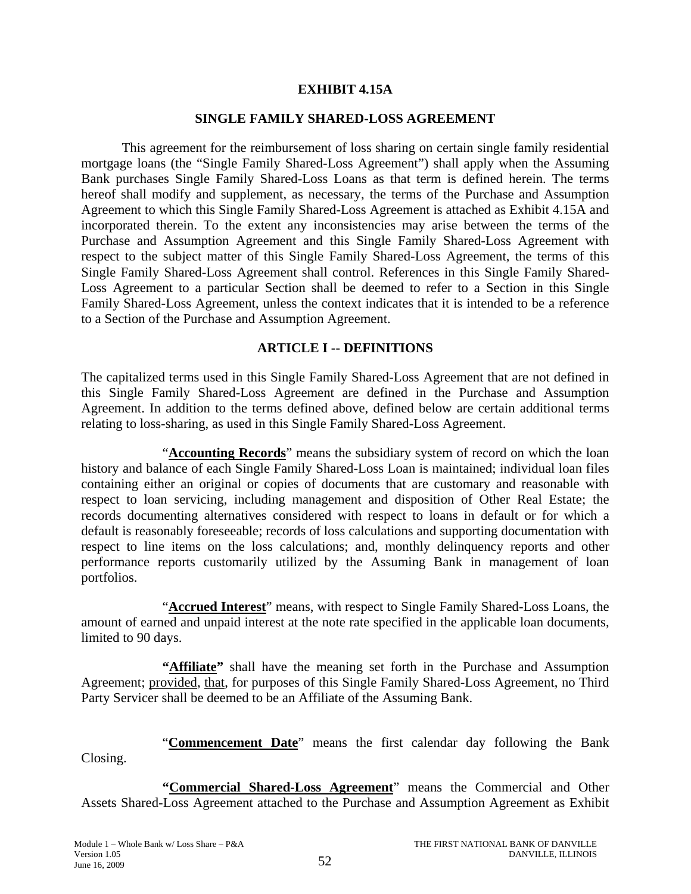# EXHIBIT 4.15A

## SINGLE FAMILY SHARED-LOSS AGREEMENT

This agreement for the reimbursement of loss sharing on certain single family residential mortgage loans (the "Single Family Shared-Loss Agreement") shall apply when the Assuming Bank purchases Single Family Shared-Loss Loans as that term is defined herein. The terms hereof shall modify and supplement, as necessary, the terms of the Purchase and Assumption Agreement to which this Single Family Shared-Loss Agreement is attached as Exhibit 4.15A and incorporated therein. To the extent any inconsistencies may arise between the terms of the Purchase and Assumption Agreement and this Single Family Shared-Loss Agreement with respect to the subject matter of this Single Family Shared-Loss Agreement, the terms of this Single Family Shared-Loss Agreement shall control. References in this Single Family Shared-Loss Agreement to a particular Section shall be deemed to refer to a Section in this Single Family Shared-Loss Agreement, unless the context indicates that it is intended to be a reference to a Section of the Purchase and Assumption Agreement.

## ARTICLE I -- DEFINITIONS

The capitalized terms used in this Single Family Shared-Loss Agreement that are not defined in this Single Family Shared-Loss Agreement are defined in the Purchase and Assumption Agreement. In addition to the terms defined above, defined below are certain additional terms relating to loss-sharing, as used in this Single Family Shared-Loss Agreement.

"**Accounting Records**" means the subsidiary system of record on which the loan history and balance of each Single Family Shared-Loss Loan is maintained; individual loan files containing either an original or copies of documents that are customary and reasonable with respect to loan servicing, including management and disposition of Other Real Estate; the records documenting alternatives considered with respect to loans in default or for which a default is reasonably foreseeable; records of loss calculations and supporting documentation with respect to line items on the loss calculations; and, monthly delinquency reports and other performance reports customarily utilized by the Assuming Bank in management of loan portfolios.

"**Accrued Interest**" means, with respect to Single Family Shared-Loss Loans, the amount of earned and unpaid interest at the note rate specified in the applicable loan documents, limited to 90 days.

**"Affiliate"** shall have the meaning set forth in the Purchase and Assumption Agreement; provided, that, for purposes of this Single Family Shared-Loss Agreement, no Third Party Servicer shall be deemed to be an Affiliate of the Assuming Bank.

"**Commencement Date**" means the first calendar day following the Bank Closing.

**"Commercial Shared-Loss Agreement"** means the Commercial and Other Assets Shared-Loss Agreement attached to the Purchase and Assumption Agreement as Exhibit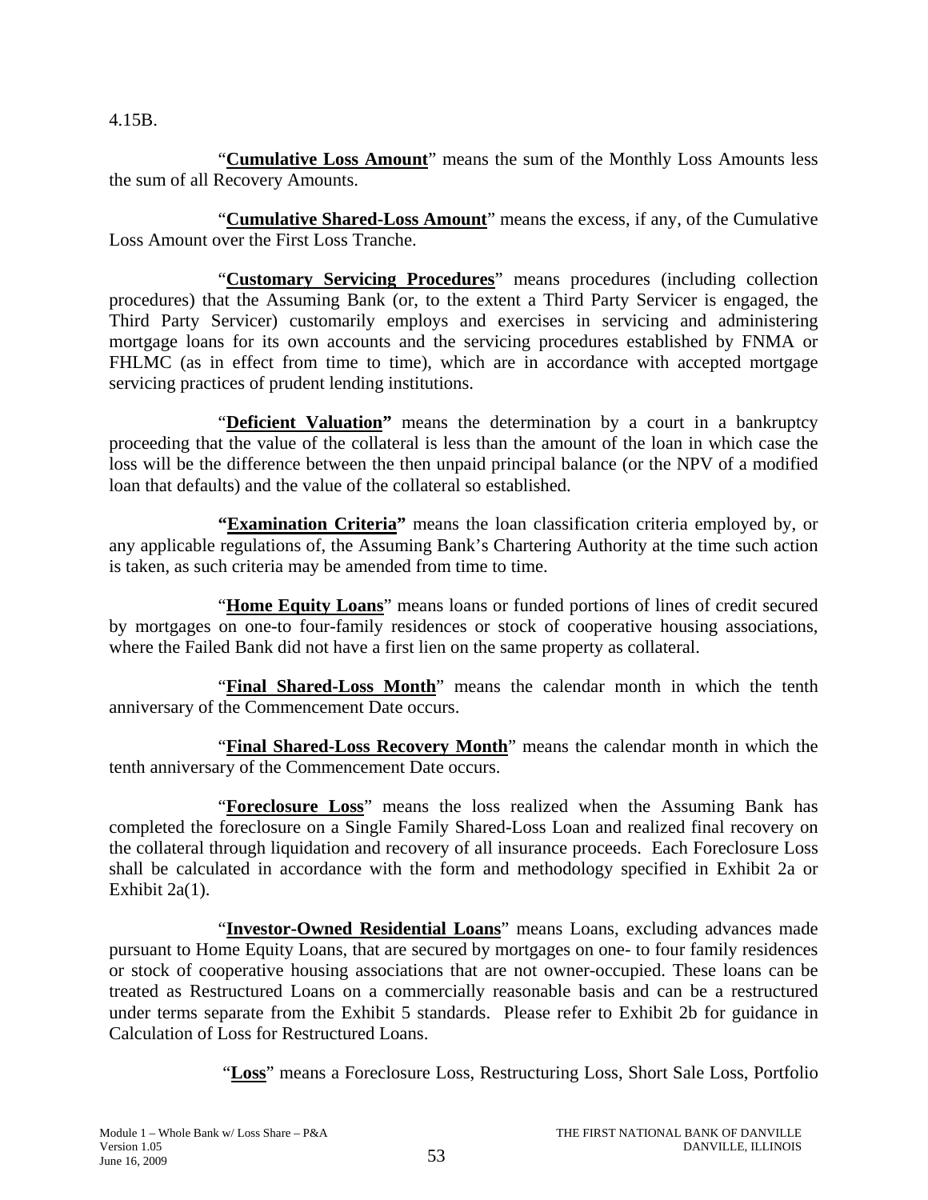4.15B.

"**Cumulative Loss Amount**" means the sum of the Monthly Loss Amounts less the sum of all Recovery Amounts.

"**Cumulative Shared-Loss Amount**" means the excess, if any, of the Cumulative Loss Amount over the First Loss Tranche.

"**Customary Servicing Procedures**" means procedures (including collection procedures) that the Assuming Bank (or, to the extent a Third Party Servicer is engaged, the Third Party Servicer) customarily employs and exercises in servicing and administering mortgage loans for its own accounts and the servicing procedures established by FNMA or FHLMC (as in effect from time to time), which are in accordance with accepted mortgage servicing practices of prudent lending institutions.

"**Deficient Valuation**" means the determination by a court in a bankruptcy proceeding that the value of the collateral is less than the amount of the loan in which case the loss will be the difference between the then unpaid principal balance (or the NPV of a modified loan that defaults) and the value of the collateral so established.

**"Examination Criteria"** means the loan classification criteria employed by, or any applicable regulations of, the Assuming Bank's Chartering Authority at the time such action is taken, as such criteria may be amended from time to time.

"**Home Equity Loans**" means loans or funded portions of lines of credit secured by mortgages on one-to four-family residences or stock of cooperative housing associations, where the Failed Bank did not have a first lien on the same property as collateral.

"**Final Shared-Loss Month**" means the calendar month in which the tenth anniversary of the Commencement Date occurs.

"**Final Shared-Loss Recovery Month**" means the calendar month in which the tenth anniversary of the Commencement Date occurs.

"**Foreclosure Loss**" means the loss realized when the Assuming Bank has completed the foreclosure on a Single Family Shared-Loss Loan and realized final recovery on the collateral through liquidation and recovery of all insurance proceeds. Each Foreclosure Loss shall be calculated in accordance with the form and methodology specified in Exhibit 2a or Exhibit 2a(1).

"**Investor-Owned Residential Loans**" means Loans, excluding advances made pursuant to Home Equity Loans, that are secured by mortgages on one- to four family residences or stock of cooperative housing associations that are not owner-occupied. These loans can be treated as Restructured Loans on a commercially reasonable basis and can be a restructured under terms separate from the Exhibit 5 standards. Please refer to Exhibit 2b for guidance in Calculation of Loss for Restructured Loans.

"**Loss**" means a Foreclosure Loss, Restructuring Loss, Short Sale Loss, Portfolio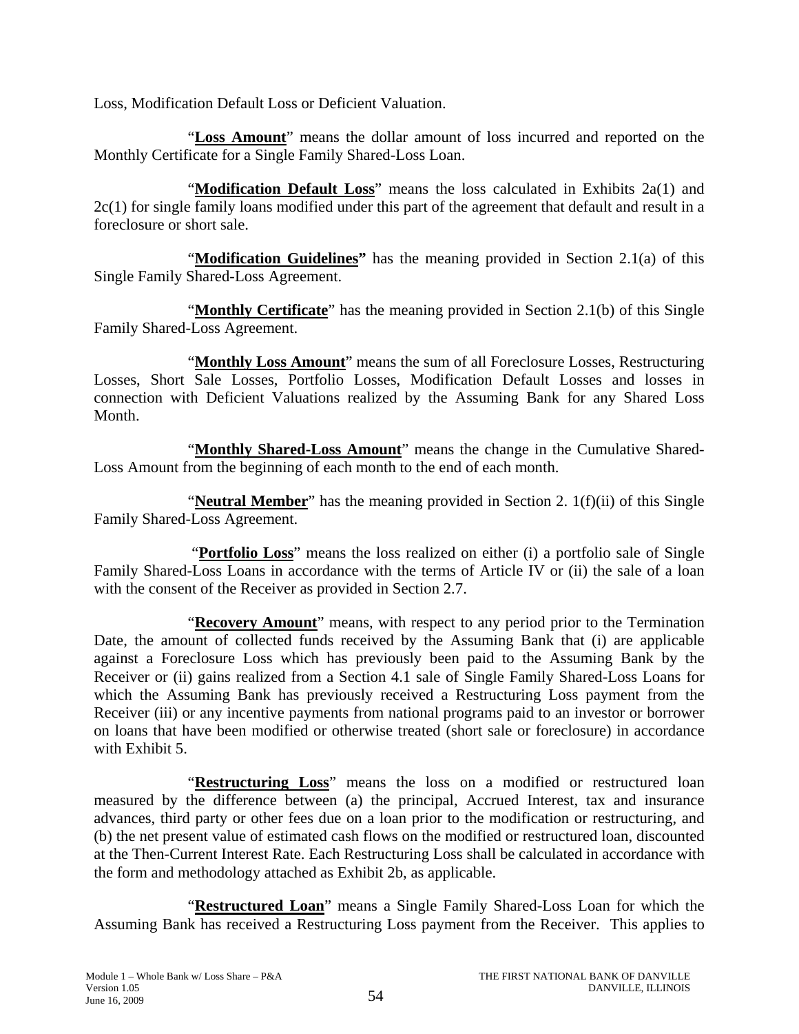Loss, Modification Default Loss or Deficient Valuation.

"**Loss Amount**" means the dollar amount of loss incurred and reported on the Monthly Certificate for a Single Family Shared-Loss Loan.

"**Modification Default Loss**" means the loss calculated in Exhibits 2a(1) and 2c(1) for single family loans modified under this part of the agreement that default and result in a foreclosure or short sale.

"**Modification Guidelines"** has the meaning provided in Section 2.1(a) of this Single Family Shared-Loss Agreement.

"**Monthly Certificate**" has the meaning provided in Section 2.1(b) of this Single Family Shared-Loss Agreement.

"**Monthly Loss Amount**" means the sum of all Foreclosure Losses, Restructuring Losses, Short Sale Losses, Portfolio Losses, Modification Default Losses and losses in connection with Deficient Valuations realized by the Assuming Bank for any Shared Loss Month.

"**Monthly Shared-Loss Amount**" means the change in the Cumulative Shared-Loss Amount from the beginning of each month to the end of each month.

"**Neutral Member**" has the meaning provided in Section 2. 1(f)(ii) of this Single Family Shared-Loss Agreement.

"**Portfolio Loss**" means the loss realized on either (i) a portfolio sale of Single Family Shared-Loss Loans in accordance with the terms of Article IV or (ii) the sale of a loan with the consent of the Receiver as provided in Section 2.7.

"**Recovery Amount**" means, with respect to any period prior to the Termination Date, the amount of collected funds received by the Assuming Bank that (i) are applicable against a Foreclosure Loss which has previously been paid to the Assuming Bank by the Receiver or (ii) gains realized from a Section 4.1 sale of Single Family Shared-Loss Loans for which the Assuming Bank has previously received a Restructuring Loss payment from the Receiver (iii) or any incentive payments from national programs paid to an investor or borrower on loans that have been modified or otherwise treated (short sale or foreclosure) in accordance with Exhibit 5.

"**Restructuring Loss**" means the loss on a modified or restructured loan measured by the difference between (a) the principal, Accrued Interest, tax and insurance advances, third party or other fees due on a loan prior to the modification or restructuring, and (b) the net present value of estimated cash flows on the modified or restructured loan, discounted at the Then-Current Interest Rate. Each Restructuring Loss shall be calculated in accordance with the form and methodology attached as Exhibit 2b, as applicable.

"**Restructured Loan**" means a Single Family Shared-Loss Loan for which the Assuming Bank has received a Restructuring Loss payment from the Receiver. This applies to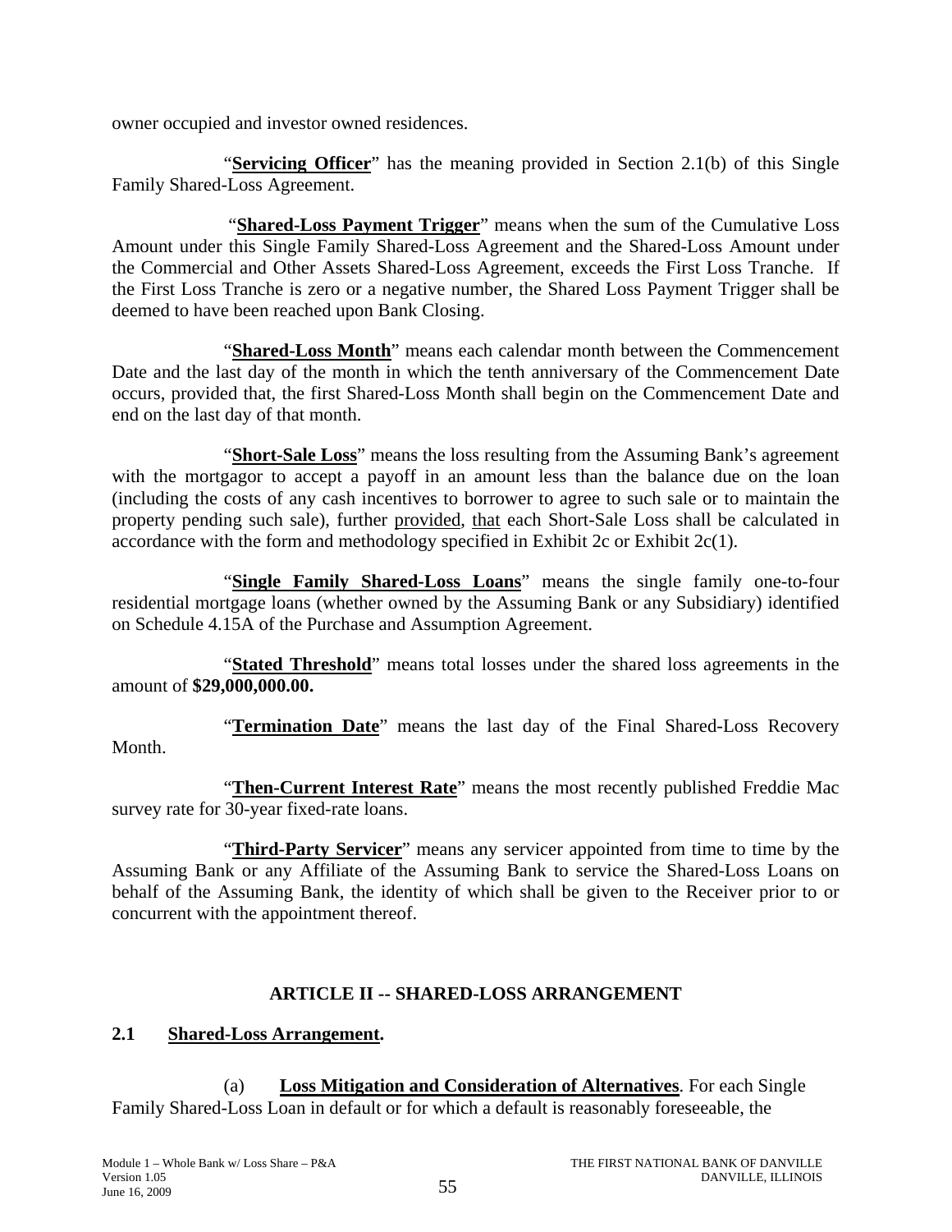owner occupied and investor owned residences.

"**Servicing Officer**" has the meaning provided in Section 2.1(b) of this Single Family Shared-Loss Agreement.

"**Shared-Loss Payment Trigger**" means when the sum of the Cumulative Loss Amount under this Single Family Shared-Loss Agreement and the Shared-Loss Amount under the Commercial and Other Assets Shared-Loss Agreement, exceeds the First Loss Tranche. If the First Loss Tranche is zero or a negative number, the Shared Loss Payment Trigger shall be deemed to have been reached upon Bank Closing.

"**Shared-Loss Month**" means each calendar month between the Commencement Date and the last day of the month in which the tenth anniversary of the Commencement Date occurs, provided that, the first Shared-Loss Month shall begin on the Commencement Date and end on the last day of that month.

"**Short-Sale Loss**" means the loss resulting from the Assuming Bank's agreement with the mortgagor to accept a payoff in an amount less than the balance due on the loan (including the costs of any cash incentives to borrower to agree to such sale or to maintain the property pending such sale), further provided, that each Short-Sale Loss shall be calculated in accordance with the form and methodology specified in Exhibit 2c or Exhibit 2c(1).

"**Single Family Shared-Loss Loans**" means the single family one-to-four residential mortgage loans (whether owned by the Assuming Bank or any Subsidiary) identified on Schedule 4.15A of the Purchase and Assumption Agreement.

"**Stated Threshold**" means total losses under the shared loss agreements in the amount of **$29,000,000.00.**

"**Termination Date**" means the last day of the Final Shared-Loss Recovery Month.

"**Then-Current Interest Rate**" means the most recently published Freddie Mac survey rate for 30-year fixed-rate loans.

"**Third-Party Servicer**" means any servicer appointed from time to time by the Assuming Bank or any Affiliate of the Assuming Bank to service the Shared-Loss Loans on behalf of the Assuming Bank, the identity of which shall be given to the Receiver prior to or concurrent with the appointment thereof.

## ARTICLE II -- SHARED-LOSS ARRANGEMENT

### 2.1 Shared-Loss Arrangement.

(a) **Loss Mitigation and Consideration of Alternatives**. For each Single Family Shared-Loss Loan in default or for which a default is reasonably foreseeable, the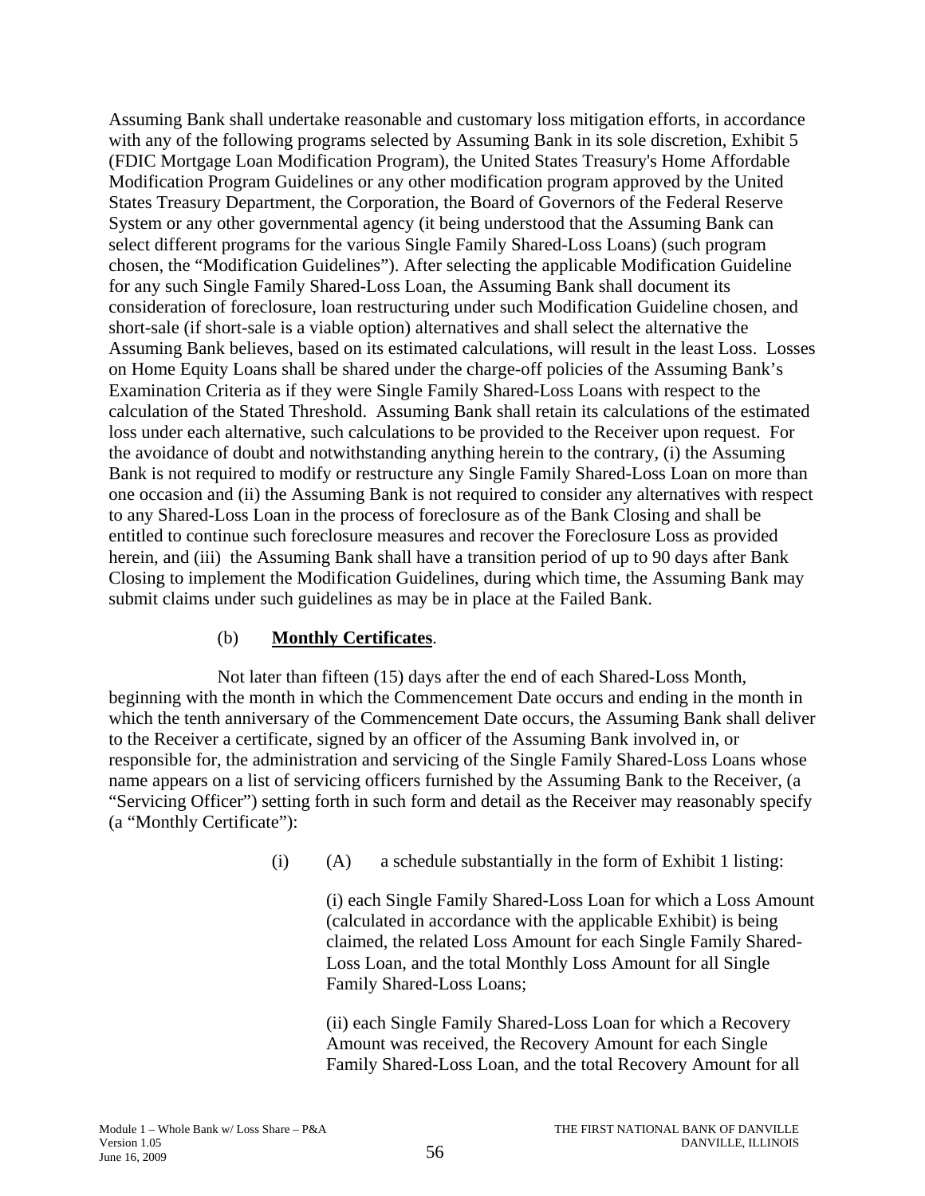Assuming Bank shall undertake reasonable and customary loss mitigation efforts, in accordance with any of the following programs selected by Assuming Bank in its sole discretion, Exhibit 5 (FDIC Mortgage Loan Modification Program), the United States Treasury's Home Affordable Modification Program Guidelines or any other modification program approved by the United States Treasury Department, the Corporation, the Board of Governors of the Federal Reserve System or any other governmental agency (it being understood that the Assuming Bank can select different programs for the various Single Family Shared-Loss Loans) (such program chosen, the "Modification Guidelines"). After selecting the applicable Modification Guideline for any such Single Family Shared-Loss Loan, the Assuming Bank shall document its consideration of foreclosure, loan restructuring under such Modification Guideline chosen, and short-sale (if short-sale is a viable option) alternatives and shall select the alternative the Assuming Bank believes, based on its estimated calculations, will result in the least Loss. Losses on Home Equity Loans shall be shared under the charge-off policies of the Assuming Bank's Examination Criteria as if they were Single Family Shared-Loss Loans with respect to the calculation of the Stated Threshold. Assuming Bank shall retain its calculations of the estimated loss under each alternative, such calculations to be provided to the Receiver upon request. For the avoidance of doubt and notwithstanding anything herein to the contrary, (i) the Assuming Bank is not required to modify or restructure any Single Family Shared-Loss Loan on more than one occasion and (ii) the Assuming Bank is not required to consider any alternatives with respect to any Shared-Loss Loan in the process of foreclosure as of the Bank Closing and shall be entitled to continue such foreclosure measures and recover the Foreclosure Loss as provided herein, and (iii) the Assuming Bank shall have a transition period of up to 90 days after Bank Closing to implement the Modification Guidelines, during which time, the Assuming Bank may submit claims under such guidelines as may be in place at the Failed Bank.

(b) **Monthly Certificates**.

Not later than fifteen (15) days after the end of each Shared-Loss Month, beginning with the month in which the Commencement Date occurs and ending in the month in which the tenth anniversary of the Commencement Date occurs, the Assuming Bank shall deliver to the Receiver a certificate, signed by an officer of the Assuming Bank involved in, or responsible for, the administration and servicing of the Single Family Shared-Loss Loans whose name appears on a list of servicing officers furnished by the Assuming Bank to the Receiver, (a "Servicing Officer") setting forth in such form and detail as the Receiver may reasonably specify (a "Monthly Certificate"):

(i) (A) a schedule substantially in the form of Exhibit 1 listing:

(i) each Single Family Shared-Loss Loan for which a Loss Amount (calculated in accordance with the applicable Exhibit) is being claimed, the related Loss Amount for each Single Family Shared-Loss Loan, and the total Monthly Loss Amount for all Single Family Shared-Loss Loans;

(ii) each Single Family Shared-Loss Loan for which a Recovery Amount was received, the Recovery Amount for each Single Family Shared-Loss Loan, and the total Recovery Amount for all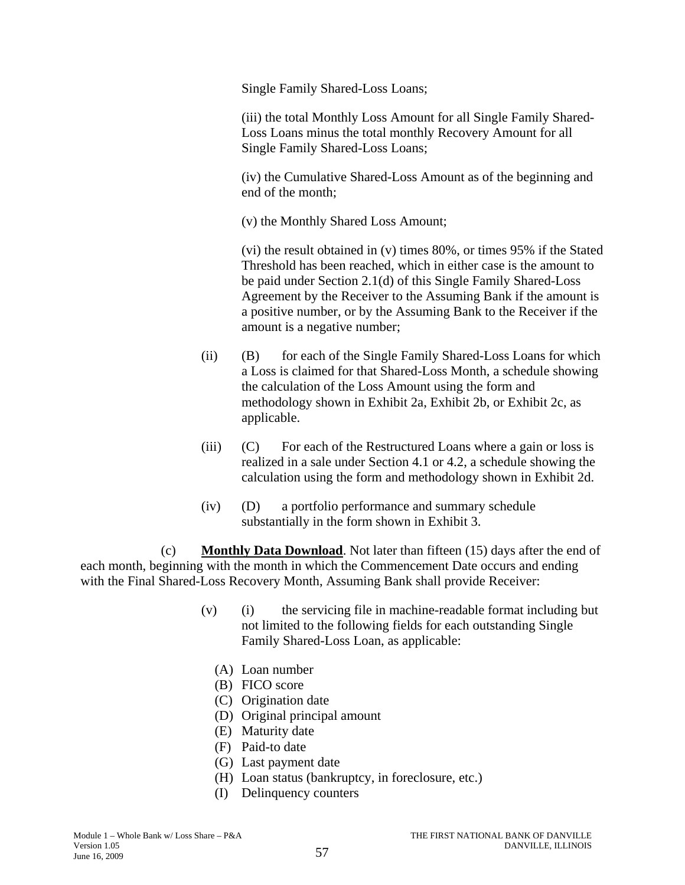Single Family Shared-Loss Loans;

(iii) the total Monthly Loss Amount for all Single Family Shared-Loss Loans minus the total monthly Recovery Amount for all Single Family Shared-Loss Loans;

(iv) the Cumulative Shared-Loss Amount as of the beginning and end of the month;

(v) the Monthly Shared Loss Amount;

(vi) the result obtained in (v) times 80%, or times 95% if the Stated Threshold has been reached, which in either case is the amount to be paid under Section 2.1(d) of this Single Family Shared-Loss Agreement by the Receiver to the Assuming Bank if the amount is a positive number, or by the Assuming Bank to the Receiver if the amount is a negative number;

(ii) (B) for each of the Single Family Shared-Loss Loans for which a Loss is claimed for that Shared-Loss Month, a schedule showing the calculation of the Loss Amount using the form and methodology shown in Exhibit 2a, Exhibit 2b, or Exhibit 2c, as applicable.

(iii) (C) For each of the Restructured Loans where a gain or loss is realized in a sale under Section 4.1 or 4.2, a schedule showing the calculation using the form and methodology shown in Exhibit 2d.

(iv) (D) a portfolio performance and summary schedule substantially in the form shown in Exhibit 3.

(c) **Monthly Data Download**. Not later than fifteen (15) days after the end of each month, beginning with the month in which the Commencement Date occurs and ending with the Final Shared-Loss Recovery Month, Assuming Bank shall provide Receiver:

(v) (i) the servicing file in machine-readable format including but not limited to the following fields for each outstanding Single Family Shared-Loss Loan, as applicable:

(A) Loan number
(B) FICO score
(C) Origination date
(D) Original principal amount
(E) Maturity date
(F) Paid-to date
(G) Last payment date
(H) Loan status (bankruptcy, in foreclosure, etc.)
(I) Delinquency counters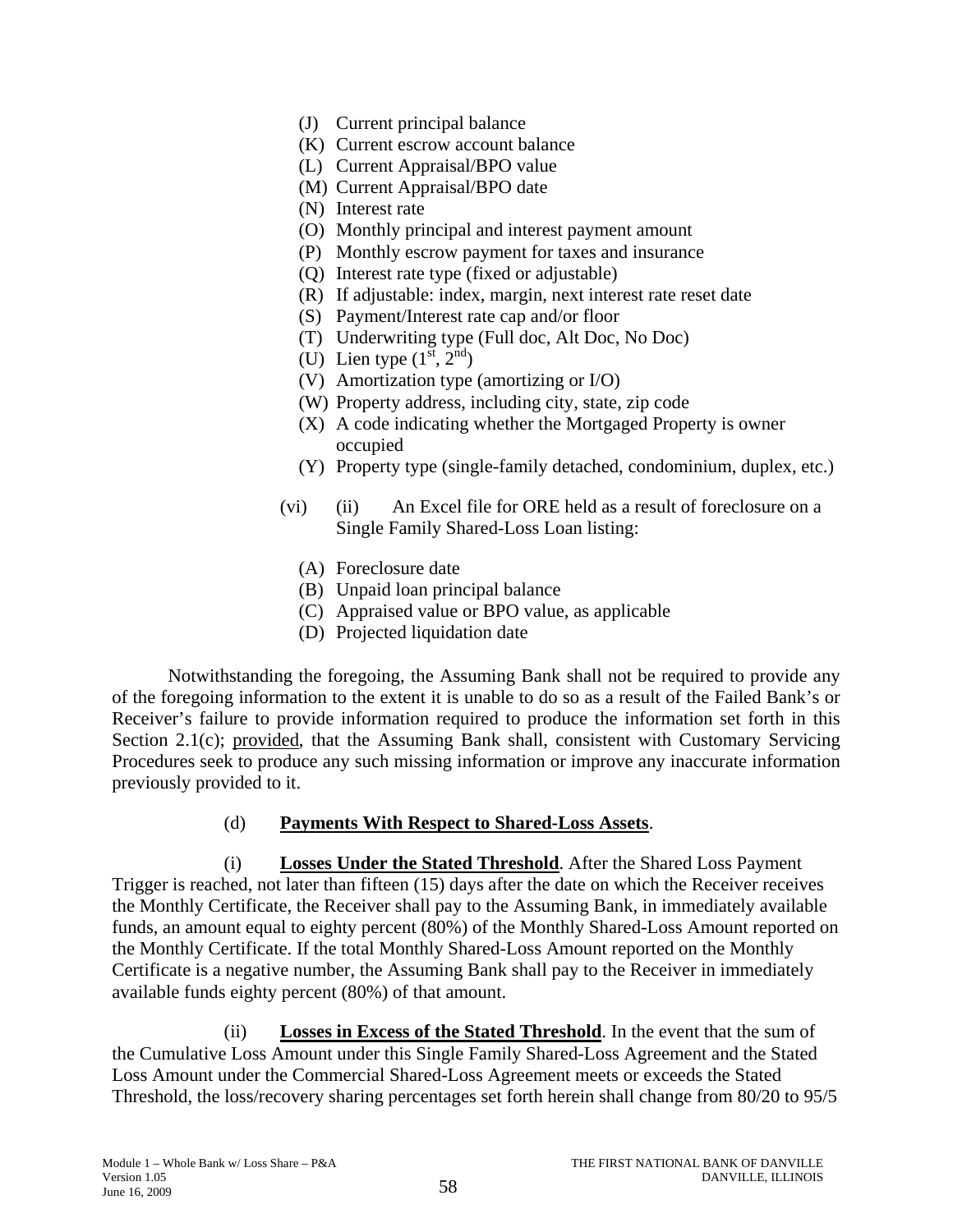(J) Current principal balance
(K) Current escrow account balance
(L) Current Appraisal/BPO value
(M) Current Appraisal/BPO date
(N) Interest rate
(O) Monthly principal and interest payment amount
(P) Monthly escrow payment for taxes and insurance
(Q) Interest rate type (fixed or adjustable)
(R) If adjustable: index, margin, next interest rate reset date
(S) Payment/Interest rate cap and/or floor
(T) Underwriting type (Full doc, Alt Doc, No Doc)
(U) Lien type (1st, 2nd)
(V) Amortization type (amortizing or I/O)
(W) Property address, including city, state, zip code
(X) A code indicating whether the Mortgaged Property is owner occupied
(Y) Property type (single-family detached, condominium, duplex, etc.)

(vi) (ii) An Excel file for ORE held as a result of foreclosure on a Single Family Shared-Loss Loan listing:

(A) Foreclosure date
(B) Unpaid loan principal balance
(C) Appraised value or BPO value, as applicable
(D) Projected liquidation date

Notwithstanding the foregoing, the Assuming Bank shall not be required to provide any of the foregoing information to the extent it is unable to do so as a result of the Failed Bank's or Receiver's failure to provide information required to produce the information set forth in this Section 2.1(c); provided, that the Assuming Bank shall, consistent with Customary Servicing Procedures seek to produce any such missing information or improve any inaccurate information previously provided to it.

(d) **Payments With Respect to Shared-Loss Assets**.

(i) **Losses Under the Stated Threshold**. After the Shared Loss Payment Trigger is reached, not later than fifteen (15) days after the date on which the Receiver receives the Monthly Certificate, the Receiver shall pay to the Assuming Bank, in immediately available funds, an amount equal to eighty percent (80%) of the Monthly Shared-Loss Amount reported on the Monthly Certificate. If the total Monthly Shared-Loss Amount reported on the Monthly Certificate is a negative number, the Assuming Bank shall pay to the Receiver in immediately available funds eighty percent (80%) of that amount.

(ii) **Losses in Excess of the Stated Threshold**. In the event that the sum of the Cumulative Loss Amount under this Single Family Shared-Loss Agreement and the Stated Loss Amount under the Commercial Shared-Loss Agreement meets or exceeds the Stated Threshold, the loss/recovery sharing percentages set forth herein shall change from 80/20 to 95/5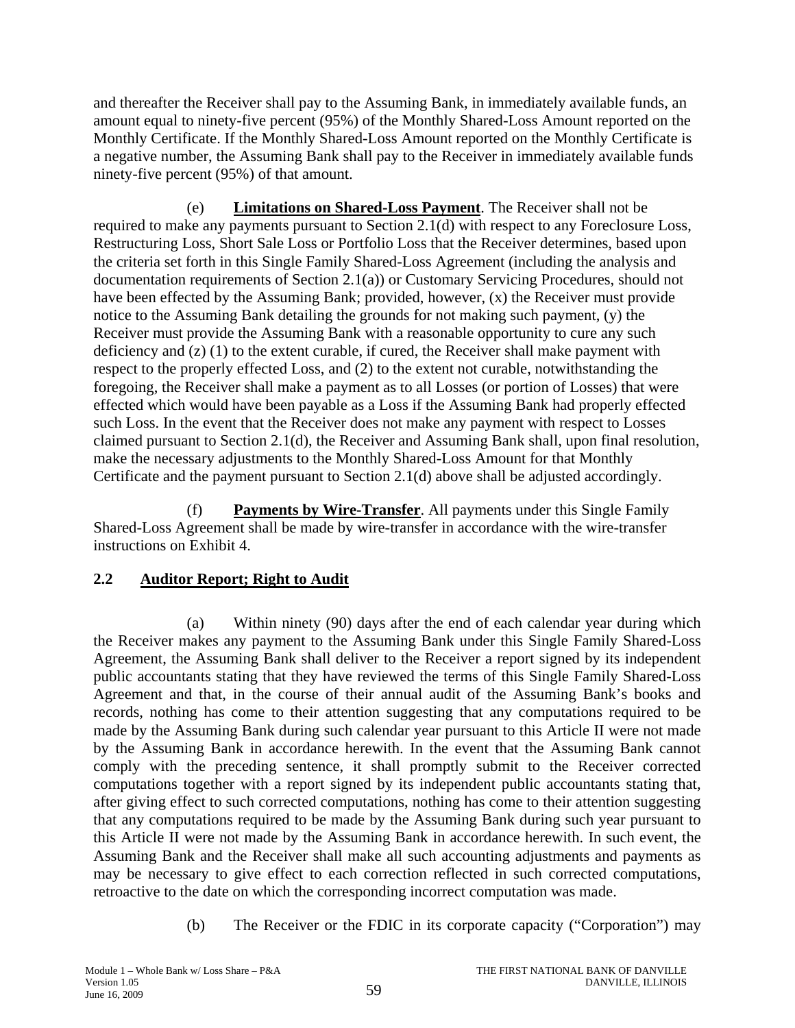and thereafter the Receiver shall pay to the Assuming Bank, in immediately available funds, an amount equal to ninety-five percent (95%) of the Monthly Shared-Loss Amount reported on the Monthly Certificate. If the Monthly Shared-Loss Amount reported on the Monthly Certificate is a negative number, the Assuming Bank shall pay to the Receiver in immediately available funds ninety-five percent (95%) of that amount.

(e) **Limitations on Shared-Loss Payment**. The Receiver shall not be required to make any payments pursuant to Section 2.1(d) with respect to any Foreclosure Loss, Restructuring Loss, Short Sale Loss or Portfolio Loss that the Receiver determines, based upon the criteria set forth in this Single Family Shared-Loss Agreement (including the analysis and documentation requirements of Section 2.1(a)) or Customary Servicing Procedures, should not have been effected by the Assuming Bank; provided, however, (x) the Receiver must provide notice to the Assuming Bank detailing the grounds for not making such payment, (y) the Receiver must provide the Assuming Bank with a reasonable opportunity to cure any such deficiency and (z) (1) to the extent curable, if cured, the Receiver shall make payment with respect to the properly effected Loss, and (2) to the extent not curable, notwithstanding the foregoing, the Receiver shall make a payment as to all Losses (or portion of Losses) that were effected which would have been payable as a Loss if the Assuming Bank had properly effected such Loss. In the event that the Receiver does not make any payment with respect to Losses claimed pursuant to Section 2.1(d), the Receiver and Assuming Bank shall, upon final resolution, make the necessary adjustments to the Monthly Shared-Loss Amount for that Monthly Certificate and the payment pursuant to Section 2.1(d) above shall be adjusted accordingly.

(f) **Payments by Wire-Transfer**. All payments under this Single Family Shared-Loss Agreement shall be made by wire-transfer in accordance with the wire-transfer instructions on Exhibit 4.

## 2.2 Auditor Report; Right to Audit

(a) Within ninety (90) days after the end of each calendar year during which the Receiver makes any payment to the Assuming Bank under this Single Family Shared-Loss Agreement, the Assuming Bank shall deliver to the Receiver a report signed by its independent public accountants stating that they have reviewed the terms of this Single Family Shared-Loss Agreement and that, in the course of their annual audit of the Assuming Bank's books and records, nothing has come to their attention suggesting that any computations required to be made by the Assuming Bank during such calendar year pursuant to this Article II were not made by the Assuming Bank in accordance herewith. In the event that the Assuming Bank cannot comply with the preceding sentence, it shall promptly submit to the Receiver corrected computations together with a report signed by its independent public accountants stating that, after giving effect to such corrected computations, nothing has come to their attention suggesting that any computations required to be made by the Assuming Bank during such year pursuant to this Article II were not made by the Assuming Bank in accordance herewith. In such event, the Assuming Bank and the Receiver shall make all such accounting adjustments and payments as may be necessary to give effect to each correction reflected in such corrected computations, retroactive to the date on which the corresponding incorrect computation was made.

(b) The Receiver or the FDIC in its corporate capacity ("Corporation") may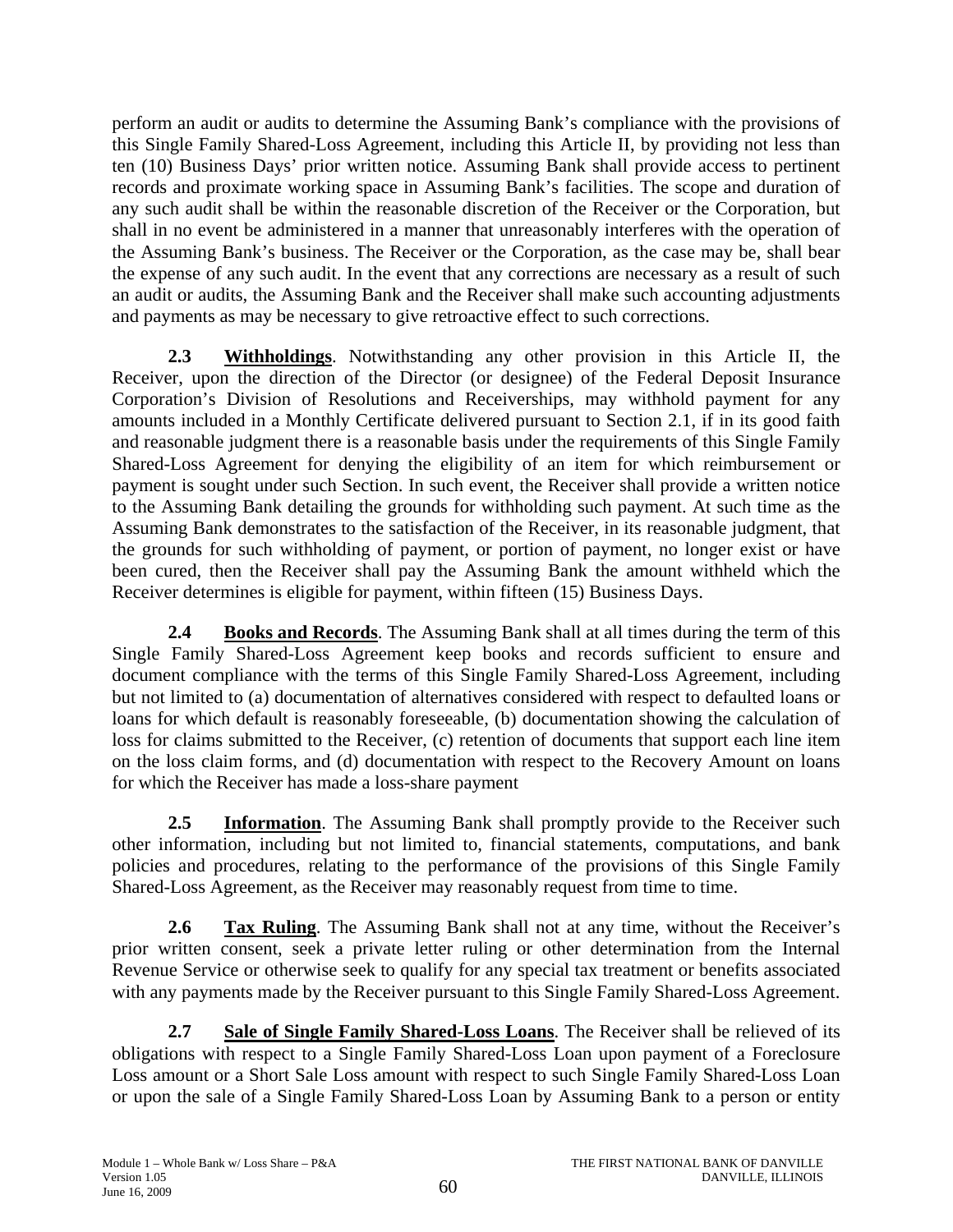perform an audit or audits to determine the Assuming Bank's compliance with the provisions of this Single Family Shared-Loss Agreement, including this Article II, by providing not less than ten (10) Business Days' prior written notice. Assuming Bank shall provide access to pertinent records and proximate working space in Assuming Bank's facilities. The scope and duration of any such audit shall be within the reasonable discretion of the Receiver or the Corporation, but shall in no event be administered in a manner that unreasonably interferes with the operation of the Assuming Bank's business. The Receiver or the Corporation, as the case may be, shall bear the expense of any such audit. In the event that any corrections are necessary as a result of such an audit or audits, the Assuming Bank and the Receiver shall make such accounting adjustments and payments as may be necessary to give retroactive effect to such corrections.

**2.3 Withholdings**. Notwithstanding any other provision in this Article II, the Receiver, upon the direction of the Director (or designee) of the Federal Deposit Insurance Corporation's Division of Resolutions and Receiverships, may withhold payment for any amounts included in a Monthly Certificate delivered pursuant to Section 2.1, if in its good faith and reasonable judgment there is a reasonable basis under the requirements of this Single Family Shared-Loss Agreement for denying the eligibility of an item for which reimbursement or payment is sought under such Section. In such event, the Receiver shall provide a written notice to the Assuming Bank detailing the grounds for withholding such payment. At such time as the Assuming Bank demonstrates to the satisfaction of the Receiver, in its reasonable judgment, that the grounds for such withholding of payment, or portion of payment, no longer exist or have been cured, then the Receiver shall pay the Assuming Bank the amount withheld which the Receiver determines is eligible for payment, within fifteen (15) Business Days.

**2.4 Books and Records**. The Assuming Bank shall at all times during the term of this Single Family Shared-Loss Agreement keep books and records sufficient to ensure and document compliance with the terms of this Single Family Shared-Loss Agreement, including but not limited to (a) documentation of alternatives considered with respect to defaulted loans or loans for which default is reasonably foreseeable, (b) documentation showing the calculation of loss for claims submitted to the Receiver, (c) retention of documents that support each line item on the loss claim forms, and (d) documentation with respect to the Recovery Amount on loans for which the Receiver has made a loss-share payment

**2.5 Information**. The Assuming Bank shall promptly provide to the Receiver such other information, including but not limited to, financial statements, computations, and bank policies and procedures, relating to the performance of the provisions of this Single Family Shared-Loss Agreement, as the Receiver may reasonably request from time to time.

**2.6 Tax Ruling**. The Assuming Bank shall not at any time, without the Receiver's prior written consent, seek a private letter ruling or other determination from the Internal Revenue Service or otherwise seek to qualify for any special tax treatment or benefits associated with any payments made by the Receiver pursuant to this Single Family Shared-Loss Agreement.

**2.7 Sale of Single Family Shared-Loss Loans**. The Receiver shall be relieved of its obligations with respect to a Single Family Shared-Loss Loan upon payment of a Foreclosure Loss amount or a Short Sale Loss amount with respect to such Single Family Shared-Loss Loan or upon the sale of a Single Family Shared-Loss Loan by Assuming Bank to a person or entity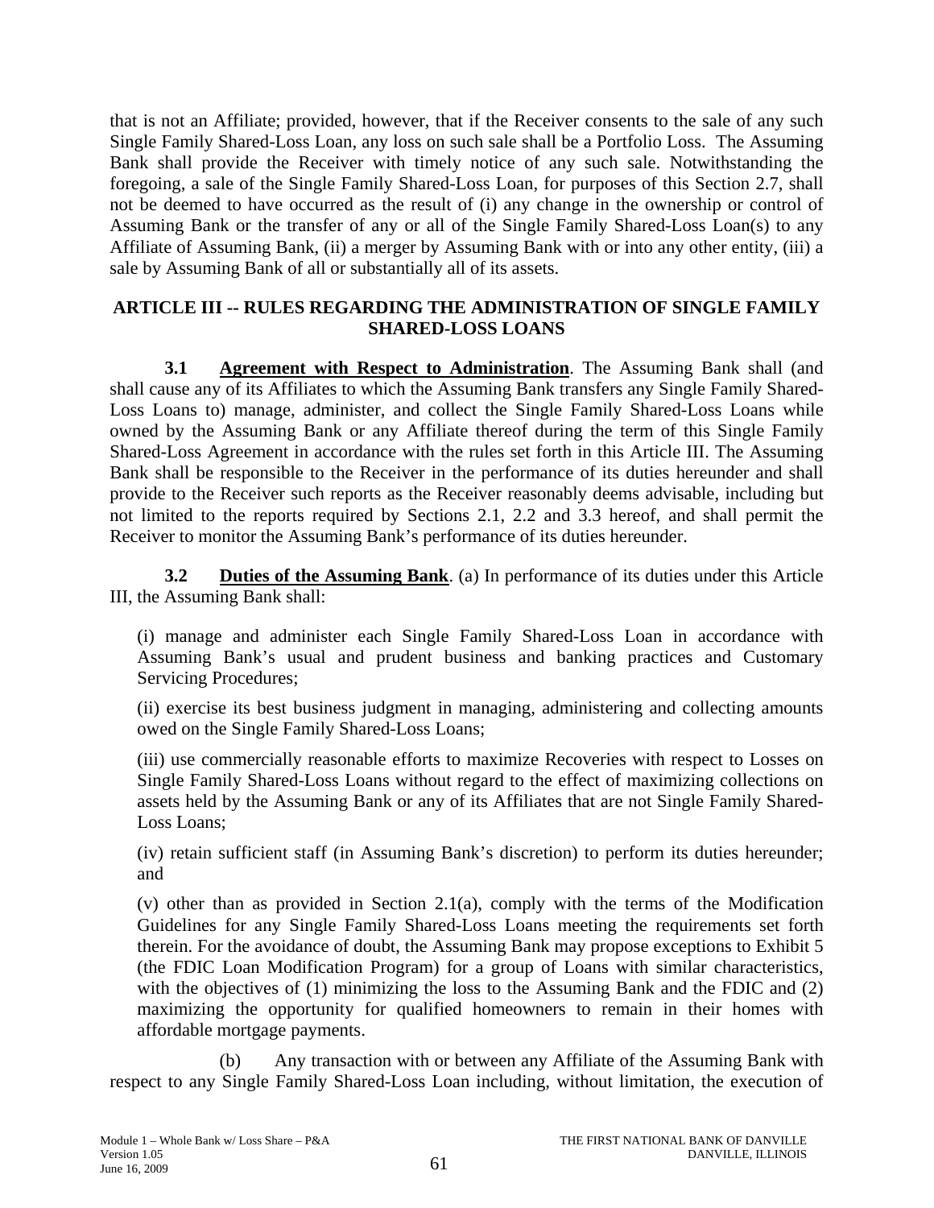that is not an Affiliate; provided, however, that if the Receiver consents to the sale of any such Single Family Shared-Loss Loan, any loss on such sale shall be a Portfolio Loss. The Assuming Bank shall provide the Receiver with timely notice of any such sale. Notwithstanding the foregoing, a sale of the Single Family Shared-Loss Loan, for purposes of this Section 2.7, shall not be deemed to have occurred as the result of (i) any change in the ownership or control of Assuming Bank or the transfer of any or all of the Single Family Shared-Loss Loan(s) to any Affiliate of Assuming Bank, (ii) a merger by Assuming Bank with or into any other entity, (iii) a sale by Assuming Bank of all or substantially all of its assets.

## ARTICLE III -- RULES REGARDING THE ADMINISTRATION OF SINGLE FAMILY SHARED-LOSS LOANS

**3.1 Agreement with Respect to Administration**. The Assuming Bank shall (and shall cause any of its Affiliates to which the Assuming Bank transfers any Single Family Shared-Loss Loans to) manage, administer, and collect the Single Family Shared-Loss Loans while owned by the Assuming Bank or any Affiliate thereof during the term of this Single Family Shared-Loss Agreement in accordance with the rules set forth in this Article III. The Assuming Bank shall be responsible to the Receiver in the performance of its duties hereunder and shall provide to the Receiver such reports as the Receiver reasonably deems advisable, including but not limited to the reports required by Sections 2.1, 2.2 and 3.3 hereof, and shall permit the Receiver to monitor the Assuming Bank's performance of its duties hereunder.

**3.2 Duties of the Assuming Bank**. (a) In performance of its duties under this Article III, the Assuming Bank shall:

(i) manage and administer each Single Family Shared-Loss Loan in accordance with Assuming Bank's usual and prudent business and banking practices and Customary Servicing Procedures;

(ii) exercise its best business judgment in managing, administering and collecting amounts owed on the Single Family Shared-Loss Loans;

(iii) use commercially reasonable efforts to maximize Recoveries with respect to Losses on Single Family Shared-Loss Loans without regard to the effect of maximizing collections on assets held by the Assuming Bank or any of its Affiliates that are not Single Family Shared-Loss Loans;

(iv) retain sufficient staff (in Assuming Bank's discretion) to perform its duties hereunder; and

(v) other than as provided in Section 2.1(a), comply with the terms of the Modification Guidelines for any Single Family Shared-Loss Loans meeting the requirements set forth therein. For the avoidance of doubt, the Assuming Bank may propose exceptions to Exhibit 5 (the FDIC Loan Modification Program) for a group of Loans with similar characteristics, with the objectives of (1) minimizing the loss to the Assuming Bank and the FDIC and (2) maximizing the opportunity for qualified homeowners to remain in their homes with affordable mortgage payments.

(b) Any transaction with or between any Affiliate of the Assuming Bank with respect to any Single Family Shared-Loss Loan including, without limitation, the execution of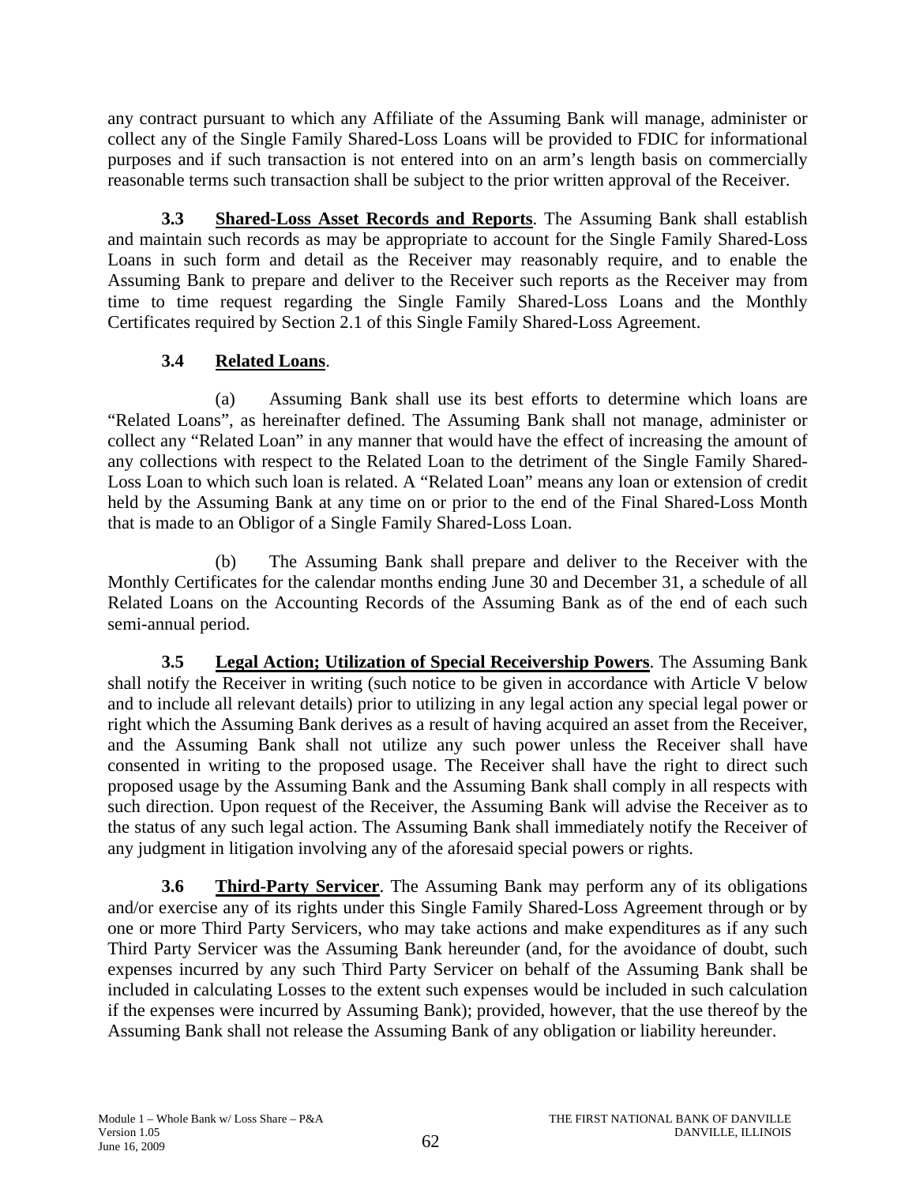any contract pursuant to which any Affiliate of the Assuming Bank will manage, administer or collect any of the Single Family Shared-Loss Loans will be provided to FDIC for informational purposes and if such transaction is not entered into on an arm's length basis on commercially reasonable terms such transaction shall be subject to the prior written approval of the Receiver.

**3.3 Shared-Loss Asset Records and Reports**. The Assuming Bank shall establish and maintain such records as may be appropriate to account for the Single Family Shared-Loss Loans in such form and detail as the Receiver may reasonably require, and to enable the Assuming Bank to prepare and deliver to the Receiver such reports as the Receiver may from time to time request regarding the Single Family Shared-Loss Loans and the Monthly Certificates required by Section 2.1 of this Single Family Shared-Loss Agreement.

**3.4 Related Loans**.

(a) Assuming Bank shall use its best efforts to determine which loans are "Related Loans", as hereinafter defined. The Assuming Bank shall not manage, administer or collect any "Related Loan" in any manner that would have the effect of increasing the amount of any collections with respect to the Related Loan to the detriment of the Single Family Shared-Loss Loan to which such loan is related. A "Related Loan" means any loan or extension of credit held by the Assuming Bank at any time on or prior to the end of the Final Shared-Loss Month that is made to an Obligor of a Single Family Shared-Loss Loan.

(b) The Assuming Bank shall prepare and deliver to the Receiver with the Monthly Certificates for the calendar months ending June 30 and December 31, a schedule of all Related Loans on the Accounting Records of the Assuming Bank as of the end of each such semi-annual period.

**3.5 Legal Action; Utilization of Special Receivership Powers**. The Assuming Bank shall notify the Receiver in writing (such notice to be given in accordance with Article V below and to include all relevant details) prior to utilizing in any legal action any special legal power or right which the Assuming Bank derives as a result of having acquired an asset from the Receiver, and the Assuming Bank shall not utilize any such power unless the Receiver shall have consented in writing to the proposed usage. The Receiver shall have the right to direct such proposed usage by the Assuming Bank and the Assuming Bank shall comply in all respects with such direction. Upon request of the Receiver, the Assuming Bank will advise the Receiver as to the status of any such legal action. The Assuming Bank shall immediately notify the Receiver of any judgment in litigation involving any of the aforesaid special powers or rights.

**3.6 Third-Party Servicer**. The Assuming Bank may perform any of its obligations and/or exercise any of its rights under this Single Family Shared-Loss Agreement through or by one or more Third Party Servicers, who may take actions and make expenditures as if any such Third Party Servicer was the Assuming Bank hereunder (and, for the avoidance of doubt, such expenses incurred by any such Third Party Servicer on behalf of the Assuming Bank shall be included in calculating Losses to the extent such expenses would be included in such calculation if the expenses were incurred by Assuming Bank); provided, however, that the use thereof by the Assuming Bank shall not release the Assuming Bank of any obligation or liability hereunder.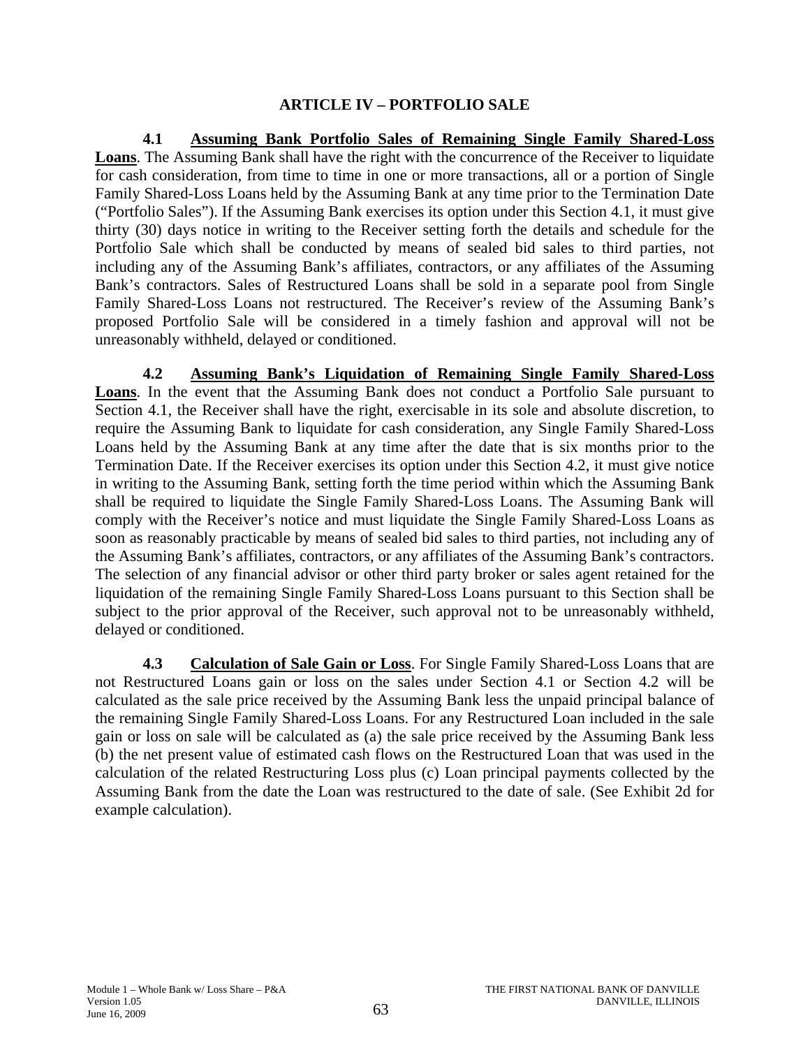## ARTICLE IV – PORTFOLIO SALE

**4.1 Assuming Bank Portfolio Sales of Remaining Single Family Shared-Loss Loans**. The Assuming Bank shall have the right with the concurrence of the Receiver to liquidate for cash consideration, from time to time in one or more transactions, all or a portion of Single Family Shared-Loss Loans held by the Assuming Bank at any time prior to the Termination Date ("Portfolio Sales"). If the Assuming Bank exercises its option under this Section 4.1, it must give thirty (30) days notice in writing to the Receiver setting forth the details and schedule for the Portfolio Sale which shall be conducted by means of sealed bid sales to third parties, not including any of the Assuming Bank's affiliates, contractors, or any affiliates of the Assuming Bank's contractors. Sales of Restructured Loans shall be sold in a separate pool from Single Family Shared-Loss Loans not restructured. The Receiver's review of the Assuming Bank's proposed Portfolio Sale will be considered in a timely fashion and approval will not be unreasonably withheld, delayed or conditioned.

**4.2 Assuming Bank's Liquidation of Remaining Single Family Shared-Loss Loans**. In the event that the Assuming Bank does not conduct a Portfolio Sale pursuant to Section 4.1, the Receiver shall have the right, exercisable in its sole and absolute discretion, to require the Assuming Bank to liquidate for cash consideration, any Single Family Shared-Loss Loans held by the Assuming Bank at any time after the date that is six months prior to the Termination Date. If the Receiver exercises its option under this Section 4.2, it must give notice in writing to the Assuming Bank, setting forth the time period within which the Assuming Bank shall be required to liquidate the Single Family Shared-Loss Loans. The Assuming Bank will comply with the Receiver's notice and must liquidate the Single Family Shared-Loss Loans as soon as reasonably practicable by means of sealed bid sales to third parties, not including any of the Assuming Bank's affiliates, contractors, or any affiliates of the Assuming Bank's contractors. The selection of any financial advisor or other third party broker or sales agent retained for the liquidation of the remaining Single Family Shared-Loss Loans pursuant to this Section shall be subject to the prior approval of the Receiver, such approval not to be unreasonably withheld, delayed or conditioned.

**4.3 Calculation of Sale Gain or Loss**. For Single Family Shared-Loss Loans that are not Restructured Loans gain or loss on the sales under Section 4.1 or Section 4.2 will be calculated as the sale price received by the Assuming Bank less the unpaid principal balance of the remaining Single Family Shared-Loss Loans. For any Restructured Loan included in the sale gain or loss on sale will be calculated as (a) the sale price received by the Assuming Bank less (b) the net present value of estimated cash flows on the Restructured Loan that was used in the calculation of the related Restructuring Loss plus (c) Loan principal payments collected by the Assuming Bank from the date the Loan was restructured to the date of sale. (See Exhibit 2d for example calculation).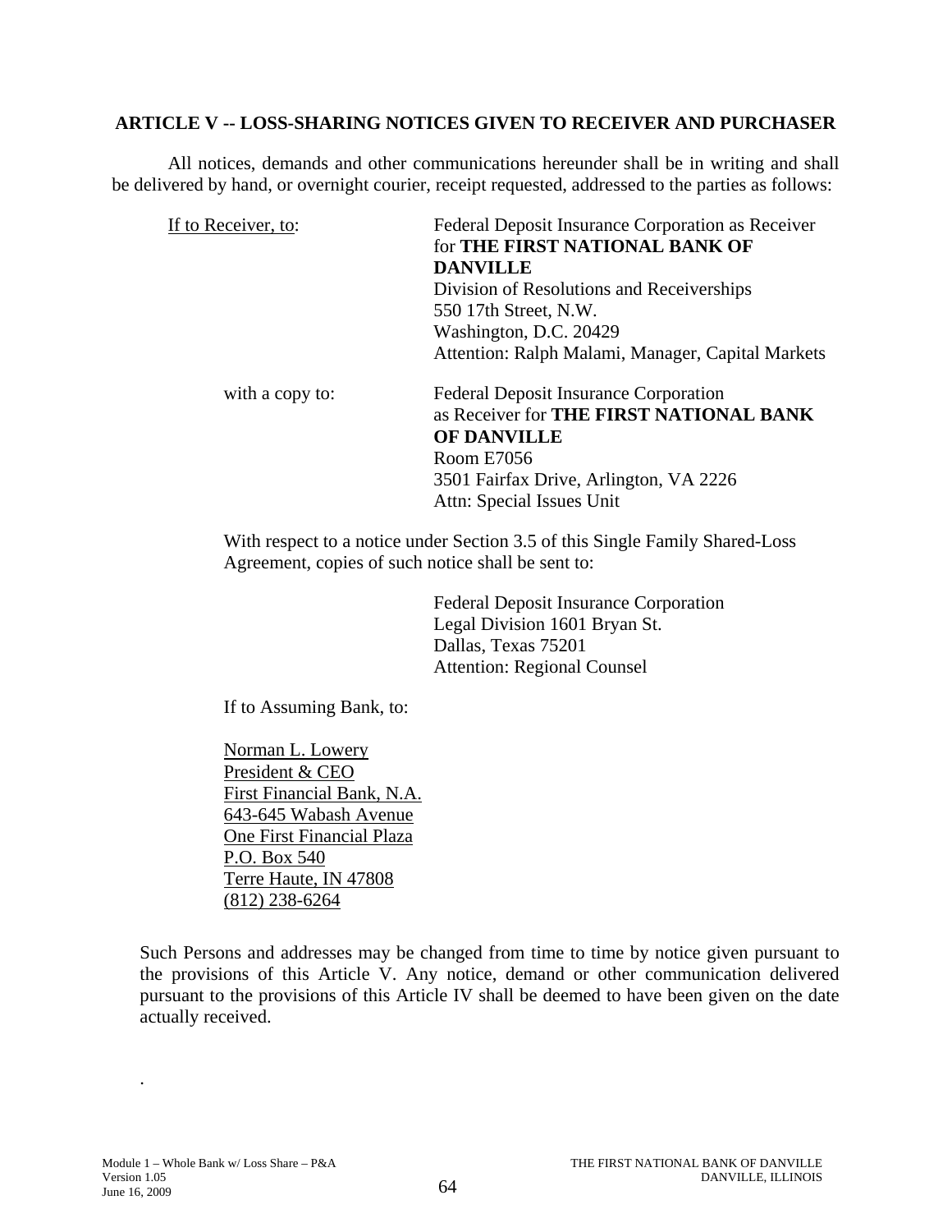## ARTICLE V -- LOSS-SHARING NOTICES GIVEN TO RECEIVER AND PURCHASER

All notices, demands and other communications hereunder shall be in writing and shall be delivered by hand, or overnight courier, receipt requested, addressed to the parties as follows:

<u>If to Receiver, to</u>:

Federal Deposit Insurance Corporation as Receiver for **THE FIRST NATIONAL BANK OF DANVILLE**
Division of Resolutions and Receiverships
550 17th Street, N.W.
Washington, D.C. 20429
Attention: Ralph Malami, Manager, Capital Markets

with a copy to:

Federal Deposit Insurance Corporation as Receiver for **THE FIRST NATIONAL BANK OF DANVILLE**
Room E7056
3501 Fairfax Drive, Arlington, VA 2226
Attn: Special Issues Unit

With respect to a notice under Section 3.5 of this Single Family Shared-Loss Agreement, copies of such notice shall be sent to:

Federal Deposit Insurance Corporation
Legal Division 1601 Bryan St.
Dallas, Texas 75201
Attention: Regional Counsel

If to Assuming Bank, to:

<u>Norman L. Lowery</u>
<u>President & CEO</u>
<u>First Financial Bank, N.A.</u>
<u>643-645 Wabash Avenue</u>
<u>One First Financial Plaza</u>
<u>P.O. Box 540</u>
<u>Terre Haute, IN 47808</u>
<u>(812) 238-6264</u>

Such Persons and addresses may be changed from time to time by notice given pursuant to the provisions of this Article V. Any notice, demand or other communication delivered pursuant to the provisions of this Article IV shall be deemed to have been given on the date actually received.

.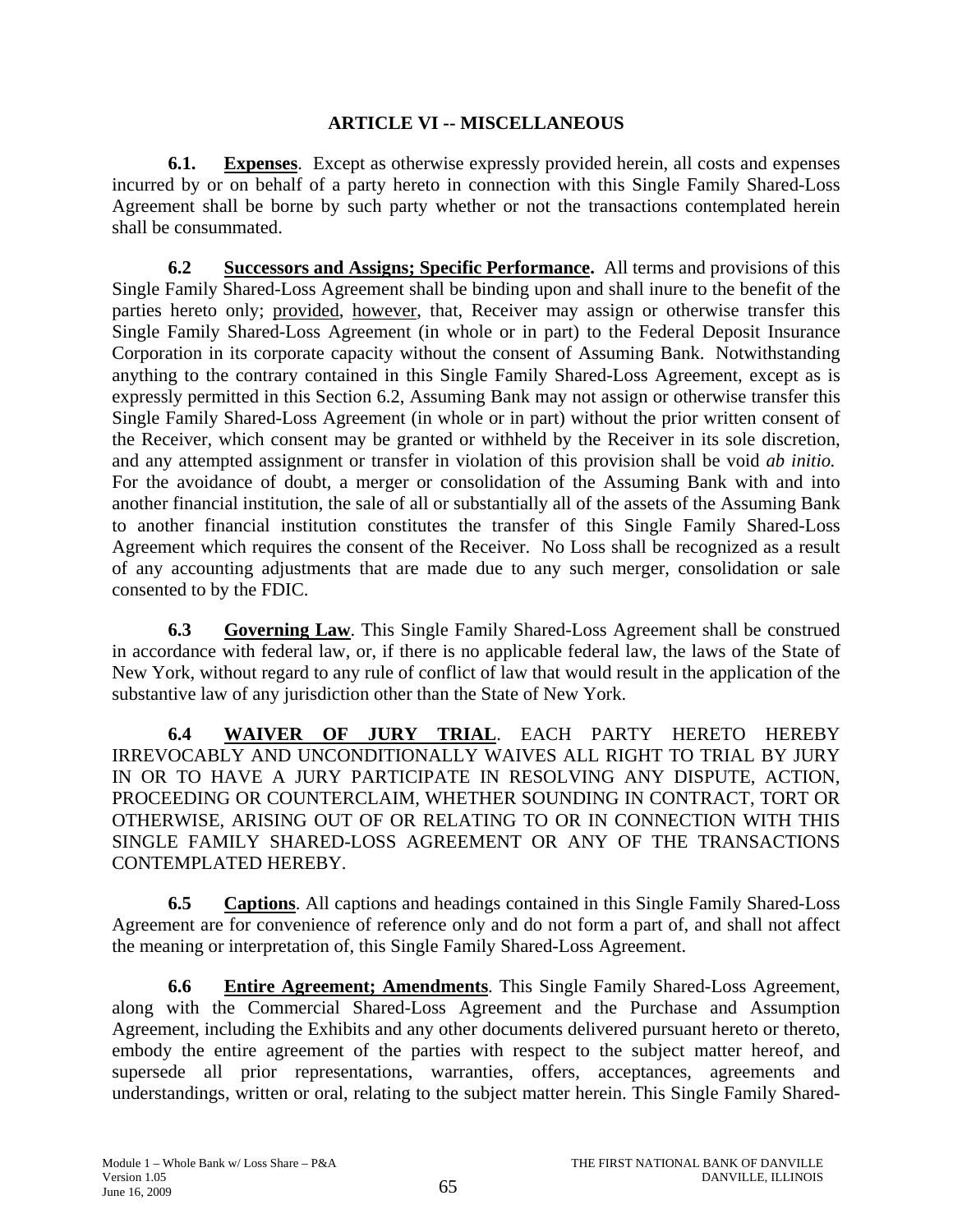## ARTICLE VI -- MISCELLANEOUS

**6.1. Expenses**. Except as otherwise expressly provided herein, all costs and expenses incurred by or on behalf of a party hereto in connection with this Single Family Shared-Loss Agreement shall be borne by such party whether or not the transactions contemplated herein shall be consummated.

**6.2 Successors and Assigns; Specific Performance.** All terms and provisions of this Single Family Shared-Loss Agreement shall be binding upon and shall inure to the benefit of the parties hereto only; provided, however, that, Receiver may assign or otherwise transfer this Single Family Shared-Loss Agreement (in whole or in part) to the Federal Deposit Insurance Corporation in its corporate capacity without the consent of Assuming Bank. Notwithstanding anything to the contrary contained in this Single Family Shared-Loss Agreement, except as is expressly permitted in this Section 6.2, Assuming Bank may not assign or otherwise transfer this Single Family Shared-Loss Agreement (in whole or in part) without the prior written consent of the Receiver, which consent may be granted or withheld by the Receiver in its sole discretion, and any attempted assignment or transfer in violation of this provision shall be void *ab initio.* For the avoidance of doubt, a merger or consolidation of the Assuming Bank with and into another financial institution, the sale of all or substantially all of the assets of the Assuming Bank to another financial institution constitutes the transfer of this Single Family Shared-Loss Agreement which requires the consent of the Receiver. No Loss shall be recognized as a result of any accounting adjustments that are made due to any such merger, consolidation or sale consented to by the FDIC.

**6.3 Governing Law**. This Single Family Shared-Loss Agreement shall be construed in accordance with federal law, or, if there is no applicable federal law, the laws of the State of New York, without regard to any rule of conflict of law that would result in the application of the substantive law of any jurisdiction other than the State of New York.

**6.4 WAIVER OF JURY TRIAL**. EACH PARTY HERETO HEREBY IRREVOCABLY AND UNCONDITIONALLY WAIVES ALL RIGHT TO TRIAL BY JURY IN OR TO HAVE A JURY PARTICIPATE IN RESOLVING ANY DISPUTE, ACTION, PROCEEDING OR COUNTERCLAIM, WHETHER SOUNDING IN CONTRACT, TORT OR OTHERWISE, ARISING OUT OF OR RELATING TO OR IN CONNECTION WITH THIS SINGLE FAMILY SHARED-LOSS AGREEMENT OR ANY OF THE TRANSACTIONS CONTEMPLATED HEREBY.

**6.5 Captions**. All captions and headings contained in this Single Family Shared-Loss Agreement are for convenience of reference only and do not form a part of, and shall not affect the meaning or interpretation of, this Single Family Shared-Loss Agreement.

**6.6 Entire Agreement; Amendments**. This Single Family Shared-Loss Agreement, along with the Commercial Shared-Loss Agreement and the Purchase and Assumption Agreement, including the Exhibits and any other documents delivered pursuant hereto or thereto, embody the entire agreement of the parties with respect to the subject matter hereof, and supersede all prior representations, warranties, offers, acceptances, agreements and understandings, written or oral, relating to the subject matter herein. This Single Family Shared-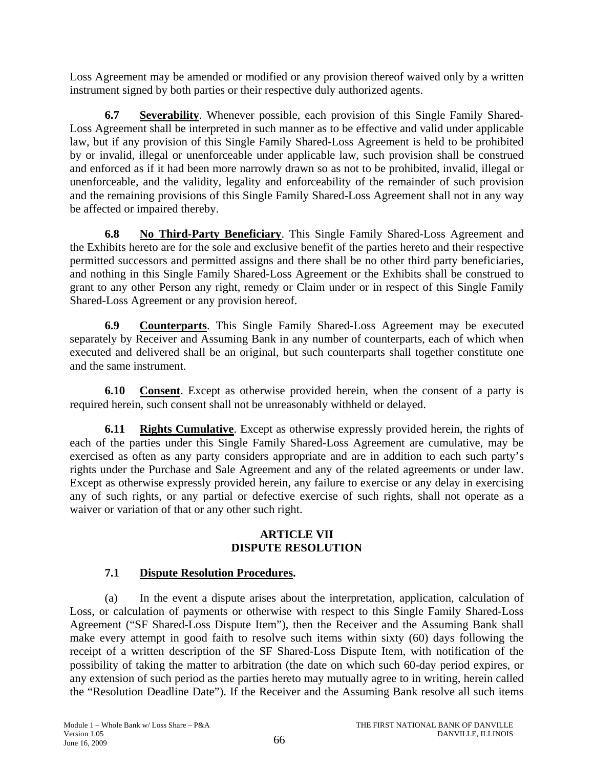Loss Agreement may be amended or modified or any provision thereof waived only by a written instrument signed by both parties or their respective duly authorized agents.

**6.7** **Severability**. Whenever possible, each provision of this Single Family Shared-Loss Agreement shall be interpreted in such manner as to be effective and valid under applicable law, but if any provision of this Single Family Shared-Loss Agreement is held to be prohibited by or invalid, illegal or unenforceable under applicable law, such provision shall be construed and enforced as if it had been more narrowly drawn so as not to be prohibited, invalid, illegal or unenforceable, and the validity, legality and enforceability of the remainder of such provision and the remaining provisions of this Single Family Shared-Loss Agreement shall not in any way be affected or impaired thereby.

**6.8** **No Third-Party Beneficiary**. This Single Family Shared-Loss Agreement and the Exhibits hereto are for the sole and exclusive benefit of the parties hereto and their respective permitted successors and permitted assigns and there shall be no other third party beneficiaries, and nothing in this Single Family Shared-Loss Agreement or the Exhibits shall be construed to grant to any other Person any right, remedy or Claim under or in respect of this Single Family Shared-Loss Agreement or any provision hereof.

**6.9** **Counterparts**. This Single Family Shared-Loss Agreement may be executed separately by Receiver and Assuming Bank in any number of counterparts, each of which when executed and delivered shall be an original, but such counterparts shall together constitute one and the same instrument.

**6.10** **Consent**. Except as otherwise provided herein, when the consent of a party is required herein, such consent shall not be unreasonably withheld or delayed.

**6.11** **Rights Cumulative**. Except as otherwise expressly provided herein, the rights of each of the parties under this Single Family Shared-Loss Agreement are cumulative, may be exercised as often as any party considers appropriate and are in addition to each such party's rights under the Purchase and Sale Agreement and any of the related agreements or under law. Except as otherwise expressly provided herein, any failure to exercise or any delay in exercising any of such rights, or any partial or defective exercise of such rights, shall not operate as a waiver or variation of that or any other such right.

## ARTICLE VII
## DISPUTE RESOLUTION

### 7.1 Dispute Resolution Procedures.

(a) In the event a dispute arises about the interpretation, application, calculation of Loss, or calculation of payments or otherwise with respect to this Single Family Shared-Loss Agreement ("SF Shared-Loss Dispute Item"), then the Receiver and the Assuming Bank shall make every attempt in good faith to resolve such items within sixty (60) days following the receipt of a written description of the SF Shared-Loss Dispute Item, with notification of the possibility of taking the matter to arbitration (the date on which such 60-day period expires, or any extension of such period as the parties hereto may mutually agree to in writing, herein called the "Resolution Deadline Date"). If the Receiver and the Assuming Bank resolve all such items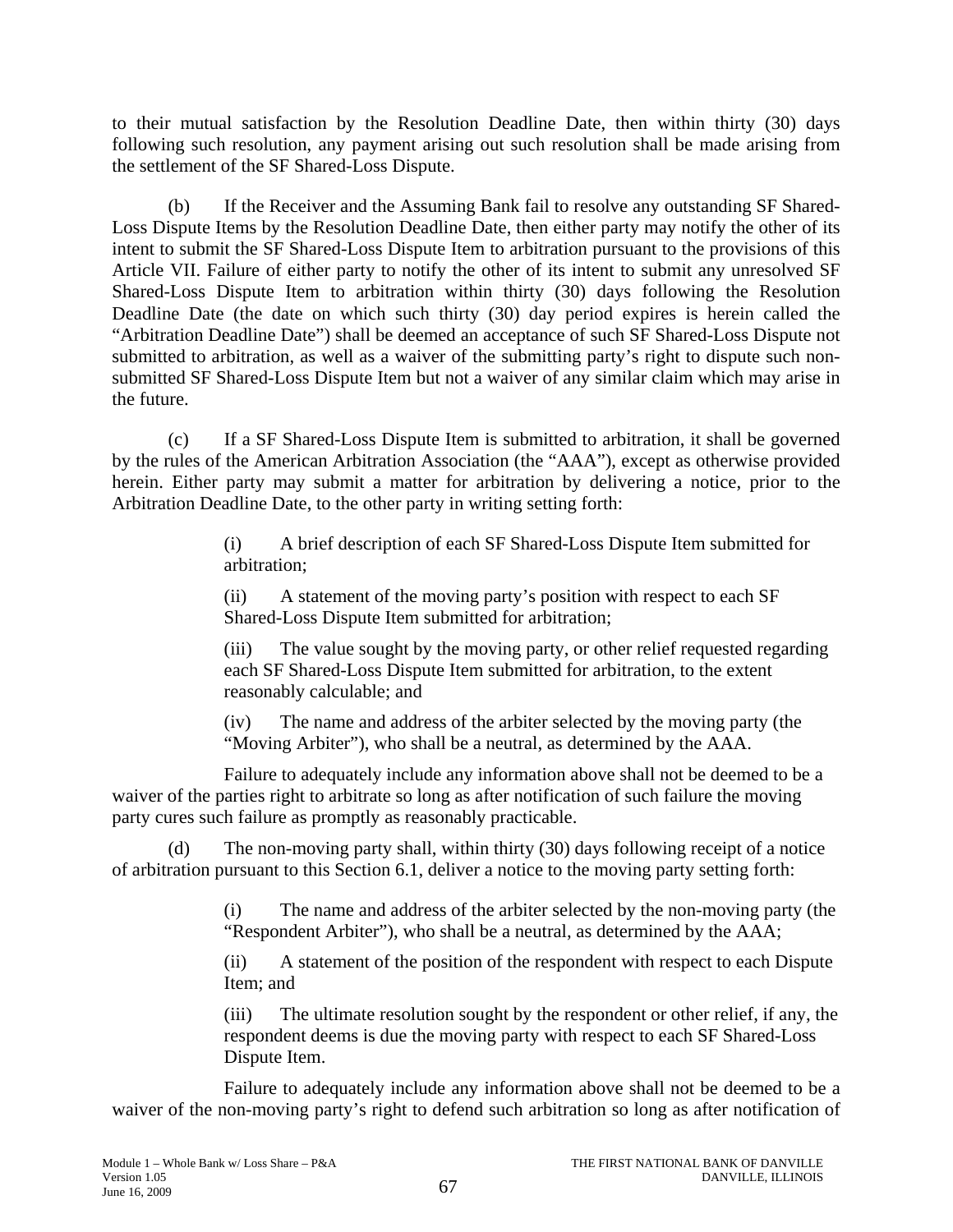to their mutual satisfaction by the Resolution Deadline Date, then within thirty (30) days following such resolution, any payment arising out such resolution shall be made arising from the settlement of the SF Shared-Loss Dispute.

(b) If the Receiver and the Assuming Bank fail to resolve any outstanding SF Shared-Loss Dispute Items by the Resolution Deadline Date, then either party may notify the other of its intent to submit the SF Shared-Loss Dispute Item to arbitration pursuant to the provisions of this Article VII. Failure of either party to notify the other of its intent to submit any unresolved SF Shared-Loss Dispute Item to arbitration within thirty (30) days following the Resolution Deadline Date (the date on which such thirty (30) day period expires is herein called the "Arbitration Deadline Date") shall be deemed an acceptance of such SF Shared-Loss Dispute not submitted to arbitration, as well as a waiver of the submitting party's right to dispute such non-submitted SF Shared-Loss Dispute Item but not a waiver of any similar claim which may arise in the future.

(c) If a SF Shared-Loss Dispute Item is submitted to arbitration, it shall be governed by the rules of the American Arbitration Association (the "AAA"), except as otherwise provided herein. Either party may submit a matter for arbitration by delivering a notice, prior to the Arbitration Deadline Date, to the other party in writing setting forth:

> (i) A brief description of each SF Shared-Loss Dispute Item submitted for arbitration;
>
> (ii) A statement of the moving party's position with respect to each SF Shared-Loss Dispute Item submitted for arbitration;
>
> (iii) The value sought by the moving party, or other relief requested regarding each SF Shared-Loss Dispute Item submitted for arbitration, to the extent reasonably calculable; and
>
> (iv) The name and address of the arbiter selected by the moving party (the "Moving Arbiter"), who shall be a neutral, as determined by the AAA.

Failure to adequately include any information above shall not be deemed to be a waiver of the parties right to arbitrate so long as after notification of such failure the moving party cures such failure as promptly as reasonably practicable.

(d) The non-moving party shall, within thirty (30) days following receipt of a notice of arbitration pursuant to this Section 6.1, deliver a notice to the moving party setting forth:

> (i) The name and address of the arbiter selected by the non-moving party (the "Respondent Arbiter"), who shall be a neutral, as determined by the AAA;
>
> (ii) A statement of the position of the respondent with respect to each Dispute Item; and
>
> (iii) The ultimate resolution sought by the respondent or other relief, if any, the respondent deems is due the moving party with respect to each SF Shared-Loss Dispute Item.

Failure to adequately include any information above shall not be deemed to be a waiver of the non-moving party's right to defend such arbitration so long as after notification of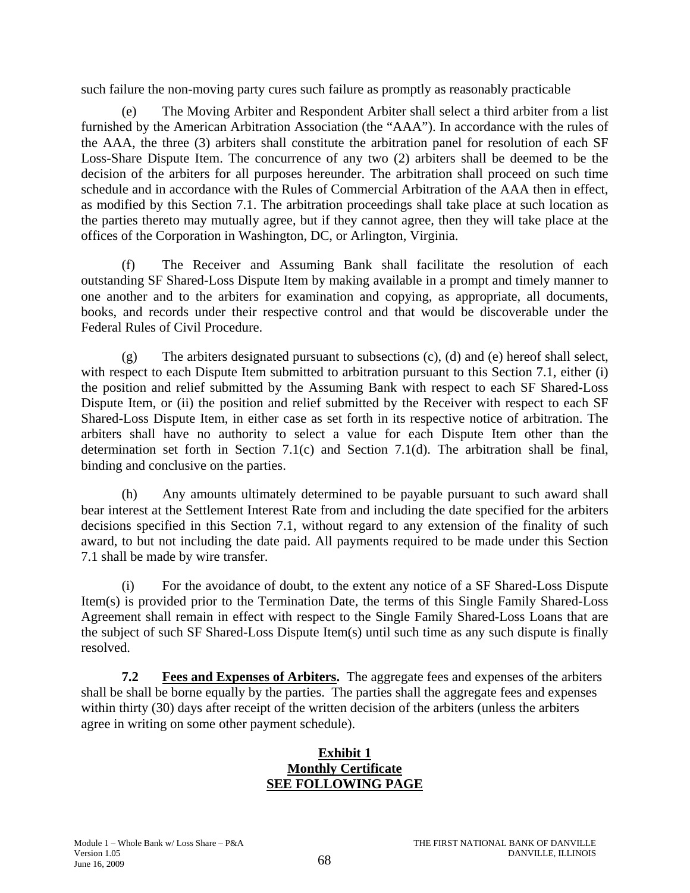such failure the non-moving party cures such failure as promptly as reasonably practicable

(e) The Moving Arbiter and Respondent Arbiter shall select a third arbiter from a list furnished by the American Arbitration Association (the "AAA"). In accordance with the rules of the AAA, the three (3) arbiters shall constitute the arbitration panel for resolution of each SF Loss-Share Dispute Item. The concurrence of any two (2) arbiters shall be deemed to be the decision of the arbiters for all purposes hereunder. The arbitration shall proceed on such time schedule and in accordance with the Rules of Commercial Arbitration of the AAA then in effect, as modified by this Section 7.1. The arbitration proceedings shall take place at such location as the parties thereto may mutually agree, but if they cannot agree, then they will take place at the offices of the Corporation in Washington, DC, or Arlington, Virginia.

(f) The Receiver and Assuming Bank shall facilitate the resolution of each outstanding SF Shared-Loss Dispute Item by making available in a prompt and timely manner to one another and to the arbiters for examination and copying, as appropriate, all documents, books, and records under their respective control and that would be discoverable under the Federal Rules of Civil Procedure.

(g) The arbiters designated pursuant to subsections (c), (d) and (e) hereof shall select, with respect to each Dispute Item submitted to arbitration pursuant to this Section 7.1, either (i) the position and relief submitted by the Assuming Bank with respect to each SF Shared-Loss Dispute Item, or (ii) the position and relief submitted by the Receiver with respect to each SF Shared-Loss Dispute Item, in either case as set forth in its respective notice of arbitration. The arbiters shall have no authority to select a value for each Dispute Item other than the determination set forth in Section 7.1(c) and Section 7.1(d). The arbitration shall be final, binding and conclusive on the parties.

(h) Any amounts ultimately determined to be payable pursuant to such award shall bear interest at the Settlement Interest Rate from and including the date specified for the arbiters decisions specified in this Section 7.1, without regard to any extension of the finality of such award, to but not including the date paid. All payments required to be made under this Section 7.1 shall be made by wire transfer.

(i) For the avoidance of doubt, to the extent any notice of a SF Shared-Loss Dispute Item(s) is provided prior to the Termination Date, the terms of this Single Family Shared-Loss Agreement shall remain in effect with respect to the Single Family Shared-Loss Loans that are the subject of such SF Shared-Loss Dispute Item(s) until such time as any such dispute is finally resolved.

**7.2 Fees and Expenses of Arbiters.** The aggregate fees and expenses of the arbiters shall be shall be borne equally by the parties. The parties shall the aggregate fees and expenses within thirty (30) days after receipt of the written decision of the arbiters (unless the arbiters agree in writing on some other payment schedule).

**Exhibit 1**
**Monthly Certificate**
**SEE FOLLOWING PAGE**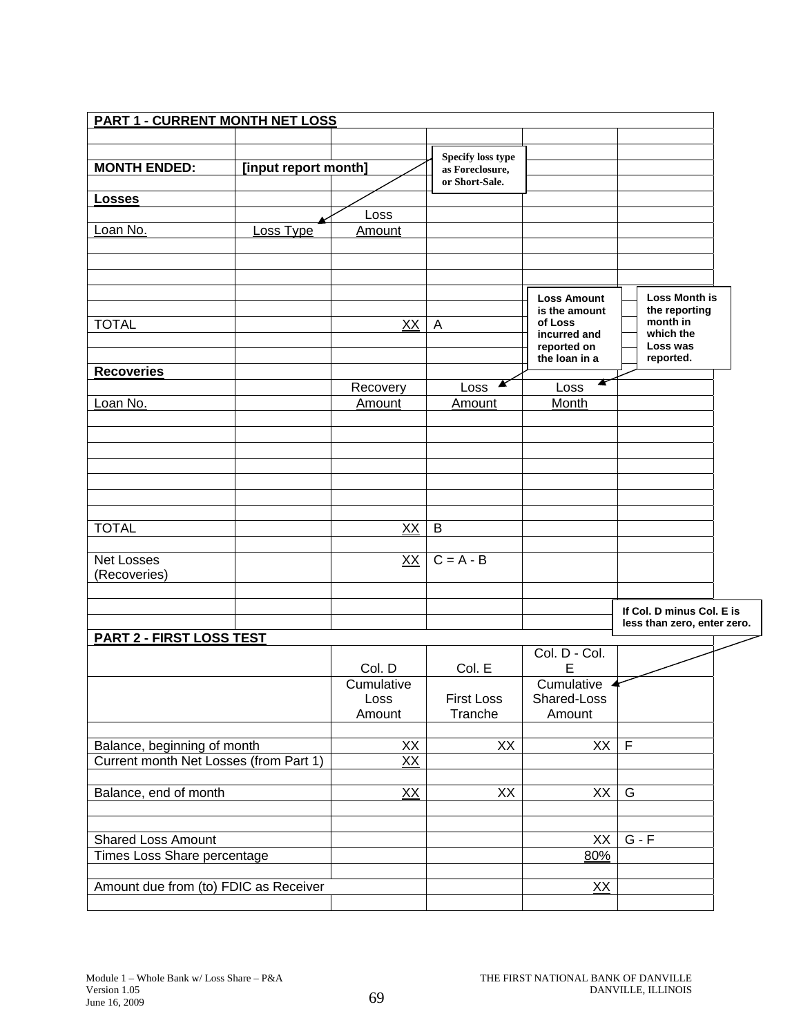**PART 1 - CURRENT MONTH NET LOSS**

| | | | |
|---|---|---|---|
| **MONTH ENDED:** | **[input report month]** | | |

Specify loss type as Foreclosure, or Short-Sale.

**Losses**

| Loan No. | Loss Type | Loss Amount | |
|---|---|---|---|
| | | | |
| | | | |
| | | | |
| | | | |
| TOTAL | | XX | A |

Loss Amount is the amount of Loss incurred and reported on the loan in a

Loss Month is the reporting month in which the Loss was reported.

**Recoveries**

| Loan No. | | Recovery Amount | Loss Amount | Loss Month |
|---|---|---|---|---|
| | | | | |
| | | | | |
| | | | | |
| | | | | |
| | | | | |
| | | | | |
| | | | | |
| TOTAL | | XX | B | |
| | | | | |
| Net Losses (Recoveries) | | XX | C = A - B | |

If Col. D minus Col. E is less than zero, enter zero.

**PART 2 - FIRST LOSS TEST**

| | Col. D | Col. E | Col. D - Col. E | |
|---|---|---|---|---|
| | Cumulative Loss Amount | First Loss Tranche | Cumulative Shared-Loss Amount | |
| | | | | |
| Balance, beginning of month | XX | XX | XX | F |
| Current month Net Losses (from Part 1) | XX | | | |
| | | | | |
| Balance, end of month | XX | XX | XX | G |
| | | | | |
| | | | | |
| Shared Loss Amount | | | XX | G - F |
| Times Loss Share percentage | | | 80% | |
| | | | | |
| Amount due from (to) FDIC as Receiver | | | XX | |

Module 1 – Whole Bank w/ Loss Share – P&A
Version 1.05
June 16, 2009

THE FIRST NATIONAL BANK OF DANVILLE
DANVILLE, ILLINOIS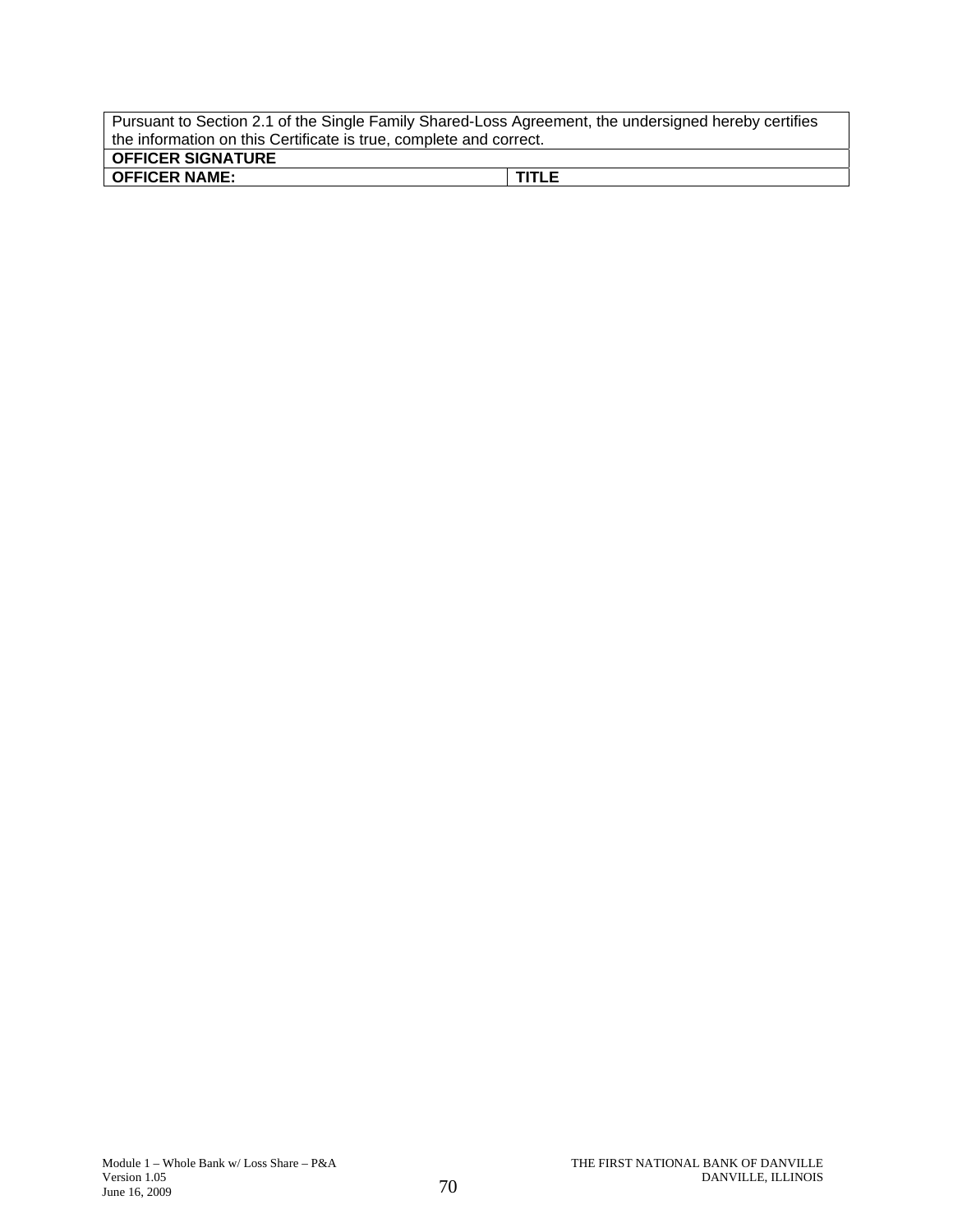| Pursuant to Section 2.1 of the Single Family Shared-Loss Agreement, the undersigned hereby certifies the information on this Certificate is true, complete and correct. | |
|---|---|
| **OFFICER SIGNATURE** | |
| **OFFICER NAME:** | **TITLE** |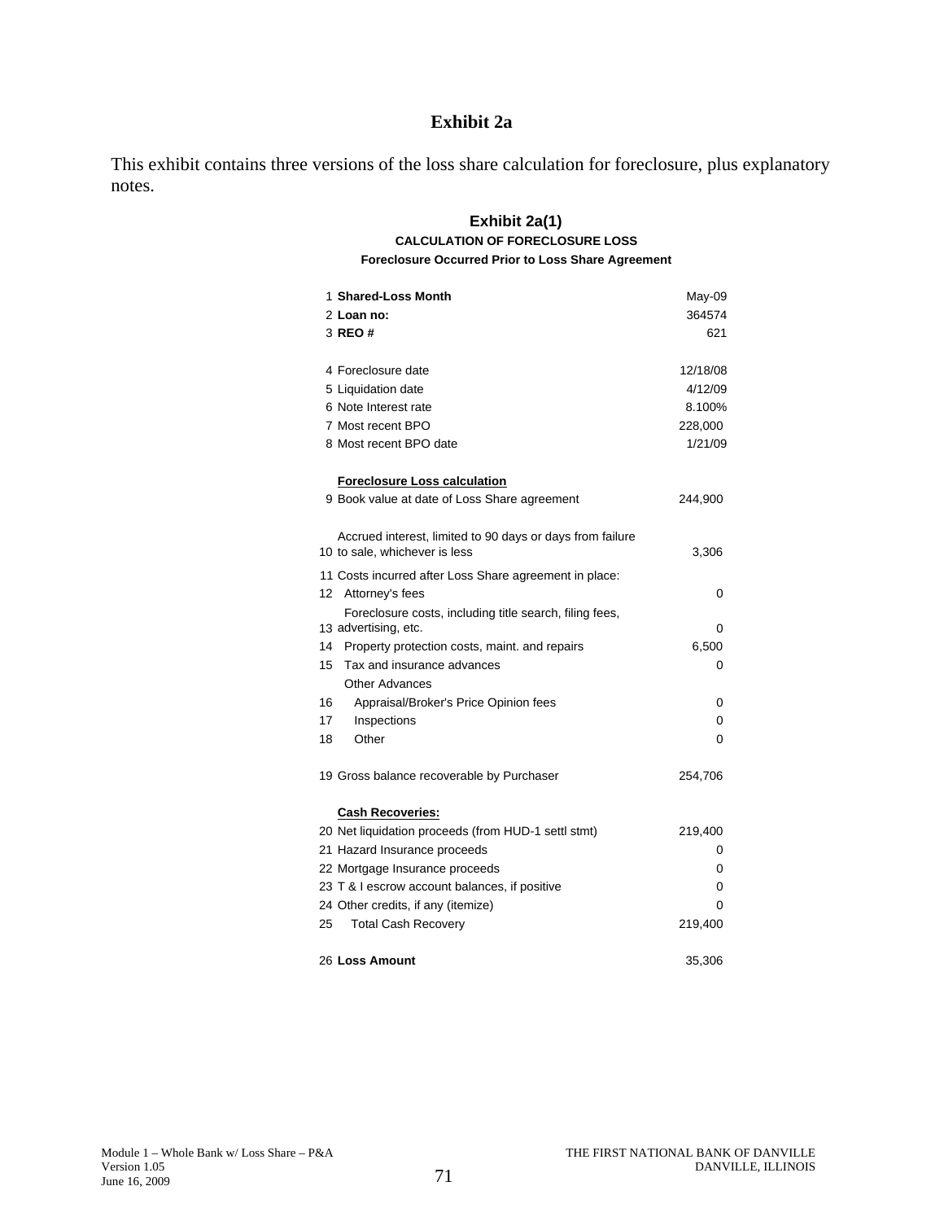# Exhibit 2a

This exhibit contains three versions of the loss share calculation for foreclosure, plus explanatory notes.

## Exhibit 2a(1)

### CALCULATION OF FORECLOSURE LOSS

**Foreclosure Occurred Prior to Loss Share Agreement**

| # | Item | Value |
|---|---|---|
| 1 | **Shared-Loss Month** | May-09 |
| 2 | **Loan no:** | 364574 |
| 3 | **REO #** | 621 |
| | | |
| 4 | Foreclosure date | 12/18/08 |
| 5 | Liquidation date | 4/12/09 |
| 6 | Note Interest rate | 8.100% |
| 7 | Most recent BPO | 228,000 |
| 8 | Most recent BPO date | 1/21/09 |
| | | |
| | **Foreclosure Loss calculation** | |
| 9 | Book value at date of Loss Share agreement | 244,900 |
| | | |
| 10 | Accrued interest, limited to 90 days or days from failure to sale, whichever is less | 3,306 |
| 11 | Costs incurred after Loss Share agreement in place: | |
| 12 | Attorney's fees | 0 |
| 13 | Foreclosure costs, including title search, filing fees, advertising, etc. | 0 |
| 14 | Property protection costs, maint. and repairs | 6,500 |
| 15 | Tax and insurance advances | 0 |
| | Other Advances | |
| 16 | Appraisal/Broker's Price Opinion fees | 0 |
| 17 | Inspections | 0 |
| 18 | Other | 0 |
| | | |
| 19 | Gross balance recoverable by Purchaser | 254,706 |
| | | |
| | **Cash Recoveries:** | |
| 20 | Net liquidation proceeds (from HUD-1 settl stmt) | 219,400 |
| 21 | Hazard Insurance proceeds | 0 |
| 22 | Mortgage Insurance proceeds | 0 |
| 23 | T & I escrow account balances, if positive | 0 |
| 24 | Other credits, if any (itemize) | 0 |
| 25 | Total Cash Recovery | 219,400 |
| | | |
| 26 | **Loss Amount** | 35,306 |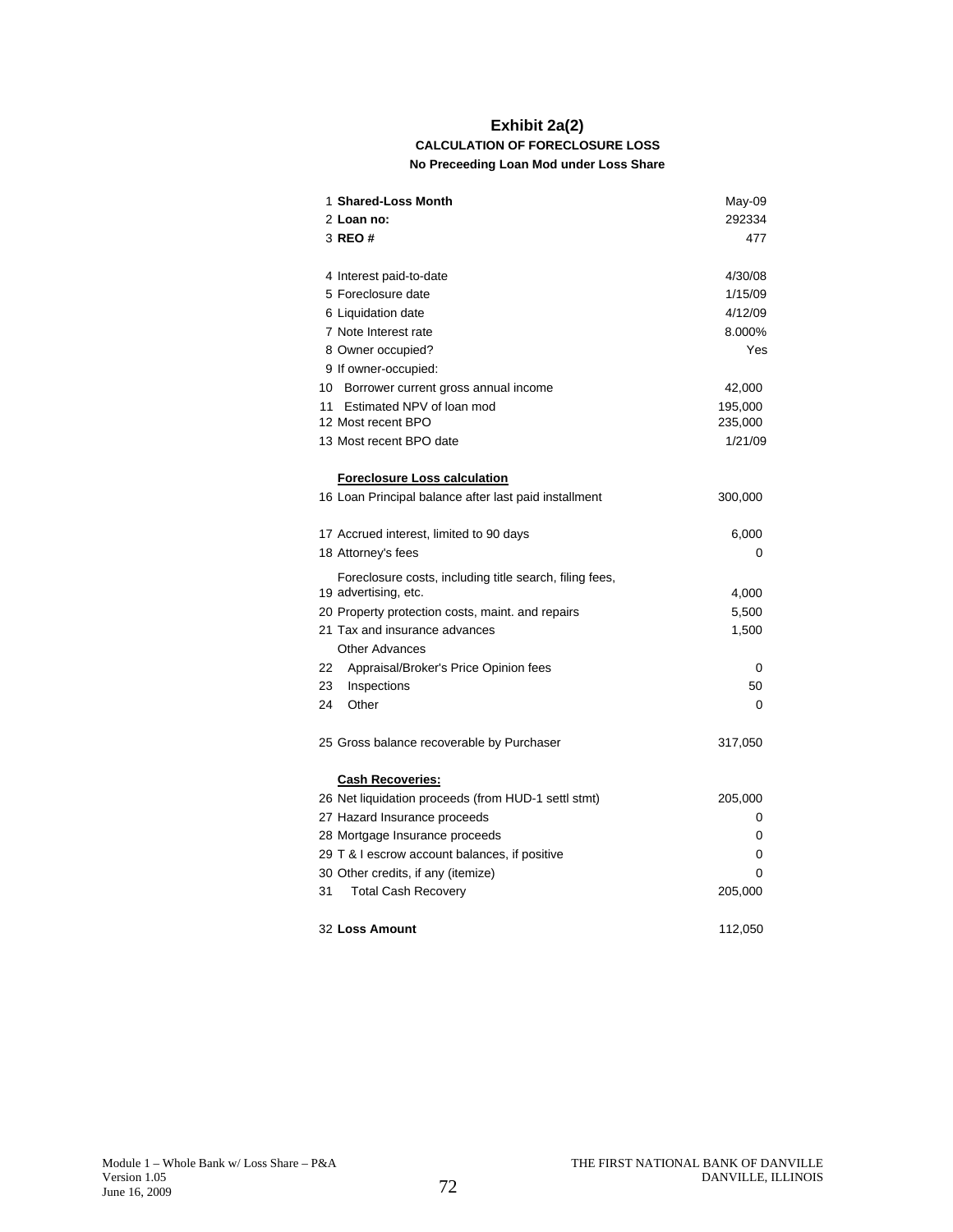# Exhibit 2a(2)

### CALCULATION OF FORECLOSURE LOSS

### No Preceeding Loan Mod under Loss Share

| | | |
|---|---|---|
| 1 | **Shared-Loss Month** | May-09 |
| 2 | **Loan no:** | 292334 |
| 3 | **REO #** | 477 |
| | | |
| 4 | Interest paid-to-date | 4/30/08 |
| 5 | Foreclosure date | 1/15/09 |
| 6 | Liquidation date | 4/12/09 |
| 7 | Note Interest rate | 8.000% |
| 8 | Owner occupied? | Yes |
| 9 | If owner-occupied: | |
| 10 | Borrower current gross annual income | 42,000 |
| 11 | Estimated NPV of loan mod | 195,000 |
| 12 | Most recent BPO | 235,000 |
| 13 | Most recent BPO date | 1/21/09 |
| | | |
| | **Foreclosure Loss calculation** | |
| 16 | Loan Principal balance after last paid installment | 300,000 |
| | | |
| 17 | Accrued interest, limited to 90 days | 6,000 |
| 18 | Attorney's fees | 0 |
| 19 | Foreclosure costs, including title search, filing fees, advertising, etc. | 4,000 |
| 20 | Property protection costs, maint. and repairs | 5,500 |
| 21 | Tax and insurance advances | 1,500 |
| | Other Advances | |
| 22 | Appraisal/Broker's Price Opinion fees | 0 |
| 23 | Inspections | 50 |
| 24 | Other | 0 |
| | | |
| 25 | Gross balance recoverable by Purchaser | 317,050 |
| | | |
| | **Cash Recoveries:** | |
| 26 | Net liquidation proceeds (from HUD-1 settl stmt) | 205,000 |
| 27 | Hazard Insurance proceeds | 0 |
| 28 | Mortgage Insurance proceeds | 0 |
| 29 | T & I escrow account balances, if positive | 0 |
| 30 | Other credits, if any (itemize) | 0 |
| 31 | Total Cash Recovery | 205,000 |
| | | |
| 32 | **Loss Amount** | 112,050 |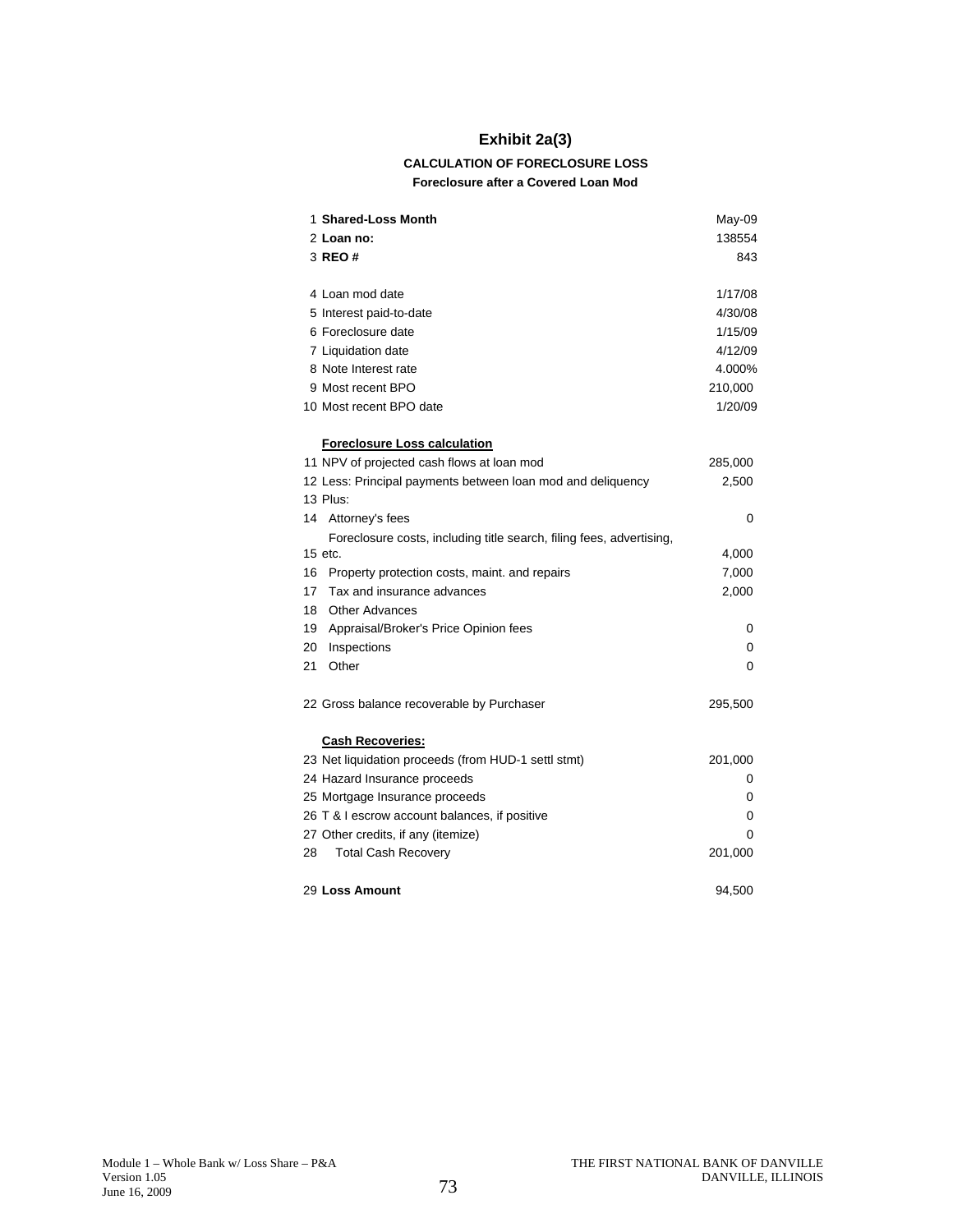# Exhibit 2a(3)

**CALCULATION OF FORECLOSURE LOSS**

**Foreclosure after a Covered Loan Mod**

| | | |
|---|---|---|
| 1 | **Shared-Loss Month** | May-09 |
| 2 | **Loan no:** | 138554 |
| 3 | **REO #** | 843 |
| | | |
| 4 | Loan mod date | 1/17/08 |
| 5 | Interest paid-to-date | 4/30/08 |
| 6 | Foreclosure date | 1/15/09 |
| 7 | Liquidation date | 4/12/09 |
| 8 | Note Interest rate | 4.000% |
| 9 | Most recent BPO | 210,000 |
| 10 | Most recent BPO date | 1/20/09 |
| | | |
| | **Foreclosure Loss calculation** | |
| 11 | NPV of projected cash flows at loan mod | 285,000 |
| 12 | Less: Principal payments between loan mod and deliquency | 2,500 |
| 13 | Plus: | |
| 14 | Attorney's fees | 0 |
| 15 | Foreclosure costs, including title search, filing fees, advertising, etc. | 4,000 |
| 16 | Property protection costs, maint. and repairs | 7,000 |
| 17 | Tax and insurance advances | 2,000 |
| 18 | Other Advances | |
| 19 | Appraisal/Broker's Price Opinion fees | 0 |
| 20 | Inspections | 0 |
| 21 | Other | 0 |
| | | |
| 22 | Gross balance recoverable by Purchaser | 295,500 |
| | | |
| | **Cash Recoveries:** | |
| 23 | Net liquidation proceeds (from HUD-1 settl stmt) | 201,000 |
| 24 | Hazard Insurance proceeds | 0 |
| 25 | Mortgage Insurance proceeds | 0 |
| 26 | T & I escrow account balances, if positive | 0 |
| 27 | Other credits, if any (itemize) | 0 |
| 28 | Total Cash Recovery | 201,000 |
| | | |
| 29 | **Loss Amount** | 94,500 |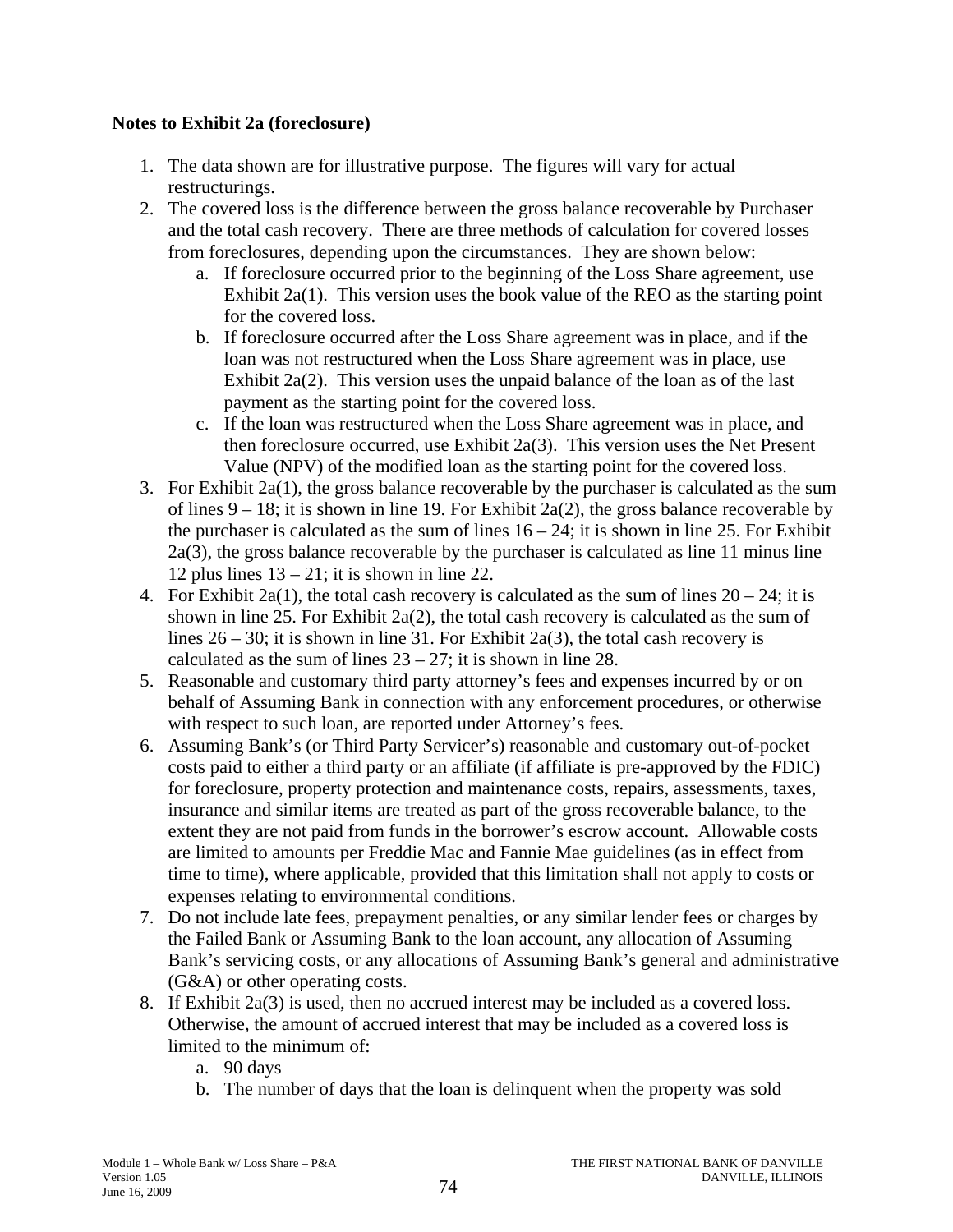**Notes to Exhibit 2a (foreclosure)**

1. The data shown are for illustrative purpose. The figures will vary for actual restructurings.
2. The covered loss is the difference between the gross balance recoverable by Purchaser and the total cash recovery. There are three methods of calculation for covered losses from foreclosures, depending upon the circumstances. They are shown below:
   a. If foreclosure occurred prior to the beginning of the Loss Share agreement, use Exhibit 2a(1). This version uses the book value of the REO as the starting point for the covered loss.
   b. If foreclosure occurred after the Loss Share agreement was in place, and if the loan was not restructured when the Loss Share agreement was in place, use Exhibit 2a(2). This version uses the unpaid balance of the loan as of the last payment as the starting point for the covered loss.
   c. If the loan was restructured when the Loss Share agreement was in place, and then foreclosure occurred, use Exhibit 2a(3). This version uses the Net Present Value (NPV) of the modified loan as the starting point for the covered loss.
3. For Exhibit 2a(1), the gross balance recoverable by the purchaser is calculated as the sum of lines 9 – 18; it is shown in line 19. For Exhibit 2a(2), the gross balance recoverable by the purchaser is calculated as the sum of lines 16 – 24; it is shown in line 25. For Exhibit 2a(3), the gross balance recoverable by the purchaser is calculated as line 11 minus line 12 plus lines 13 – 21; it is shown in line 22.
4. For Exhibit 2a(1), the total cash recovery is calculated as the sum of lines 20 – 24; it is shown in line 25. For Exhibit 2a(2), the total cash recovery is calculated as the sum of lines 26 – 30; it is shown in line 31. For Exhibit 2a(3), the total cash recovery is calculated as the sum of lines 23 – 27; it is shown in line 28.
5. Reasonable and customary third party attorney's fees and expenses incurred by or on behalf of Assuming Bank in connection with any enforcement procedures, or otherwise with respect to such loan, are reported under Attorney's fees.
6. Assuming Bank's (or Third Party Servicer's) reasonable and customary out-of-pocket costs paid to either a third party or an affiliate (if affiliate is pre-approved by the FDIC) for foreclosure, property protection and maintenance costs, repairs, assessments, taxes, insurance and similar items are treated as part of the gross recoverable balance, to the extent they are not paid from funds in the borrower's escrow account. Allowable costs are limited to amounts per Freddie Mac and Fannie Mae guidelines (as in effect from time to time), where applicable, provided that this limitation shall not apply to costs or expenses relating to environmental conditions.
7. Do not include late fees, prepayment penalties, or any similar lender fees or charges by the Failed Bank or Assuming Bank to the loan account, any allocation of Assuming Bank's servicing costs, or any allocations of Assuming Bank's general and administrative (G&A) or other operating costs.
8. If Exhibit 2a(3) is used, then no accrued interest may be included as a covered loss. Otherwise, the amount of accrued interest that may be included as a covered loss is limited to the minimum of:
   a. 90 days
   b. The number of days that the loan is delinquent when the property was sold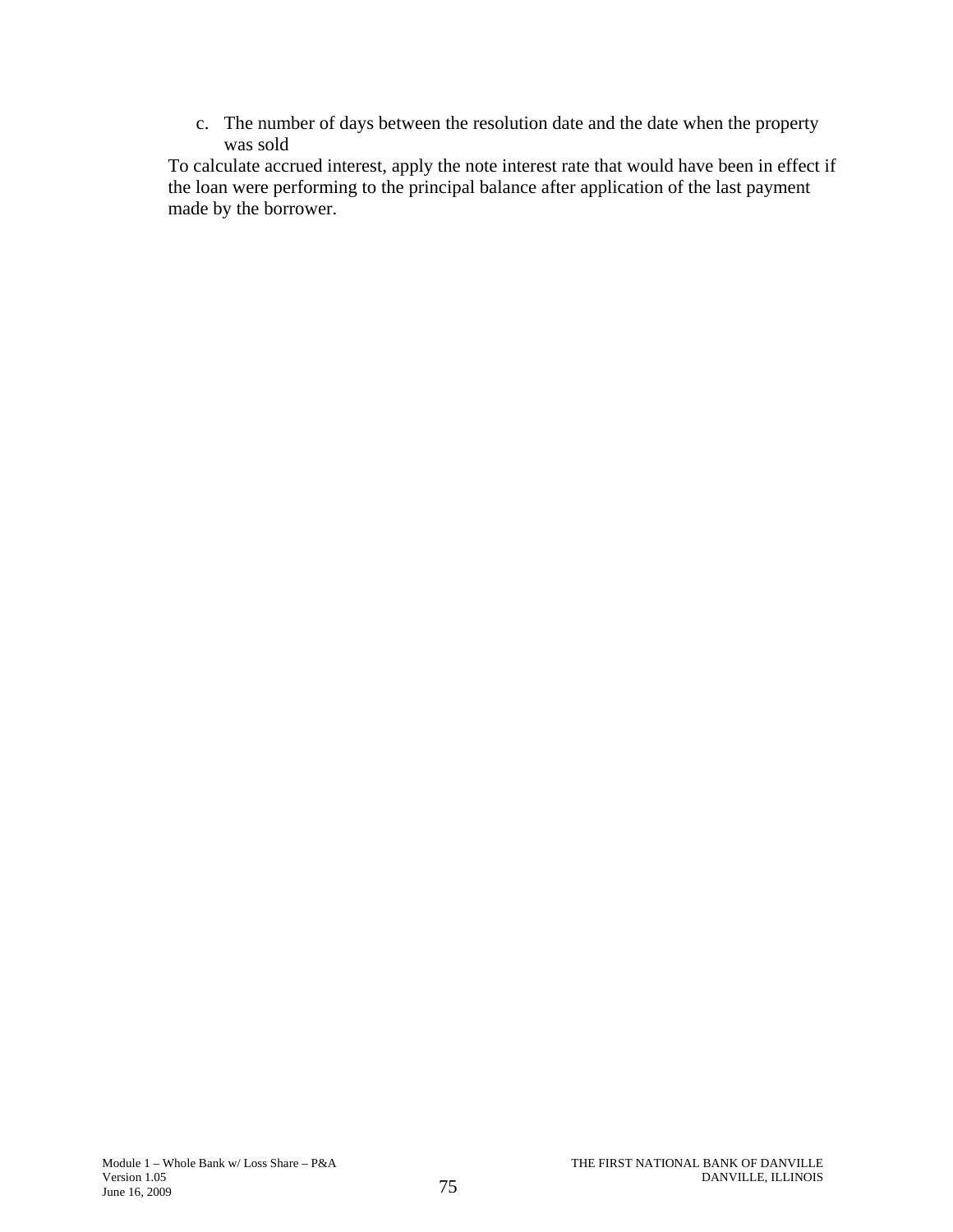c. The number of days between the resolution date and the date when the property was sold

To calculate accrued interest, apply the note interest rate that would have been in effect if the loan were performing to the principal balance after application of the last payment made by the borrower.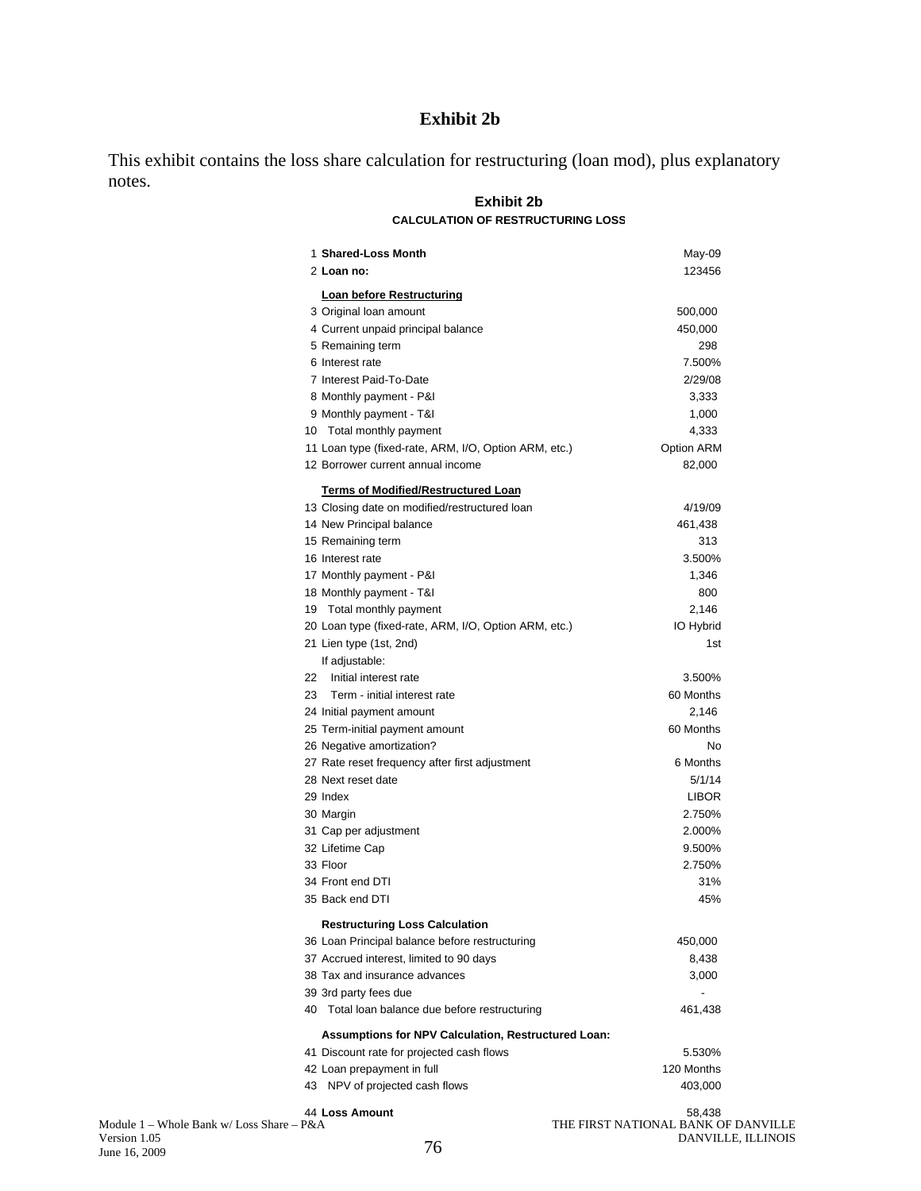# Exhibit 2b

This exhibit contains the loss share calculation for restructuring (loan mod), plus explanatory notes.

## Exhibit 2b

### CALCULATION OF RESTRUCTURING LOSS

| # | Item | Value |
|---|---|---|
| 1 | **Shared-Loss Month** | May-09 |
| 2 | **Loan no:** | 123456 |
| | **Loan before Restructuring** | |
| 3 | Original loan amount | 500,000 |
| 4 | Current unpaid principal balance | 450,000 |
| 5 | Remaining term | 298 |
| 6 | Interest rate | 7.500% |
| 7 | Interest Paid-To-Date | 2/29/08 |
| 8 | Monthly payment - P&I | 3,333 |
| 9 | Monthly payment - T&I | 1,000 |
| 10 | Total monthly payment | 4,333 |
| 11 | Loan type (fixed-rate, ARM, I/O, Option ARM, etc.) | Option ARM |
| 12 | Borrower current annual income | 82,000 |
| | **Terms of Modified/Restructured Loan** | |
| 13 | Closing date on modified/restructured loan | 4/19/09 |
| 14 | New Principal balance | 461,438 |
| 15 | Remaining term | 313 |
| 16 | Interest rate | 3.500% |
| 17 | Monthly payment - P&I | 1,346 |
| 18 | Monthly payment - T&I | 800 |
| 19 | Total monthly payment | 2,146 |
| 20 | Loan type (fixed-rate, ARM, I/O, Option ARM, etc.) | IO Hybrid |
| 21 | Lien type (1st, 2nd) | 1st |
| | If adjustable: | |
| 22 | Initial interest rate | 3.500% |
| 23 | Term - initial interest rate | 60 Months |
| 24 | Initial payment amount | 2,146 |
| 25 | Term-initial payment amount | 60 Months |
| 26 | Negative amortization? | No |
| 27 | Rate reset frequency after first adjustment | 6 Months |
| 28 | Next reset date | 5/1/14 |
| 29 | Index | LIBOR |
| 30 | Margin | 2.750% |
| 31 | Cap per adjustment | 2.000% |
| 32 | Lifetime Cap | 9.500% |
| 33 | Floor | 2.750% |
| 34 | Front end DTI | 31% |
| 35 | Back end DTI | 45% |
| | **Restructuring Loss Calculation** | |
| 36 | Loan Principal balance before restructuring | 450,000 |
| 37 | Accrued interest, limited to 90 days | 8,438 |
| 38 | Tax and insurance advances | 3,000 |
| 39 | 3rd party fees due | - |
| 40 | Total loan balance due before restructuring | 461,438 |
| | **Assumptions for NPV Calculation, Restructured Loan:** | |
| 41 | Discount rate for projected cash flows | 5.530% |
| 42 | Loan prepayment in full | 120 Months |
| 43 | NPV of projected cash flows | 403,000 |
| 44 | **Loss Amount** | 58,438 |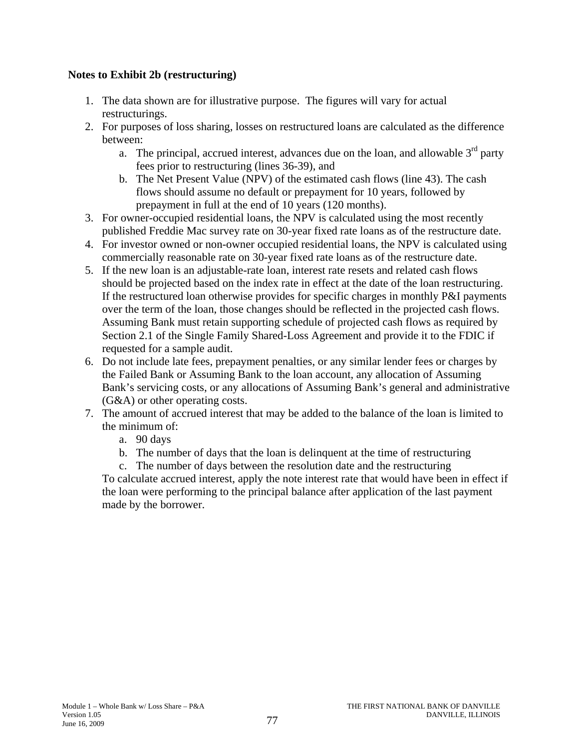**Notes to Exhibit 2b (restructuring)**

1. The data shown are for illustrative purpose. The figures will vary for actual restructurings.
2. For purposes of loss sharing, losses on restructured loans are calculated as the difference between:
    a. The principal, accrued interest, advances due on the loan, and allowable 3rd party fees prior to restructuring (lines 36-39), and
    b. The Net Present Value (NPV) of the estimated cash flows (line 43). The cash flows should assume no default or prepayment for 10 years, followed by prepayment in full at the end of 10 years (120 months).
3. For owner-occupied residential loans, the NPV is calculated using the most recently published Freddie Mac survey rate on 30-year fixed rate loans as of the restructure date.
4. For investor owned or non-owner occupied residential loans, the NPV is calculated using commercially reasonable rate on 30-year fixed rate loans as of the restructure date.
5. If the new loan is an adjustable-rate loan, interest rate resets and related cash flows should be projected based on the index rate in effect at the date of the loan restructuring. If the restructured loan otherwise provides for specific charges in monthly P&I payments over the term of the loan, those changes should be reflected in the projected cash flows. Assuming Bank must retain supporting schedule of projected cash flows as required by Section 2.1 of the Single Family Shared-Loss Agreement and provide it to the FDIC if requested for a sample audit.
6. Do not include late fees, prepayment penalties, or any similar lender fees or charges by the Failed Bank or Assuming Bank to the loan account, any allocation of Assuming Bank's servicing costs, or any allocations of Assuming Bank's general and administrative (G&A) or other operating costs.
7. The amount of accrued interest that may be added to the balance of the loan is limited to the minimum of:
    a. 90 days
    b. The number of days that the loan is delinquent at the time of restructuring
    c. The number of days between the resolution date and the restructuring

    To calculate accrued interest, apply the note interest rate that would have been in effect if the loan were performing to the principal balance after application of the last payment made by the borrower.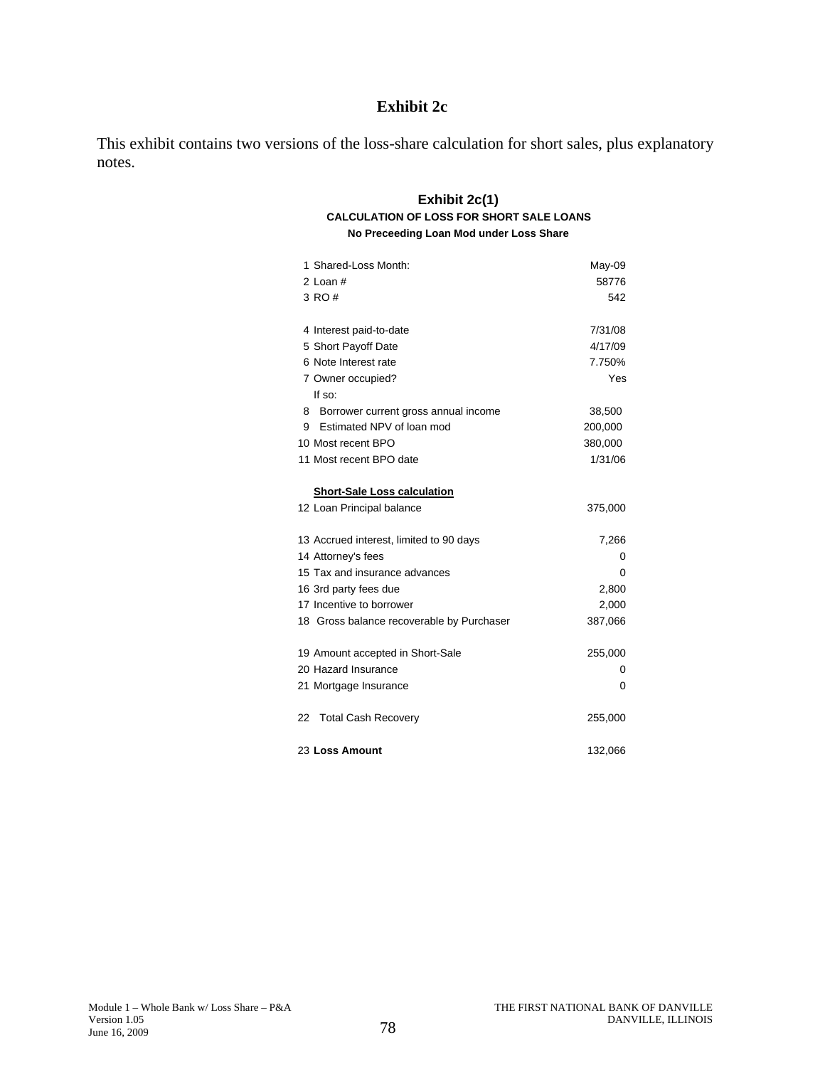# Exhibit 2c

This exhibit contains two versions of the loss-share calculation for short sales, plus explanatory notes.

## Exhibit 2c(1)

### CALCULATION OF LOSS FOR SHORT SALE LOANS

**No Preceeding Loan Mod under Loss Share**

| | |
|---|---|
| 1 Shared-Loss Month: | May-09 |
| 2 Loan # | 58776 |
| 3 RO # | 542 |
| | |
| 4 Interest paid-to-date | 7/31/08 |
| 5 Short Payoff Date | 4/17/09 |
| 6 Note Interest rate | 7.750% |
| 7 Owner occupied? | Yes |
| If so: | |
| 8 Borrower current gross annual income | 38,500 |
| 9 Estimated NPV of loan mod | 200,000 |
| 10 Most recent BPO | 380,000 |
| 11 Most recent BPO date | 1/31/06 |
| | |
| **Short-Sale Loss calculation** | |
| 12 Loan Principal balance | 375,000 |
| | |
| 13 Accrued interest, limited to 90 days | 7,266 |
| 14 Attorney's fees | 0 |
| 15 Tax and insurance advances | 0 |
| 16 3rd party fees due | 2,800 |
| 17 Incentive to borrower | 2,000 |
| 18 Gross balance recoverable by Purchaser | 387,066 |
| | |
| 19 Amount accepted in Short-Sale | 255,000 |
| 20 Hazard Insurance | 0 |
| 21 Mortgage Insurance | 0 |
| | |
| 22 Total Cash Recovery | 255,000 |
| | |
| 23 **Loss Amount** | 132,066 |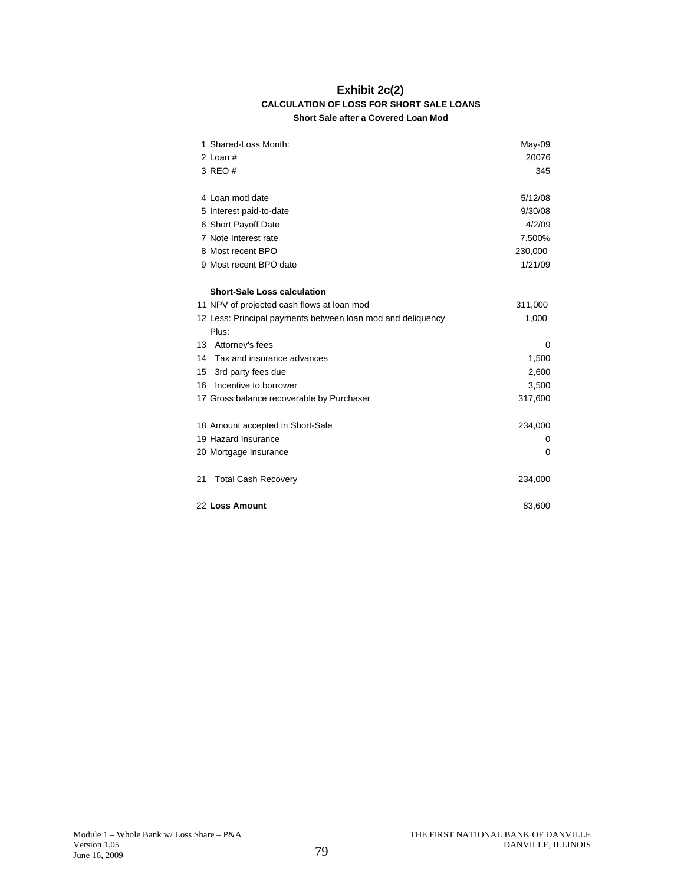# Exhibit 2c(2)

### CALCULATION OF LOSS FOR SHORT SALE LOANS

**Short Sale after a Covered Loan Mod**

| | | |
|---|---|---|
| 1 | Shared-Loss Month: | May-09 |
| 2 | Loan # | 20076 |
| 3 | REO # | 345 |
| | | |
| 4 | Loan mod date | 5/12/08 |
| 5 | Interest paid-to-date | 9/30/08 |
| 6 | Short Payoff Date | 4/2/09 |
| 7 | Note Interest rate | 7.500% |
| 8 | Most recent BPO | 230,000 |
| 9 | Most recent BPO date | 1/21/09 |
| | | |
| | **Short-Sale Loss calculation** | |
| 11 | NPV of projected cash flows at loan mod | 311,000 |
| 12 | Less: Principal payments between loan mod and deliquency | 1,000 |
| | Plus: | |
| 13 | Attorney's fees | 0 |
| 14 | Tax and insurance advances | 1,500 |
| 15 | 3rd party fees due | 2,600 |
| 16 | Incentive to borrower | 3,500 |
| 17 | Gross balance recoverable by Purchaser | 317,600 |
| | | |
| 18 | Amount accepted in Short-Sale | 234,000 |
| 19 | Hazard Insurance | 0 |
| 20 | Mortgage Insurance | 0 |
| | | |
| 21 | Total Cash Recovery | 234,000 |
| | | |
| 22 | **Loss Amount** | 83,600 |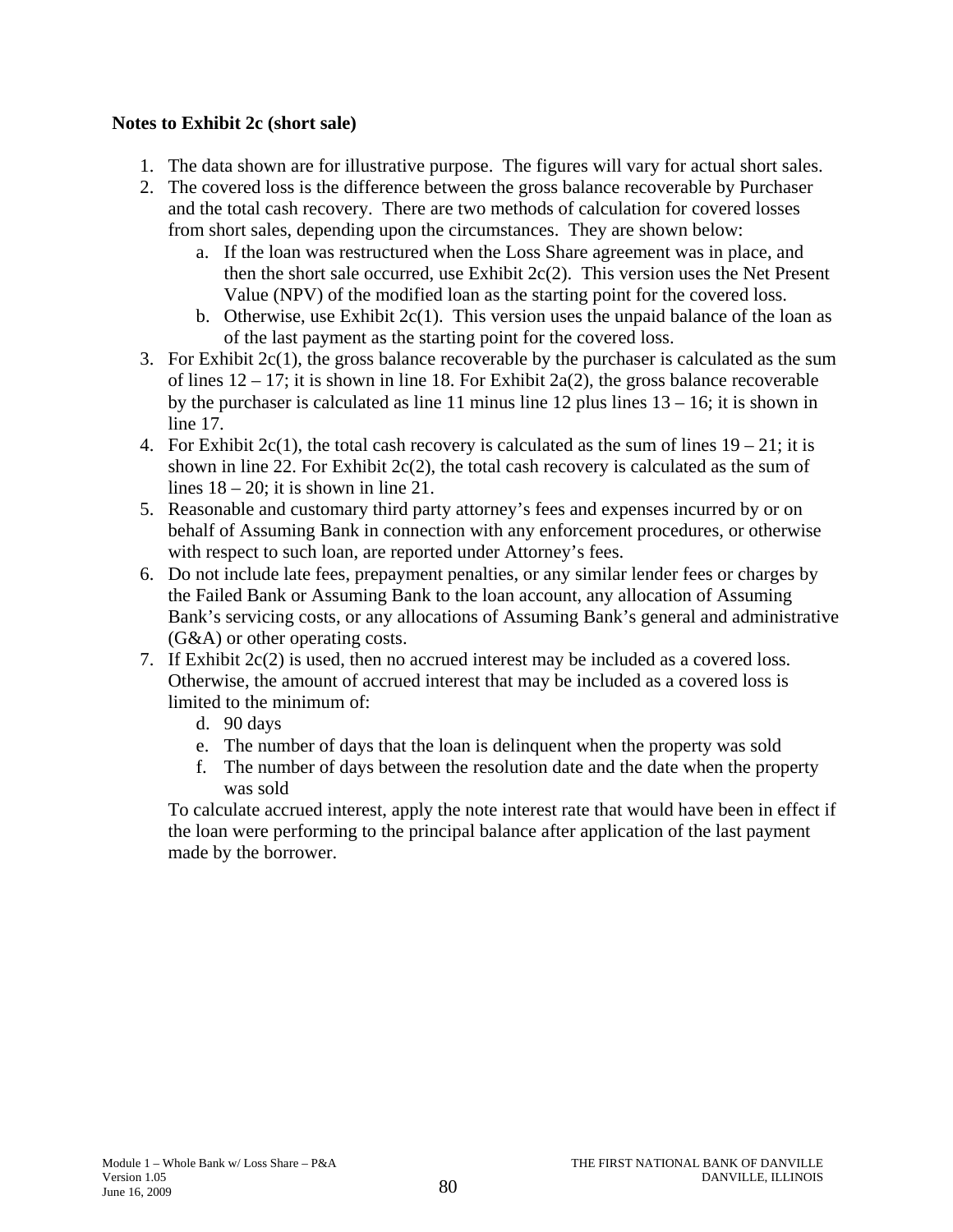**Notes to Exhibit 2c (short sale)**

1. The data shown are for illustrative purpose. The figures will vary for actual short sales.
2. The covered loss is the difference between the gross balance recoverable by Purchaser and the total cash recovery. There are two methods of calculation for covered losses from short sales, depending upon the circumstances. They are shown below:
    a. If the loan was restructured when the Loss Share agreement was in place, and then the short sale occurred, use Exhibit 2c(2). This version uses the Net Present Value (NPV) of the modified loan as the starting point for the covered loss.
    b. Otherwise, use Exhibit 2c(1). This version uses the unpaid balance of the loan as of the last payment as the starting point for the covered loss.
3. For Exhibit 2c(1), the gross balance recoverable by the purchaser is calculated as the sum of lines 12 – 17; it is shown in line 18. For Exhibit 2a(2), the gross balance recoverable by the purchaser is calculated as line 11 minus line 12 plus lines 13 – 16; it is shown in line 17.
4. For Exhibit 2c(1), the total cash recovery is calculated as the sum of lines 19 – 21; it is shown in line 22. For Exhibit 2c(2), the total cash recovery is calculated as the sum of lines 18 – 20; it is shown in line 21.
5. Reasonable and customary third party attorney's fees and expenses incurred by or on behalf of Assuming Bank in connection with any enforcement procedures, or otherwise with respect to such loan, are reported under Attorney's fees.
6. Do not include late fees, prepayment penalties, or any similar lender fees or charges by the Failed Bank or Assuming Bank to the loan account, any allocation of Assuming Bank's servicing costs, or any allocations of Assuming Bank's general and administrative (G&A) or other operating costs.
7. If Exhibit 2c(2) is used, then no accrued interest may be included as a covered loss. Otherwise, the amount of accrued interest that may be included as a covered loss is limited to the minimum of:
    d. 90 days
    e. The number of days that the loan is delinquent when the property was sold
    f. The number of days between the resolution date and the date when the property was sold

    To calculate accrued interest, apply the note interest rate that would have been in effect if the loan were performing to the principal balance after application of the last payment made by the borrower.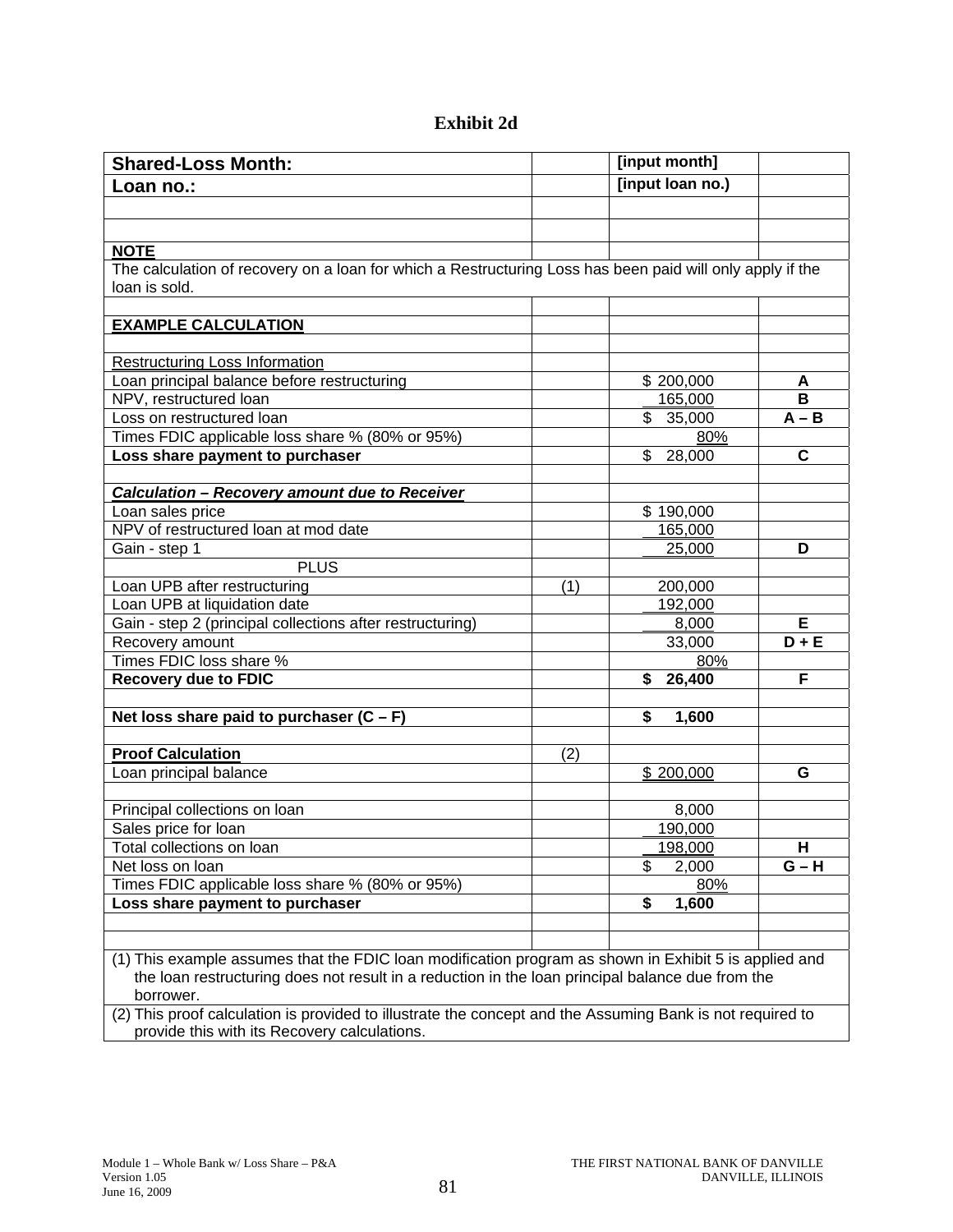# Exhibit 2d

| Shared-Loss Month: | | [input month] | |
|---|---|---|---|
| **Loan no.:** | | **[input loan no.)** | |
| | | | |
| | | | |
| **NOTE** | | | |
| The calculation of recovery on a loan for which a Restructuring Loss has been paid will only apply if the loan is sold. | | | |
| | | | |
| **EXAMPLE CALCULATION** | | | |
| | | | |
| Restructuring Loss Information | | | |
| Loan principal balance before restructuring | | $ 200,000 | **A** |
| NPV, restructured loan | | 165,000 | **B** |
| Loss on restructured loan | | $ 35,000 | **A – B** |
| Times FDIC applicable loss share % (80% or 95%) | | 80% | |
| **Loss share payment to purchaser** | | $ 28,000 | **C** |
| | | | |
| ***Calculation – Recovery amount due to Receiver*** | | | |
| Loan sales price | | $ 190,000 | |
| NPV of restructured loan at mod date | | 165,000 | |
| Gain - step 1 | | 25,000 | **D** |
| PLUS | | | |
| Loan UPB after restructuring | (1) | 200,000 | |
| Loan UPB at liquidation date | | 192,000 | |
| Gain - step 2 (principal collections after restructuring) | | 8,000 | **E** |
| Recovery amount | | 33,000 | **D + E** |
| Times FDIC loss share % | | 80% | |
| **Recovery due to FDIC** | | **$ 26,400** | **F** |
| | | | |
| **Net loss share paid to purchaser (C – F)** | | **$ 1,600** | |
| | | | |
| **Proof Calculation** | (2) | | |
| Loan principal balance | | $ 200,000 | **G** |
| | | | |
| Principal collections on loan | | 8,000 | |
| Sales price for loan | | 190,000 | |
| Total collections on loan | | 198,000 | **H** |
| Net loss on loan | | $ 2,000 | **G – H** |
| Times FDIC applicable loss share % (80% or 95%) | | 80% | |
| **Loss share payment to purchaser** | | **$ 1,600** | |
| | | | |
| | | | |

(1) This example assumes that the FDIC loan modification program as shown in Exhibit 5 is applied and the loan restructuring does not result in a reduction in the loan principal balance due from the borrower.

(2) This proof calculation is provided to illustrate the concept and the Assuming Bank is not required to provide this with its Recovery calculations.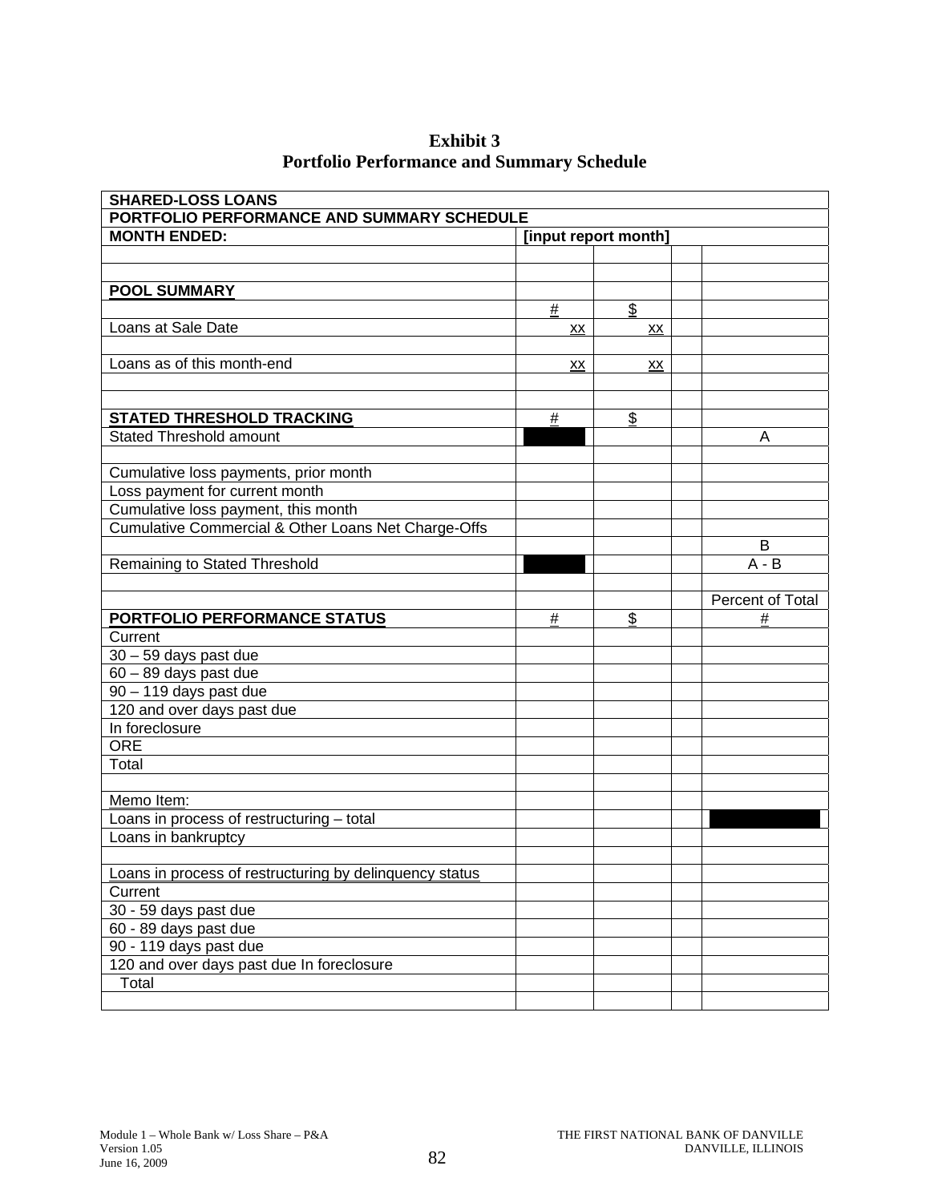**Exhibit 3**
**Portfolio Performance and Summary Schedule**

| **SHARED-LOSS LOANS** | | | | |
|---|---|---|---|---|
| **PORTFOLIO PERFORMANCE AND SUMMARY SCHEDULE** | | | | |
| **MONTH ENDED:** | **[input report month]** | | | |
| | | | | |
| | | | | |
| **POOL SUMMARY** | | | | |
| | # | $ | | |
| Loans at Sale Date | xx | xx | | |
| | | | | |
| Loans as of this month-end | xx | xx | | |
| | | | | |
| | | | | |
| **STATED THRESHOLD TRACKING** | # | $ | | |
| Stated Threshold amount | | | | A |
| | | | | |
| Cumulative loss payments, prior month | | | | |
| Loss payment for current month | | | | |
| Cumulative loss payment, this month | | | | |
| Cumulative Commercial & Other Loans Net Charge-Offs | | | | |
| | | | | B |
| Remaining to Stated Threshold | | | | A - B |
| | | | | |
| | | | | Percent of Total |
| **PORTFOLIO PERFORMANCE STATUS** | # | $ | | # |
| Current | | | | |
| 30 – 59 days past due | | | | |
| 60 – 89 days past due | | | | |
| 90 – 119 days past due | | | | |
| 120 and over days past due | | | | |
| In foreclosure | | | | |
| ORE | | | | |
| Total | | | | |
| | | | | |
| Memo Item: | | | | |
| Loans in process of restructuring – total | | | | |
| Loans in bankruptcy | | | | |
| | | | | |
| Loans in process of restructuring by delinquency status | | | | |
| Current | | | | |
| 30 - 59 days past due | | | | |
| 60 - 89 days past due | | | | |
| 90 - 119 days past due | | | | |
| 120 and over days past due In foreclosure | | | | |
| Total | | | | |
| | | | | |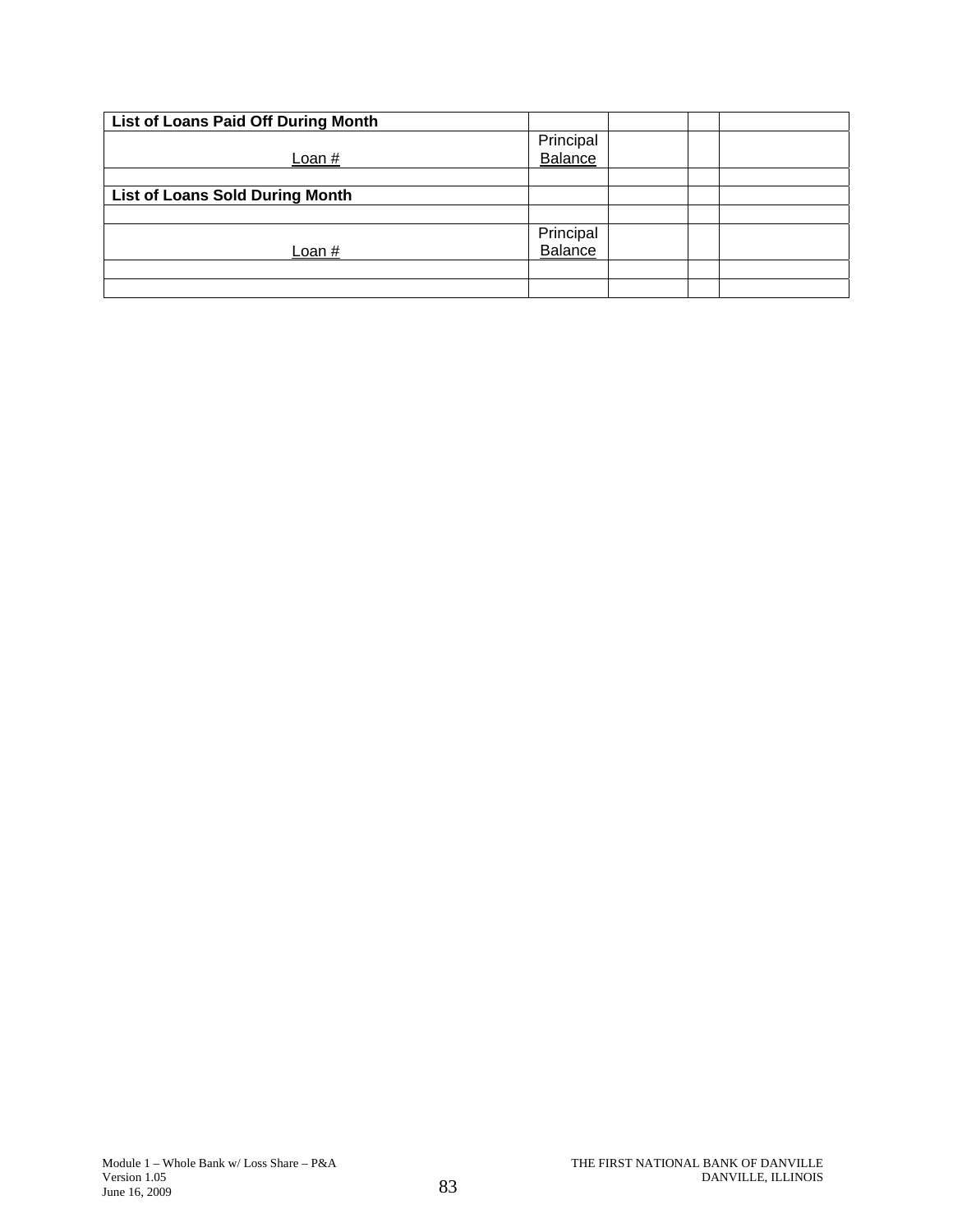| List of Loans Paid Off During Month | | | | |
|---|---|---|---|---|
| Loan # | Principal Balance | | | |
| | | | | |
| **List of Loans Sold During Month** | | | | |
| | | | | |
| Loan # | Principal Balance | | | |
| | | | | |
| | | | | |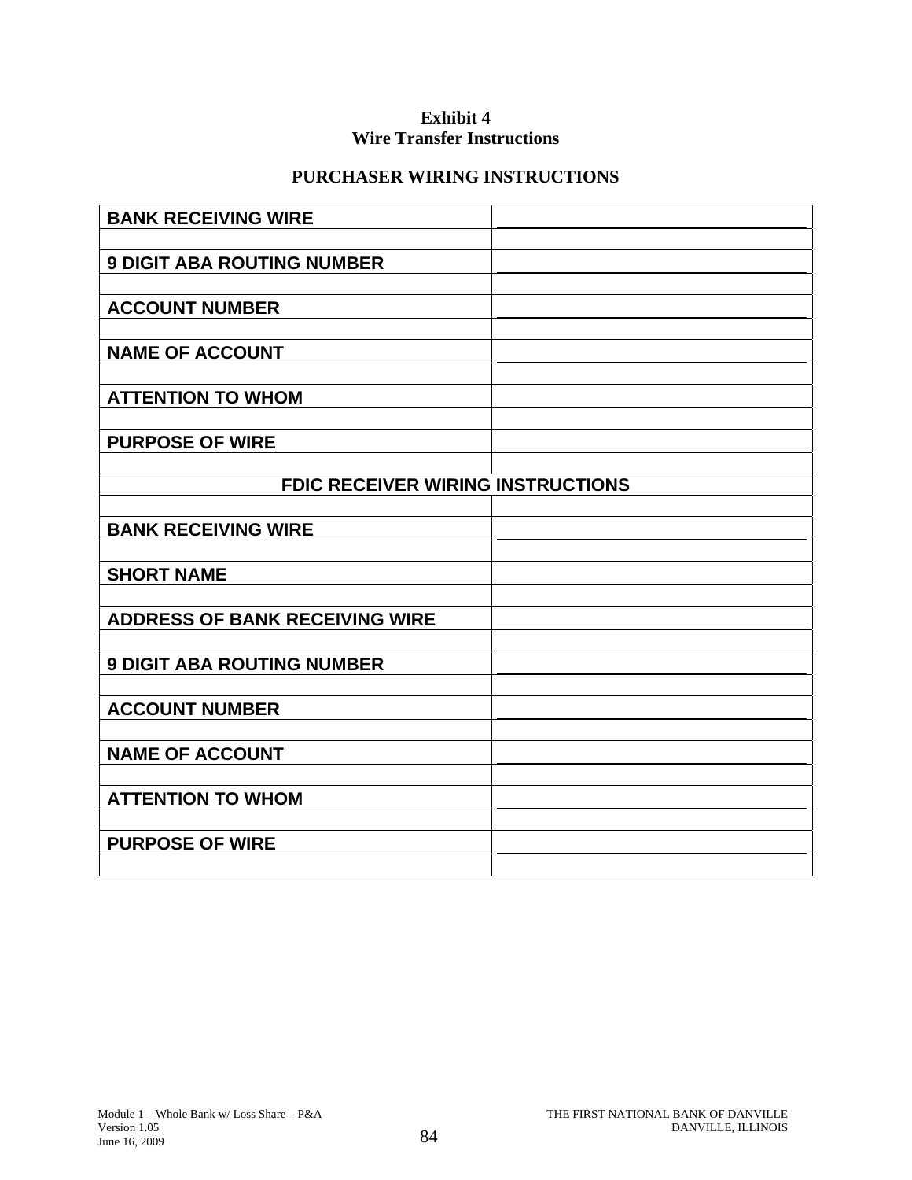**Exhibit 4**
**Wire Transfer Instructions**

**PURCHASER WIRING INSTRUCTIONS**

| | |
|---|---|
| **BANK RECEIVING WIRE** | ______________________________ |
| | |
| **9 DIGIT ABA ROUTING NUMBER** | ______________________________ |
| | |
| **ACCOUNT NUMBER** | ______________________________ |
| | |
| **NAME OF ACCOUNT** | ______________________________ |
| | |
| **ATTENTION TO WHOM** | ______________________________ |
| | |
| **PURPOSE OF WIRE** | ______________________________ |
| | |
| **FDIC RECEIVER WIRING INSTRUCTIONS** | |
| | |
| **BANK RECEIVING WIRE** | ______________________________ |
| | |
| **SHORT NAME** | ______________________________ |
| | |
| **ADDRESS OF BANK RECEIVING WIRE** | ______________________________ |
| | |
| **9 DIGIT ABA ROUTING NUMBER** | ______________________________ |
| | |
| **ACCOUNT NUMBER** | ______________________________ |
| | |
| **NAME OF ACCOUNT** | ______________________________ |
| | |
| **ATTENTION TO WHOM** | ______________________________ |
| | |
| **PURPOSE OF WIRE** | ______________________________ |
| | |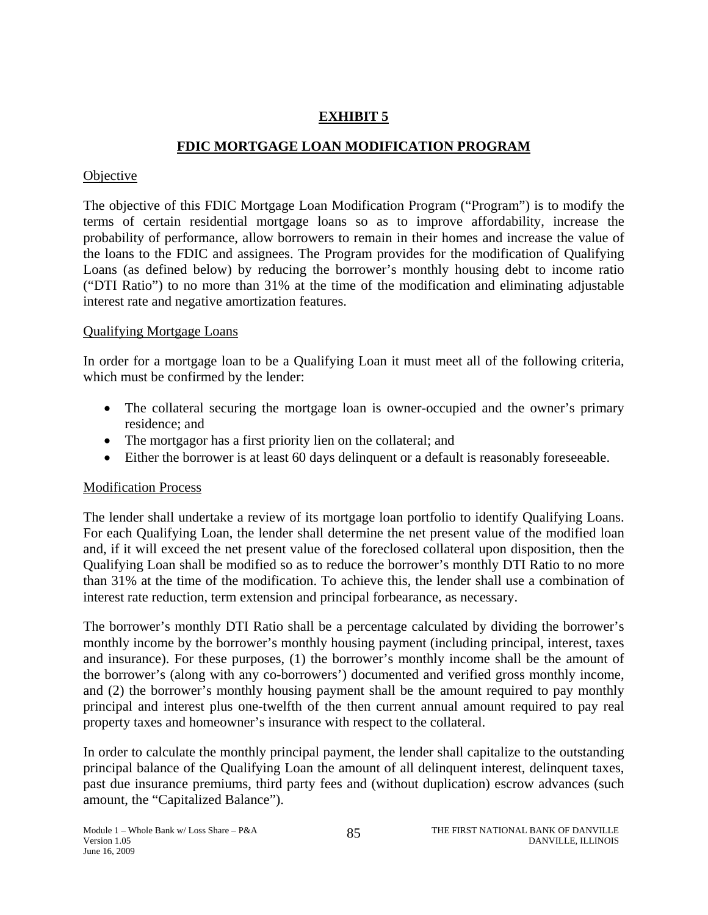## EXHIBIT 5

## FDIC MORTGAGE LOAN MODIFICATION PROGRAM

Objective

The objective of this FDIC Mortgage Loan Modification Program ("Program") is to modify the terms of certain residential mortgage loans so as to improve affordability, increase the probability of performance, allow borrowers to remain in their homes and increase the value of the loans to the FDIC and assignees. The Program provides for the modification of Qualifying Loans (as defined below) by reducing the borrower's monthly housing debt to income ratio ("DTI Ratio") to no more than 31% at the time of the modification and eliminating adjustable interest rate and negative amortization features.

Qualifying Mortgage Loans

In order for a mortgage loan to be a Qualifying Loan it must meet all of the following criteria, which must be confirmed by the lender:

- The collateral securing the mortgage loan is owner-occupied and the owner's primary residence; and
- The mortgagor has a first priority lien on the collateral; and
- Either the borrower is at least 60 days delinquent or a default is reasonably foreseeable.

Modification Process

The lender shall undertake a review of its mortgage loan portfolio to identify Qualifying Loans. For each Qualifying Loan, the lender shall determine the net present value of the modified loan and, if it will exceed the net present value of the foreclosed collateral upon disposition, then the Qualifying Loan shall be modified so as to reduce the borrower's monthly DTI Ratio to no more than 31% at the time of the modification. To achieve this, the lender shall use a combination of interest rate reduction, term extension and principal forbearance, as necessary.

The borrower's monthly DTI Ratio shall be a percentage calculated by dividing the borrower's monthly income by the borrower's monthly housing payment (including principal, interest, taxes and insurance). For these purposes, (1) the borrower's monthly income shall be the amount of the borrower's (along with any co-borrowers') documented and verified gross monthly income, and (2) the borrower's monthly housing payment shall be the amount required to pay monthly principal and interest plus one-twelfth of the then current annual amount required to pay real property taxes and homeowner's insurance with respect to the collateral.

In order to calculate the monthly principal payment, the lender shall capitalize to the outstanding principal balance of the Qualifying Loan the amount of all delinquent interest, delinquent taxes, past due insurance premiums, third party fees and (without duplication) escrow advances (such amount, the "Capitalized Balance").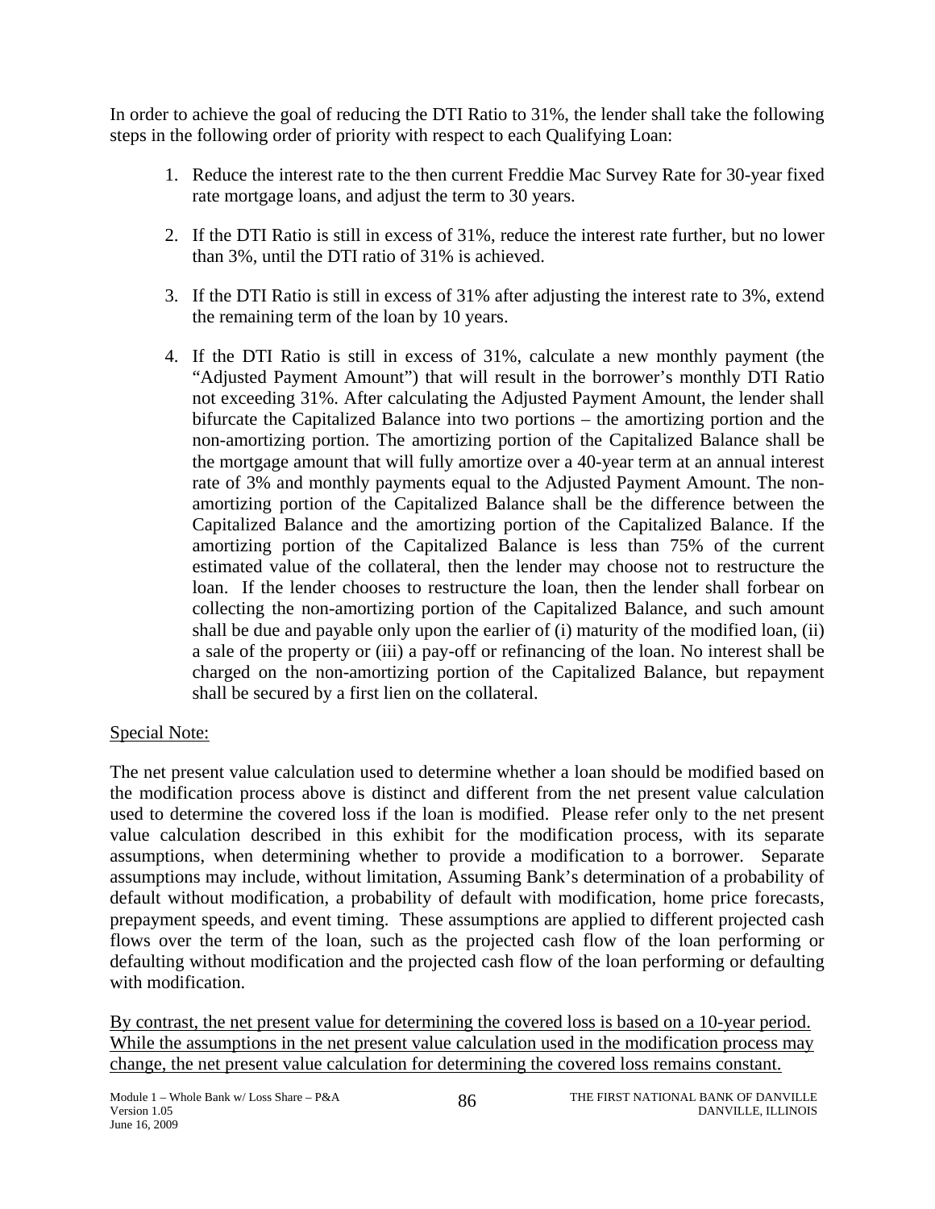In order to achieve the goal of reducing the DTI Ratio to 31%, the lender shall take the following steps in the following order of priority with respect to each Qualifying Loan:

1. Reduce the interest rate to the then current Freddie Mac Survey Rate for 30-year fixed rate mortgage loans, and adjust the term to 30 years.

2. If the DTI Ratio is still in excess of 31%, reduce the interest rate further, but no lower than 3%, until the DTI ratio of 31% is achieved.

3. If the DTI Ratio is still in excess of 31% after adjusting the interest rate to 3%, extend the remaining term of the loan by 10 years.

4. If the DTI Ratio is still in excess of 31%, calculate a new monthly payment (the "Adjusted Payment Amount") that will result in the borrower's monthly DTI Ratio not exceeding 31%. After calculating the Adjusted Payment Amount, the lender shall bifurcate the Capitalized Balance into two portions – the amortizing portion and the non-amortizing portion. The amortizing portion of the Capitalized Balance shall be the mortgage amount that will fully amortize over a 40-year term at an annual interest rate of 3% and monthly payments equal to the Adjusted Payment Amount. The non-amortizing portion of the Capitalized Balance shall be the difference between the Capitalized Balance and the amortizing portion of the Capitalized Balance. If the amortizing portion of the Capitalized Balance is less than 75% of the current estimated value of the collateral, then the lender may choose not to restructure the loan. If the lender chooses to restructure the loan, then the lender shall forbear on collecting the non-amortizing portion of the Capitalized Balance, and such amount shall be due and payable only upon the earlier of (i) maturity of the modified loan, (ii) a sale of the property or (iii) a pay-off or refinancing of the loan. No interest shall be charged on the non-amortizing portion of the Capitalized Balance, but repayment shall be secured by a first lien on the collateral.

Special Note:

The net present value calculation used to determine whether a loan should be modified based on the modification process above is distinct and different from the net present value calculation used to determine the covered loss if the loan is modified. Please refer only to the net present value calculation described in this exhibit for the modification process, with its separate assumptions, when determining whether to provide a modification to a borrower. Separate assumptions may include, without limitation, Assuming Bank's determination of a probability of default without modification, a probability of default with modification, home price forecasts, prepayment speeds, and event timing. These assumptions are applied to different projected cash flows over the term of the loan, such as the projected cash flow of the loan performing or defaulting without modification and the projected cash flow of the loan performing or defaulting with modification.

By contrast, the net present value for determining the covered loss is based on a 10-year period. While the assumptions in the net present value calculation used in the modification process may change, the net present value calculation for determining the covered loss remains constant.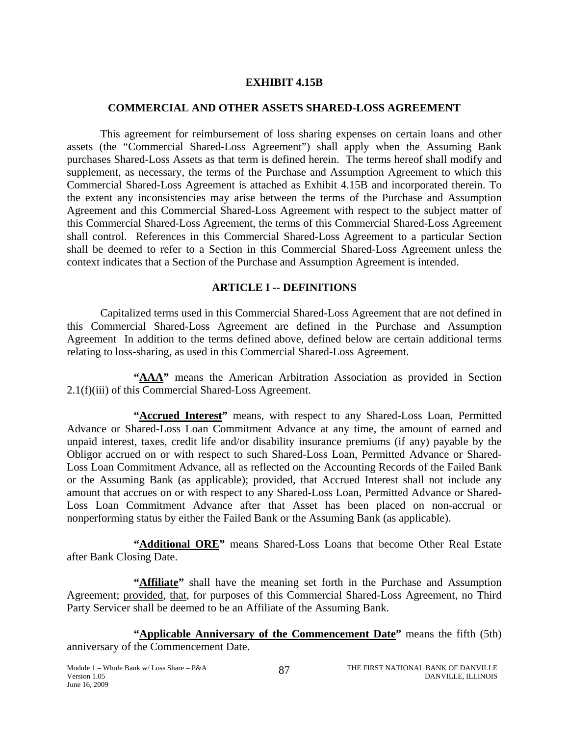# EXHIBIT 4.15B

## COMMERCIAL AND OTHER ASSETS SHARED-LOSS AGREEMENT

This agreement for reimbursement of loss sharing expenses on certain loans and other assets (the "Commercial Shared-Loss Agreement") shall apply when the Assuming Bank purchases Shared-Loss Assets as that term is defined herein. The terms hereof shall modify and supplement, as necessary, the terms of the Purchase and Assumption Agreement to which this Commercial Shared-Loss Agreement is attached as Exhibit 4.15B and incorporated therein. To the extent any inconsistencies may arise between the terms of the Purchase and Assumption Agreement and this Commercial Shared-Loss Agreement with respect to the subject matter of this Commercial Shared-Loss Agreement, the terms of this Commercial Shared-Loss Agreement shall control. References in this Commercial Shared-Loss Agreement to a particular Section shall be deemed to refer to a Section in this Commercial Shared-Loss Agreement unless the context indicates that a Section of the Purchase and Assumption Agreement is intended.

## ARTICLE I -- DEFINITIONS

Capitalized terms used in this Commercial Shared-Loss Agreement that are not defined in this Commercial Shared-Loss Agreement are defined in the Purchase and Assumption Agreement In addition to the terms defined above, defined below are certain additional terms relating to loss-sharing, as used in this Commercial Shared-Loss Agreement.

**"AAA"** means the American Arbitration Association as provided in Section 2.1(f)(iii) of this Commercial Shared-Loss Agreement.

**"Accrued Interest"** means, with respect to any Shared-Loss Loan, Permitted Advance or Shared-Loss Loan Commitment Advance at any time, the amount of earned and unpaid interest, taxes, credit life and/or disability insurance premiums (if any) payable by the Obligor accrued on or with respect to such Shared-Loss Loan, Permitted Advance or Shared-Loss Loan Commitment Advance, all as reflected on the Accounting Records of the Failed Bank or the Assuming Bank (as applicable); provided, that Accrued Interest shall not include any amount that accrues on or with respect to any Shared-Loss Loan, Permitted Advance or Shared-Loss Loan Commitment Advance after that Asset has been placed on non-accrual or nonperforming status by either the Failed Bank or the Assuming Bank (as applicable).

**"Additional ORE"** means Shared-Loss Loans that become Other Real Estate after Bank Closing Date.

**"Affiliate"** shall have the meaning set forth in the Purchase and Assumption Agreement; provided, that, for purposes of this Commercial Shared-Loss Agreement, no Third Party Servicer shall be deemed to be an Affiliate of the Assuming Bank.

**"Applicable Anniversary of the Commencement Date"** means the fifth (5th) anniversary of the Commencement Date.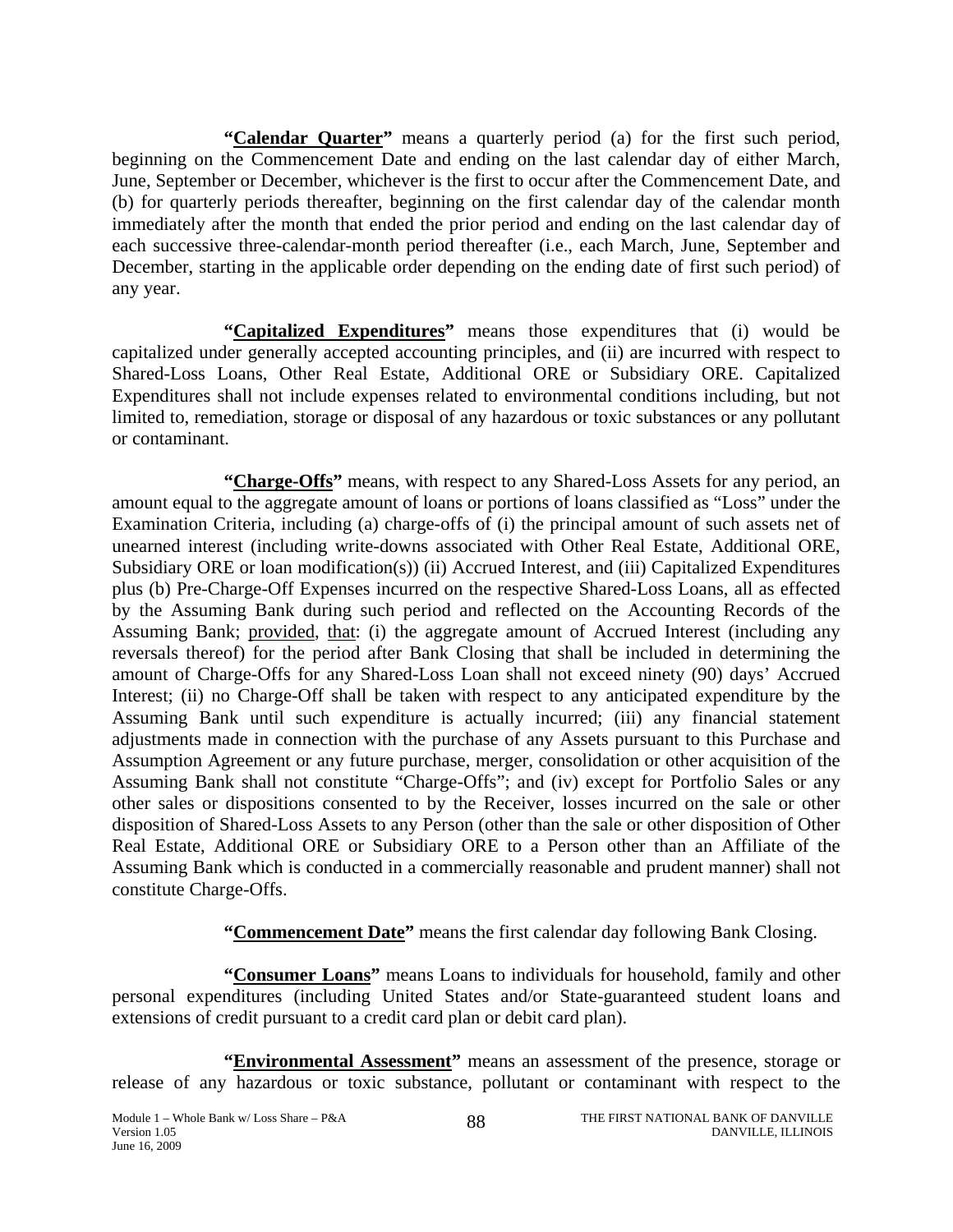**"<u>Calendar Quarter</u>"** means a quarterly period (a) for the first such period, beginning on the Commencement Date and ending on the last calendar day of either March, June, September or December, whichever is the first to occur after the Commencement Date, and (b) for quarterly periods thereafter, beginning on the first calendar day of the calendar month immediately after the month that ended the prior period and ending on the last calendar day of each successive three-calendar-month period thereafter (i.e., each March, June, September and December, starting in the applicable order depending on the ending date of first such period) of any year.

**"<u>Capitalized Expenditures</u>"** means those expenditures that (i) would be capitalized under generally accepted accounting principles, and (ii) are incurred with respect to Shared-Loss Loans, Other Real Estate, Additional ORE or Subsidiary ORE. Capitalized Expenditures shall not include expenses related to environmental conditions including, but not limited to, remediation, storage or disposal of any hazardous or toxic substances or any pollutant or contaminant.

**"<u>Charge-Offs</u>"** means, with respect to any Shared-Loss Assets for any period, an amount equal to the aggregate amount of loans or portions of loans classified as "Loss" under the Examination Criteria, including (a) charge-offs of (i) the principal amount of such assets net of unearned interest (including write-downs associated with Other Real Estate, Additional ORE, Subsidiary ORE or loan modification(s)) (ii) Accrued Interest, and (iii) Capitalized Expenditures plus (b) Pre-Charge-Off Expenses incurred on the respective Shared-Loss Loans, all as effected by the Assuming Bank during such period and reflected on the Accounting Records of the Assuming Bank; <u>provided</u>, <u>that</u>: (i) the aggregate amount of Accrued Interest (including any reversals thereof) for the period after Bank Closing that shall be included in determining the amount of Charge-Offs for any Shared-Loss Loan shall not exceed ninety (90) days' Accrued Interest; (ii) no Charge-Off shall be taken with respect to any anticipated expenditure by the Assuming Bank until such expenditure is actually incurred; (iii) any financial statement adjustments made in connection with the purchase of any Assets pursuant to this Purchase and Assumption Agreement or any future purchase, merger, consolidation or other acquisition of the Assuming Bank shall not constitute "Charge-Offs"; and (iv) except for Portfolio Sales or any other sales or dispositions consented to by the Receiver, losses incurred on the sale or other disposition of Shared-Loss Assets to any Person (other than the sale or other disposition of Other Real Estate, Additional ORE or Subsidiary ORE to a Person other than an Affiliate of the Assuming Bank which is conducted in a commercially reasonable and prudent manner) shall not constitute Charge-Offs.

**"<u>Commencement Date</u>"** means the first calendar day following Bank Closing.

**"<u>Consumer Loans</u>"** means Loans to individuals for household, family and other personal expenditures (including United States and/or State-guaranteed student loans and extensions of credit pursuant to a credit card plan or debit card plan).

**"<u>Environmental Assessment</u>"** means an assessment of the presence, storage or release of any hazardous or toxic substance, pollutant or contaminant with respect to the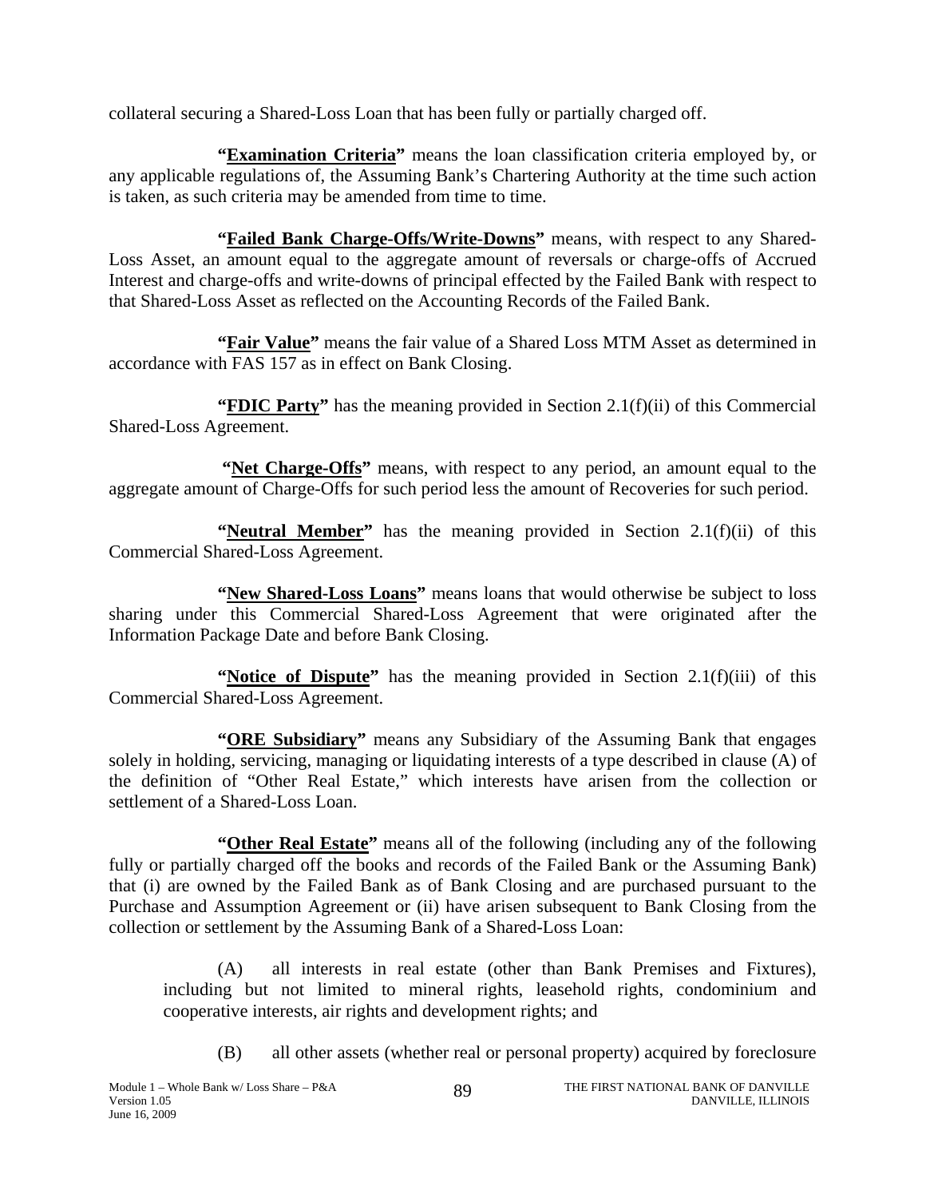collateral securing a Shared-Loss Loan that has been fully or partially charged off.

**"<u>Examination Criteria</u>"** means the loan classification criteria employed by, or any applicable regulations of, the Assuming Bank's Chartering Authority at the time such action is taken, as such criteria may be amended from time to time.

**"<u>Failed Bank Charge-Offs/Write-Downs</u>"** means, with respect to any Shared-Loss Asset, an amount equal to the aggregate amount of reversals or charge-offs of Accrued Interest and charge-offs and write-downs of principal effected by the Failed Bank with respect to that Shared-Loss Asset as reflected on the Accounting Records of the Failed Bank.

**"<u>Fair Value</u>"** means the fair value of a Shared Loss MTM Asset as determined in accordance with FAS 157 as in effect on Bank Closing.

**"<u>FDIC Party</u>"** has the meaning provided in Section 2.1(f)(ii) of this Commercial Shared-Loss Agreement.

**"<u>Net Charge-Offs</u>"** means, with respect to any period, an amount equal to the aggregate amount of Charge-Offs for such period less the amount of Recoveries for such period.

**"<u>Neutral Member</u>"** has the meaning provided in Section 2.1(f)(ii) of this Commercial Shared-Loss Agreement.

**"<u>New Shared-Loss Loans</u>"** means loans that would otherwise be subject to loss sharing under this Commercial Shared-Loss Agreement that were originated after the Information Package Date and before Bank Closing.

**"<u>Notice of Dispute</u>"** has the meaning provided in Section 2.1(f)(iii) of this Commercial Shared-Loss Agreement.

**"<u>ORE Subsidiary</u>"** means any Subsidiary of the Assuming Bank that engages solely in holding, servicing, managing or liquidating interests of a type described in clause (A) of the definition of "Other Real Estate," which interests have arisen from the collection or settlement of a Shared-Loss Loan.

**"<u>Other Real Estate</u>"** means all of the following (including any of the following fully or partially charged off the books and records of the Failed Bank or the Assuming Bank) that (i) are owned by the Failed Bank as of Bank Closing and are purchased pursuant to the Purchase and Assumption Agreement or (ii) have arisen subsequent to Bank Closing from the collection or settlement by the Assuming Bank of a Shared-Loss Loan:

(A) all interests in real estate (other than Bank Premises and Fixtures), including but not limited to mineral rights, leasehold rights, condominium and cooperative interests, air rights and development rights; and

(B) all other assets (whether real or personal property) acquired by foreclosure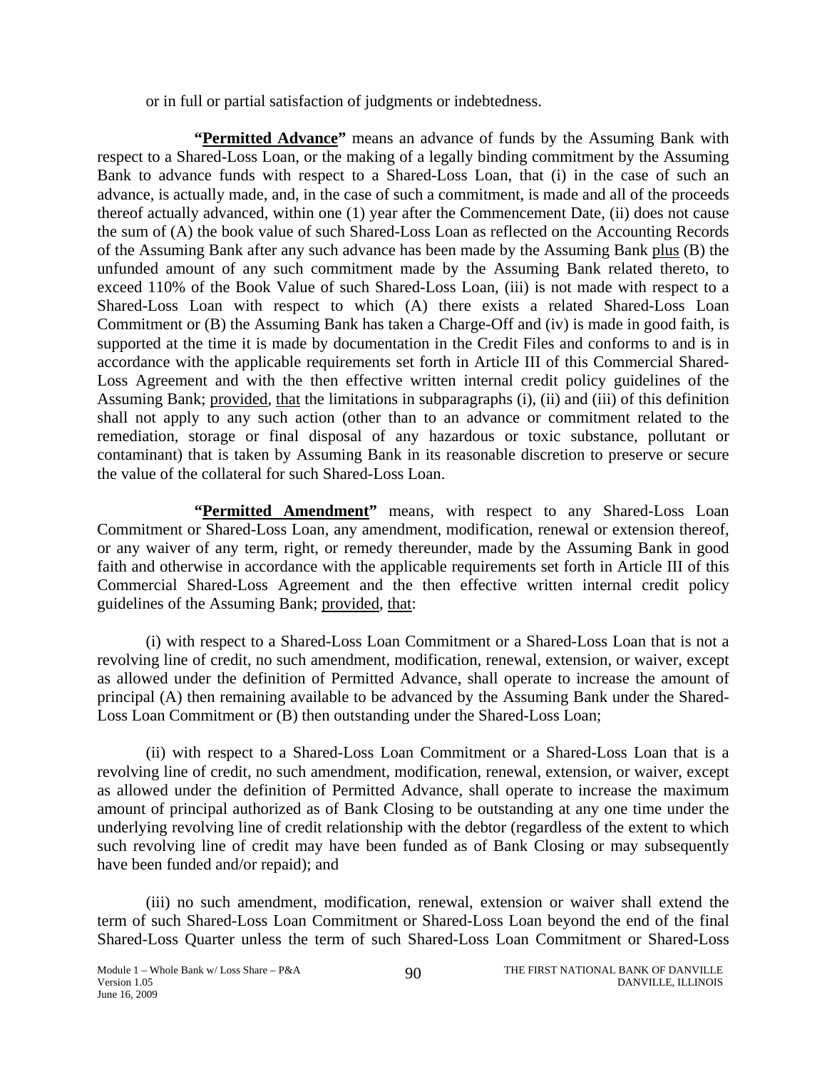or in full or partial satisfaction of judgments or indebtedness.

**"Permitted Advance"** means an advance of funds by the Assuming Bank with respect to a Shared-Loss Loan, or the making of a legally binding commitment by the Assuming Bank to advance funds with respect to a Shared-Loss Loan, that (i) in the case of such an advance, is actually made, and, in the case of such a commitment, is made and all of the proceeds thereof actually advanced, within one (1) year after the Commencement Date, (ii) does not cause the sum of (A) the book value of such Shared-Loss Loan as reflected on the Accounting Records of the Assuming Bank after any such advance has been made by the Assuming Bank plus (B) the unfunded amount of any such commitment made by the Assuming Bank related thereto, to exceed 110% of the Book Value of such Shared-Loss Loan, (iii) is not made with respect to a Shared-Loss Loan with respect to which (A) there exists a related Shared-Loss Loan Commitment or (B) the Assuming Bank has taken a Charge-Off and (iv) is made in good faith, is supported at the time it is made by documentation in the Credit Files and conforms to and is in accordance with the applicable requirements set forth in Article III of this Commercial Shared-Loss Agreement and with the then effective written internal credit policy guidelines of the Assuming Bank; provided, that the limitations in subparagraphs (i), (ii) and (iii) of this definition shall not apply to any such action (other than to an advance or commitment related to the remediation, storage or final disposal of any hazardous or toxic substance, pollutant or contaminant) that is taken by Assuming Bank in its reasonable discretion to preserve or secure the value of the collateral for such Shared-Loss Loan.

**"Permitted Amendment"** means, with respect to any Shared-Loss Loan Commitment or Shared-Loss Loan, any amendment, modification, renewal or extension thereof, or any waiver of any term, right, or remedy thereunder, made by the Assuming Bank in good faith and otherwise in accordance with the applicable requirements set forth in Article III of this Commercial Shared-Loss Agreement and the then effective written internal credit policy guidelines of the Assuming Bank; provided, that:

(i) with respect to a Shared-Loss Loan Commitment or a Shared-Loss Loan that is not a revolving line of credit, no such amendment, modification, renewal, extension, or waiver, except as allowed under the definition of Permitted Advance, shall operate to increase the amount of principal (A) then remaining available to be advanced by the Assuming Bank under the Shared-Loss Loan Commitment or (B) then outstanding under the Shared-Loss Loan;

(ii) with respect to a Shared-Loss Loan Commitment or a Shared-Loss Loan that is a revolving line of credit, no such amendment, modification, renewal, extension, or waiver, except as allowed under the definition of Permitted Advance, shall operate to increase the maximum amount of principal authorized as of Bank Closing to be outstanding at any one time under the underlying revolving line of credit relationship with the debtor (regardless of the extent to which such revolving line of credit may have been funded as of Bank Closing or may subsequently have been funded and/or repaid); and

(iii) no such amendment, modification, renewal, extension or waiver shall extend the term of such Shared-Loss Loan Commitment or Shared-Loss Loan beyond the end of the final Shared-Loss Quarter unless the term of such Shared-Loss Loan Commitment or Shared-Loss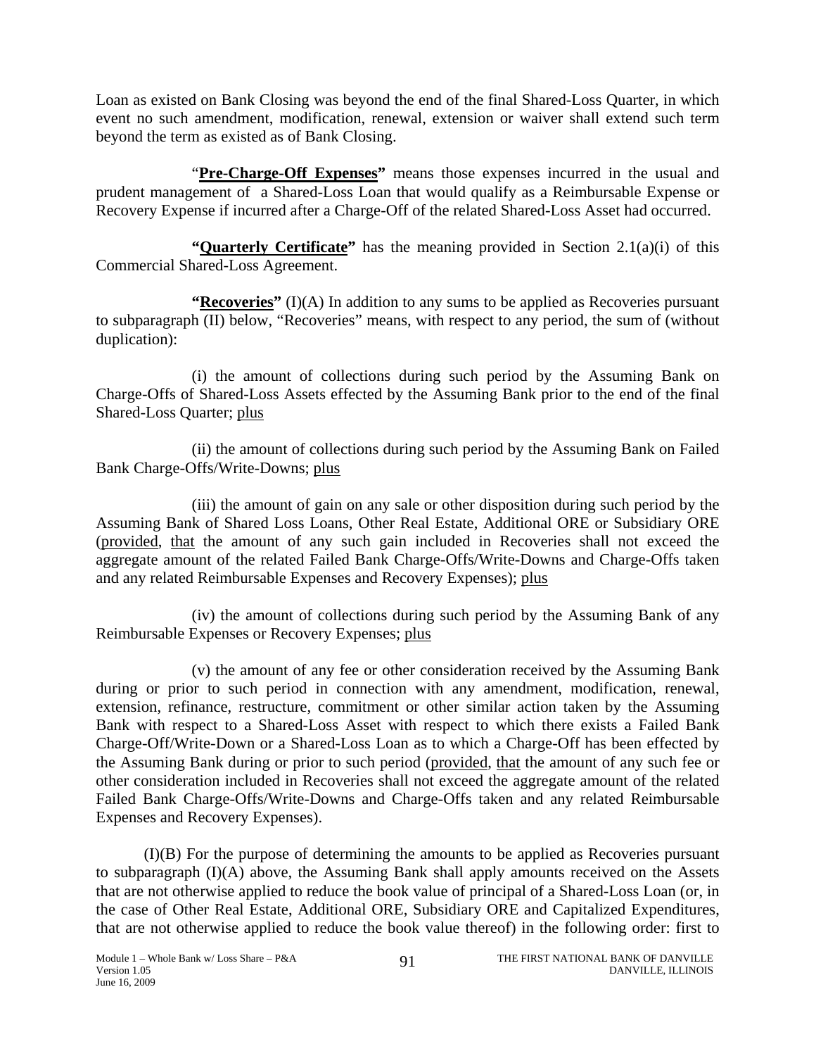Loan as existed on Bank Closing was beyond the end of the final Shared-Loss Quarter, in which event no such amendment, modification, renewal, extension or waiver shall extend such term beyond the term as existed as of Bank Closing.

"**Pre-Charge-Off Expenses**" means those expenses incurred in the usual and prudent management of a Shared-Loss Loan that would qualify as a Reimbursable Expense or Recovery Expense if incurred after a Charge-Off of the related Shared-Loss Asset had occurred.

**"Quarterly Certificate"** has the meaning provided in Section 2.1(a)(i) of this Commercial Shared-Loss Agreement.

**"Recoveries"** (I)(A) In addition to any sums to be applied as Recoveries pursuant to subparagraph (II) below, "Recoveries" means, with respect to any period, the sum of (without duplication):

(i) the amount of collections during such period by the Assuming Bank on Charge-Offs of Shared-Loss Assets effected by the Assuming Bank prior to the end of the final Shared-Loss Quarter; plus

(ii) the amount of collections during such period by the Assuming Bank on Failed Bank Charge-Offs/Write-Downs; plus

(iii) the amount of gain on any sale or other disposition during such period by the Assuming Bank of Shared Loss Loans, Other Real Estate, Additional ORE or Subsidiary ORE (provided, that the amount of any such gain included in Recoveries shall not exceed the aggregate amount of the related Failed Bank Charge-Offs/Write-Downs and Charge-Offs taken and any related Reimbursable Expenses and Recovery Expenses); plus

(iv) the amount of collections during such period by the Assuming Bank of any Reimbursable Expenses or Recovery Expenses; plus

(v) the amount of any fee or other consideration received by the Assuming Bank during or prior to such period in connection with any amendment, modification, renewal, extension, refinance, restructure, commitment or other similar action taken by the Assuming Bank with respect to a Shared-Loss Asset with respect to which there exists a Failed Bank Charge-Off/Write-Down or a Shared-Loss Loan as to which a Charge-Off has been effected by the Assuming Bank during or prior to such period (provided, that the amount of any such fee or other consideration included in Recoveries shall not exceed the aggregate amount of the related Failed Bank Charge-Offs/Write-Downs and Charge-Offs taken and any related Reimbursable Expenses and Recovery Expenses).

(I)(B) For the purpose of determining the amounts to be applied as Recoveries pursuant to subparagraph (I)(A) above, the Assuming Bank shall apply amounts received on the Assets that are not otherwise applied to reduce the book value of principal of a Shared-Loss Loan (or, in the case of Other Real Estate, Additional ORE, Subsidiary ORE and Capitalized Expenditures, that are not otherwise applied to reduce the book value thereof) in the following order: first to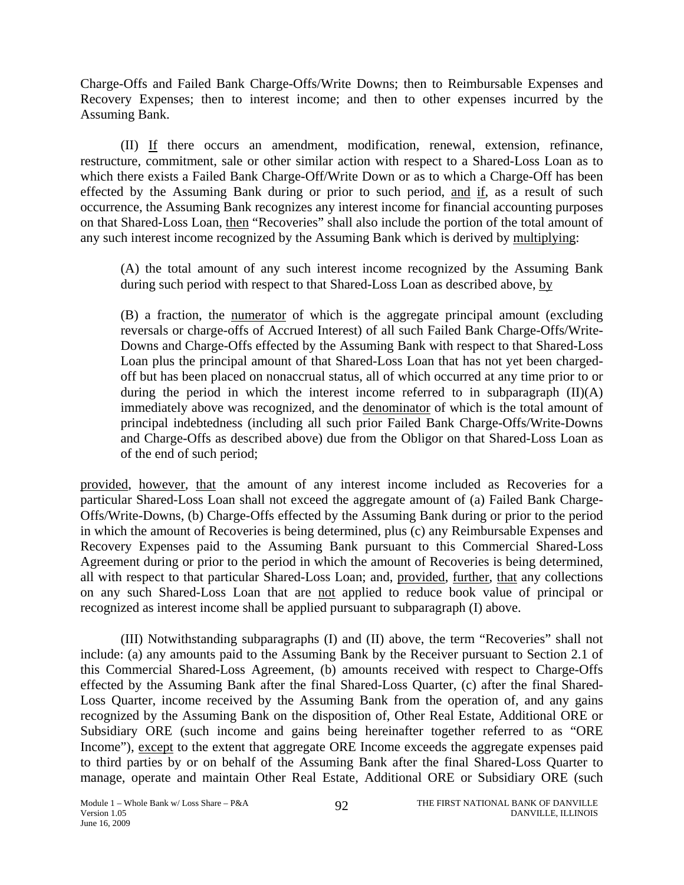Charge-Offs and Failed Bank Charge-Offs/Write Downs; then to Reimbursable Expenses and Recovery Expenses; then to interest income; and then to other expenses incurred by the Assuming Bank.

(II) If there occurs an amendment, modification, renewal, extension, refinance, restructure, commitment, sale or other similar action with respect to a Shared-Loss Loan as to which there exists a Failed Bank Charge-Off/Write Down or as to which a Charge-Off has been effected by the Assuming Bank during or prior to such period, and if, as a result of such occurrence, the Assuming Bank recognizes any interest income for financial accounting purposes on that Shared-Loss Loan, then "Recoveries" shall also include the portion of the total amount of any such interest income recognized by the Assuming Bank which is derived by multiplying:

> (A) the total amount of any such interest income recognized by the Assuming Bank during such period with respect to that Shared-Loss Loan as described above, by
>
> (B) a fraction, the numerator of which is the aggregate principal amount (excluding reversals or charge-offs of Accrued Interest) of all such Failed Bank Charge-Offs/Write-Downs and Charge-Offs effected by the Assuming Bank with respect to that Shared-Loss Loan plus the principal amount of that Shared-Loss Loan that has not yet been charged-off but has been placed on nonaccrual status, all of which occurred at any time prior to or during the period in which the interest income referred to in subparagraph (II)(A) immediately above was recognized, and the denominator of which is the total amount of principal indebtedness (including all such prior Failed Bank Charge-Offs/Write-Downs and Charge-Offs as described above) due from the Obligor on that Shared-Loss Loan as of the end of such period;

provided, however, that the amount of any interest income included as Recoveries for a particular Shared-Loss Loan shall not exceed the aggregate amount of (a) Failed Bank Charge-Offs/Write-Downs, (b) Charge-Offs effected by the Assuming Bank during or prior to the period in which the amount of Recoveries is being determined, plus (c) any Reimbursable Expenses and Recovery Expenses paid to the Assuming Bank pursuant to this Commercial Shared-Loss Agreement during or prior to the period in which the amount of Recoveries is being determined, all with respect to that particular Shared-Loss Loan; and, provided, further, that any collections on any such Shared-Loss Loan that are not applied to reduce book value of principal or recognized as interest income shall be applied pursuant to subparagraph (I) above.

(III) Notwithstanding subparagraphs (I) and (II) above, the term "Recoveries" shall not include: (a) any amounts paid to the Assuming Bank by the Receiver pursuant to Section 2.1 of this Commercial Shared-Loss Agreement, (b) amounts received with respect to Charge-Offs effected by the Assuming Bank after the final Shared-Loss Quarter, (c) after the final Shared-Loss Quarter, income received by the Assuming Bank from the operation of, and any gains recognized by the Assuming Bank on the disposition of, Other Real Estate, Additional ORE or Subsidiary ORE (such income and gains being hereinafter together referred to as "ORE Income"), except to the extent that aggregate ORE Income exceeds the aggregate expenses paid to third parties by or on behalf of the Assuming Bank after the final Shared-Loss Quarter to manage, operate and maintain Other Real Estate, Additional ORE or Subsidiary ORE (such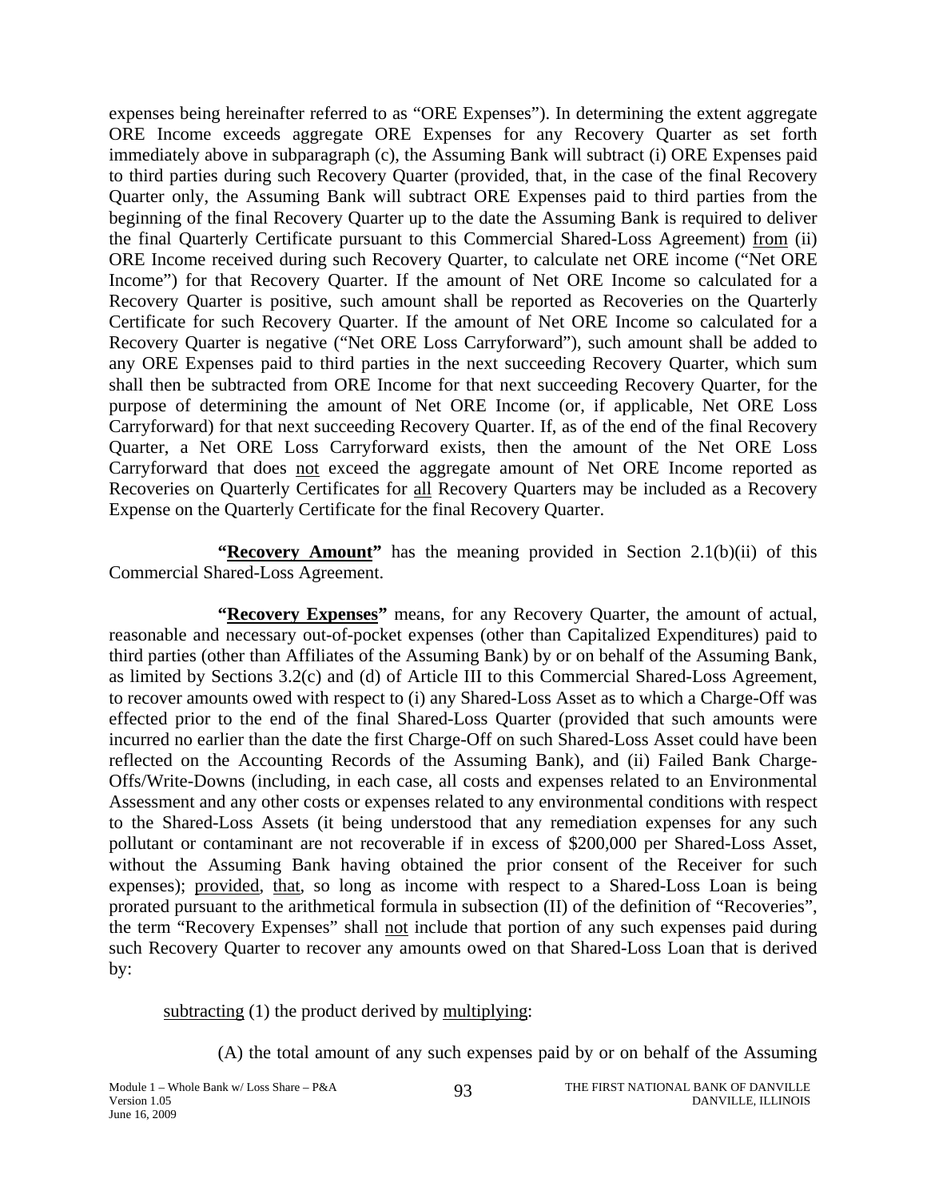expenses being hereinafter referred to as "ORE Expenses"). In determining the extent aggregate ORE Income exceeds aggregate ORE Expenses for any Recovery Quarter as set forth immediately above in subparagraph (c), the Assuming Bank will subtract (i) ORE Expenses paid to third parties during such Recovery Quarter (provided, that, in the case of the final Recovery Quarter only, the Assuming Bank will subtract ORE Expenses paid to third parties from the beginning of the final Recovery Quarter up to the date the Assuming Bank is required to deliver the final Quarterly Certificate pursuant to this Commercial Shared-Loss Agreement) <u>from</u> (ii) ORE Income received during such Recovery Quarter, to calculate net ORE income ("Net ORE Income") for that Recovery Quarter. If the amount of Net ORE Income so calculated for a Recovery Quarter is positive, such amount shall be reported as Recoveries on the Quarterly Certificate for such Recovery Quarter. If the amount of Net ORE Income so calculated for a Recovery Quarter is negative ("Net ORE Loss Carryforward"), such amount shall be added to any ORE Expenses paid to third parties in the next succeeding Recovery Quarter, which sum shall then be subtracted from ORE Income for that next succeeding Recovery Quarter, for the purpose of determining the amount of Net ORE Income (or, if applicable, Net ORE Loss Carryforward) for that next succeeding Recovery Quarter. If, as of the end of the final Recovery Quarter, a Net ORE Loss Carryforward exists, then the amount of the Net ORE Loss Carryforward that does <u>not</u> exceed the aggregate amount of Net ORE Income reported as Recoveries on Quarterly Certificates for <u>all</u> Recovery Quarters may be included as a Recovery Expense on the Quarterly Certificate for the final Recovery Quarter.

**"<u>Recovery Amount</u>"** has the meaning provided in Section 2.1(b)(ii) of this Commercial Shared-Loss Agreement.

**"<u>Recovery Expenses</u>"** means, for any Recovery Quarter, the amount of actual, reasonable and necessary out-of-pocket expenses (other than Capitalized Expenditures) paid to third parties (other than Affiliates of the Assuming Bank) by or on behalf of the Assuming Bank, as limited by Sections 3.2(c) and (d) of Article III to this Commercial Shared-Loss Agreement, to recover amounts owed with respect to (i) any Shared-Loss Asset as to which a Charge-Off was effected prior to the end of the final Shared-Loss Quarter (provided that such amounts were incurred no earlier than the date the first Charge-Off on such Shared-Loss Asset could have been reflected on the Accounting Records of the Assuming Bank), and (ii) Failed Bank Charge-Offs/Write-Downs (including, in each case, all costs and expenses related to an Environmental Assessment and any other costs or expenses related to any environmental conditions with respect to the Shared-Loss Assets (it being understood that any remediation expenses for any such pollutant or contaminant are not recoverable if in excess of $200,000 per Shared-Loss Asset, without the Assuming Bank having obtained the prior consent of the Receiver for such expenses); <u>provided</u>, <u>that</u>, so long as income with respect to a Shared-Loss Loan is being prorated pursuant to the arithmetical formula in subsection (II) of the definition of "Recoveries", the term "Recovery Expenses" shall <u>not</u> include that portion of any such expenses paid during such Recovery Quarter to recover any amounts owed on that Shared-Loss Loan that is derived by:

<u>subtracting</u> (1) the product derived by <u>multiplying</u>:

(A) the total amount of any such expenses paid by or on behalf of the Assuming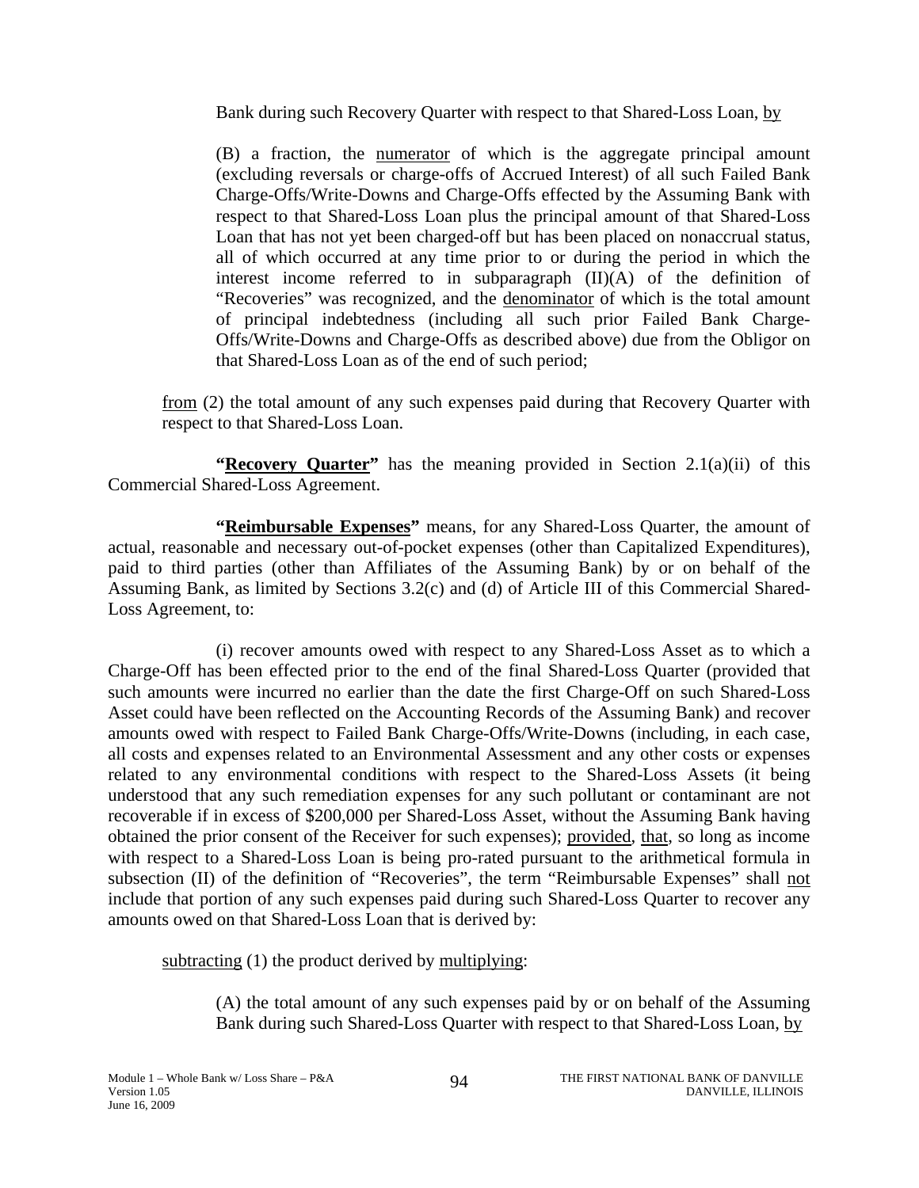Bank during such Recovery Quarter with respect to that Shared-Loss Loan, by

(B) a fraction, the numerator of which is the aggregate principal amount (excluding reversals or charge-offs of Accrued Interest) of all such Failed Bank Charge-Offs/Write-Downs and Charge-Offs effected by the Assuming Bank with respect to that Shared-Loss Loan plus the principal amount of that Shared-Loss Loan that has not yet been charged-off but has been placed on nonaccrual status, all of which occurred at any time prior to or during the period in which the interest income referred to in subparagraph (II)(A) of the definition of "Recoveries" was recognized, and the denominator of which is the total amount of principal indebtedness (including all such prior Failed Bank Charge-Offs/Write-Downs and Charge-Offs as described above) due from the Obligor on that Shared-Loss Loan as of the end of such period;

from (2) the total amount of any such expenses paid during that Recovery Quarter with respect to that Shared-Loss Loan.

**"Recovery Quarter"** has the meaning provided in Section 2.1(a)(ii) of this Commercial Shared-Loss Agreement.

**"Reimbursable Expenses"** means, for any Shared-Loss Quarter, the amount of actual, reasonable and necessary out-of-pocket expenses (other than Capitalized Expenditures), paid to third parties (other than Affiliates of the Assuming Bank) by or on behalf of the Assuming Bank, as limited by Sections 3.2(c) and (d) of Article III of this Commercial Shared-Loss Agreement, to:

(i) recover amounts owed with respect to any Shared-Loss Asset as to which a Charge-Off has been effected prior to the end of the final Shared-Loss Quarter (provided that such amounts were incurred no earlier than the date the first Charge-Off on such Shared-Loss Asset could have been reflected on the Accounting Records of the Assuming Bank) and recover amounts owed with respect to Failed Bank Charge-Offs/Write-Downs (including, in each case, all costs and expenses related to an Environmental Assessment and any other costs or expenses related to any environmental conditions with respect to the Shared-Loss Assets (it being understood that any such remediation expenses for any such pollutant or contaminant are not recoverable if in excess of $200,000 per Shared-Loss Asset, without the Assuming Bank having obtained the prior consent of the Receiver for such expenses); provided, that, so long as income with respect to a Shared-Loss Loan is being pro-rated pursuant to the arithmetical formula in subsection (II) of the definition of "Recoveries", the term "Reimbursable Expenses" shall not include that portion of any such expenses paid during such Shared-Loss Quarter to recover any amounts owed on that Shared-Loss Loan that is derived by:

subtracting (1) the product derived by multiplying:

(A) the total amount of any such expenses paid by or on behalf of the Assuming Bank during such Shared-Loss Quarter with respect to that Shared-Loss Loan, by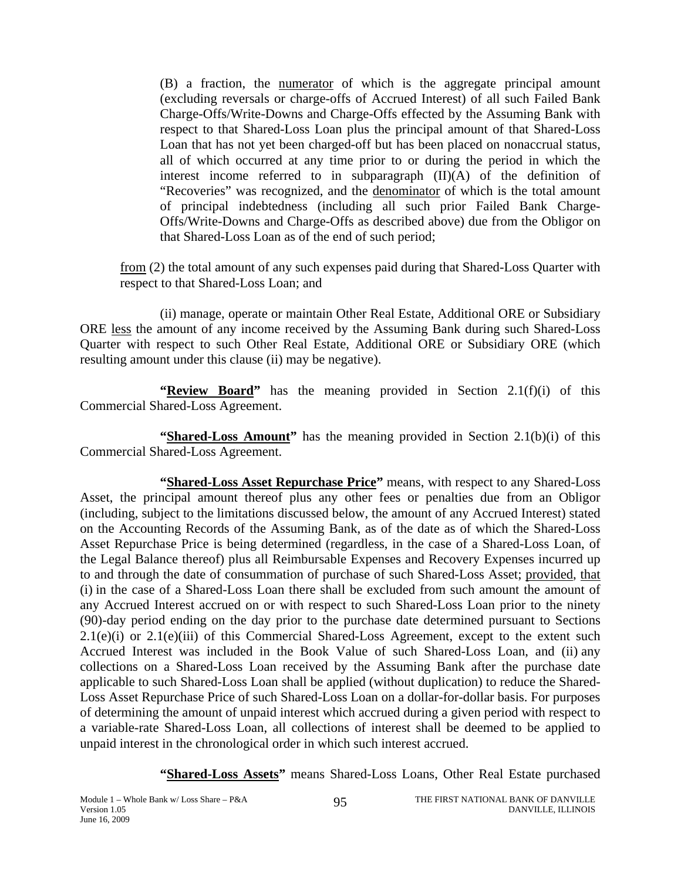(B) a fraction, the numerator of which is the aggregate principal amount (excluding reversals or charge-offs of Accrued Interest) of all such Failed Bank Charge-Offs/Write-Downs and Charge-Offs effected by the Assuming Bank with respect to that Shared-Loss Loan plus the principal amount of that Shared-Loss Loan that has not yet been charged-off but has been placed on nonaccrual status, all of which occurred at any time prior to or during the period in which the interest income referred to in subparagraph (II)(A) of the definition of "Recoveries" was recognized, and the denominator of which is the total amount of principal indebtedness (including all such prior Failed Bank Charge-Offs/Write-Downs and Charge-Offs as described above) due from the Obligor on that Shared-Loss Loan as of the end of such period;

from (2) the total amount of any such expenses paid during that Shared-Loss Quarter with respect to that Shared-Loss Loan; and

(ii) manage, operate or maintain Other Real Estate, Additional ORE or Subsidiary ORE less the amount of any income received by the Assuming Bank during such Shared-Loss Quarter with respect to such Other Real Estate, Additional ORE or Subsidiary ORE (which resulting amount under this clause (ii) may be negative).

**"Review Board"** has the meaning provided in Section 2.1(f)(i) of this Commercial Shared-Loss Agreement.

**"Shared-Loss Amount"** has the meaning provided in Section 2.1(b)(i) of this Commercial Shared-Loss Agreement.

**"Shared-Loss Asset Repurchase Price"** means, with respect to any Shared-Loss Asset, the principal amount thereof plus any other fees or penalties due from an Obligor (including, subject to the limitations discussed below, the amount of any Accrued Interest) stated on the Accounting Records of the Assuming Bank, as of the date as of which the Shared-Loss Asset Repurchase Price is being determined (regardless, in the case of a Shared-Loss Loan, of the Legal Balance thereof) plus all Reimbursable Expenses and Recovery Expenses incurred up to and through the date of consummation of purchase of such Shared-Loss Asset; provided, that (i) in the case of a Shared-Loss Loan there shall be excluded from such amount the amount of any Accrued Interest accrued on or with respect to such Shared-Loss Loan prior to the ninety (90)-day period ending on the day prior to the purchase date determined pursuant to Sections 2.1(e)(i) or 2.1(e)(iii) of this Commercial Shared-Loss Agreement, except to the extent such Accrued Interest was included in the Book Value of such Shared-Loss Loan, and (ii) any collections on a Shared-Loss Loan received by the Assuming Bank after the purchase date applicable to such Shared-Loss Loan shall be applied (without duplication) to reduce the Shared-Loss Asset Repurchase Price of such Shared-Loss Loan on a dollar-for-dollar basis. For purposes of determining the amount of unpaid interest which accrued during a given period with respect to a variable-rate Shared-Loss Loan, all collections of interest shall be deemed to be applied to unpaid interest in the chronological order in which such interest accrued.

**"Shared-Loss Assets"** means Shared-Loss Loans, Other Real Estate purchased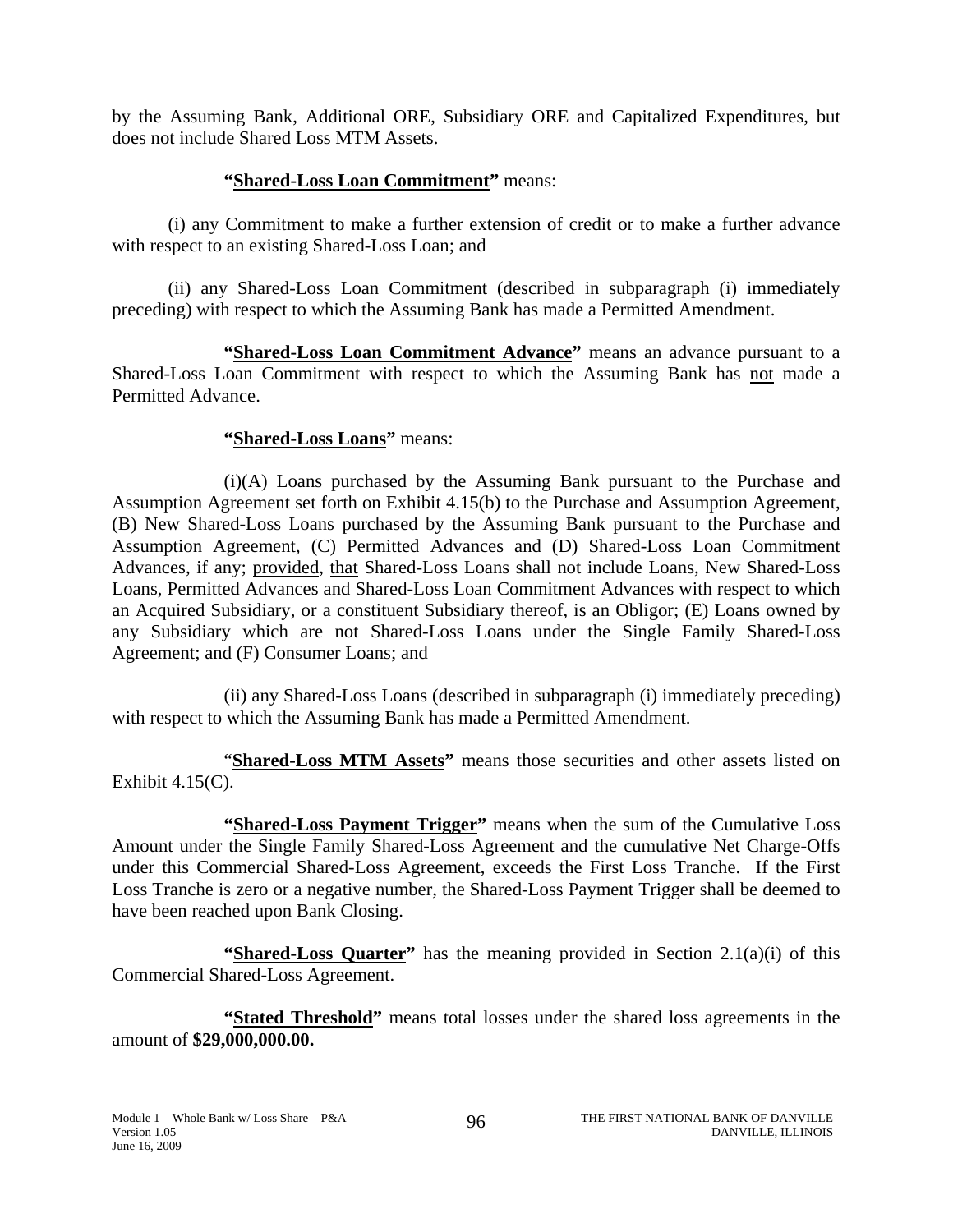by the Assuming Bank, Additional ORE, Subsidiary ORE and Capitalized Expenditures, but does not include Shared Loss MTM Assets.

**"Shared-Loss Loan Commitment"** means:

(i) any Commitment to make a further extension of credit or to make a further advance with respect to an existing Shared-Loss Loan; and

(ii) any Shared-Loss Loan Commitment (described in subparagraph (i) immediately preceding) with respect to which the Assuming Bank has made a Permitted Amendment.

**"Shared-Loss Loan Commitment Advance"** means an advance pursuant to a Shared-Loss Loan Commitment with respect to which the Assuming Bank has not made a Permitted Advance.

**"Shared-Loss Loans"** means:

(i)(A) Loans purchased by the Assuming Bank pursuant to the Purchase and Assumption Agreement set forth on Exhibit 4.15(b) to the Purchase and Assumption Agreement, (B) New Shared-Loss Loans purchased by the Assuming Bank pursuant to the Purchase and Assumption Agreement, (C) Permitted Advances and (D) Shared-Loss Loan Commitment Advances, if any; provided, that Shared-Loss Loans shall not include Loans, New Shared-Loss Loans, Permitted Advances and Shared-Loss Loan Commitment Advances with respect to which an Acquired Subsidiary, or a constituent Subsidiary thereof, is an Obligor; (E) Loans owned by any Subsidiary which are not Shared-Loss Loans under the Single Family Shared-Loss Agreement; and (F) Consumer Loans; and

(ii) any Shared-Loss Loans (described in subparagraph (i) immediately preceding) with respect to which the Assuming Bank has made a Permitted Amendment.

"**Shared-Loss MTM Assets"** means those securities and other assets listed on Exhibit 4.15(C).

**"Shared-Loss Payment Trigger"** means when the sum of the Cumulative Loss Amount under the Single Family Shared-Loss Agreement and the cumulative Net Charge-Offs under this Commercial Shared-Loss Agreement, exceeds the First Loss Tranche. If the First Loss Tranche is zero or a negative number, the Shared-Loss Payment Trigger shall be deemed to have been reached upon Bank Closing.

**"Shared-Loss Quarter"** has the meaning provided in Section 2.1(a)(i) of this Commercial Shared-Loss Agreement.

**"Stated Threshold"** means total losses under the shared loss agreements in the amount of **$29,000,000.00.**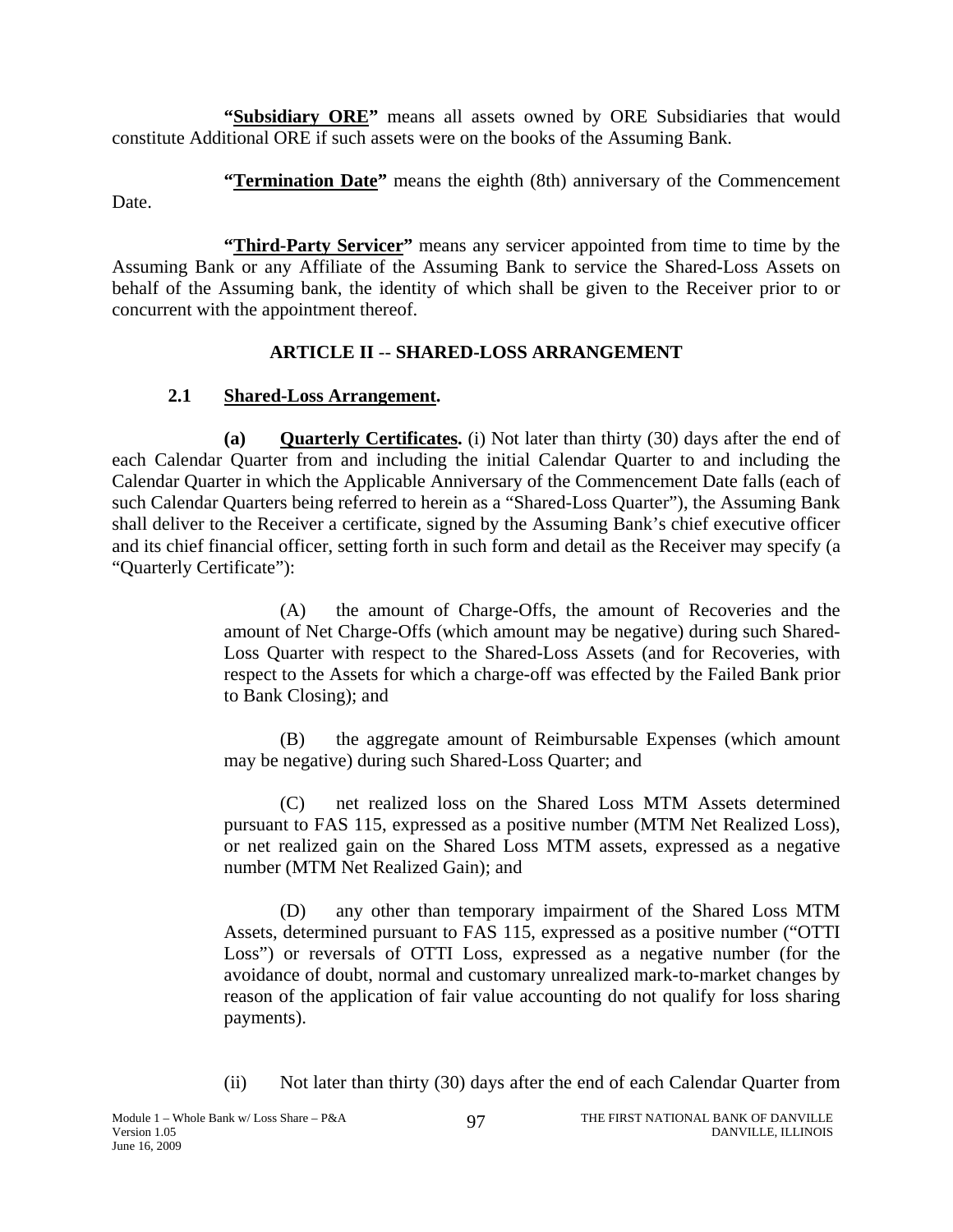**"Subsidiary ORE"** means all assets owned by ORE Subsidiaries that would constitute Additional ORE if such assets were on the books of the Assuming Bank.

**"Termination Date"** means the eighth (8th) anniversary of the Commencement Date.

**"Third-Party Servicer"** means any servicer appointed from time to time by the Assuming Bank or any Affiliate of the Assuming Bank to service the Shared-Loss Assets on behalf of the Assuming bank, the identity of which shall be given to the Receiver prior to or concurrent with the appointment thereof.

## ARTICLE II -- SHARED-LOSS ARRANGEMENT

### 2.1 Shared-Loss Arrangement.

**(a) Quarterly Certificates.** (i) Not later than thirty (30) days after the end of each Calendar Quarter from and including the initial Calendar Quarter to and including the Calendar Quarter in which the Applicable Anniversary of the Commencement Date falls (each of such Calendar Quarters being referred to herein as a "Shared-Loss Quarter"), the Assuming Bank shall deliver to the Receiver a certificate, signed by the Assuming Bank's chief executive officer and its chief financial officer, setting forth in such form and detail as the Receiver may specify (a "Quarterly Certificate"):

(A) the amount of Charge-Offs, the amount of Recoveries and the amount of Net Charge-Offs (which amount may be negative) during such Shared-Loss Quarter with respect to the Shared-Loss Assets (and for Recoveries, with respect to the Assets for which a charge-off was effected by the Failed Bank prior to Bank Closing); and

(B) the aggregate amount of Reimbursable Expenses (which amount may be negative) during such Shared-Loss Quarter; and

(C) net realized loss on the Shared Loss MTM Assets determined pursuant to FAS 115, expressed as a positive number (MTM Net Realized Loss), or net realized gain on the Shared Loss MTM assets, expressed as a negative number (MTM Net Realized Gain); and

(D) any other than temporary impairment of the Shared Loss MTM Assets, determined pursuant to FAS 115, expressed as a positive number ("OTTI Loss") or reversals of OTTI Loss, expressed as a negative number (for the avoidance of doubt, normal and customary unrealized mark-to-market changes by reason of the application of fair value accounting do not qualify for loss sharing payments).

(ii) Not later than thirty (30) days after the end of each Calendar Quarter from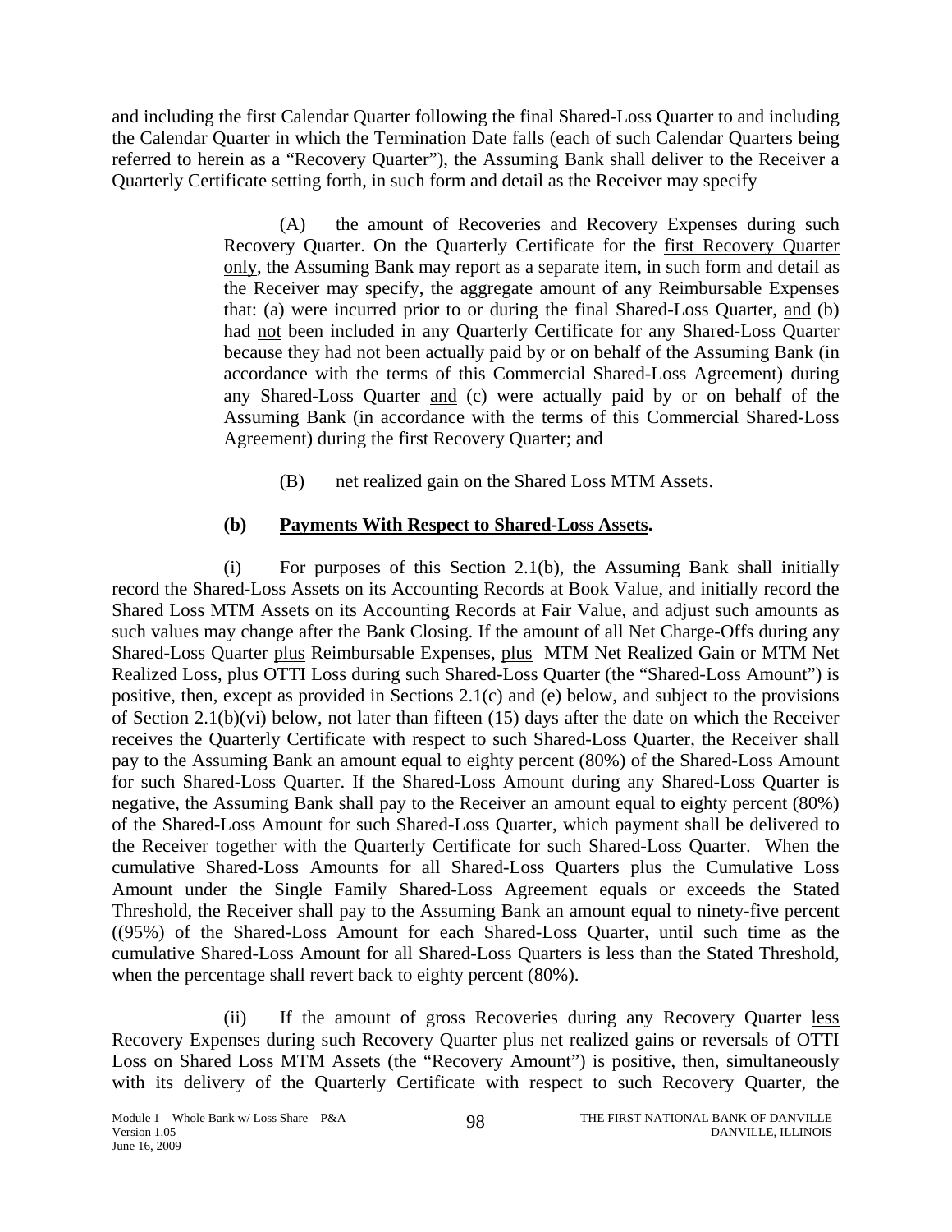and including the first Calendar Quarter following the final Shared-Loss Quarter to and including the Calendar Quarter in which the Termination Date falls (each of such Calendar Quarters being referred to herein as a "Recovery Quarter"), the Assuming Bank shall deliver to the Receiver a Quarterly Certificate setting forth, in such form and detail as the Receiver may specify

(A) the amount of Recoveries and Recovery Expenses during such Recovery Quarter. On the Quarterly Certificate for the first Recovery Quarter only, the Assuming Bank may report as a separate item, in such form and detail as the Receiver may specify, the aggregate amount of any Reimbursable Expenses that: (a) were incurred prior to or during the final Shared-Loss Quarter, and (b) had not been included in any Quarterly Certificate for any Shared-Loss Quarter because they had not been actually paid by or on behalf of the Assuming Bank (in accordance with the terms of this Commercial Shared-Loss Agreement) during any Shared-Loss Quarter and (c) were actually paid by or on behalf of the Assuming Bank (in accordance with the terms of this Commercial Shared-Loss Agreement) during the first Recovery Quarter; and

(B) net realized gain on the Shared Loss MTM Assets.

**(b) Payments With Respect to Shared-Loss Assets.**

(i) For purposes of this Section 2.1(b), the Assuming Bank shall initially record the Shared-Loss Assets on its Accounting Records at Book Value, and initially record the Shared Loss MTM Assets on its Accounting Records at Fair Value, and adjust such amounts as such values may change after the Bank Closing. If the amount of all Net Charge-Offs during any Shared-Loss Quarter plus Reimbursable Expenses, plus MTM Net Realized Gain or MTM Net Realized Loss, plus OTTI Loss during such Shared-Loss Quarter (the "Shared-Loss Amount") is positive, then, except as provided in Sections 2.1(c) and (e) below, and subject to the provisions of Section 2.1(b)(vi) below, not later than fifteen (15) days after the date on which the Receiver receives the Quarterly Certificate with respect to such Shared-Loss Quarter, the Receiver shall pay to the Assuming Bank an amount equal to eighty percent (80%) of the Shared-Loss Amount for such Shared-Loss Quarter. If the Shared-Loss Amount during any Shared-Loss Quarter is negative, the Assuming Bank shall pay to the Receiver an amount equal to eighty percent (80%) of the Shared-Loss Amount for such Shared-Loss Quarter, which payment shall be delivered to the Receiver together with the Quarterly Certificate for such Shared-Loss Quarter. When the cumulative Shared-Loss Amounts for all Shared-Loss Quarters plus the Cumulative Loss Amount under the Single Family Shared-Loss Agreement equals or exceeds the Stated Threshold, the Receiver shall pay to the Assuming Bank an amount equal to ninety-five percent ((95%) of the Shared-Loss Amount for each Shared-Loss Quarter, until such time as the cumulative Shared-Loss Amount for all Shared-Loss Quarters is less than the Stated Threshold, when the percentage shall revert back to eighty percent (80%).

(ii) If the amount of gross Recoveries during any Recovery Quarter less Recovery Expenses during such Recovery Quarter plus net realized gains or reversals of OTTI Loss on Shared Loss MTM Assets (the "Recovery Amount") is positive, then, simultaneously with its delivery of the Quarterly Certificate with respect to such Recovery Quarter, the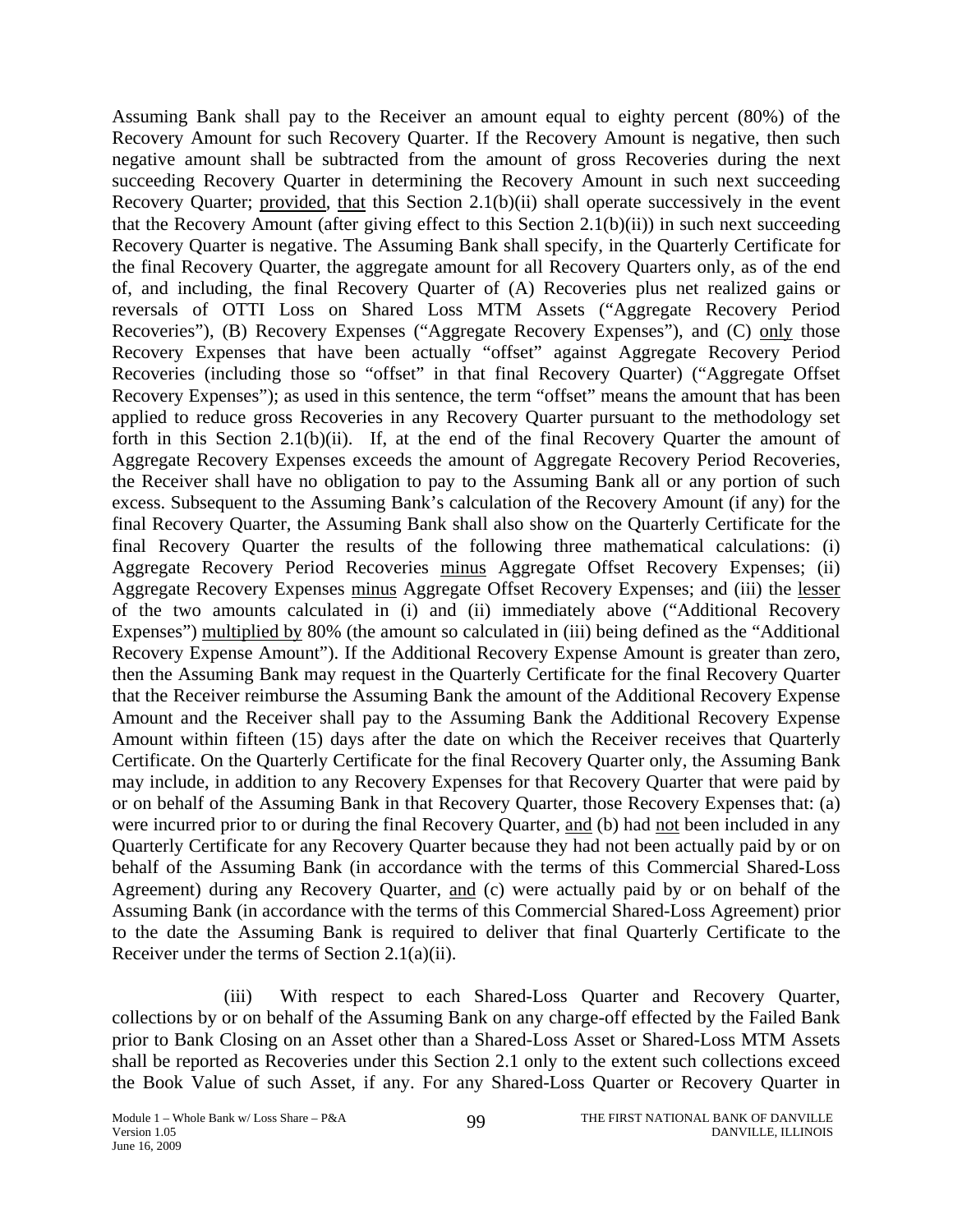Assuming Bank shall pay to the Receiver an amount equal to eighty percent (80%) of the Recovery Amount for such Recovery Quarter. If the Recovery Amount is negative, then such negative amount shall be subtracted from the amount of gross Recoveries during the next succeeding Recovery Quarter in determining the Recovery Amount in such next succeeding Recovery Quarter; provided, that this Section 2.1(b)(ii) shall operate successively in the event that the Recovery Amount (after giving effect to this Section 2.1(b)(ii)) in such next succeeding Recovery Quarter is negative. The Assuming Bank shall specify, in the Quarterly Certificate for the final Recovery Quarter, the aggregate amount for all Recovery Quarters only, as of the end of, and including, the final Recovery Quarter of (A) Recoveries plus net realized gains or reversals of OTTI Loss on Shared Loss MTM Assets ("Aggregate Recovery Period Recoveries"), (B) Recovery Expenses ("Aggregate Recovery Expenses"), and (C) only those Recovery Expenses that have been actually "offset" against Aggregate Recovery Period Recoveries (including those so "offset" in that final Recovery Quarter) ("Aggregate Offset Recovery Expenses"); as used in this sentence, the term "offset" means the amount that has been applied to reduce gross Recoveries in any Recovery Quarter pursuant to the methodology set forth in this Section 2.1(b)(ii). If, at the end of the final Recovery Quarter the amount of Aggregate Recovery Expenses exceeds the amount of Aggregate Recovery Period Recoveries, the Receiver shall have no obligation to pay to the Assuming Bank all or any portion of such excess. Subsequent to the Assuming Bank's calculation of the Recovery Amount (if any) for the final Recovery Quarter, the Assuming Bank shall also show on the Quarterly Certificate for the final Recovery Quarter the results of the following three mathematical calculations: (i) Aggregate Recovery Period Recoveries minus Aggregate Offset Recovery Expenses; (ii) Aggregate Recovery Expenses minus Aggregate Offset Recovery Expenses; and (iii) the lesser of the two amounts calculated in (i) and (ii) immediately above ("Additional Recovery Expenses") multiplied by 80% (the amount so calculated in (iii) being defined as the "Additional Recovery Expense Amount"). If the Additional Recovery Expense Amount is greater than zero, then the Assuming Bank may request in the Quarterly Certificate for the final Recovery Quarter that the Receiver reimburse the Assuming Bank the amount of the Additional Recovery Expense Amount and the Receiver shall pay to the Assuming Bank the Additional Recovery Expense Amount within fifteen (15) days after the date on which the Receiver receives that Quarterly Certificate. On the Quarterly Certificate for the final Recovery Quarter only, the Assuming Bank may include, in addition to any Recovery Expenses for that Recovery Quarter that were paid by or on behalf of the Assuming Bank in that Recovery Quarter, those Recovery Expenses that: (a) were incurred prior to or during the final Recovery Quarter, and (b) had not been included in any Quarterly Certificate for any Recovery Quarter because they had not been actually paid by or on behalf of the Assuming Bank (in accordance with the terms of this Commercial Shared-Loss Agreement) during any Recovery Quarter, and (c) were actually paid by or on behalf of the Assuming Bank (in accordance with the terms of this Commercial Shared-Loss Agreement) prior to the date the Assuming Bank is required to deliver that final Quarterly Certificate to the Receiver under the terms of Section 2.1(a)(ii).

(iii) With respect to each Shared-Loss Quarter and Recovery Quarter, collections by or on behalf of the Assuming Bank on any charge-off effected by the Failed Bank prior to Bank Closing on an Asset other than a Shared-Loss Asset or Shared-Loss MTM Assets shall be reported as Recoveries under this Section 2.1 only to the extent such collections exceed the Book Value of such Asset, if any. For any Shared-Loss Quarter or Recovery Quarter in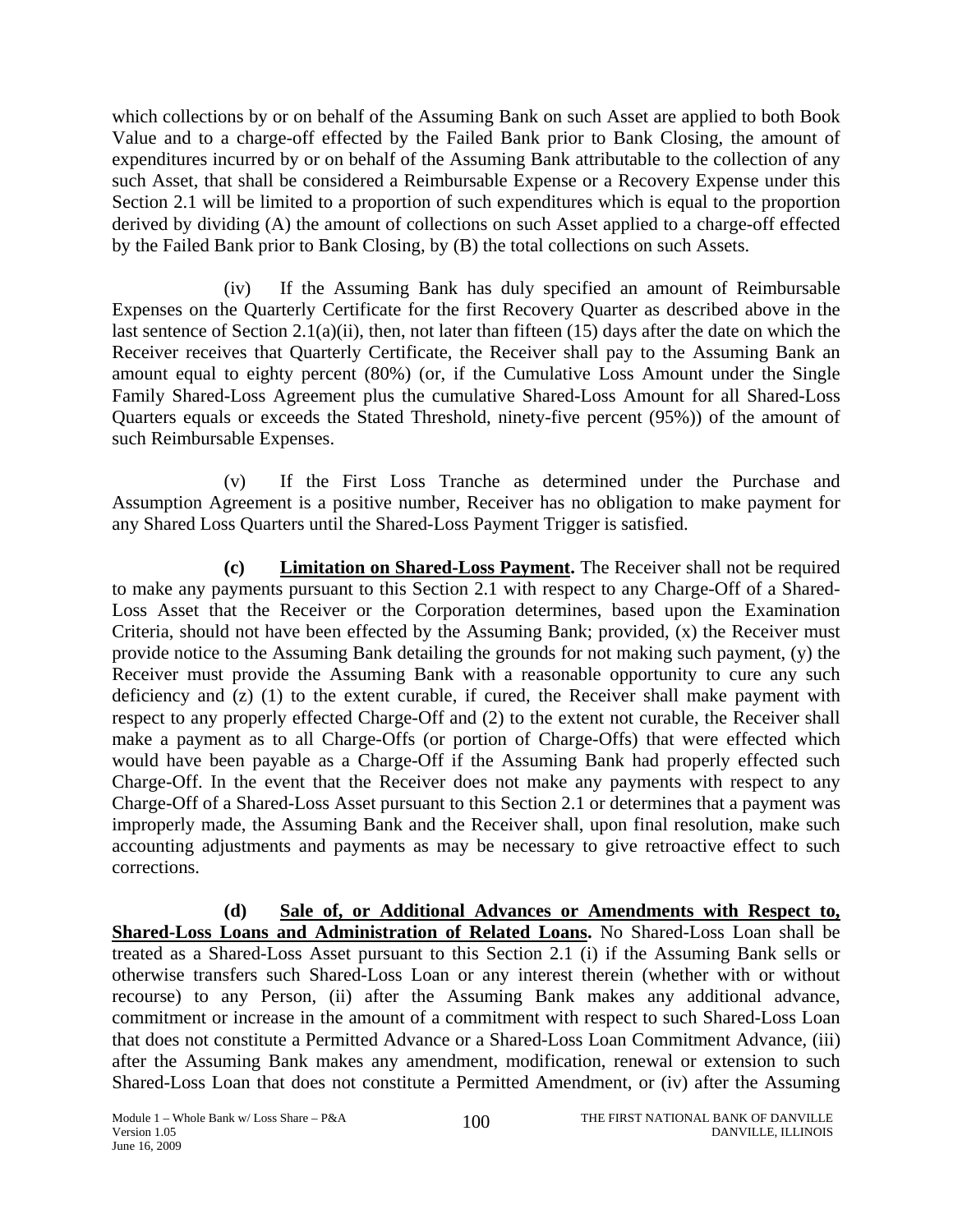which collections by or on behalf of the Assuming Bank on such Asset are applied to both Book Value and to a charge-off effected by the Failed Bank prior to Bank Closing, the amount of expenditures incurred by or on behalf of the Assuming Bank attributable to the collection of any such Asset, that shall be considered a Reimbursable Expense or a Recovery Expense under this Section 2.1 will be limited to a proportion of such expenditures which is equal to the proportion derived by dividing (A) the amount of collections on such Asset applied to a charge-off effected by the Failed Bank prior to Bank Closing, by (B) the total collections on such Assets.

(iv) If the Assuming Bank has duly specified an amount of Reimbursable Expenses on the Quarterly Certificate for the first Recovery Quarter as described above in the last sentence of Section 2.1(a)(ii), then, not later than fifteen (15) days after the date on which the Receiver receives that Quarterly Certificate, the Receiver shall pay to the Assuming Bank an amount equal to eighty percent (80%) (or, if the Cumulative Loss Amount under the Single Family Shared-Loss Agreement plus the cumulative Shared-Loss Amount for all Shared-Loss Quarters equals or exceeds the Stated Threshold, ninety-five percent (95%)) of the amount of such Reimbursable Expenses.

(v) If the First Loss Tranche as determined under the Purchase and Assumption Agreement is a positive number, Receiver has no obligation to make payment for any Shared Loss Quarters until the Shared-Loss Payment Trigger is satisfied.

**(c) Limitation on Shared-Loss Payment.** The Receiver shall not be required to make any payments pursuant to this Section 2.1 with respect to any Charge-Off of a Shared-Loss Asset that the Receiver or the Corporation determines, based upon the Examination Criteria, should not have been effected by the Assuming Bank; provided, (x) the Receiver must provide notice to the Assuming Bank detailing the grounds for not making such payment, (y) the Receiver must provide the Assuming Bank with a reasonable opportunity to cure any such deficiency and (z) (1) to the extent curable, if cured, the Receiver shall make payment with respect to any properly effected Charge-Off and (2) to the extent not curable, the Receiver shall make a payment as to all Charge-Offs (or portion of Charge-Offs) that were effected which would have been payable as a Charge-Off if the Assuming Bank had properly effected such Charge-Off. In the event that the Receiver does not make any payments with respect to any Charge-Off of a Shared-Loss Asset pursuant to this Section 2.1 or determines that a payment was improperly made, the Assuming Bank and the Receiver shall, upon final resolution, make such accounting adjustments and payments as may be necessary to give retroactive effect to such corrections.

**(d) Sale of, or Additional Advances or Amendments with Respect to, Shared-Loss Loans and Administration of Related Loans.** No Shared-Loss Loan shall be treated as a Shared-Loss Asset pursuant to this Section 2.1 (i) if the Assuming Bank sells or otherwise transfers such Shared-Loss Loan or any interest therein (whether with or without recourse) to any Person, (ii) after the Assuming Bank makes any additional advance, commitment or increase in the amount of a commitment with respect to such Shared-Loss Loan that does not constitute a Permitted Advance or a Shared-Loss Loan Commitment Advance, (iii) after the Assuming Bank makes any amendment, modification, renewal or extension to such Shared-Loss Loan that does not constitute a Permitted Amendment, or (iv) after the Assuming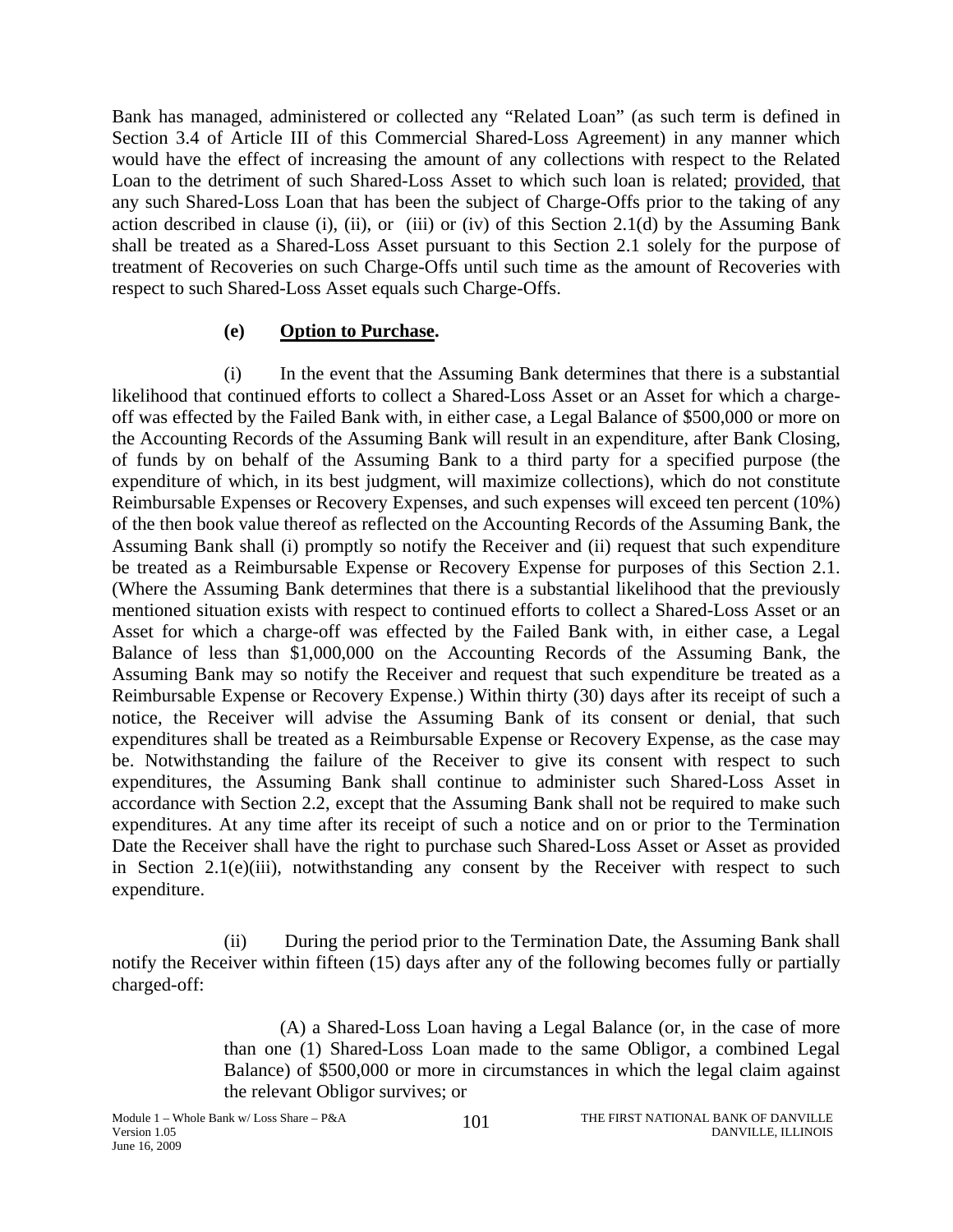Bank has managed, administered or collected any "Related Loan" (as such term is defined in Section 3.4 of Article III of this Commercial Shared-Loss Agreement) in any manner which would have the effect of increasing the amount of any collections with respect to the Related Loan to the detriment of such Shared-Loss Asset to which such loan is related; provided, that any such Shared-Loss Loan that has been the subject of Charge-Offs prior to the taking of any action described in clause (i), (ii), or (iii) or (iv) of this Section 2.1(d) by the Assuming Bank shall be treated as a Shared-Loss Asset pursuant to this Section 2.1 solely for the purpose of treatment of Recoveries on such Charge-Offs until such time as the amount of Recoveries with respect to such Shared-Loss Asset equals such Charge-Offs.

**(e) Option to Purchase.**

(i) In the event that the Assuming Bank determines that there is a substantial likelihood that continued efforts to collect a Shared-Loss Asset or an Asset for which a charge-off was effected by the Failed Bank with, in either case, a Legal Balance of $500,000 or more on the Accounting Records of the Assuming Bank will result in an expenditure, after Bank Closing, of funds by on behalf of the Assuming Bank to a third party for a specified purpose (the expenditure of which, in its best judgment, will maximize collections), which do not constitute Reimbursable Expenses or Recovery Expenses, and such expenses will exceed ten percent (10%) of the then book value thereof as reflected on the Accounting Records of the Assuming Bank, the Assuming Bank shall (i) promptly so notify the Receiver and (ii) request that such expenditure be treated as a Reimbursable Expense or Recovery Expense for purposes of this Section 2.1. (Where the Assuming Bank determines that there is a substantial likelihood that the previously mentioned situation exists with respect to continued efforts to collect a Shared-Loss Asset or an Asset for which a charge-off was effected by the Failed Bank with, in either case, a Legal Balance of less than $1,000,000 on the Accounting Records of the Assuming Bank, the Assuming Bank may so notify the Receiver and request that such expenditure be treated as a Reimbursable Expense or Recovery Expense.) Within thirty (30) days after its receipt of such a notice, the Receiver will advise the Assuming Bank of its consent or denial, that such expenditures shall be treated as a Reimbursable Expense or Recovery Expense, as the case may be. Notwithstanding the failure of the Receiver to give its consent with respect to such expenditures, the Assuming Bank shall continue to administer such Shared-Loss Asset in accordance with Section 2.2, except that the Assuming Bank shall not be required to make such expenditures. At any time after its receipt of such a notice and on or prior to the Termination Date the Receiver shall have the right to purchase such Shared-Loss Asset or Asset as provided in Section 2.1(e)(iii), notwithstanding any consent by the Receiver with respect to such expenditure.

(ii) During the period prior to the Termination Date, the Assuming Bank shall notify the Receiver within fifteen (15) days after any of the following becomes fully or partially charged-off:

(A) a Shared-Loss Loan having a Legal Balance (or, in the case of more than one (1) Shared-Loss Loan made to the same Obligor, a combined Legal Balance) of $500,000 or more in circumstances in which the legal claim against the relevant Obligor survives; or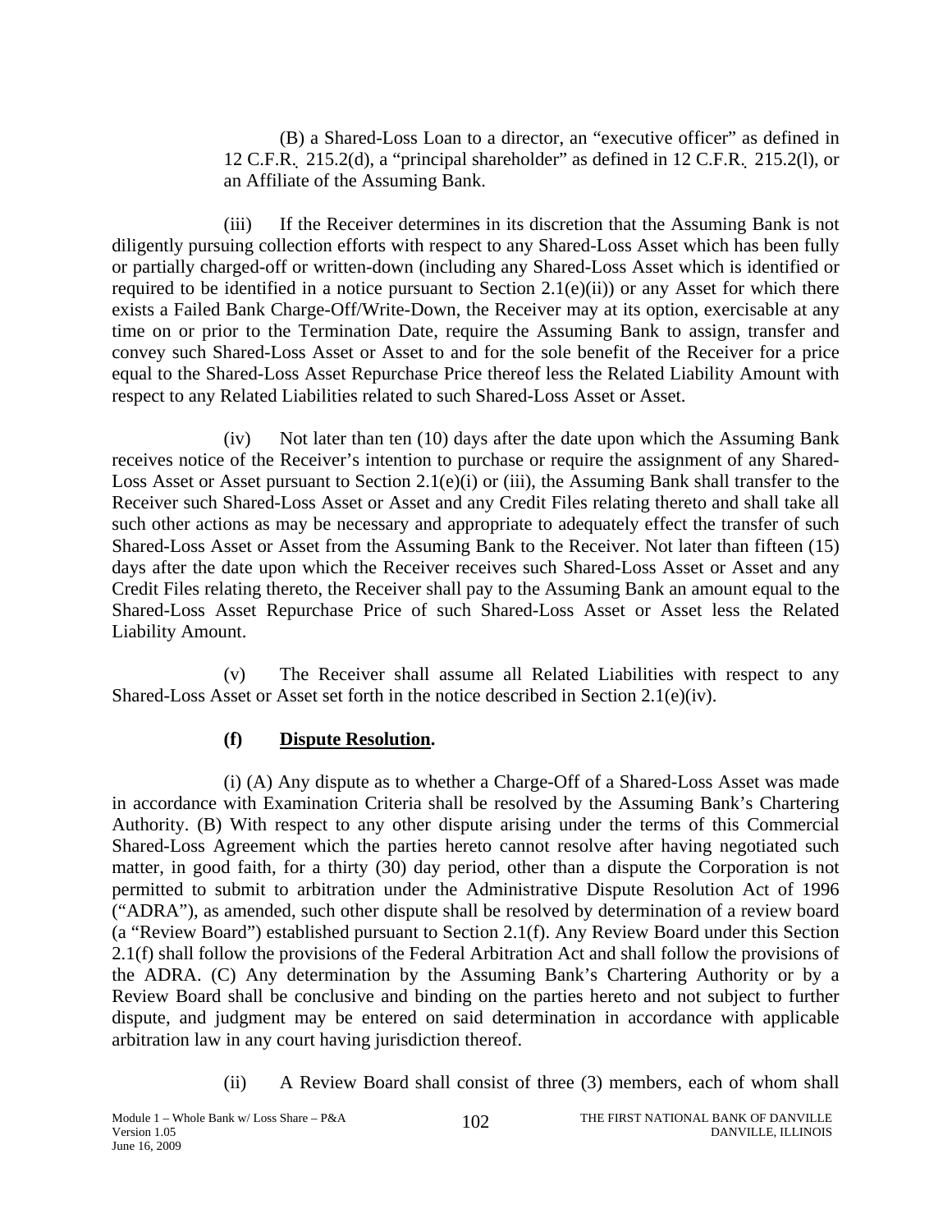(B) a Shared-Loss Loan to a director, an "executive officer" as defined in 12 C.F.R. 215.2(d), a "principal shareholder" as defined in 12 C.F.R. 215.2(l), or an Affiliate of the Assuming Bank.

(iii) If the Receiver determines in its discretion that the Assuming Bank is not diligently pursuing collection efforts with respect to any Shared-Loss Asset which has been fully or partially charged-off or written-down (including any Shared-Loss Asset which is identified or required to be identified in a notice pursuant to Section 2.1(e)(ii)) or any Asset for which there exists a Failed Bank Charge-Off/Write-Down, the Receiver may at its option, exercisable at any time on or prior to the Termination Date, require the Assuming Bank to assign, transfer and convey such Shared-Loss Asset or Asset to and for the sole benefit of the Receiver for a price equal to the Shared-Loss Asset Repurchase Price thereof less the Related Liability Amount with respect to any Related Liabilities related to such Shared-Loss Asset or Asset.

(iv) Not later than ten (10) days after the date upon which the Assuming Bank receives notice of the Receiver's intention to purchase or require the assignment of any Shared-Loss Asset or Asset pursuant to Section 2.1(e)(i) or (iii), the Assuming Bank shall transfer to the Receiver such Shared-Loss Asset or Asset and any Credit Files relating thereto and shall take all such other actions as may be necessary and appropriate to adequately effect the transfer of such Shared-Loss Asset or Asset from the Assuming Bank to the Receiver. Not later than fifteen (15) days after the date upon which the Receiver receives such Shared-Loss Asset or Asset and any Credit Files relating thereto, the Receiver shall pay to the Assuming Bank an amount equal to the Shared-Loss Asset Repurchase Price of such Shared-Loss Asset or Asset less the Related Liability Amount.

(v) The Receiver shall assume all Related Liabilities with respect to any Shared-Loss Asset or Asset set forth in the notice described in Section 2.1(e)(iv).

**(f) Dispute Resolution.**

(i) (A) Any dispute as to whether a Charge-Off of a Shared-Loss Asset was made in accordance with Examination Criteria shall be resolved by the Assuming Bank's Chartering Authority. (B) With respect to any other dispute arising under the terms of this Commercial Shared-Loss Agreement which the parties hereto cannot resolve after having negotiated such matter, in good faith, for a thirty (30) day period, other than a dispute the Corporation is not permitted to submit to arbitration under the Administrative Dispute Resolution Act of 1996 ("ADRA"), as amended, such other dispute shall be resolved by determination of a review board (a "Review Board") established pursuant to Section 2.1(f). Any Review Board under this Section 2.1(f) shall follow the provisions of the Federal Arbitration Act and shall follow the provisions of the ADRA. (C) Any determination by the Assuming Bank's Chartering Authority or by a Review Board shall be conclusive and binding on the parties hereto and not subject to further dispute, and judgment may be entered on said determination in accordance with applicable arbitration law in any court having jurisdiction thereof.

(ii) A Review Board shall consist of three (3) members, each of whom shall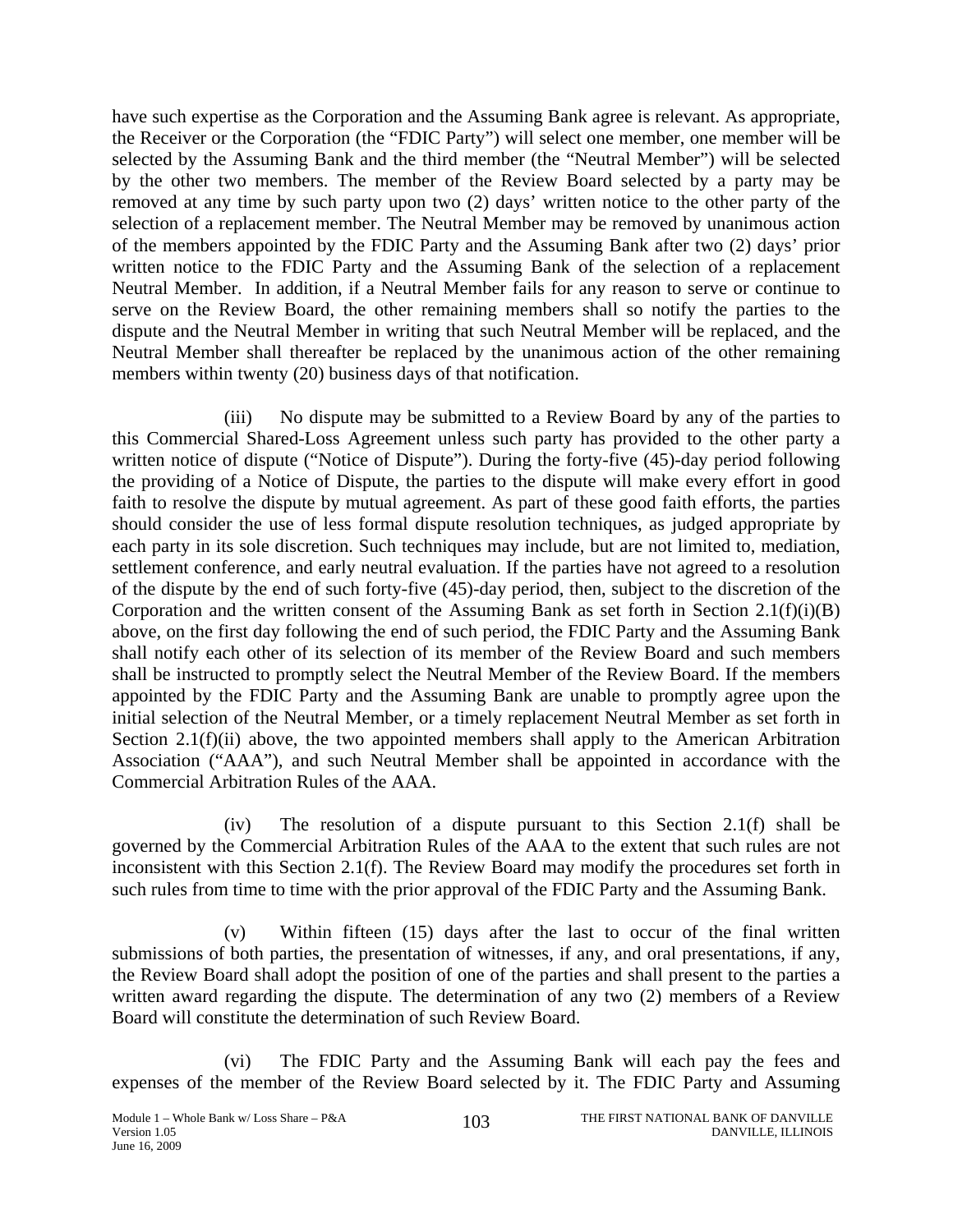have such expertise as the Corporation and the Assuming Bank agree is relevant. As appropriate, the Receiver or the Corporation (the "FDIC Party") will select one member, one member will be selected by the Assuming Bank and the third member (the "Neutral Member") will be selected by the other two members. The member of the Review Board selected by a party may be removed at any time by such party upon two (2) days' written notice to the other party of the selection of a replacement member. The Neutral Member may be removed by unanimous action of the members appointed by the FDIC Party and the Assuming Bank after two (2) days' prior written notice to the FDIC Party and the Assuming Bank of the selection of a replacement Neutral Member. In addition, if a Neutral Member fails for any reason to serve or continue to serve on the Review Board, the other remaining members shall so notify the parties to the dispute and the Neutral Member in writing that such Neutral Member will be replaced, and the Neutral Member shall thereafter be replaced by the unanimous action of the other remaining members within twenty (20) business days of that notification.

(iii) No dispute may be submitted to a Review Board by any of the parties to this Commercial Shared-Loss Agreement unless such party has provided to the other party a written notice of dispute ("Notice of Dispute"). During the forty-five (45)-day period following the providing of a Notice of Dispute, the parties to the dispute will make every effort in good faith to resolve the dispute by mutual agreement. As part of these good faith efforts, the parties should consider the use of less formal dispute resolution techniques, as judged appropriate by each party in its sole discretion. Such techniques may include, but are not limited to, mediation, settlement conference, and early neutral evaluation. If the parties have not agreed to a resolution of the dispute by the end of such forty-five (45)-day period, then, subject to the discretion of the Corporation and the written consent of the Assuming Bank as set forth in Section 2.1(f)(i)(B) above, on the first day following the end of such period, the FDIC Party and the Assuming Bank shall notify each other of its selection of its member of the Review Board and such members shall be instructed to promptly select the Neutral Member of the Review Board. If the members appointed by the FDIC Party and the Assuming Bank are unable to promptly agree upon the initial selection of the Neutral Member, or a timely replacement Neutral Member as set forth in Section 2.1(f)(ii) above, the two appointed members shall apply to the American Arbitration Association ("AAA"), and such Neutral Member shall be appointed in accordance with the Commercial Arbitration Rules of the AAA.

(iv) The resolution of a dispute pursuant to this Section 2.1(f) shall be governed by the Commercial Arbitration Rules of the AAA to the extent that such rules are not inconsistent with this Section 2.1(f). The Review Board may modify the procedures set forth in such rules from time to time with the prior approval of the FDIC Party and the Assuming Bank.

(v) Within fifteen (15) days after the last to occur of the final written submissions of both parties, the presentation of witnesses, if any, and oral presentations, if any, the Review Board shall adopt the position of one of the parties and shall present to the parties a written award regarding the dispute. The determination of any two (2) members of a Review Board will constitute the determination of such Review Board.

(vi) The FDIC Party and the Assuming Bank will each pay the fees and expenses of the member of the Review Board selected by it. The FDIC Party and Assuming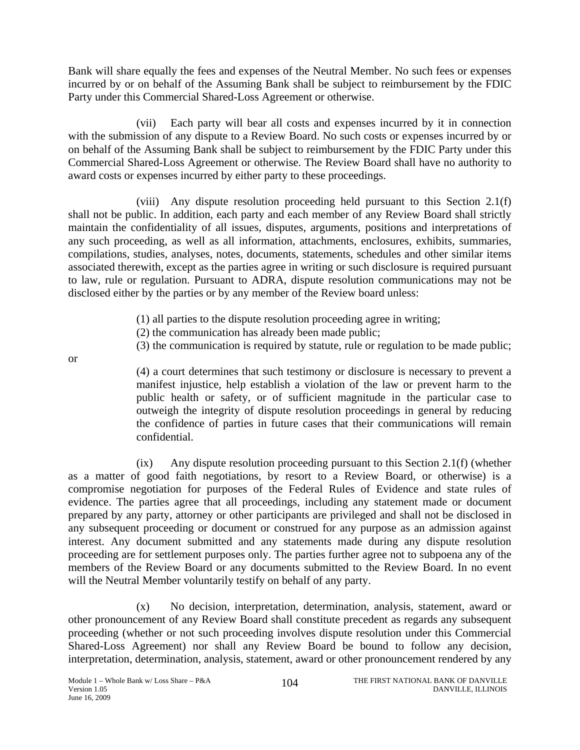Bank will share equally the fees and expenses of the Neutral Member. No such fees or expenses incurred by or on behalf of the Assuming Bank shall be subject to reimbursement by the FDIC Party under this Commercial Shared-Loss Agreement or otherwise.

(vii) Each party will bear all costs and expenses incurred by it in connection with the submission of any dispute to a Review Board. No such costs or expenses incurred by or on behalf of the Assuming Bank shall be subject to reimbursement by the FDIC Party under this Commercial Shared-Loss Agreement or otherwise. The Review Board shall have no authority to award costs or expenses incurred by either party to these proceedings.

(viii) Any dispute resolution proceeding held pursuant to this Section 2.1(f) shall not be public. In addition, each party and each member of any Review Board shall strictly maintain the confidentiality of all issues, disputes, arguments, positions and interpretations of any such proceeding, as well as all information, attachments, enclosures, exhibits, summaries, compilations, studies, analyses, notes, documents, statements, schedules and other similar items associated therewith, except as the parties agree in writing or such disclosure is required pursuant to law, rule or regulation. Pursuant to ADRA, dispute resolution communications may not be disclosed either by the parties or by any member of the Review board unless:

(1) all parties to the dispute resolution proceeding agree in writing;
(2) the communication has already been made public;
(3) the communication is required by statute, rule or regulation to be made public;

or

(4) a court determines that such testimony or disclosure is necessary to prevent a manifest injustice, help establish a violation of the law or prevent harm to the public health or safety, or of sufficient magnitude in the particular case to outweigh the integrity of dispute resolution proceedings in general by reducing the confidence of parties in future cases that their communications will remain confidential.

(ix) Any dispute resolution proceeding pursuant to this Section 2.1(f) (whether as a matter of good faith negotiations, by resort to a Review Board, or otherwise) is a compromise negotiation for purposes of the Federal Rules of Evidence and state rules of evidence. The parties agree that all proceedings, including any statement made or document prepared by any party, attorney or other participants are privileged and shall not be disclosed in any subsequent proceeding or document or construed for any purpose as an admission against interest. Any document submitted and any statements made during any dispute resolution proceeding are for settlement purposes only. The parties further agree not to subpoena any of the members of the Review Board or any documents submitted to the Review Board. In no event will the Neutral Member voluntarily testify on behalf of any party.

(x) No decision, interpretation, determination, analysis, statement, award or other pronouncement of any Review Board shall constitute precedent as regards any subsequent proceeding (whether or not such proceeding involves dispute resolution under this Commercial Shared-Loss Agreement) nor shall any Review Board be bound to follow any decision, interpretation, determination, analysis, statement, award or other pronouncement rendered by any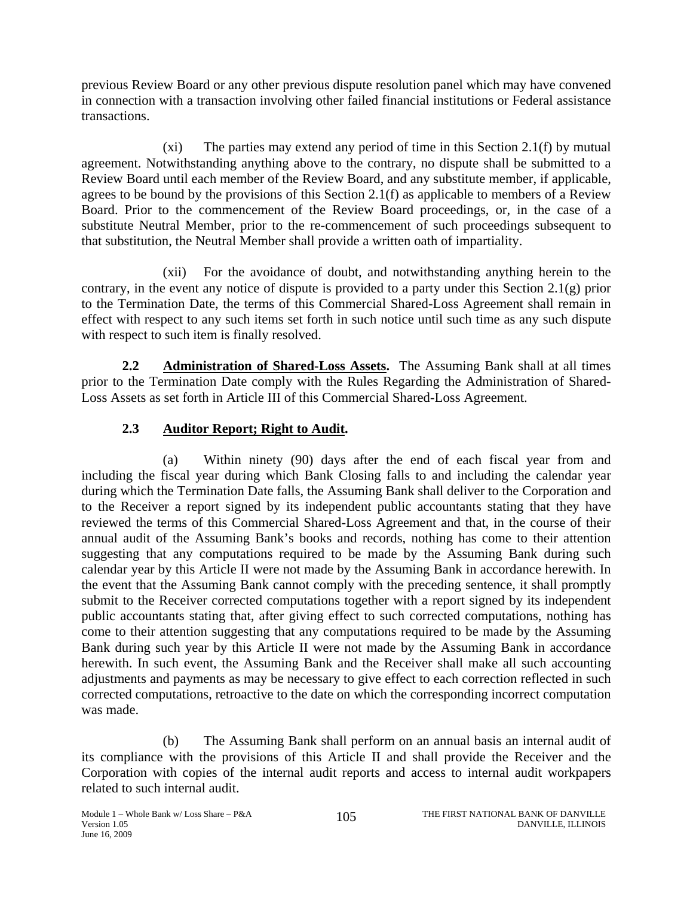previous Review Board or any other previous dispute resolution panel which may have convened in connection with a transaction involving other failed financial institutions or Federal assistance transactions.

(xi) The parties may extend any period of time in this Section 2.1(f) by mutual agreement. Notwithstanding anything above to the contrary, no dispute shall be submitted to a Review Board until each member of the Review Board, and any substitute member, if applicable, agrees to be bound by the provisions of this Section 2.1(f) as applicable to members of a Review Board. Prior to the commencement of the Review Board proceedings, or, in the case of a substitute Neutral Member, prior to the re-commencement of such proceedings subsequent to that substitution, the Neutral Member shall provide a written oath of impartiality.

(xii) For the avoidance of doubt, and notwithstanding anything herein to the contrary, in the event any notice of dispute is provided to a party under this Section 2.1(g) prior to the Termination Date, the terms of this Commercial Shared-Loss Agreement shall remain in effect with respect to any such items set forth in such notice until such time as any such dispute with respect to such item is finally resolved.

**2.2 Administration of Shared-Loss Assets.** The Assuming Bank shall at all times prior to the Termination Date comply with the Rules Regarding the Administration of Shared-Loss Assets as set forth in Article III of this Commercial Shared-Loss Agreement.

**2.3 Auditor Report; Right to Audit.**

(a) Within ninety (90) days after the end of each fiscal year from and including the fiscal year during which Bank Closing falls to and including the calendar year during which the Termination Date falls, the Assuming Bank shall deliver to the Corporation and to the Receiver a report signed by its independent public accountants stating that they have reviewed the terms of this Commercial Shared-Loss Agreement and that, in the course of their annual audit of the Assuming Bank's books and records, nothing has come to their attention suggesting that any computations required to be made by the Assuming Bank during such calendar year by this Article II were not made by the Assuming Bank in accordance herewith. In the event that the Assuming Bank cannot comply with the preceding sentence, it shall promptly submit to the Receiver corrected computations together with a report signed by its independent public accountants stating that, after giving effect to such corrected computations, nothing has come to their attention suggesting that any computations required to be made by the Assuming Bank during such year by this Article II were not made by the Assuming Bank in accordance herewith. In such event, the Assuming Bank and the Receiver shall make all such accounting adjustments and payments as may be necessary to give effect to each correction reflected in such corrected computations, retroactive to the date on which the corresponding incorrect computation was made.

(b) The Assuming Bank shall perform on an annual basis an internal audit of its compliance with the provisions of this Article II and shall provide the Receiver and the Corporation with copies of the internal audit reports and access to internal audit workpapers related to such internal audit.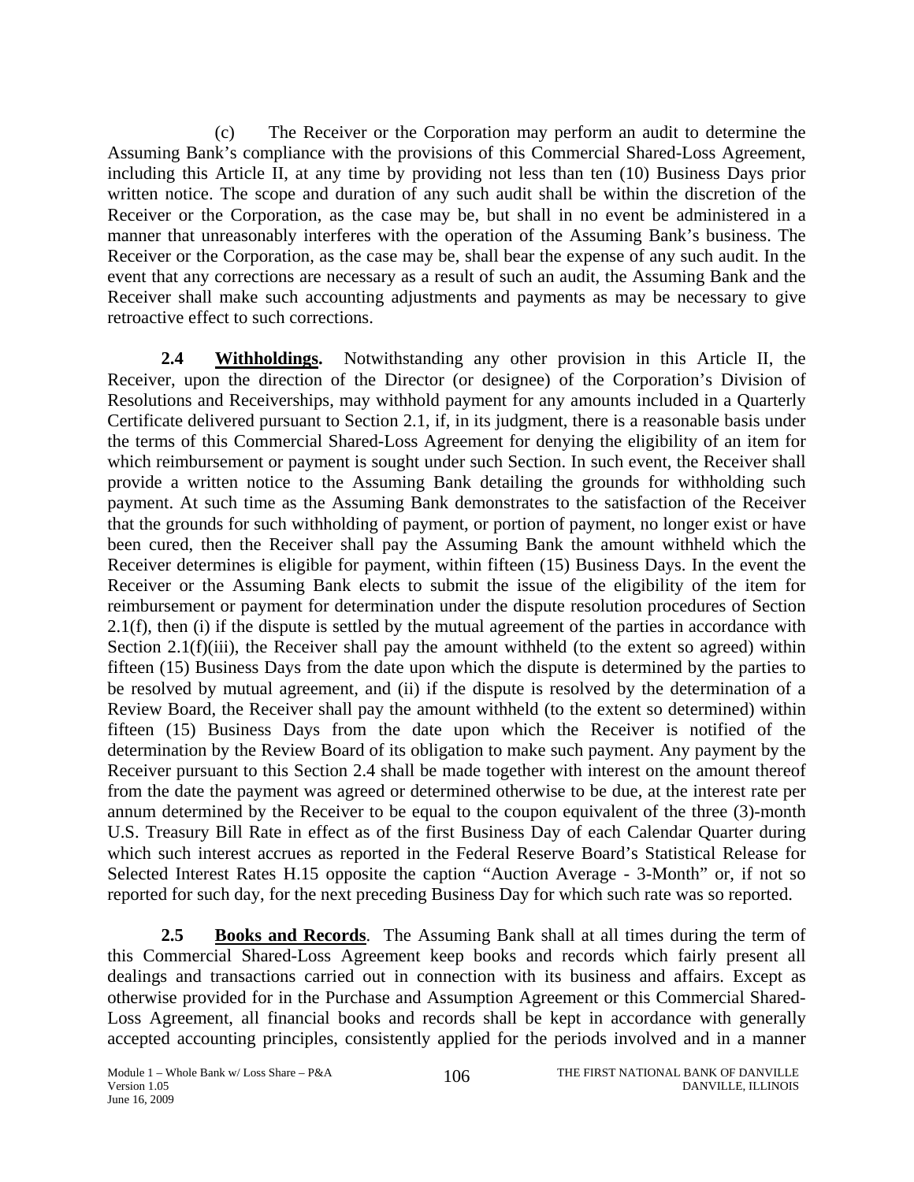(c) The Receiver or the Corporation may perform an audit to determine the Assuming Bank's compliance with the provisions of this Commercial Shared-Loss Agreement, including this Article II, at any time by providing not less than ten (10) Business Days prior written notice. The scope and duration of any such audit shall be within the discretion of the Receiver or the Corporation, as the case may be, but shall in no event be administered in a manner that unreasonably interferes with the operation of the Assuming Bank's business. The Receiver or the Corporation, as the case may be, shall bear the expense of any such audit. In the event that any corrections are necessary as a result of such an audit, the Assuming Bank and the Receiver shall make such accounting adjustments and payments as may be necessary to give retroactive effect to such corrections.

**2.4 Withholdings.** Notwithstanding any other provision in this Article II, the Receiver, upon the direction of the Director (or designee) of the Corporation's Division of Resolutions and Receiverships, may withhold payment for any amounts included in a Quarterly Certificate delivered pursuant to Section 2.1, if, in its judgment, there is a reasonable basis under the terms of this Commercial Shared-Loss Agreement for denying the eligibility of an item for which reimbursement or payment is sought under such Section. In such event, the Receiver shall provide a written notice to the Assuming Bank detailing the grounds for withholding such payment. At such time as the Assuming Bank demonstrates to the satisfaction of the Receiver that the grounds for such withholding of payment, or portion of payment, no longer exist or have been cured, then the Receiver shall pay the Assuming Bank the amount withheld which the Receiver determines is eligible for payment, within fifteen (15) Business Days. In the event the Receiver or the Assuming Bank elects to submit the issue of the eligibility of the item for reimbursement or payment for determination under the dispute resolution procedures of Section 2.1(f), then (i) if the dispute is settled by the mutual agreement of the parties in accordance with Section 2.1(f)(iii), the Receiver shall pay the amount withheld (to the extent so agreed) within fifteen (15) Business Days from the date upon which the dispute is determined by the parties to be resolved by mutual agreement, and (ii) if the dispute is resolved by the determination of a Review Board, the Receiver shall pay the amount withheld (to the extent so determined) within fifteen (15) Business Days from the date upon which the Receiver is notified of the determination by the Review Board of its obligation to make such payment. Any payment by the Receiver pursuant to this Section 2.4 shall be made together with interest on the amount thereof from the date the payment was agreed or determined otherwise to be due, at the interest rate per annum determined by the Receiver to be equal to the coupon equivalent of the three (3)-month U.S. Treasury Bill Rate in effect as of the first Business Day of each Calendar Quarter during which such interest accrues as reported in the Federal Reserve Board's Statistical Release for Selected Interest Rates H.15 opposite the caption "Auction Average - 3-Month" or, if not so reported for such day, for the next preceding Business Day for which such rate was so reported.

**2.5 Books and Records**. The Assuming Bank shall at all times during the term of this Commercial Shared-Loss Agreement keep books and records which fairly present all dealings and transactions carried out in connection with its business and affairs. Except as otherwise provided for in the Purchase and Assumption Agreement or this Commercial Shared-Loss Agreement, all financial books and records shall be kept in accordance with generally accepted accounting principles, consistently applied for the periods involved and in a manner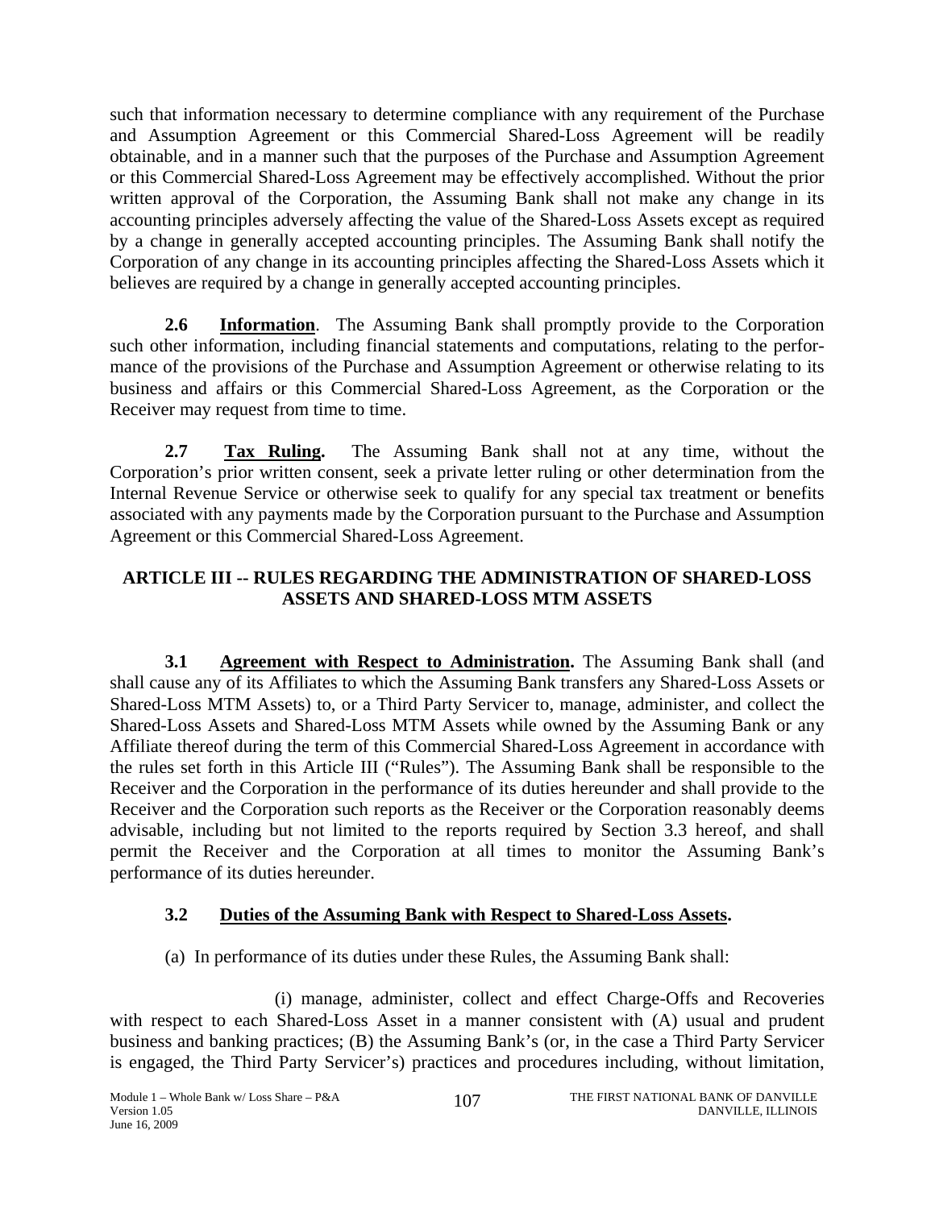such that information necessary to determine compliance with any requirement of the Purchase and Assumption Agreement or this Commercial Shared-Loss Agreement will be readily obtainable, and in a manner such that the purposes of the Purchase and Assumption Agreement or this Commercial Shared-Loss Agreement may be effectively accomplished. Without the prior written approval of the Corporation, the Assuming Bank shall not make any change in its accounting principles adversely affecting the value of the Shared-Loss Assets except as required by a change in generally accepted accounting principles. The Assuming Bank shall notify the Corporation of any change in its accounting principles affecting the Shared-Loss Assets which it believes are required by a change in generally accepted accounting principles.

**2.6 Information**. The Assuming Bank shall promptly provide to the Corporation such other information, including financial statements and computations, relating to the performance of the provisions of the Purchase and Assumption Agreement or otherwise relating to its business and affairs or this Commercial Shared-Loss Agreement, as the Corporation or the Receiver may request from time to time.

**2.7 Tax Ruling.** The Assuming Bank shall not at any time, without the Corporation's prior written consent, seek a private letter ruling or other determination from the Internal Revenue Service or otherwise seek to qualify for any special tax treatment or benefits associated with any payments made by the Corporation pursuant to the Purchase and Assumption Agreement or this Commercial Shared-Loss Agreement.

## ARTICLE III -- RULES REGARDING THE ADMINISTRATION OF SHARED-LOSS ASSETS AND SHARED-LOSS MTM ASSETS

**3.1 Agreement with Respect to Administration.** The Assuming Bank shall (and shall cause any of its Affiliates to which the Assuming Bank transfers any Shared-Loss Assets or Shared-Loss MTM Assets) to, or a Third Party Servicer to, manage, administer, and collect the Shared-Loss Assets and Shared-Loss MTM Assets while owned by the Assuming Bank or any Affiliate thereof during the term of this Commercial Shared-Loss Agreement in accordance with the rules set forth in this Article III ("Rules"). The Assuming Bank shall be responsible to the Receiver and the Corporation in the performance of its duties hereunder and shall provide to the Receiver and the Corporation such reports as the Receiver or the Corporation reasonably deems advisable, including but not limited to the reports required by Section 3.3 hereof, and shall permit the Receiver and the Corporation at all times to monitor the Assuming Bank's performance of its duties hereunder.

### 3.2 Duties of the Assuming Bank with Respect to Shared-Loss Assets.

(a) In performance of its duties under these Rules, the Assuming Bank shall:

(i) manage, administer, collect and effect Charge-Offs and Recoveries with respect to each Shared-Loss Asset in a manner consistent with (A) usual and prudent business and banking practices; (B) the Assuming Bank's (or, in the case a Third Party Servicer is engaged, the Third Party Servicer's) practices and procedures including, without limitation,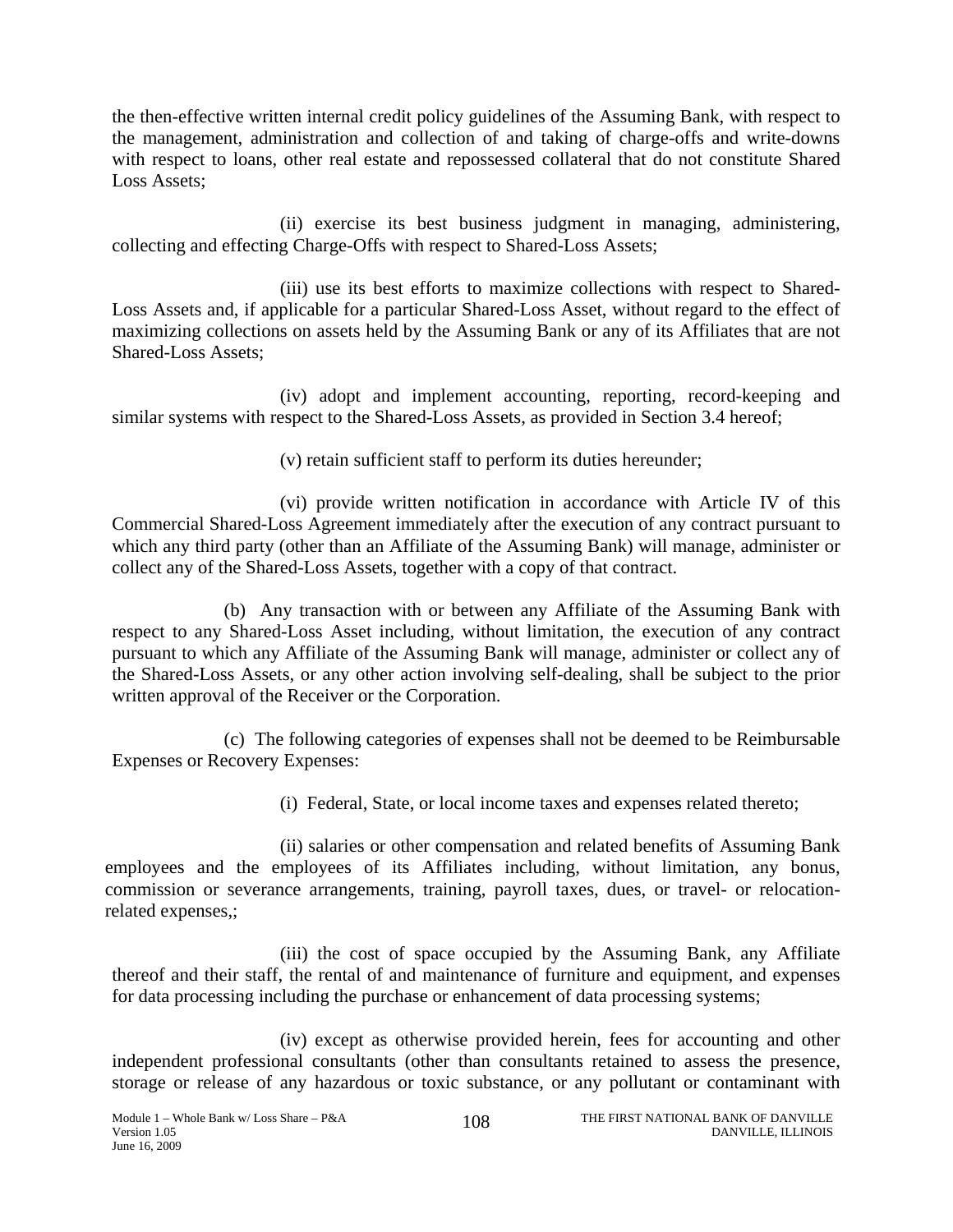the then-effective written internal credit policy guidelines of the Assuming Bank, with respect to the management, administration and collection of and taking of charge-offs and write-downs with respect to loans, other real estate and repossessed collateral that do not constitute Shared Loss Assets;

(ii) exercise its best business judgment in managing, administering, collecting and effecting Charge-Offs with respect to Shared-Loss Assets;

(iii) use its best efforts to maximize collections with respect to Shared-Loss Assets and, if applicable for a particular Shared-Loss Asset, without regard to the effect of maximizing collections on assets held by the Assuming Bank or any of its Affiliates that are not Shared-Loss Assets;

(iv) adopt and implement accounting, reporting, record-keeping and similar systems with respect to the Shared-Loss Assets, as provided in Section 3.4 hereof;

(v) retain sufficient staff to perform its duties hereunder;

(vi) provide written notification in accordance with Article IV of this Commercial Shared-Loss Agreement immediately after the execution of any contract pursuant to which any third party (other than an Affiliate of the Assuming Bank) will manage, administer or collect any of the Shared-Loss Assets, together with a copy of that contract.

(b) Any transaction with or between any Affiliate of the Assuming Bank with respect to any Shared-Loss Asset including, without limitation, the execution of any contract pursuant to which any Affiliate of the Assuming Bank will manage, administer or collect any of the Shared-Loss Assets, or any other action involving self-dealing, shall be subject to the prior written approval of the Receiver or the Corporation.

(c) The following categories of expenses shall not be deemed to be Reimbursable Expenses or Recovery Expenses:

(i) Federal, State, or local income taxes and expenses related thereto;

(ii) salaries or other compensation and related benefits of Assuming Bank employees and the employees of its Affiliates including, without limitation, any bonus, commission or severance arrangements, training, payroll taxes, dues, or travel- or relocation-related expenses,;

(iii) the cost of space occupied by the Assuming Bank, any Affiliate thereof and their staff, the rental of and maintenance of furniture and equipment, and expenses for data processing including the purchase or enhancement of data processing systems;

(iv) except as otherwise provided herein, fees for accounting and other independent professional consultants (other than consultants retained to assess the presence, storage or release of any hazardous or toxic substance, or any pollutant or contaminant with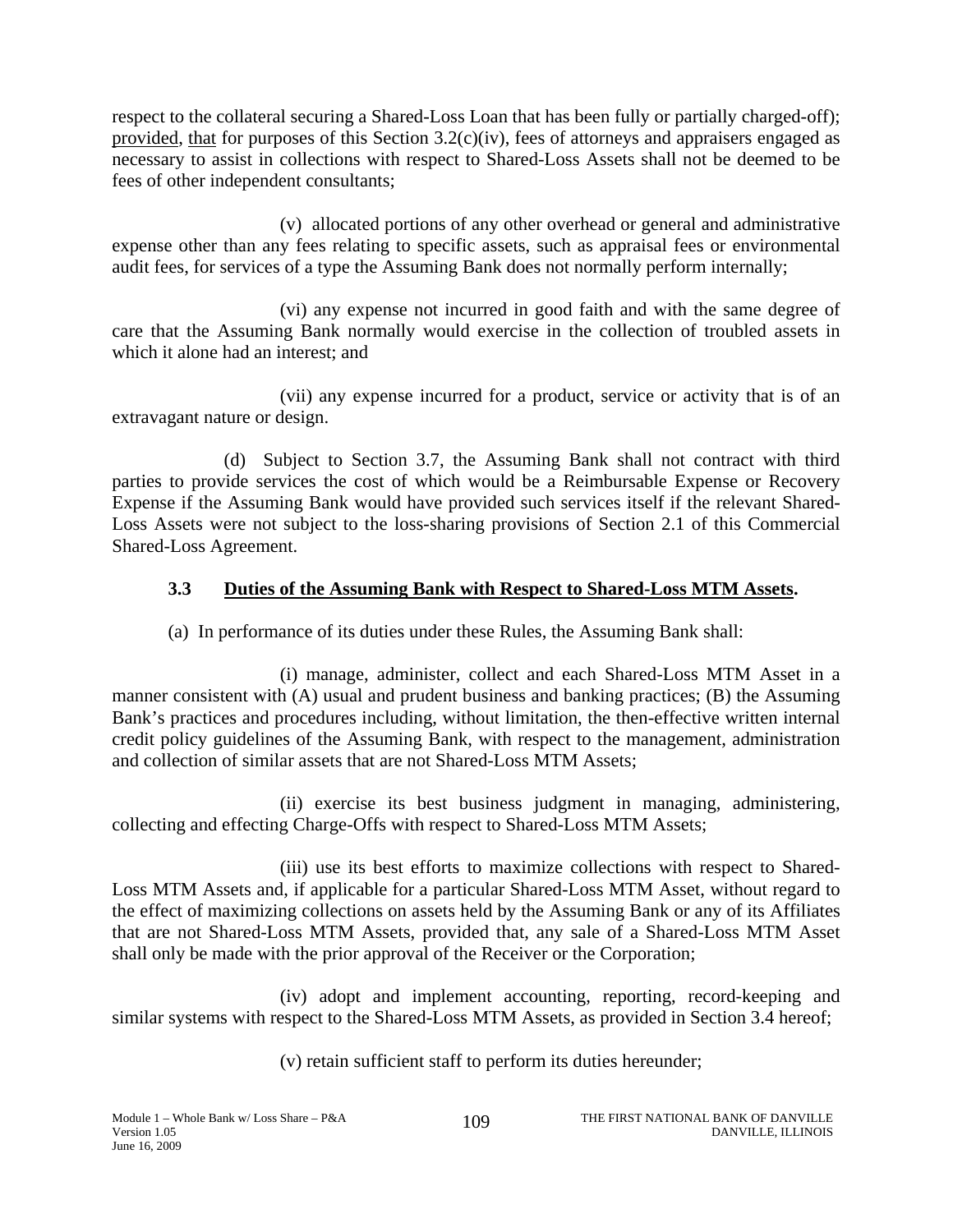respect to the collateral securing a Shared-Loss Loan that has been fully or partially charged-off); provided, that for purposes of this Section 3.2(c)(iv), fees of attorneys and appraisers engaged as necessary to assist in collections with respect to Shared-Loss Assets shall not be deemed to be fees of other independent consultants;

(v) allocated portions of any other overhead or general and administrative expense other than any fees relating to specific assets, such as appraisal fees or environmental audit fees, for services of a type the Assuming Bank does not normally perform internally;

(vi) any expense not incurred in good faith and with the same degree of care that the Assuming Bank normally would exercise in the collection of troubled assets in which it alone had an interest; and

(vii) any expense incurred for a product, service or activity that is of an extravagant nature or design.

(d) Subject to Section 3.7, the Assuming Bank shall not contract with third parties to provide services the cost of which would be a Reimbursable Expense or Recovery Expense if the Assuming Bank would have provided such services itself if the relevant Shared-Loss Assets were not subject to the loss-sharing provisions of Section 2.1 of this Commercial Shared-Loss Agreement.

### 3.3 Duties of the Assuming Bank with Respect to Shared-Loss MTM Assets.

(a) In performance of its duties under these Rules, the Assuming Bank shall:

(i) manage, administer, collect and each Shared-Loss MTM Asset in a manner consistent with (A) usual and prudent business and banking practices; (B) the Assuming Bank's practices and procedures including, without limitation, the then-effective written internal credit policy guidelines of the Assuming Bank, with respect to the management, administration and collection of similar assets that are not Shared-Loss MTM Assets;

(ii) exercise its best business judgment in managing, administering, collecting and effecting Charge-Offs with respect to Shared-Loss MTM Assets;

(iii) use its best efforts to maximize collections with respect to Shared-Loss MTM Assets and, if applicable for a particular Shared-Loss MTM Asset, without regard to the effect of maximizing collections on assets held by the Assuming Bank or any of its Affiliates that are not Shared-Loss MTM Assets, provided that, any sale of a Shared-Loss MTM Asset shall only be made with the prior approval of the Receiver or the Corporation;

(iv) adopt and implement accounting, reporting, record-keeping and similar systems with respect to the Shared-Loss MTM Assets, as provided in Section 3.4 hereof;

(v) retain sufficient staff to perform its duties hereunder;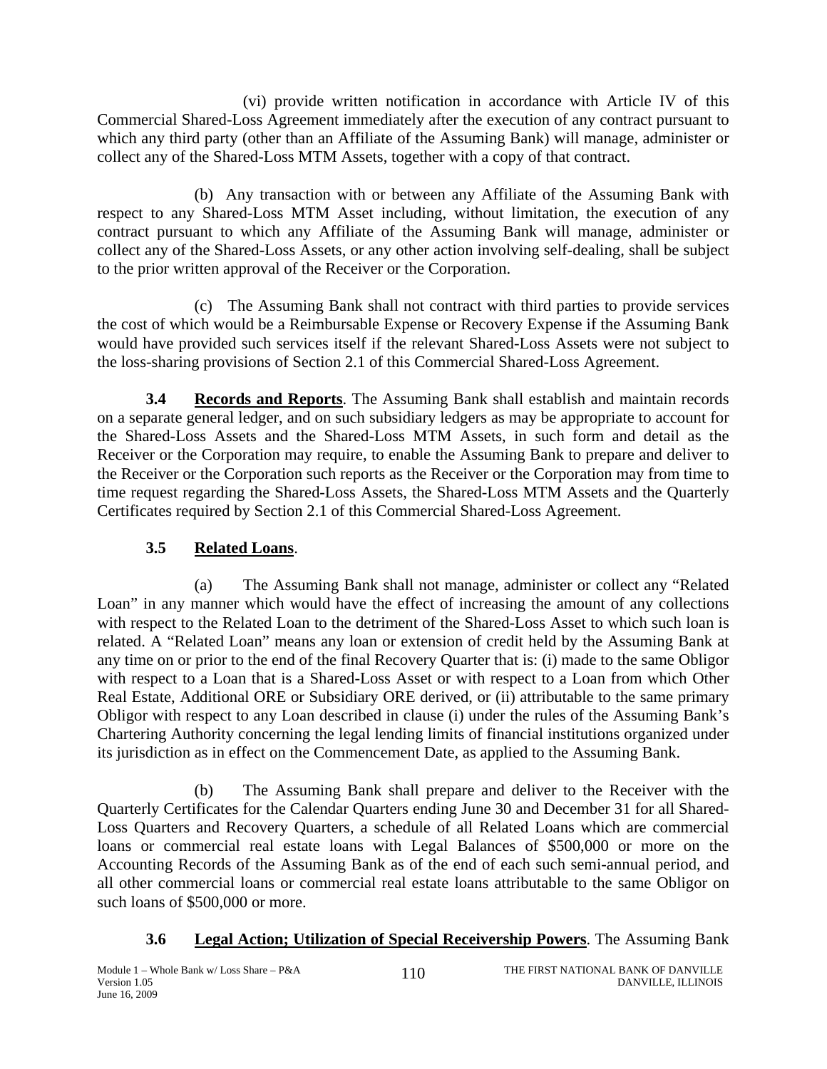(vi) provide written notification in accordance with Article IV of this Commercial Shared-Loss Agreement immediately after the execution of any contract pursuant to which any third party (other than an Affiliate of the Assuming Bank) will manage, administer or collect any of the Shared-Loss MTM Assets, together with a copy of that contract.

(b) Any transaction with or between any Affiliate of the Assuming Bank with respect to any Shared-Loss MTM Asset including, without limitation, the execution of any contract pursuant to which any Affiliate of the Assuming Bank will manage, administer or collect any of the Shared-Loss Assets, or any other action involving self-dealing, shall be subject to the prior written approval of the Receiver or the Corporation.

(c) The Assuming Bank shall not contract with third parties to provide services the cost of which would be a Reimbursable Expense or Recovery Expense if the Assuming Bank would have provided such services itself if the relevant Shared-Loss Assets were not subject to the loss-sharing provisions of Section 2.1 of this Commercial Shared-Loss Agreement.

**3.4 Records and Reports**. The Assuming Bank shall establish and maintain records on a separate general ledger, and on such subsidiary ledgers as may be appropriate to account for the Shared-Loss Assets and the Shared-Loss MTM Assets, in such form and detail as the Receiver or the Corporation may require, to enable the Assuming Bank to prepare and deliver to the Receiver or the Corporation such reports as the Receiver or the Corporation may from time to time request regarding the Shared-Loss Assets, the Shared-Loss MTM Assets and the Quarterly Certificates required by Section 2.1 of this Commercial Shared-Loss Agreement.

**3.5 Related Loans**.

(a) The Assuming Bank shall not manage, administer or collect any "Related Loan" in any manner which would have the effect of increasing the amount of any collections with respect to the Related Loan to the detriment of the Shared-Loss Asset to which such loan is related. A "Related Loan" means any loan or extension of credit held by the Assuming Bank at any time on or prior to the end of the final Recovery Quarter that is: (i) made to the same Obligor with respect to a Loan that is a Shared-Loss Asset or with respect to a Loan from which Other Real Estate, Additional ORE or Subsidiary ORE derived, or (ii) attributable to the same primary Obligor with respect to any Loan described in clause (i) under the rules of the Assuming Bank's Chartering Authority concerning the legal lending limits of financial institutions organized under its jurisdiction as in effect on the Commencement Date, as applied to the Assuming Bank.

(b) The Assuming Bank shall prepare and deliver to the Receiver with the Quarterly Certificates for the Calendar Quarters ending June 30 and December 31 for all Shared-Loss Quarters and Recovery Quarters, a schedule of all Related Loans which are commercial loans or commercial real estate loans with Legal Balances of $500,000 or more on the Accounting Records of the Assuming Bank as of the end of each such semi-annual period, and all other commercial loans or commercial real estate loans attributable to the same Obligor on such loans of $500,000 or more.

**3.6 Legal Action; Utilization of Special Receivership Powers**. The Assuming Bank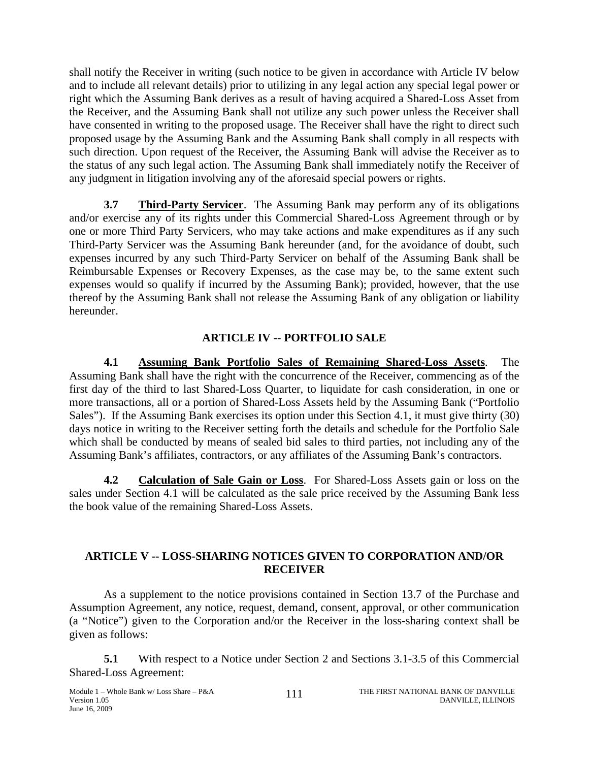shall notify the Receiver in writing (such notice to be given in accordance with Article IV below and to include all relevant details) prior to utilizing in any legal action any special legal power or right which the Assuming Bank derives as a result of having acquired a Shared-Loss Asset from the Receiver, and the Assuming Bank shall not utilize any such power unless the Receiver shall have consented in writing to the proposed usage. The Receiver shall have the right to direct such proposed usage by the Assuming Bank and the Assuming Bank shall comply in all respects with such direction. Upon request of the Receiver, the Assuming Bank will advise the Receiver as to the status of any such legal action. The Assuming Bank shall immediately notify the Receiver of any judgment in litigation involving any of the aforesaid special powers or rights.

**3.7 Third-Party Servicer**. The Assuming Bank may perform any of its obligations and/or exercise any of its rights under this Commercial Shared-Loss Agreement through or by one or more Third Party Servicers, who may take actions and make expenditures as if any such Third-Party Servicer was the Assuming Bank hereunder (and, for the avoidance of doubt, such expenses incurred by any such Third-Party Servicer on behalf of the Assuming Bank shall be Reimbursable Expenses or Recovery Expenses, as the case may be, to the same extent such expenses would so qualify if incurred by the Assuming Bank); provided, however, that the use thereof by the Assuming Bank shall not release the Assuming Bank of any obligation or liability hereunder.

## ARTICLE IV -- PORTFOLIO SALE

**4.1 Assuming Bank Portfolio Sales of Remaining Shared-Loss Assets**. The Assuming Bank shall have the right with the concurrence of the Receiver, commencing as of the first day of the third to last Shared-Loss Quarter, to liquidate for cash consideration, in one or more transactions, all or a portion of Shared-Loss Assets held by the Assuming Bank ("Portfolio Sales"). If the Assuming Bank exercises its option under this Section 4.1, it must give thirty (30) days notice in writing to the Receiver setting forth the details and schedule for the Portfolio Sale which shall be conducted by means of sealed bid sales to third parties, not including any of the Assuming Bank's affiliates, contractors, or any affiliates of the Assuming Bank's contractors.

**4.2 Calculation of Sale Gain or Loss**. For Shared-Loss Assets gain or loss on the sales under Section 4.1 will be calculated as the sale price received by the Assuming Bank less the book value of the remaining Shared-Loss Assets.

## ARTICLE V -- LOSS-SHARING NOTICES GIVEN TO CORPORATION AND/OR RECEIVER

As a supplement to the notice provisions contained in Section 13.7 of the Purchase and Assumption Agreement, any notice, request, demand, consent, approval, or other communication (a "Notice") given to the Corporation and/or the Receiver in the loss-sharing context shall be given as follows:

**5.1** With respect to a Notice under Section 2 and Sections 3.1-3.5 of this Commercial Shared-Loss Agreement: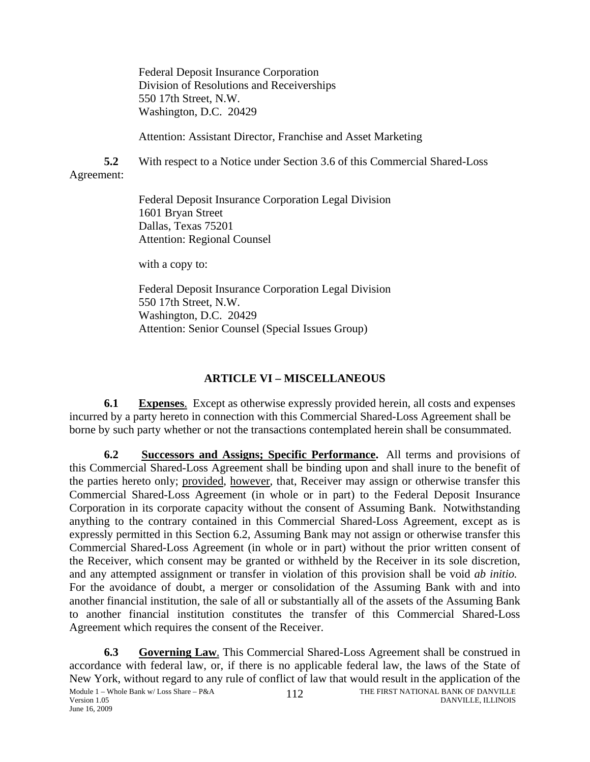Federal Deposit Insurance Corporation
Division of Resolutions and Receiverships
550 17th Street, N.W.
Washington, D.C. 20429

Attention: Assistant Director, Franchise and Asset Marketing

**5.2** With respect to a Notice under Section 3.6 of this Commercial Shared-Loss Agreement:

Federal Deposit Insurance Corporation Legal Division
1601 Bryan Street
Dallas, Texas 75201
Attention: Regional Counsel

with a copy to:

Federal Deposit Insurance Corporation Legal Division
550 17th Street, N.W.
Washington, D.C. 20429
Attention: Senior Counsel (Special Issues Group)

## ARTICLE VI – MISCELLANEOUS

**6.1** **Expenses**. Except as otherwise expressly provided herein, all costs and expenses incurred by a party hereto in connection with this Commercial Shared-Loss Agreement shall be borne by such party whether or not the transactions contemplated herein shall be consummated.

**6.2** **Successors and Assigns; Specific Performance.** All terms and provisions of this Commercial Shared-Loss Agreement shall be binding upon and shall inure to the benefit of the parties hereto only; provided, however, that, Receiver may assign or otherwise transfer this Commercial Shared-Loss Agreement (in whole or in part) to the Federal Deposit Insurance Corporation in its corporate capacity without the consent of Assuming Bank. Notwithstanding anything to the contrary contained in this Commercial Shared-Loss Agreement, except as is expressly permitted in this Section 6.2, Assuming Bank may not assign or otherwise transfer this Commercial Shared-Loss Agreement (in whole or in part) without the prior written consent of the Receiver, which consent may be granted or withheld by the Receiver in its sole discretion, and any attempted assignment or transfer in violation of this provision shall be void *ab initio.* For the avoidance of doubt, a merger or consolidation of the Assuming Bank with and into another financial institution, the sale of all or substantially all of the assets of the Assuming Bank to another financial institution constitutes the transfer of this Commercial Shared-Loss Agreement which requires the consent of the Receiver.

**6.3** **Governing Law**. This Commercial Shared-Loss Agreement shall be construed in accordance with federal law, or, if there is no applicable federal law, the laws of the State of New York, without regard to any rule of conflict of law that would result in the application of the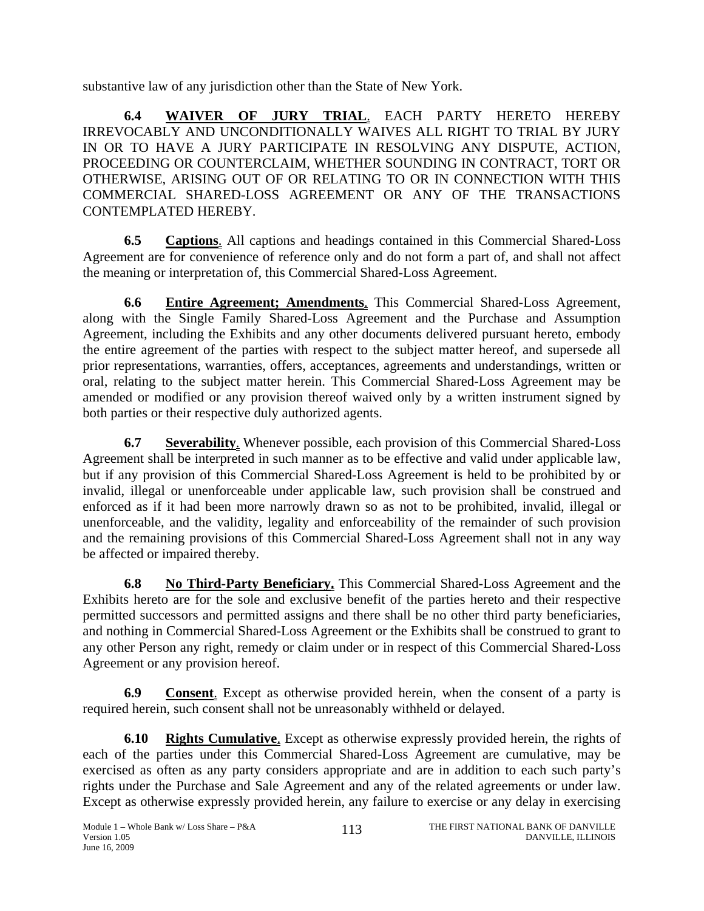substantive law of any jurisdiction other than the State of New York.

**6.4 WAIVER OF JURY TRIAL**. EACH PARTY HERETO HEREBY IRREVOCABLY AND UNCONDITIONALLY WAIVES ALL RIGHT TO TRIAL BY JURY IN OR TO HAVE A JURY PARTICIPATE IN RESOLVING ANY DISPUTE, ACTION, PROCEEDING OR COUNTERCLAIM, WHETHER SOUNDING IN CONTRACT, TORT OR OTHERWISE, ARISING OUT OF OR RELATING TO OR IN CONNECTION WITH THIS COMMERCIAL SHARED-LOSS AGREEMENT OR ANY OF THE TRANSACTIONS CONTEMPLATED HEREBY.

**6.5 Captions**. All captions and headings contained in this Commercial Shared-Loss Agreement are for convenience of reference only and do not form a part of, and shall not affect the meaning or interpretation of, this Commercial Shared-Loss Agreement.

**6.6 Entire Agreement; Amendments**. This Commercial Shared-Loss Agreement, along with the Single Family Shared-Loss Agreement and the Purchase and Assumption Agreement, including the Exhibits and any other documents delivered pursuant hereto, embody the entire agreement of the parties with respect to the subject matter hereof, and supersede all prior representations, warranties, offers, acceptances, agreements and understandings, written or oral, relating to the subject matter herein. This Commercial Shared-Loss Agreement may be amended or modified or any provision thereof waived only by a written instrument signed by both parties or their respective duly authorized agents.

**6.7 Severability**. Whenever possible, each provision of this Commercial Shared-Loss Agreement shall be interpreted in such manner as to be effective and valid under applicable law, but if any provision of this Commercial Shared-Loss Agreement is held to be prohibited by or invalid, illegal or unenforceable under applicable law, such provision shall be construed and enforced as if it had been more narrowly drawn so as not to be prohibited, invalid, illegal or unenforceable, and the validity, legality and enforceability of the remainder of such provision and the remaining provisions of this Commercial Shared-Loss Agreement shall not in any way be affected or impaired thereby.

**6.8 No Third-Party Beneficiary.** This Commercial Shared-Loss Agreement and the Exhibits hereto are for the sole and exclusive benefit of the parties hereto and their respective permitted successors and permitted assigns and there shall be no other third party beneficiaries, and nothing in Commercial Shared-Loss Agreement or the Exhibits shall be construed to grant to any other Person any right, remedy or claim under or in respect of this Commercial Shared-Loss Agreement or any provision hereof.

**6.9 Consent**. Except as otherwise provided herein, when the consent of a party is required herein, such consent shall not be unreasonably withheld or delayed.

**6.10 Rights Cumulative**. Except as otherwise expressly provided herein, the rights of each of the parties under this Commercial Shared-Loss Agreement are cumulative, may be exercised as often as any party considers appropriate and are in addition to each such party's rights under the Purchase and Sale Agreement and any of the related agreements or under law. Except as otherwise expressly provided herein, any failure to exercise or any delay in exercising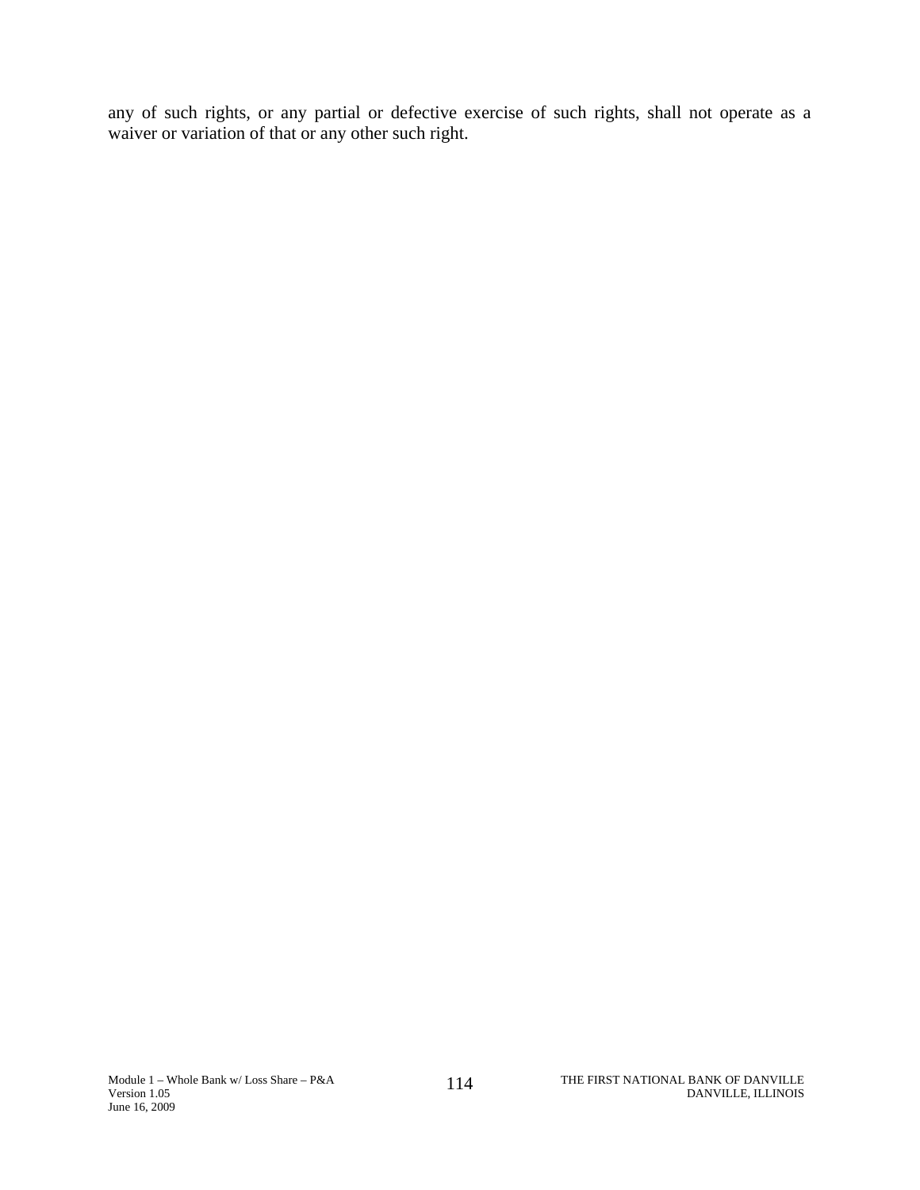any of such rights, or any partial or defective exercise of such rights, shall not operate as a waiver or variation of that or any other such right.